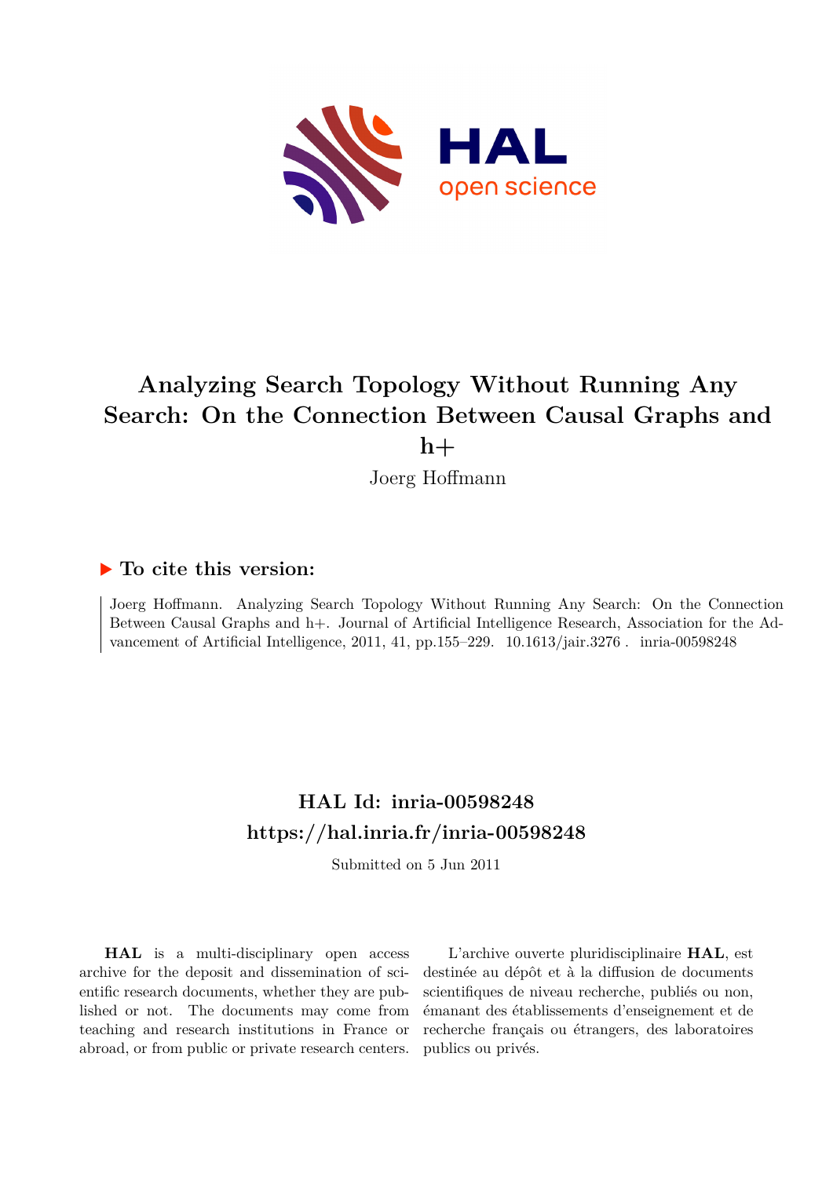# Analyzing Search Topology Without Running Any Search: On the Connection Between Causal Graphs and h+

Joerg Hoffmann

## ▶ To cite this version:

Joerg Hoffmann. Analyzing Search Topology Without Running Any Search: On the Connection Between Causal Graphs and h+. Journal of Artificial Intelligence Research, Association for the Advancement of Artificial Intelligence, 2011, 41, pp.155–229. 10.1613/jair.3276 . inria-00598248

## HAL Id: inria-00598248
## https://hal.inria.fr/inria-00598248

Submitted on 5 Jun 2011

**HAL** is a multi-disciplinary open access archive for the deposit and dissemination of scientific research documents, whether they are published or not. The documents may come from teaching and research institutions in France or abroad, or from public or private research centers.

L'archive ouverte pluridisciplinaire **HAL**, est destinée au dépôt et à la diffusion de documents scientifiques de niveau recherche, publiés ou non, émanant des établissements d'enseignement et de recherche français ou étrangers, des laboratoires publics ou privés.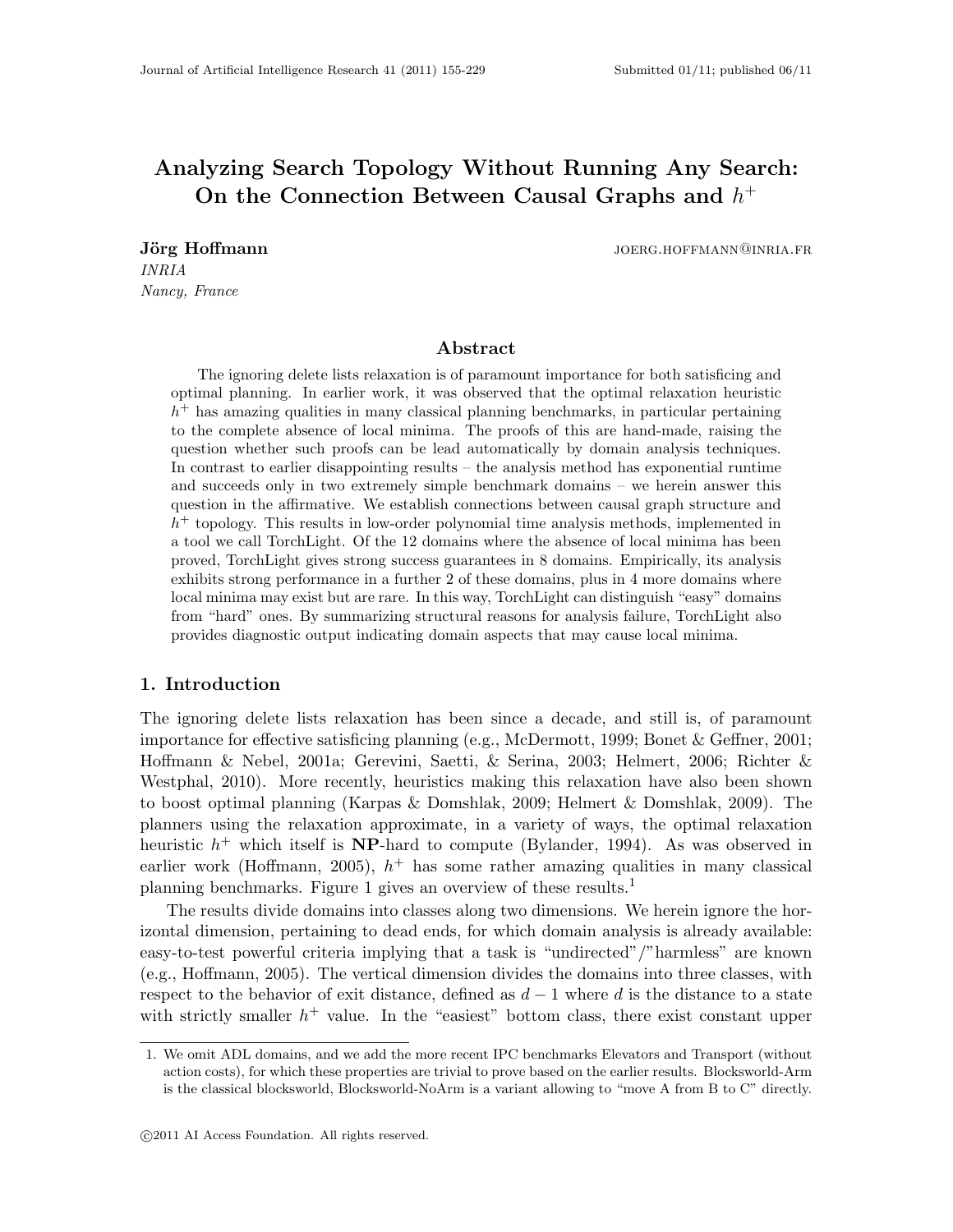# Analyzing Search Topology Without Running Any Search: On the Connection Between Causal Graphs and $h^+$

**Jörg Hoffmann** JOERG.HOFFMANN@INRIA.FR
*INRIA*
*Nancy, France*

## Abstract

The ignoring delete lists relaxation is of paramount importance for both satisficing and optimal planning. In earlier work, it was observed that the optimal relaxation heuristic $h^+$ has amazing qualities in many classical planning benchmarks, in particular pertaining to the complete absence of local minima. The proofs of this are hand-made, raising the question whether such proofs can be lead automatically by domain analysis techniques. In contrast to earlier disappointing results – the analysis method has exponential runtime and succeeds only in two extremely simple benchmark domains – we herein answer this question in the affirmative. We establish connections between causal graph structure and $h^+$ topology. This results in low-order polynomial time analysis methods, implemented in a tool we call TorchLight. Of the 12 domains where the absence of local minima has been proved, TorchLight gives strong success guarantees in 8 domains. Empirically, its analysis exhibits strong performance in a further 2 of these domains, plus in 4 more domains where local minima may exist but are rare. In this way, TorchLight can distinguish "easy" domains from "hard" ones. By summarizing structural reasons for analysis failure, TorchLight also provides diagnostic output indicating domain aspects that may cause local minima.

## 1. Introduction

The ignoring delete lists relaxation has been since a decade, and still is, of paramount importance for effective satisficing planning (e.g., McDermott, 1999; Bonet & Geffner, 2001; Hoffmann & Nebel, 2001a; Gerevini, Saetti, & Serina, 2003; Helmert, 2006; Richter & Westphal, 2010). More recently, heuristics making this relaxation have also been shown to boost optimal planning (Karpas & Domshlak, 2009; Helmert & Domshlak, 2009). The planners using the relaxation approximate, in a variety of ways, the optimal relaxation heuristic $h^+$ which itself is **NP**-hard to compute (Bylander, 1994). As was observed in earlier work (Hoffmann, 2005), $h^+$ has some rather amazing qualities in many classical planning benchmarks. Figure 1 gives an overview of these results.[1]

The results divide domains into classes along two dimensions. We herein ignore the horizontal dimension, pertaining to dead ends, for which domain analysis is already available: easy-to-test powerful criteria implying that a task is "undirected"/"harmless" are known (e.g., Hoffmann, 2005). The vertical dimension divides the domains into three classes, with respect to the behavior of exit distance, defined as $d-1$ where $d$ is the distance to a state with strictly smaller $h^+$ value. In the "easiest" bottom class, there exist constant upper

1. We omit ADL domains, and we add the more recent IPC benchmarks Elevators and Transport (without action costs), for which these properties are trivial to prove based on the earlier results. Blocksworld-Arm is the classical blocksworld, Blocksworld-NoArm is a variant allowing to "move A from B to C" directly.

©2011 AI Access Foundation. All rights reserved.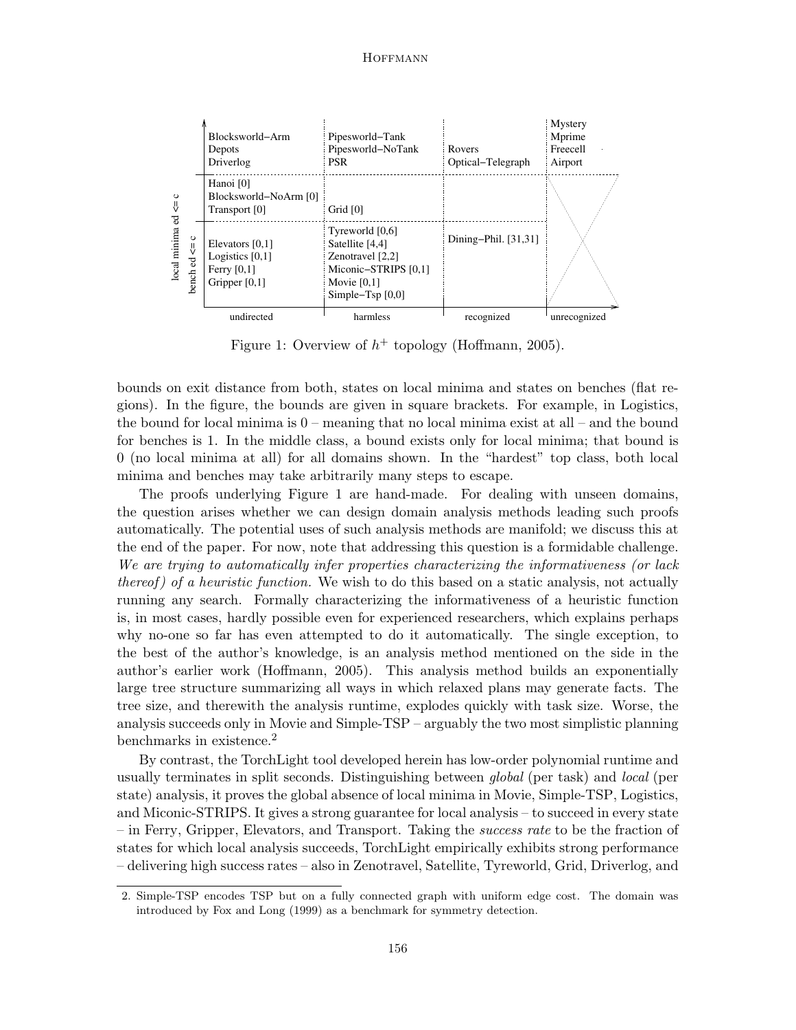| | undirected | harmless | recognized | unrecognized |
|---|---|---|---|---|
| (top) | Blocksworld−Arm<br>Depots<br>Driverlog | Pipesworld−Tank<br>Pipesworld−NoTank<br>PSR | Rovers<br>Optical−Telegraph | Mystery<br>Mprime<br>Freecell<br>Airport |
| local minima ed <= c | Hanoi [0]<br>Blocksworld−NoArm [0]<br>Transport [0] | Grid [0] | | |
| bench ed <= c | Elevators [0,1]<br>Logistics [0,1]<br>Ferry [0,1]<br>Gripper [0,1] | Tyreworld [0,6]<br>Satellite [4,4]<br>Zenotravel [2,2]<br>Miconic−STRIPS [0,1]<br>Movie [0,1]<br>Simple−Tsp [0,0] | Dining−Phil. [31,31] | |

Figure 1: Overview of $h^+$ topology (Hoffmann, 2005).

bounds on exit distance from both, states on local minima and states on benches (flat regions). In the figure, the bounds are given in square brackets. For example, in Logistics, the bound for local minima is 0 – meaning that no local minima exist at all – and the bound for benches is 1. In the middle class, a bound exists only for local minima; that bound is 0 (no local minima at all) for all domains shown. In the "hardest" top class, both local minima and benches may take arbitrarily many steps to escape.

The proofs underlying Figure 1 are hand-made. For dealing with unseen domains, the question arises whether we can design domain analysis methods leading such proofs automatically. The potential uses of such analysis methods are manifold; we discuss this at the end of the paper. For now, note that addressing this question is a formidable challenge. *We are trying to automatically infer properties characterizing the informativeness (or lack thereof) of a heuristic function.* We wish to do this based on a static analysis, not actually running any search. Formally characterizing the informativeness of a heuristic function is, in most cases, hardly possible even for experienced researchers, which explains perhaps why no-one so far has even attempted to do it automatically. The single exception, to the best of the author's knowledge, is an analysis method mentioned on the side in the author's earlier work (Hoffmann, 2005). This analysis method builds an exponentially large tree structure summarizing all ways in which relaxed plans may generate facts. The tree size, and therewith the analysis runtime, explodes quickly with task size. Worse, the analysis succeeds only in Movie and Simple-TSP – arguably the two most simplistic planning benchmarks in existence.[2]

By contrast, the TorchLight tool developed herein has low-order polynomial runtime and usually terminates in split seconds. Distinguishing between *global* (per task) and *local* (per state) analysis, it proves the global absence of local minima in Movie, Simple-TSP, Logistics, and Miconic-STRIPS. It gives a strong guarantee for local analysis – to succeed in every state – in Ferry, Gripper, Elevators, and Transport. Taking the *success rate* to be the fraction of states for which local analysis succeeds, TorchLight empirically exhibits strong performance – delivering high success rates – also in Zenotravel, Satellite, Tyreworld, Grid, Driverlog, and

2. Simple-TSP encodes TSP but on a fully connected graph with uniform edge cost. The domain was introduced by Fox and Long (1999) as a benchmark for symmetry detection.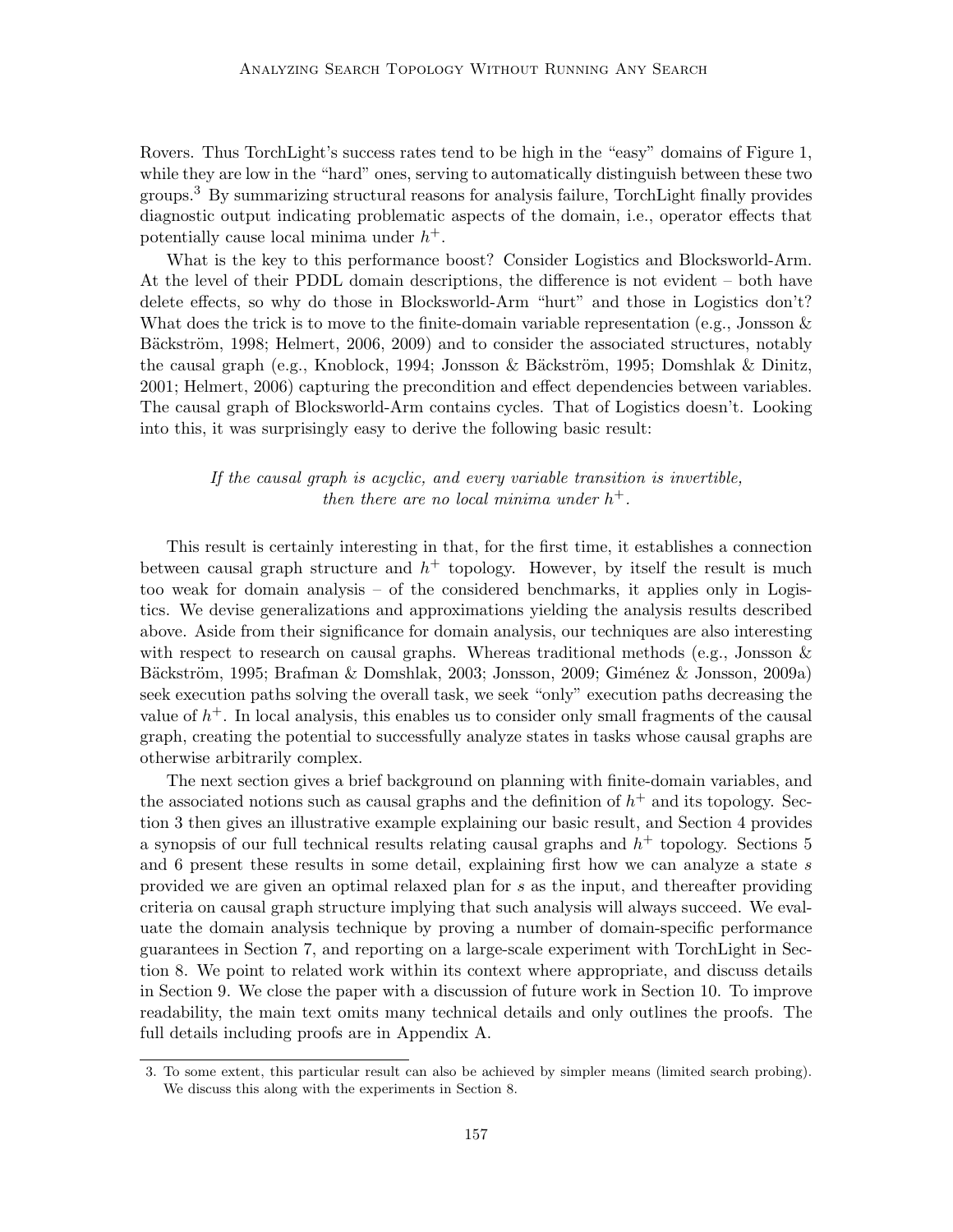Rovers. Thus TorchLight's success rates tend to be high in the "easy" domains of Figure 1, while they are low in the "hard" ones, serving to automatically distinguish between these two groups.[3] By summarizing structural reasons for analysis failure, TorchLight finally provides diagnostic output indicating problematic aspects of the domain, i.e., operator effects that potentially cause local minima under $h^+$.

What is the key to this performance boost? Consider Logistics and Blocksworld-Arm. At the level of their PDDL domain descriptions, the difference is not evident – both have delete effects, so why do those in Blocksworld-Arm "hurt" and those in Logistics don't? What does the trick is to move to the finite-domain variable representation (e.g., Jonsson & Bäckström, 1998; Helmert, 2006, 2009) and to consider the associated structures, notably the causal graph (e.g., Knoblock, 1994; Jonsson & Bäckström, 1995; Domshlak & Dinitz, 2001; Helmert, 2006) capturing the precondition and effect dependencies between variables. The causal graph of Blocksworld-Arm contains cycles. That of Logistics doesn't. Looking into this, it was surprisingly easy to derive the following basic result:

*If the causal graph is acyclic, and every variable transition is invertible, then there are no local minima under* $h^+$.

This result is certainly interesting in that, for the first time, it establishes a connection between causal graph structure and $h^+$ topology. However, by itself the result is much too weak for domain analysis – of the considered benchmarks, it applies only in Logistics. We devise generalizations and approximations yielding the analysis results described above. Aside from their significance for domain analysis, our techniques are also interesting with respect to research on causal graphs. Whereas traditional methods (e.g., Jonsson & Bäckström, 1995; Brafman & Domshlak, 2003; Jonsson, 2009; Giménez & Jonsson, 2009a) seek execution paths solving the overall task, we seek "only" execution paths decreasing the value of $h^+$. In local analysis, this enables us to consider only small fragments of the causal graph, creating the potential to successfully analyze states in tasks whose causal graphs are otherwise arbitrarily complex.

The next section gives a brief background on planning with finite-domain variables, and the associated notions such as causal graphs and the definition of $h^+$ and its topology. Section 3 then gives an illustrative example explaining our basic result, and Section 4 provides a synopsis of our full technical results relating causal graphs and $h^+$ topology. Sections 5 and 6 present these results in some detail, explaining first how we can analyze a state $s$ provided we are given an optimal relaxed plan for $s$ as the input, and thereafter providing criteria on causal graph structure implying that such analysis will always succeed. We evaluate the domain analysis technique by proving a number of domain-specific performance guarantees in Section 7, and reporting on a large-scale experiment with TorchLight in Section 8. We point to related work within its context where appropriate, and discuss details in Section 9. We close the paper with a discussion of future work in Section 10. To improve readability, the main text omits many technical details and only outlines the proofs. The full details including proofs are in Appendix A.

---

3. To some extent, this particular result can also be achieved by simpler means (limited search probing). We discuss this along with the experiments in Section 8.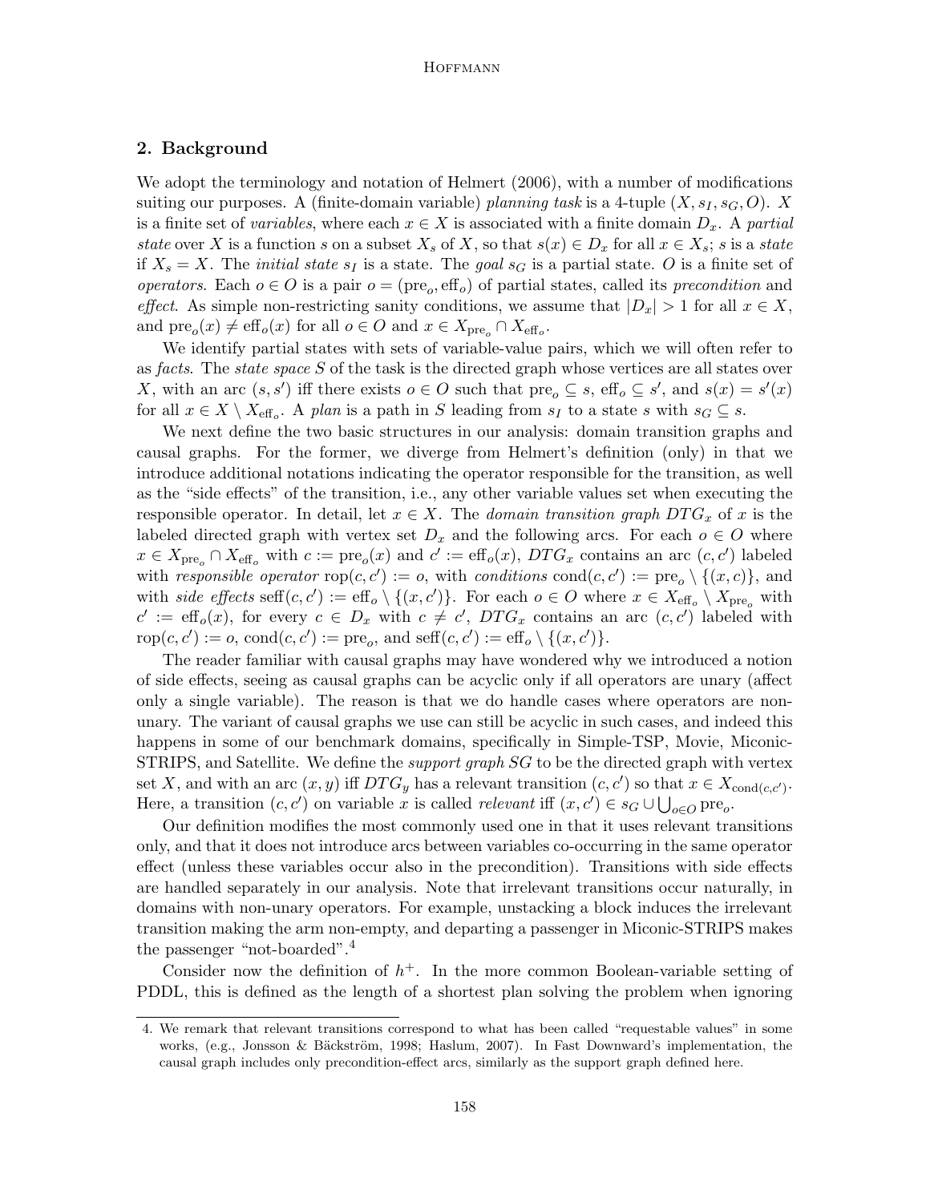## 2. Background

We adopt the terminology and notation of Helmert (2006), with a number of modifications suiting our purposes. A (finite-domain variable) *planning task* is a 4-tuple $(X, s_I, s_G, O)$. $X$ is a finite set of *variables*, where each $x \in X$ is associated with a finite domain $D_x$. A *partial state* over $X$ is a function $s$ on a subset $X_s$ of $X$, so that $s(x) \in D_x$ for all $x \in X_s$; $s$ is a *state* if $X_s = X$. The *initial state* $s_I$ is a state. The *goal* $s_G$ is a partial state. $O$ is a finite set of *operators*. Each $o \in O$ is a pair $o = (\text{pre}_o, \text{eff}_o)$ of partial states, called its *precondition* and *effect*. As simple non-restricting sanity conditions, we assume that $|D_x| > 1$ for all $x \in X$, and $\text{pre}_o(x) \neq \text{eff}_o(x)$ for all $o \in O$ and $x \in X_{\text{pre}_o} \cap X_{\text{eff}_o}$.

We identify partial states with sets of variable-value pairs, which we will often refer to as *facts*. The *state space* $S$ of the task is the directed graph whose vertices are all states over $X$, with an arc $(s, s')$ iff there exists $o \in O$ such that $\text{pre}_o \subseteq s$, $\text{eff}_o \subseteq s'$, and $s(x) = s'(x)$ for all $x \in X \setminus X_{\text{eff}_o}$. A *plan* is a path in $S$ leading from $s_I$ to a state $s$ with $s_G \subseteq s$.

We next define the two basic structures in our analysis: domain transition graphs and causal graphs. For the former, we diverge from Helmert's definition (only) in that we introduce additional notations indicating the operator responsible for the transition, as well as the "side effects" of the transition, i.e., any other variable values set when executing the responsible operator. In detail, let $x \in X$. The *domain transition graph* $DTG_x$ of $x$ is the labeled directed graph with vertex set $D_x$ and the following arcs. For each $o \in O$ where $x \in X_{\text{pre}_o} \cap X_{\text{eff}_o}$ with $c := \text{pre}_o(x)$ and $c' := \text{eff}_o(x)$, $DTG_x$ contains an arc $(c, c')$ labeled with *responsible operator* $\text{rop}(c, c') := o$, with *conditions* $\text{cond}(c, c') := \text{pre}_o \setminus \{(x, c)\}$, and with *side effects* $\text{seff}(c, c') := \text{eff}_o \setminus \{(x, c')\}$. For each $o \in O$ where $x \in X_{\text{eff}_o} \setminus X_{\text{pre}_o}$ with $c' := \text{eff}_o(x)$, for every $c \in D_x$ with $c \neq c'$, $DTG_x$ contains an arc $(c, c')$ labeled with $\text{rop}(c, c') := o$, $\text{cond}(c, c') := \text{pre}_o$, and $\text{seff}(c, c') := \text{eff}_o \setminus \{(x, c')\}$.

The reader familiar with causal graphs may have wondered why we introduced a notion of side effects, seeing as causal graphs can be acyclic only if all operators are unary (affect only a single variable). The reason is that we do handle cases where operators are non-unary. The variant of causal graphs we use can still be acyclic in such cases, and indeed this happens in some of our benchmark domains, specifically in Simple-TSP, Movie, Miconic-STRIPS, and Satellite. We define the *support graph* $SG$ to be the directed graph with vertex set $X$, and with an arc $(x, y)$ iff $DTG_y$ has a relevant transition $(c, c')$ so that $x \in X_{\text{cond}(c,c')}$. Here, a transition $(c, c')$ on variable $x$ is called *relevant* iff $(x, c') \in s_G \cup \bigcup_{o \in O} \text{pre}_o$.

Our definition modifies the most commonly used one in that it uses relevant transitions only, and that it does not introduce arcs between variables co-occurring in the same operator effect (unless these variables occur also in the precondition). Transitions with side effects are handled separately in our analysis. Note that irrelevant transitions occur naturally, in domains with non-unary operators. For example, unstacking a block induces the irrelevant transition making the arm non-empty, and departing a passenger in Miconic-STRIPS makes the passenger "not-boarded".[4]

Consider now the definition of $h^+$. In the more common Boolean-variable setting of PDDL, this is defined as the length of a shortest plan solving the problem when ignoring

4. We remark that relevant transitions correspond to what has been called "requestable values" in some works, (e.g., Jonsson & Bäckström, 1998; Haslum, 2007). In Fast Downward's implementation, the causal graph includes only precondition-effect arcs, similarly as the support graph defined here.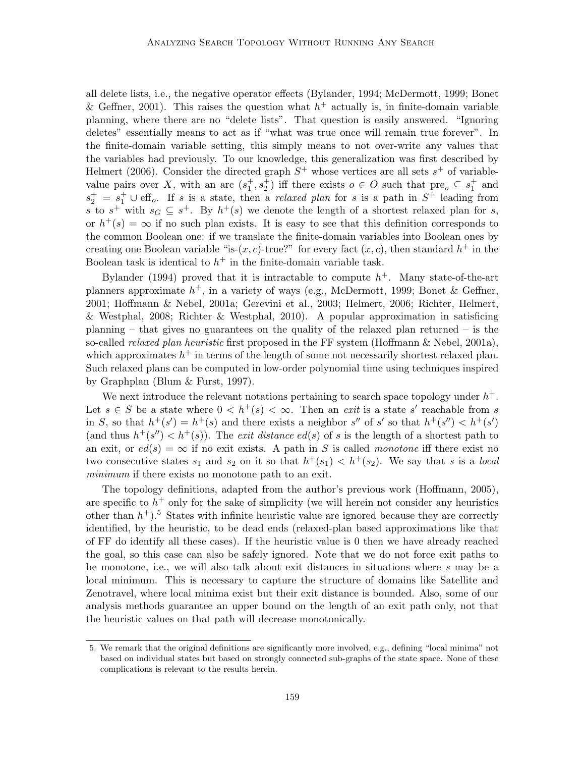all delete lists, i.e., the negative operator effects (Bylander, 1994; McDermott, 1999; Bonet & Geffner, 2001). This raises the question what $h^+$ actually is, in finite-domain variable planning, where there are no "delete lists". That question is easily answered. "Ignoring deletes" essentially means to act as if "what was true once will remain true forever". In the finite-domain variable setting, this simply means to not over-write any values that the variables had previously. To our knowledge, this generalization was first described by Helmert (2006). Consider the directed graph $S^+$ whose vertices are all sets $s^+$ of variable-value pairs over $X$, with an arc $(s_1^+, s_2^+)$ iff there exists $o \in O$ such that $\text{pre}_o \subseteq s_1^+$ and $s_2^+ = s_1^+ \cup \text{eff}_o$. If $s$ is a state, then a *relaxed plan* for $s$ is a path in $S^+$ leading from $s$ to $s^+$ with $s_G \subseteq s^+$. By $h^+(s)$ we denote the length of a shortest relaxed plan for $s$, or $h^+(s) = \infty$ if no such plan exists. It is easy to see that this definition corresponds to the common Boolean one: if we translate the finite-domain variables into Boolean ones by creating one Boolean variable "is-$(x, c)$-true?" for every fact $(x, c)$, then standard $h^+$ in the Boolean task is identical to $h^+$ in the finite-domain variable task.

Bylander (1994) proved that it is intractable to compute $h^+$. Many state-of-the-art planners approximate $h^+$, in a variety of ways (e.g., McDermott, 1999; Bonet & Geffner, 2001; Hoffmann & Nebel, 2001a; Gerevini et al., 2003; Helmert, 2006; Richter, Helmert, & Westphal, 2008; Richter & Westphal, 2010). A popular approximation in satisficing planning – that gives no guarantees on the quality of the relaxed plan returned – is the so-called *relaxed plan heuristic* first proposed in the FF system (Hoffmann & Nebel, 2001a), which approximates $h^+$ in terms of the length of some not necessarily shortest relaxed plan. Such relaxed plans can be computed in low-order polynomial time using techniques inspired by Graphplan (Blum & Furst, 1997).

We next introduce the relevant notations pertaining to search space topology under $h^+$. Let $s \in S$ be a state where $0 < h^+(s) < \infty$. Then an *exit* is a state $s'$ reachable from $s$ in $S$, so that $h^+(s') = h^+(s)$ and there exists a neighbor $s''$ of $s'$ so that $h^+(s'') < h^+(s')$ (and thus $h^+(s'') < h^+(s)$). The *exit distance* $ed(s)$ of $s$ is the length of a shortest path to an exit, or $ed(s) = \infty$ if no exit exists. A path in $S$ is called *monotone* iff there exist no two consecutive states $s_1$ and $s_2$ on it so that $h^+(s_1) < h^+(s_2)$. We say that $s$ is a *local minimum* if there exists no monotone path to an exit.

The topology definitions, adapted from the author's previous work (Hoffmann, 2005), are specific to $h^+$ only for the sake of simplicity (we will herein not consider any heuristics other than $h^+$).[5] States with infinite heuristic value are ignored because they are correctly identified, by the heuristic, to be dead ends (relaxed-plan based approximations like that of FF do identify all these cases). If the heuristic value is 0 then we have already reached the goal, so this case can also be safely ignored. Note that we do not force exit paths to be monotone, i.e., we will also talk about exit distances in situations where $s$ may be a local minimum. This is necessary to capture the structure of domains like Satellite and Zenotravel, where local minima exist but their exit distance is bounded. Also, some of our analysis methods guarantee an upper bound on the length of an exit path only, not that the heuristic values on that path will decrease monotonically.

5. We remark that the original definitions are significantly more involved, e.g., defining "local minima" not based on individual states but based on strongly connected sub-graphs of the state space. None of these complications is relevant to the results herein.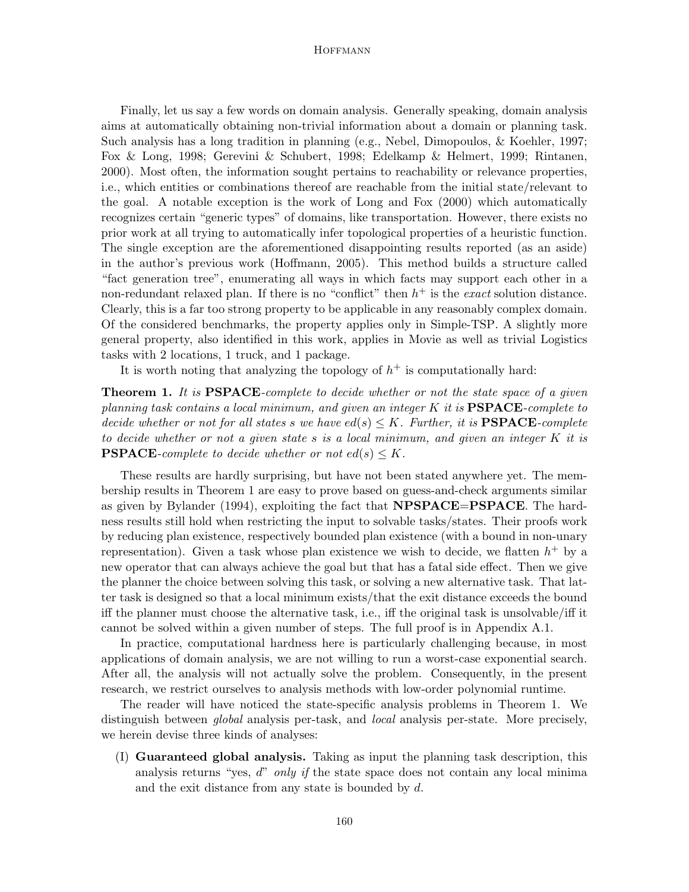Finally, let us say a few words on domain analysis. Generally speaking, domain analysis aims at automatically obtaining non-trivial information about a domain or planning task. Such analysis has a long tradition in planning (e.g., Nebel, Dimopoulos, & Koehler, 1997; Fox & Long, 1998; Gerevini & Schubert, 1998; Edelkamp & Helmert, 1999; Rintanen, 2000). Most often, the information sought pertains to reachability or relevance properties, i.e., which entities or combinations thereof are reachable from the initial state/relevant to the goal. A notable exception is the work of Long and Fox (2000) which automatically recognizes certain "generic types" of domains, like transportation. However, there exists no prior work at all trying to automatically infer topological properties of a heuristic function. The single exception are the aforementioned disappointing results reported (as an aside) in the author's previous work (Hoffmann, 2005). This method builds a structure called "fact generation tree", enumerating all ways in which facts may support each other in a non-redundant relaxed plan. If there is no "conflict" then $h^+$ is the *exact* solution distance. Clearly, this is a far too strong property to be applicable in any reasonably complex domain. Of the considered benchmarks, the property applies only in Simple-TSP. A slightly more general property, also identified in this work, applies in Movie as well as trivial Logistics tasks with 2 locations, 1 truck, and 1 package.

It is worth noting that analyzing the topology of $h^+$ is computationally hard:

**Theorem 1.** *It is* **PSPACE***-complete to decide whether or not the state space of a given planning task contains a local minimum, and given an integer $K$ it is* **PSPACE***-complete to decide whether or not for all states $s$ we have $ed(s) \leq K$. Further, it is* **PSPACE***-complete to decide whether or not a given state $s$ is a local minimum, and given an integer $K$ it is* **PSPACE***-complete to decide whether or not $ed(s) \leq K$.*

These results are hardly surprising, but have not been stated anywhere yet. The membership results in Theorem 1 are easy to prove based on guess-and-check arguments similar as given by Bylander (1994), exploiting the fact that **NPSPACE**=**PSPACE**. The hardness results still hold when restricting the input to solvable tasks/states. Their proofs work by reducing plan existence, respectively bounded plan existence (with a bound in non-unary representation). Given a task whose plan existence we wish to decide, we flatten $h^+$ by a new operator that can always achieve the goal but that has a fatal side effect. Then we give the planner the choice between solving this task, or solving a new alternative task. That latter task is designed so that a local minimum exists/that the exit distance exceeds the bound iff the planner must choose the alternative task, i.e., iff the original task is unsolvable/iff it cannot be solved within a given number of steps. The full proof is in Appendix A.1.

In practice, computational hardness here is particularly challenging because, in most applications of domain analysis, we are not willing to run a worst-case exponential search. After all, the analysis will not actually solve the problem. Consequently, in the present research, we restrict ourselves to analysis methods with low-order polynomial runtime.

The reader will have noticed the state-specific analysis problems in Theorem 1. We distinguish between *global* analysis per-task, and *local* analysis per-state. More precisely, we herein devise three kinds of analyses:

(I) **Guaranteed global analysis.** Taking as input the planning task description, this analysis returns "yes, $d$" *only if* the state space does not contain any local minima and the exit distance from any state is bounded by $d$.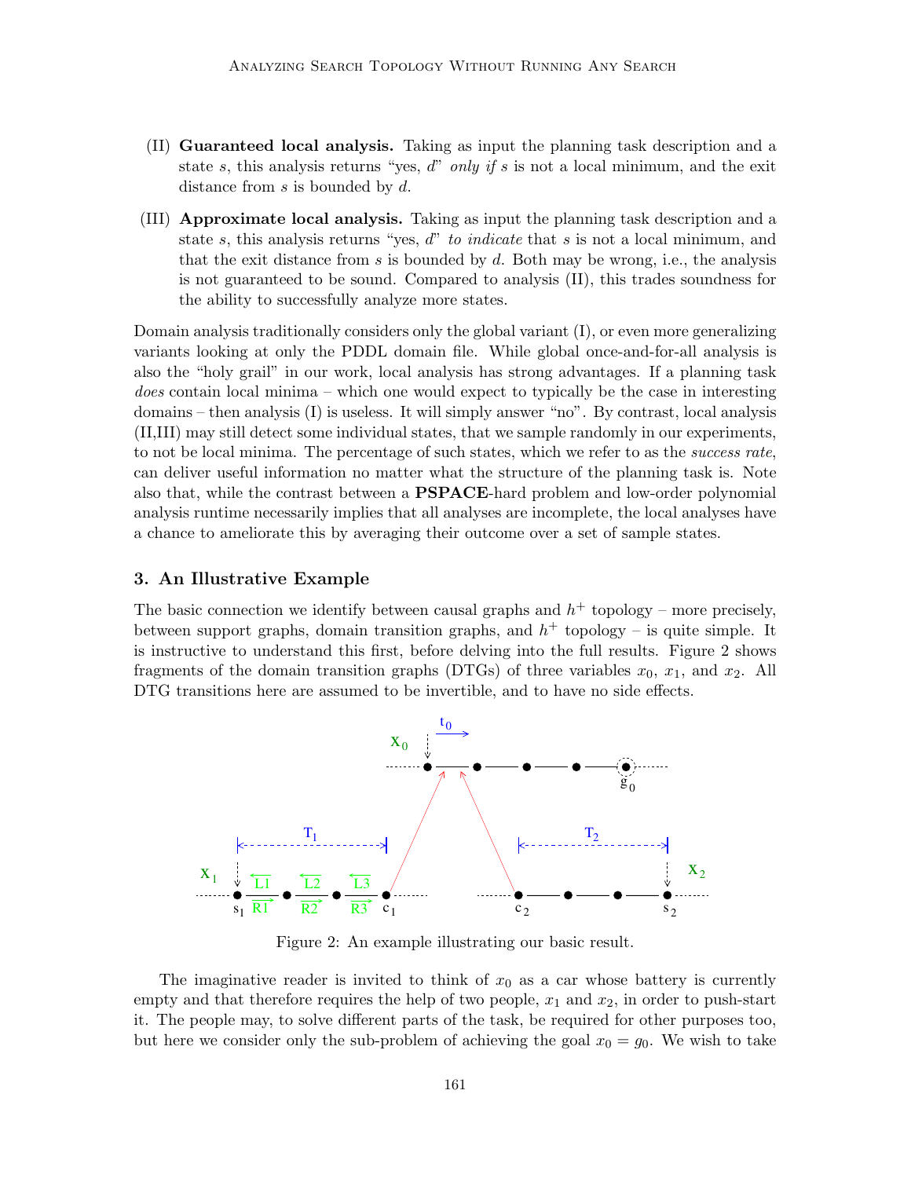(II) **Guaranteed local analysis.** Taking as input the planning task description and a state $s$, this analysis returns "yes, $d$" *only if* $s$ is not a local minimum, and the exit distance from $s$ is bounded by $d$.

(III) **Approximate local analysis.** Taking as input the planning task description and a state $s$, this analysis returns "yes, $d$" *to indicate* that $s$ is not a local minimum, and that the exit distance from $s$ is bounded by $d$. Both may be wrong, i.e., the analysis is not guaranteed to be sound. Compared to analysis (II), this trades soundness for the ability to successfully analyze more states.

Domain analysis traditionally considers only the global variant (I), or even more generalizing variants looking at only the PDDL domain file. While global once-and-for-all analysis is also the "holy grail" in our work, local analysis has strong advantages. If a planning task *does* contain local minima – which one would expect to typically be the case in interesting domains – then analysis (I) is useless. It will simply answer "no". By contrast, local analysis (II,III) may still detect some individual states, that we sample randomly in our experiments, to not be local minima. The percentage of such states, which we refer to as the *success rate*, can deliver useful information no matter what the structure of the planning task is. Note also that, while the contrast between a **PSPACE**-hard problem and low-order polynomial analysis runtime necessarily implies that all analyses are incomplete, the local analyses have a chance to ameliorate this by averaging their outcome over a set of sample states.

## 3. An Illustrative Example

The basic connection we identify between causal graphs and $h^+$ topology – more precisely, between support graphs, domain transition graphs, and $h^+$ topology – is quite simple. It is instructive to understand this first, before delving into the full results. Figure 2 shows fragments of the domain transition graphs (DTGs) of three variables $x_0$, $x_1$, and $x_2$. All DTG transitions here are assumed to be invertible, and to have no side effects.

Figure 2: An example illustrating our basic result.

The imaginative reader is invited to think of $x_0$ as a car whose battery is currently empty and that therefore requires the help of two people, $x_1$ and $x_2$, in order to push-start it. The people may, to solve different parts of the task, be required for other purposes too, but here we consider only the sub-problem of achieving the goal $x_0 = g_0$. We wish to take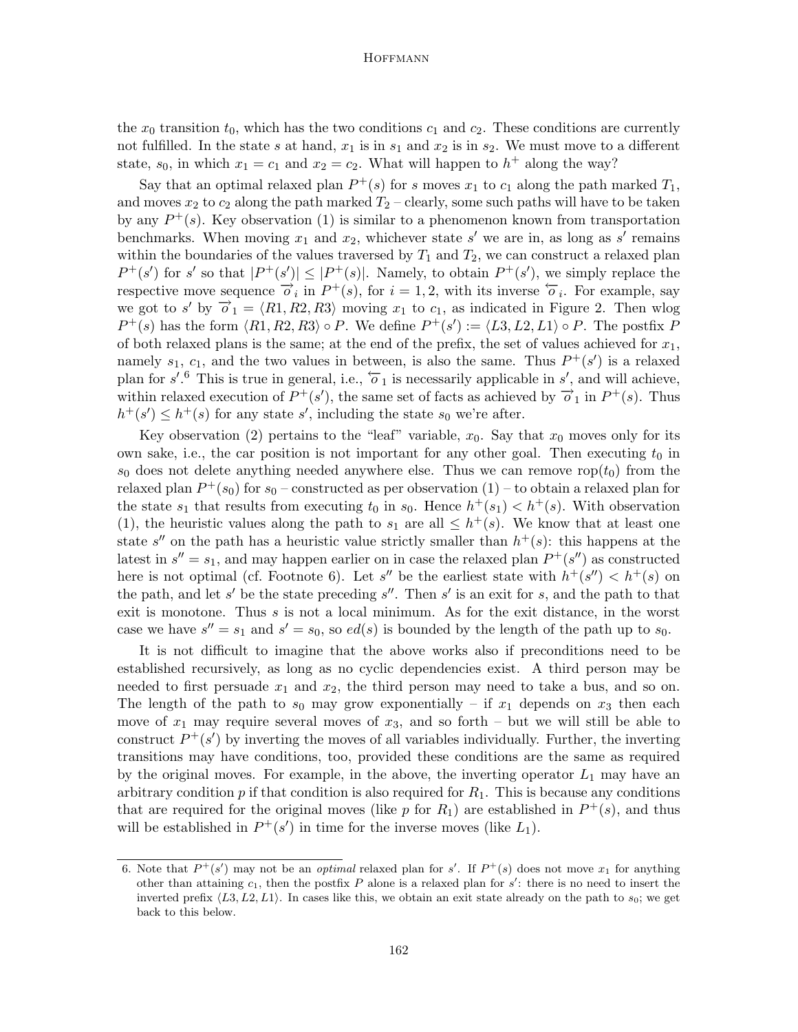the $x_0$ transition $t_0$, which has the two conditions $c_1$ and $c_2$. These conditions are currently not fulfilled. In the state $s$ at hand, $x_1$ is in $s_1$ and $x_2$ is in $s_2$. We must move to a different state, $s_0$, in which $x_1 = c_1$ and $x_2 = c_2$. What will happen to $h^+$ along the way?

Say that an optimal relaxed plan $P^+(s)$ for $s$ moves $x_1$ to $c_1$ along the path marked $T_1$, and moves $x_2$ to $c_2$ along the path marked $T_2$ – clearly, some such paths will have to be taken by any $P^+(s)$. Key observation (1) is similar to a phenomenon known from transportation benchmarks. When moving $x_1$ and $x_2$, whichever state $s'$ we are in, as long as $s'$ remains within the boundaries of the values traversed by $T_1$ and $T_2$, we can construct a relaxed plan $P^+(s')$ for $s'$ so that $|P^+(s')| \leq |P^+(s)|$. Namely, to obtain $P^+(s')$, we simply replace the respective move sequence $\overrightarrow{o}_i$ in $P^+(s)$, for $i = 1, 2$, with its inverse $\overleftarrow{o}_i$. For example, say we got to $s'$ by $\overrightarrow{o}_1 = \langle R1, R2, R3 \rangle$ moving $x_1$ to $c_1$, as indicated in Figure 2. Then wlog $P^+(s)$ has the form $\langle R1, R2, R3 \rangle \circ P$. We define $P^+(s') := \langle L3, L2, L1 \rangle \circ P$. The postfix $P$ of both relaxed plans is the same; at the end of the prefix, the set of values achieved for $x_1$, namely $s_1$, $c_1$, and the two values in between, is also the same. Thus $P^+(s')$ is a relaxed plan for $s'$.[6] This is true in general, i.e., $\overleftarrow{o}_1$ is necessarily applicable in $s'$, and will achieve, within relaxed execution of $P^+(s')$, the same set of facts as achieved by $\overrightarrow{o}_1$ in $P^+(s)$. Thus $h^+(s') \leq h^+(s)$ for any state $s'$, including the state $s_0$ we're after.

Key observation (2) pertains to the "leaf" variable, $x_0$. Say that $x_0$ moves only for its own sake, i.e., the car position is not important for any other goal. Then executing $t_0$ in $s_0$ does not delete anything needed anywhere else. Thus we can remove $\text{rop}(t_0)$ from the relaxed plan $P^+(s_0)$ for $s_0$ – constructed as per observation (1) – to obtain a relaxed plan for the state $s_1$ that results from executing $t_0$ in $s_0$. Hence $h^+(s_1) < h^+(s)$. With observation (1), the heuristic values along the path to $s_1$ are all $\leq h^+(s)$. We know that at least one state $s''$ on the path has a heuristic value strictly smaller than $h^+(s)$: this happens at the latest in $s'' = s_1$, and may happen earlier on in case the relaxed plan $P^+(s'')$ as constructed here is not optimal (cf. Footnote 6). Let $s''$ be the earliest state with $h^+(s'') < h^+(s)$ on the path, and let $s'$ be the state preceding $s''$. Then $s'$ is an exit for $s$, and the path to that exit is monotone. Thus $s$ is not a local minimum. As for the exit distance, in the worst case we have $s'' = s_1$ and $s' = s_0$, so $ed(s)$ is bounded by the length of the path up to $s_0$.

It is not difficult to imagine that the above works also if preconditions need to be established recursively, as long as no cyclic dependencies exist. A third person may be needed to first persuade $x_1$ and $x_2$, the third person may need to take a bus, and so on. The length of the path to $s_0$ may grow exponentially – if $x_1$ depends on $x_3$ then each move of $x_1$ may require several moves of $x_3$, and so forth – but we will still be able to construct $P^+(s')$ by inverting the moves of all variables individually. Further, the inverting transitions may have conditions, too, provided these conditions are the same as required by the original moves. For example, in the above, the inverting operator $L_1$ may have an arbitrary condition $p$ if that condition is also required for $R_1$. This is because any conditions that are required for the original moves (like $p$ for $R_1$) are established in $P^+(s)$, and thus will be established in $P^+(s')$ in time for the inverse moves (like $L_1$).

---

6. Note that $P^+(s')$ may not be an *optimal* relaxed plan for $s'$. If $P^+(s)$ does not move $x_1$ for anything other than attaining $c_1$, then the postfix $P$ alone is a relaxed plan for $s'$: there is no need to insert the inverted prefix $\langle L3, L2, L1 \rangle$. In cases like this, we obtain an exit state already on the path to $s_0$; we get back to this below.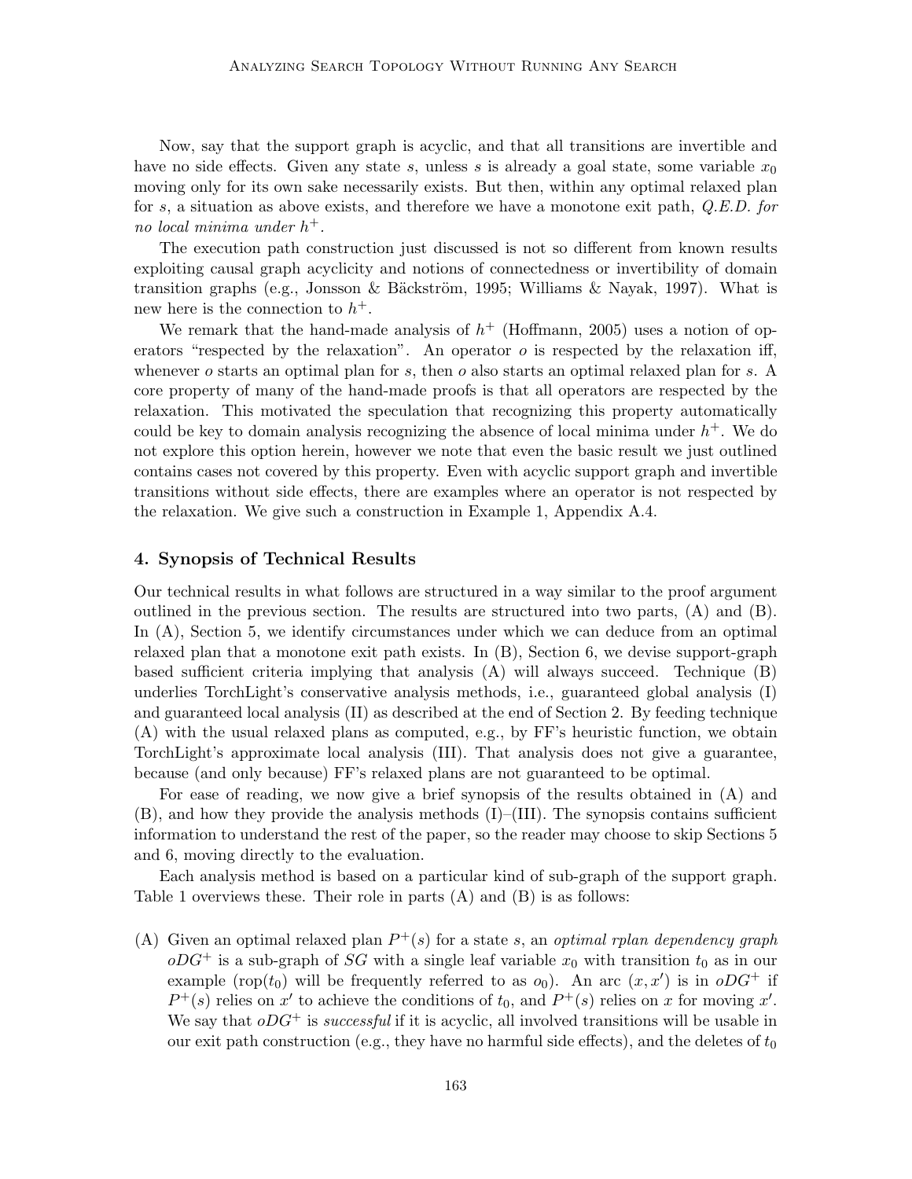Now, say that the support graph is acyclic, and that all transitions are invertible and have no side effects. Given any state $s$, unless $s$ is already a goal state, some variable $x_0$ moving only for its own sake necessarily exists. But then, within any optimal relaxed plan for $s$, a situation as above exists, and therefore we have a monotone exit path, *Q.E.D. for no local minima under* $h^+$.

The execution path construction just discussed is not so different from known results exploiting causal graph acyclicity and notions of connectedness or invertibility of domain transition graphs (e.g., Jonsson & Bäckström, 1995; Williams & Nayak, 1997). What is new here is the connection to $h^+$.

We remark that the hand-made analysis of $h^+$ (Hoffmann, 2005) uses a notion of operators "respected by the relaxation". An operator $o$ is respected by the relaxation iff, whenever $o$ starts an optimal plan for $s$, then $o$ also starts an optimal relaxed plan for $s$. A core property of many of the hand-made proofs is that all operators are respected by the relaxation. This motivated the speculation that recognizing this property automatically could be key to domain analysis recognizing the absence of local minima under $h^+$. We do not explore this option herein, however we note that even the basic result we just outlined contains cases not covered by this property. Even with acyclic support graph and invertible transitions without side effects, there are examples where an operator is not respected by the relaxation. We give such a construction in Example 1, Appendix A.4.

## 4. Synopsis of Technical Results

Our technical results in what follows are structured in a way similar to the proof argument outlined in the previous section. The results are structured into two parts, (A) and (B). In (A), Section 5, we identify circumstances under which we can deduce from an optimal relaxed plan that a monotone exit path exists. In (B), Section 6, we devise support-graph based sufficient criteria implying that analysis (A) will always succeed. Technique (B) underlies TorchLight's conservative analysis methods, i.e., guaranteed global analysis (I) and guaranteed local analysis (II) as described at the end of Section 2. By feeding technique (A) with the usual relaxed plans as computed, e.g., by FF's heuristic function, we obtain TorchLight's approximate local analysis (III). That analysis does not give a guarantee, because (and only because) FF's relaxed plans are not guaranteed to be optimal.

For ease of reading, we now give a brief synopsis of the results obtained in (A) and (B), and how they provide the analysis methods (I)–(III). The synopsis contains sufficient information to understand the rest of the paper, so the reader may choose to skip Sections 5 and 6, moving directly to the evaluation.

Each analysis method is based on a particular kind of sub-graph of the support graph. Table 1 overviews these. Their role in parts (A) and (B) is as follows:

(A) Given an optimal relaxed plan $P^+(s)$ for a state $s$, an *optimal rplan dependency graph* $oDG^+$ is a sub-graph of $SG$ with a single leaf variable $x_0$ with transition $t_0$ as in our example ($\text{rop}(t_0)$ will be frequently referred to as $o_0$). An arc $(x, x')$ is in $oDG^+$ if $P^+(s)$ relies on $x'$ to achieve the conditions of $t_0$, and $P^+(s)$ relies on $x$ for moving $x'$. We say that $oDG^+$ is *successful* if it is acyclic, all involved transitions will be usable in our exit path construction (e.g., they have no harmful side effects), and the deletes of $t_0$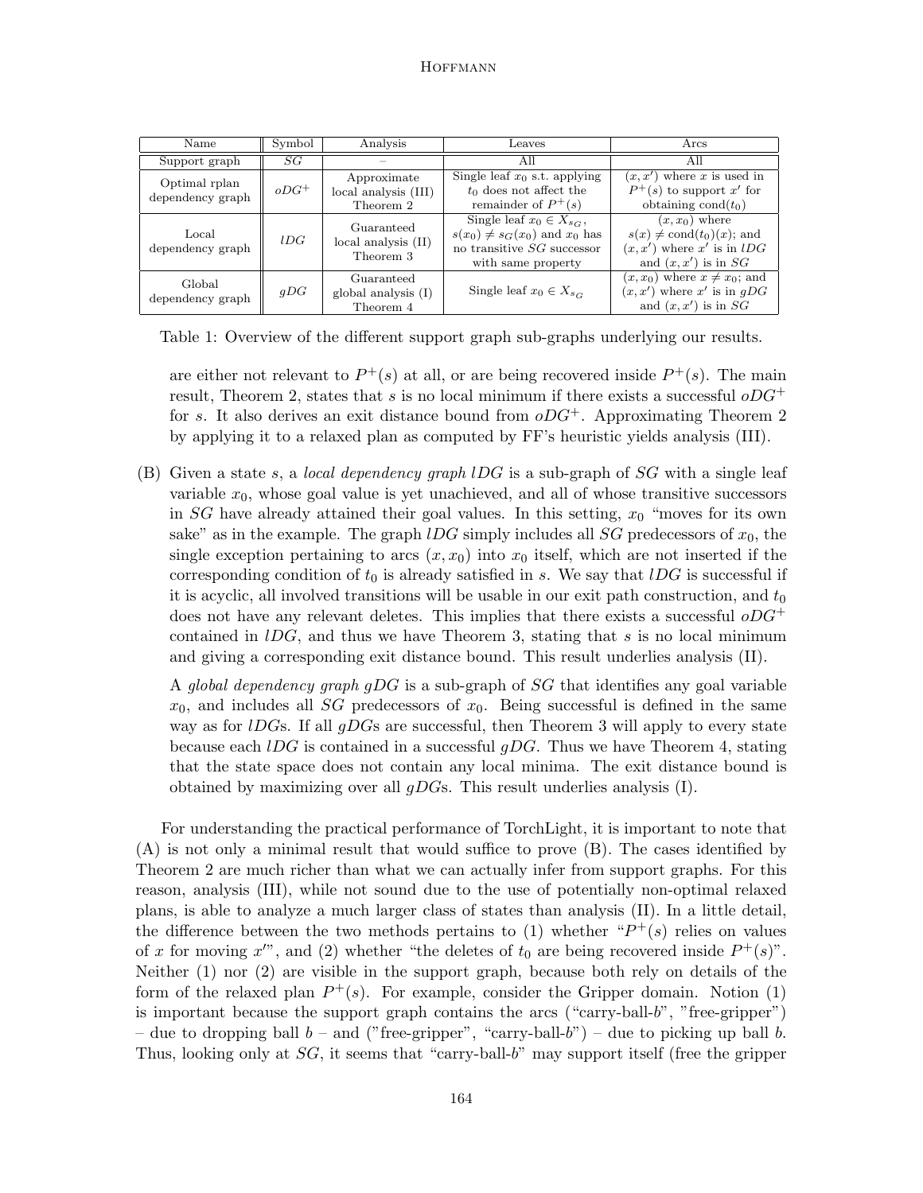| Name | Symbol | Analysis | Leaves | Arcs |
|---|---|---|---|---|
| Support graph | $SG$ | – | All | All |
| Optimal rplan dependency graph | $oDG^+$ | Approximate local analysis (III) Theorem 2 | Single leaf $x_0$ s.t. applying $t_0$ does not affect the remainder of $P^+(s)$ | $(x, x')$ where $x$ is used in $P^+(s)$ to support $x'$ for obtaining $\text{cond}(t_0)$ |
| Local dependency graph | $lDG$ | Guaranteed local analysis (II) Theorem 3 | Single leaf $x_0 \in X_{s_G}$, $s(x_0) \neq s_G(x_0)$ and $x_0$ has no transitive $SG$ successor with same property | $(x, x_0)$ where $s(x) \neq \text{cond}(t_0)(x)$; and $(x, x')$ where $x'$ is in $lDG$ and $(x, x')$ is in $SG$ |
| Global dependency graph | $gDG$ | Guaranteed global analysis (I) Theorem 4 | Single leaf $x_0 \in X_{s_G}$ | $(x, x_0)$ where $x \neq x_0$; and $(x, x')$ where $x'$ is in $gDG$ and $(x, x')$ is in $SG$ |

Table 1: Overview of the different support graph sub-graphs underlying our results.

are either not relevant to $P^+(s)$ at all, or are being recovered inside $P^+(s)$. The main result, Theorem 2, states that $s$ is no local minimum if there exists a successful $oDG^+$ for $s$. It also derives an exit distance bound from $oDG^+$. Approximating Theorem 2 by applying it to a relaxed plan as computed by FF's heuristic yields analysis (III).

(B) Given a state $s$, a *local dependency graph* $lDG$ is a sub-graph of $SG$ with a single leaf variable $x_0$, whose goal value is yet unachieved, and all of whose transitive successors in $SG$ have already attained their goal values. In this setting, $x_0$ "moves for its own sake" as in the example. The graph $lDG$ simply includes all $SG$ predecessors of $x_0$, the single exception pertaining to arcs $(x, x_0)$ into $x_0$ itself, which are not inserted if the corresponding condition of $t_0$ is already satisfied in $s$. We say that $lDG$ is successful if it is acyclic, all involved transitions will be usable in our exit path construction, and $t_0$ does not have any relevant deletes. This implies that there exists a successful $oDG^+$ contained in $lDG$, and thus we have Theorem 3, stating that $s$ is no local minimum and giving a corresponding exit distance bound. This result underlies analysis (II).

A *global dependency graph* $gDG$ is a sub-graph of $SG$ that identifies any goal variable $x_0$, and includes all $SG$ predecessors of $x_0$. Being successful is defined in the same way as for $lDG$s. If all $gDG$s are successful, then Theorem 3 will apply to every state because each $lDG$ is contained in a successful $gDG$. Thus we have Theorem 4, stating that the state space does not contain any local minima. The exit distance bound is obtained by maximizing over all $gDG$s. This result underlies analysis (I).

For understanding the practical performance of TorchLight, it is important to note that (A) is not only a minimal result that would suffice to prove (B). The cases identified by Theorem 2 are much richer than what we can actually infer from support graphs. For this reason, analysis (III), while not sound due to the use of potentially non-optimal relaxed plans, is able to analyze a much larger class of states than analysis (II). In a little detail, the difference between the two methods pertains to (1) whether "$P^+(s)$ relies on values of $x$ for moving $x'$", and (2) whether "the deletes of $t_0$ are being recovered inside $P^+(s)$". Neither (1) nor (2) are visible in the support graph, because both rely on details of the form of the relaxed plan $P^+(s)$. For example, consider the Gripper domain. Notion (1) is important because the support graph contains the arcs ("carry-ball-$b$", "free-gripper") – due to dropping ball $b$ – and ("free-gripper", "carry-ball-$b$") – due to picking up ball $b$. Thus, looking only at $SG$, it seems that "carry-ball-$b$" may support itself (free the gripper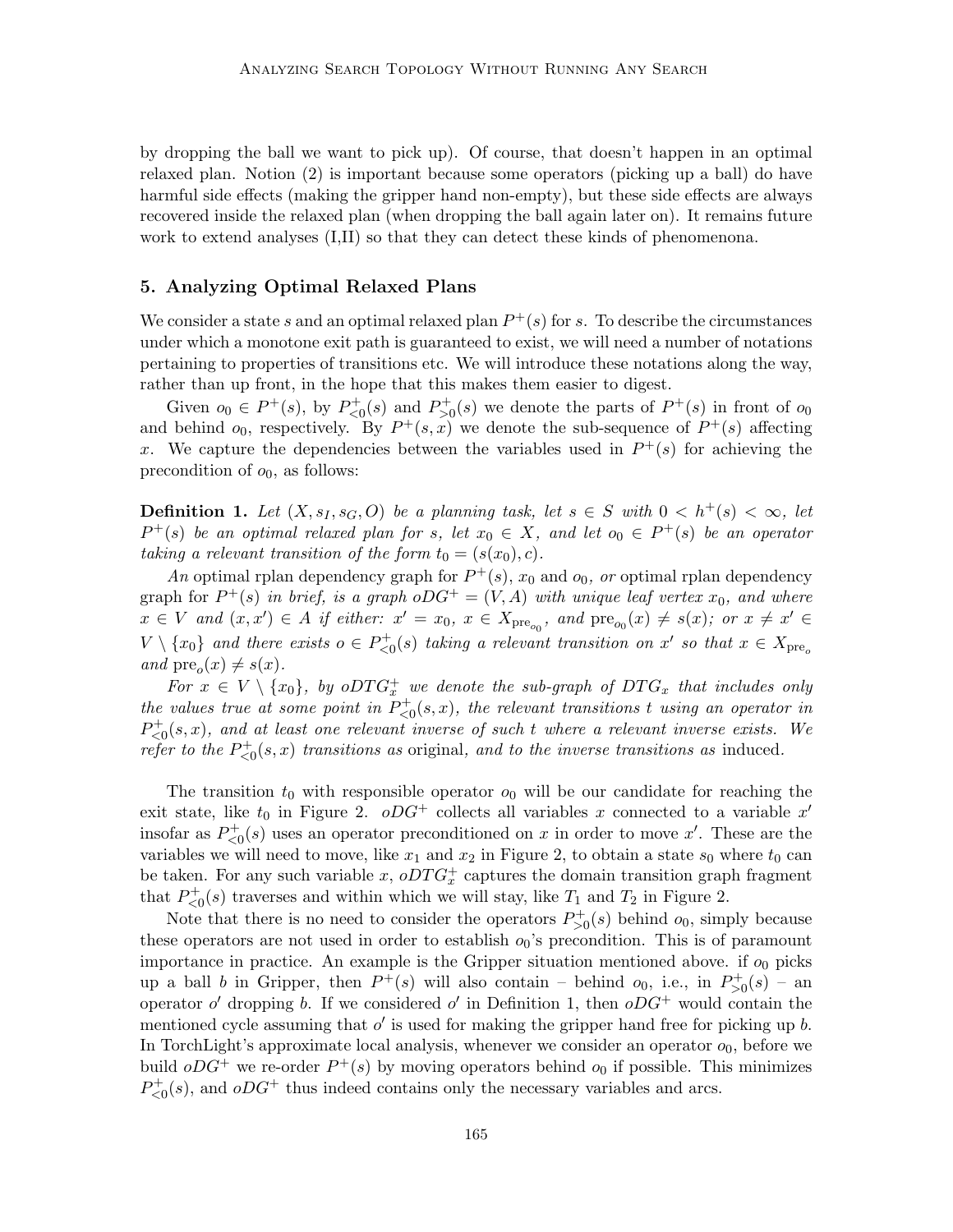by dropping the ball we want to pick up). Of course, that doesn't happen in an optimal relaxed plan. Notion (2) is important because some operators (picking up a ball) do have harmful side effects (making the gripper hand non-empty), but these side effects are always recovered inside the relaxed plan (when dropping the ball again later on). It remains future work to extend analyses (I,II) so that they can detect these kinds of phenomenona.

## 5. Analyzing Optimal Relaxed Plans

We consider a state $s$ and an optimal relaxed plan $P^+(s)$ for $s$. To describe the circumstances under which a monotone exit path is guaranteed to exist, we will need a number of notations pertaining to properties of transitions etc. We will introduce these notations along the way, rather than up front, in the hope that this makes them easier to digest.

Given $o_0 \in P^+(s)$, by $P^+_{<0}(s)$ and $P^+_{>0}(s)$ we denote the parts of $P^+(s)$ in front of $o_0$ and behind $o_0$, respectively. By $P^+(s,x)$ we denote the sub-sequence of $P^+(s)$ affecting $x$. We capture the dependencies between the variables used in $P^+(s)$ for achieving the precondition of $o_0$, as follows:

**Definition 1.** *Let $(X, s_I, s_G, O)$ be a planning task, let $s \in S$ with $0 < h^+(s) < \infty$, let $P^+(s)$ be an optimal relaxed plan for $s$, let $x_0 \in X$, and let $o_0 \in P^+(s)$ be an operator taking a relevant transition of the form $t_0 = (s(x_0), c)$.*

*An* optimal rplan dependency graph *for $P^+(s)$, $x_0$ and $o_0$, or* optimal rplan dependency graph *for $P^+(s)$ in brief, is a graph $oDG^+ = (V, A)$ with unique leaf vertex $x_0$, and where $x \in V$ and $(x, x') \in A$ if either: $x' = x_0$, $x \in X_{\text{pre}_{o_0}}$, and $\text{pre}_{o_0}(x) \neq s(x)$; or $x \neq x' \in V \setminus \{x_0\}$ and there exists $o \in P^+_{<0}(s)$ taking a relevant transition on $x'$ so that $x \in X_{\text{pre}_o}$ and $\text{pre}_o(x) \neq s(x)$.*

*For $x \in V \setminus \{x_0\}$, by $oDTG^+_x$ we denote the sub-graph of $DTG_x$ that includes only the values true at some point in $P^+_{<0}(s,x)$, the relevant transitions $t$ using an operator in $P^+_{<0}(s,x)$, and at least one relevant inverse of such $t$ where a relevant inverse exists. We refer to the $P^+_{<0}(s,x)$ transitions as* original*, and to the inverse transitions as* induced*.*

The transition $t_0$ with responsible operator $o_0$ will be our candidate for reaching the exit state, like $t_0$ in Figure 2. $oDG^+$ collects all variables $x$ connected to a variable $x'$ insofar as $P^+_{<0}(s)$ uses an operator preconditioned on $x$ in order to move $x'$. These are the variables we will need to move, like $x_1$ and $x_2$ in Figure 2, to obtain a state $s_0$ where $t_0$ can be taken. For any such variable $x$, $oDTG^+_x$ captures the domain transition graph fragment that $P^+_{<0}(s)$ traverses and within which we will stay, like $T_1$ and $T_2$ in Figure 2.

Note that there is no need to consider the operators $P^+_{>0}(s)$ behind $o_0$, simply because these operators are not used in order to establish $o_0$'s precondition. This is of paramount importance in practice. An example is the Gripper situation mentioned above. if $o_0$ picks up a ball $b$ in Gripper, then $P^+(s)$ will also contain – behind $o_0$, i.e., in $P^+_{>0}(s)$ – an operator $o'$ dropping $b$. If we considered $o'$ in Definition 1, then $oDG^+$ would contain the mentioned cycle assuming that $o'$ is used for making the gripper hand free for picking up $b$. In TorchLight's approximate local analysis, whenever we consider an operator $o_0$, before we build $oDG^+$ we re-order $P^+(s)$ by moving operators behind $o_0$ if possible. This minimizes $P^+_{<0}(s)$, and $oDG^+$ thus indeed contains only the necessary variables and arcs.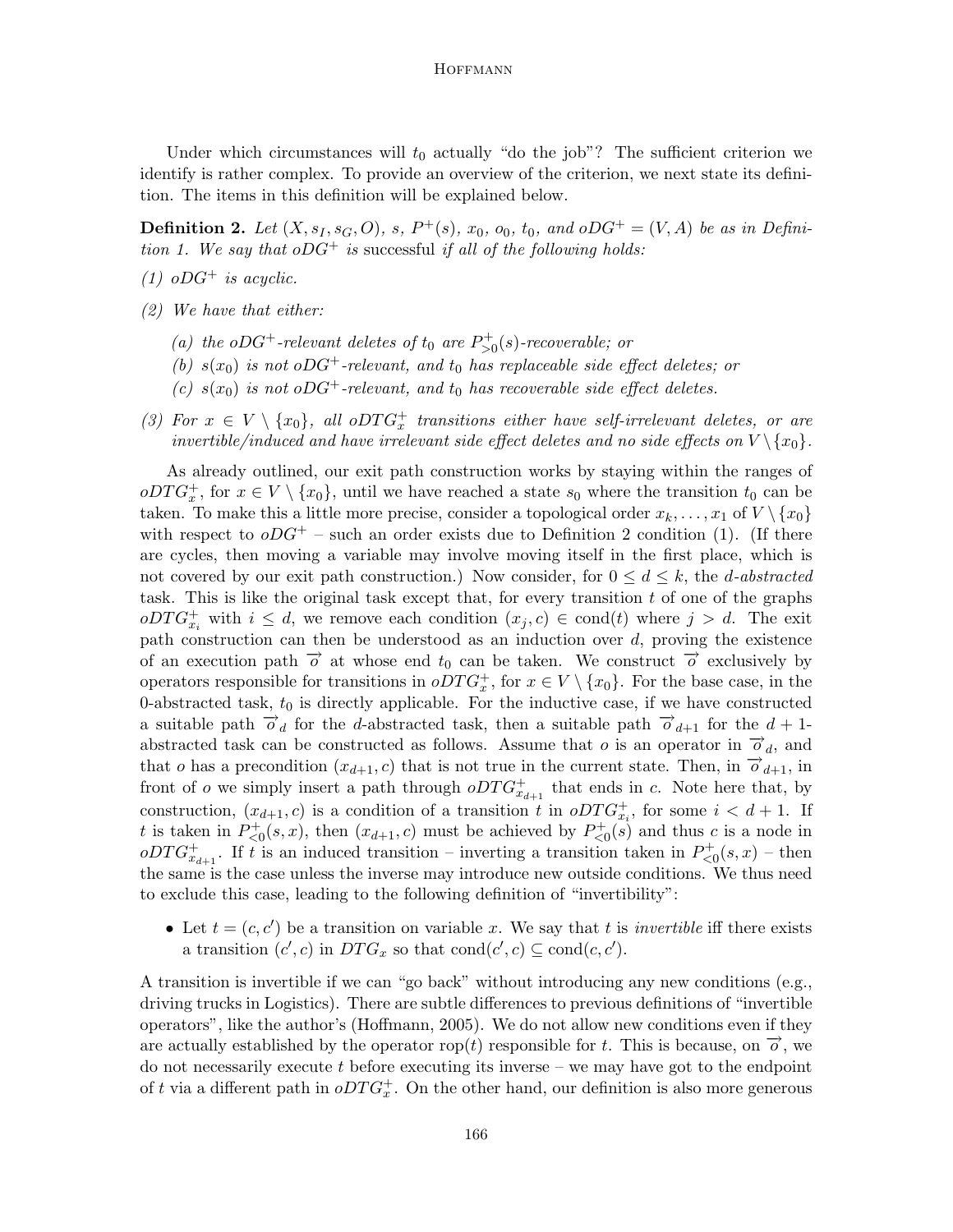Under which circumstances will $t_0$ actually "do the job"? The sufficient criterion we identify is rather complex. To provide an overview of the criterion, we next state its definition. The items in this definition will be explained below.

**Definition 2.** *Let $(X, s_I, s_G, O)$, $s$, $P^+(s)$, $x_0$, $o_0$, $t_0$, and $oDG^+ = (V, A)$ be as in Definition 1. We say that $oDG^+$ is* successful *if all of the following holds:*

*(1) $oDG^+$ is acyclic.*

*(2) We have that either:*

*(a) the $oDG^+$-relevant deletes of $t_0$ are $P^+_{>0}(s)$-recoverable; or*

*(b) $s(x_0)$ is not $oDG^+$-relevant, and $t_0$ has replaceable side effect deletes; or*

*(c) $s(x_0)$ is not $oDG^+$-relevant, and $t_0$ has recoverable side effect deletes.*

*(3) For $x \in V \setminus \{x_0\}$, all $oDTG^+_x$ transitions either have self-irrelevant deletes, or are invertible/induced and have irrelevant side effect deletes and no side effects on $V \setminus \{x_0\}$.*

As already outlined, our exit path construction works by staying within the ranges of $oDTG^+_x$, for $x \in V \setminus \{x_0\}$, until we have reached a state $s_0$ where the transition $t_0$ can be taken. To make this a little more precise, consider a topological order $x_k, \dots, x_1$ of $V \setminus \{x_0\}$ with respect to $oDG^+$ – such an order exists due to Definition 2 condition (1). (If there are cycles, then moving a variable may involve moving itself in the first place, which is not covered by our exit path construction.) Now consider, for $0 \leq d \leq k$, the *d-abstracted* task. This is like the original task except that, for every transition $t$ of one of the graphs $oDTG^+_{x_i}$ with $i \leq d$, we remove each condition $(x_j, c) \in \text{cond}(t)$ where $j > d$. The exit path construction can then be understood as an induction over $d$, proving the existence of an execution path $\overrightarrow{o}$ at whose end $t_0$ can be taken. We construct $\overrightarrow{o}$ exclusively by operators responsible for transitions in $oDTG^+_x$, for $x \in V \setminus \{x_0\}$. For the base case, in the 0-abstracted task, $t_0$ is directly applicable. For the inductive case, if we have constructed a suitable path $\overrightarrow{o}_d$ for the $d$-abstracted task, then a suitable path $\overrightarrow{o}_{d+1}$ for the $d+1$-abstracted task can be constructed as follows. Assume that $o$ is an operator in $\overrightarrow{o}_d$, and that $o$ has a precondition $(x_{d+1}, c)$ that is not true in the current state. Then, in $\overrightarrow{o}_{d+1}$, in front of $o$ we simply insert a path through $oDTG^+_{x_{d+1}}$ that ends in $c$. Note here that, by construction, $(x_{d+1}, c)$ is a condition of a transition $t$ in $oDTG^+_{x_i}$, for some $i < d+1$. If $t$ is taken in $P^+_{<0}(s, x)$, then $(x_{d+1}, c)$ must be achieved by $P^+_{<0}(s)$ and thus $c$ is a node in $oDTG^+_{x_{d+1}}$. If $t$ is an induced transition – inverting a transition taken in $P^+_{<0}(s, x)$ – then the same is the case unless the inverse may introduce new outside conditions. We thus need to exclude this case, leading to the following definition of "invertibility":

- Let $t = (c, c')$ be a transition on variable $x$. We say that $t$ is *invertible* iff there exists a transition $(c', c)$ in $DTG_x$ so that $\text{cond}(c', c) \subseteq \text{cond}(c, c')$.

A transition is invertible if we can "go back" without introducing any new conditions (e.g., driving trucks in Logistics). There are subtle differences to previous definitions of "invertible operators", like the author's (Hoffmann, 2005). We do not allow new conditions even if they are actually established by the operator $\text{rop}(t)$ responsible for $t$. This is because, on $\overrightarrow{o}$, we do not necessarily execute $t$ before executing its inverse – we may have got to the endpoint of $t$ via a different path in $oDTG^+_x$. On the other hand, our definition is also more generous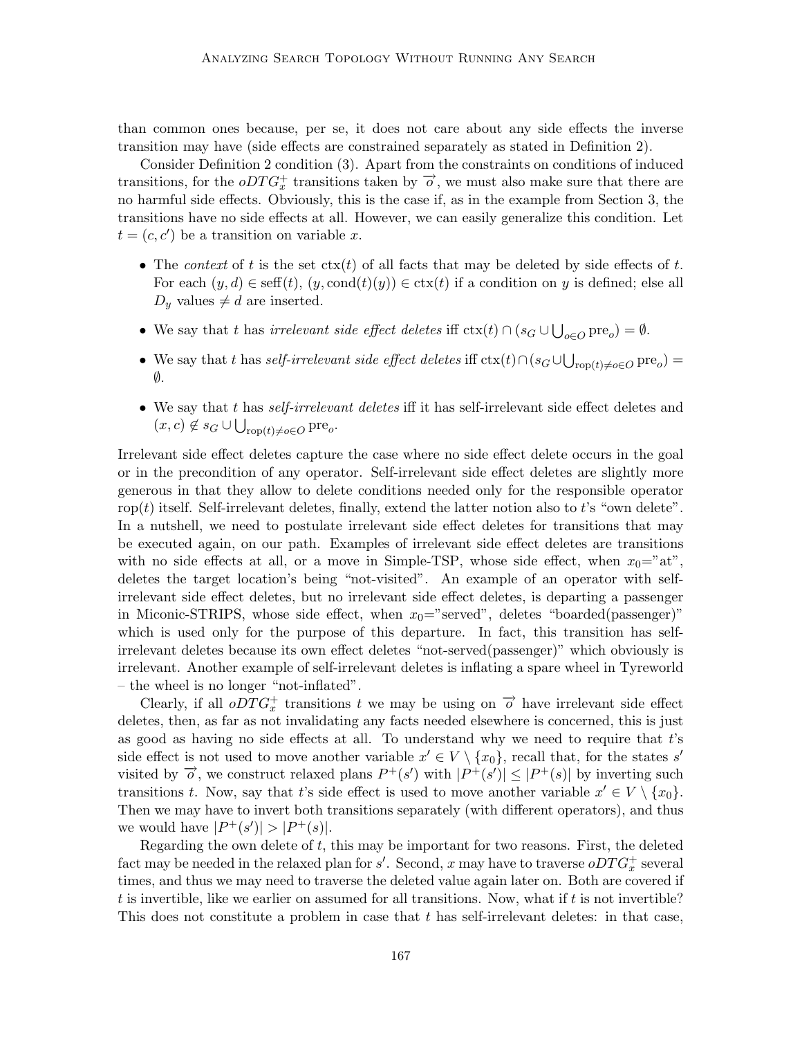than common ones because, per se, it does not care about any side effects the inverse transition may have (side effects are constrained separately as stated in Definition 2).

Consider Definition 2 condition (3). Apart from the constraints on conditions of induced transitions, for the $oDTG^+_x$ transitions taken by $\overrightarrow{o}$, we must also make sure that there are no harmful side effects. Obviously, this is the case if, as in the example from Section 3, the transitions have no side effects at all. However, we can easily generalize this condition. Let $t = (c, c')$ be a transition on variable $x$.

- The *context* of $t$ is the set $\mathrm{ctx}(t)$ of all facts that may be deleted by side effects of $t$. For each $(y, d) \in \mathrm{seff}(t)$, $(y, \mathrm{cond}(t)(y)) \in \mathrm{ctx}(t)$ if a condition on $y$ is defined; else all $D_y$ values $\neq d$ are inserted.
- We say that $t$ has *irrelevant side effect deletes* iff $\mathrm{ctx}(t) \cap (s_G \cup \bigcup_{o \in O} \mathrm{pre}_o) = \emptyset$.
- We say that $t$ has *self-irrelevant side effect deletes* iff $\mathrm{ctx}(t) \cap (s_G \cup \bigcup_{\mathrm{rop}(t) \neq o \in O} \mathrm{pre}_o) = \emptyset$.
- We say that $t$ has *self-irrelevant deletes* iff it has self-irrelevant side effect deletes and $(x, c) \notin s_G \cup \bigcup_{\mathrm{rop}(t) \neq o \in O} \mathrm{pre}_o$.

Irrelevant side effect deletes capture the case where no side effect delete occurs in the goal or in the precondition of any operator. Self-irrelevant side effect deletes are slightly more generous in that they allow to delete conditions needed only for the responsible operator $\mathrm{rop}(t)$ itself. Self-irrelevant deletes, finally, extend the latter notion also to $t$'s "own delete". In a nutshell, we need to postulate irrelevant side effect deletes for transitions that may be executed again, on our path. Examples of irrelevant side effect deletes are transitions with no side effects at all, or a move in Simple-TSP, whose side effect, when $x_0$="at", deletes the target location's being "not-visited". An example of an operator with self-irrelevant side effect deletes, but no irrelevant side effect deletes, is departing a passenger in Miconic-STRIPS, whose side effect, when $x_0$="served", deletes "boarded(passenger)" which is used only for the purpose of this departure. In fact, this transition has self-irrelevant deletes because its own effect deletes "not-served(passenger)" which obviously is irrelevant. Another example of self-irrelevant deletes is inflating a spare wheel in Tyreworld – the wheel is no longer "not-inflated".

Clearly, if all $oDTG^+_x$ transitions $t$ we may be using on $\overrightarrow{o}$ have irrelevant side effect deletes, then, as far as not invalidating any facts needed elsewhere is concerned, this is just as good as having no side effects at all. To understand why we need to require that $t$'s side effect is not used to move another variable $x' \in V \setminus \{x_0\}$, recall that, for the states $s'$ visited by $\overrightarrow{o}$, we construct relaxed plans $P^+(s')$ with $|P^+(s')| \leq |P^+(s)|$ by inverting such transitions $t$. Now, say that $t$'s side effect is used to move another variable $x' \in V \setminus \{x_0\}$. Then we may have to invert both transitions separately (with different operators), and thus we would have $|P^+(s')| > |P^+(s)|$.

Regarding the own delete of $t$, this may be important for two reasons. First, the deleted fact may be needed in the relaxed plan for $s'$. Second, $x$ may have to traverse $oDTG^+_x$ several times, and thus we may need to traverse the deleted value again later on. Both are covered if $t$ is invertible, like we earlier on assumed for all transitions. Now, what if $t$ is not invertible? This does not constitute a problem in case that $t$ has self-irrelevant deletes: in that case,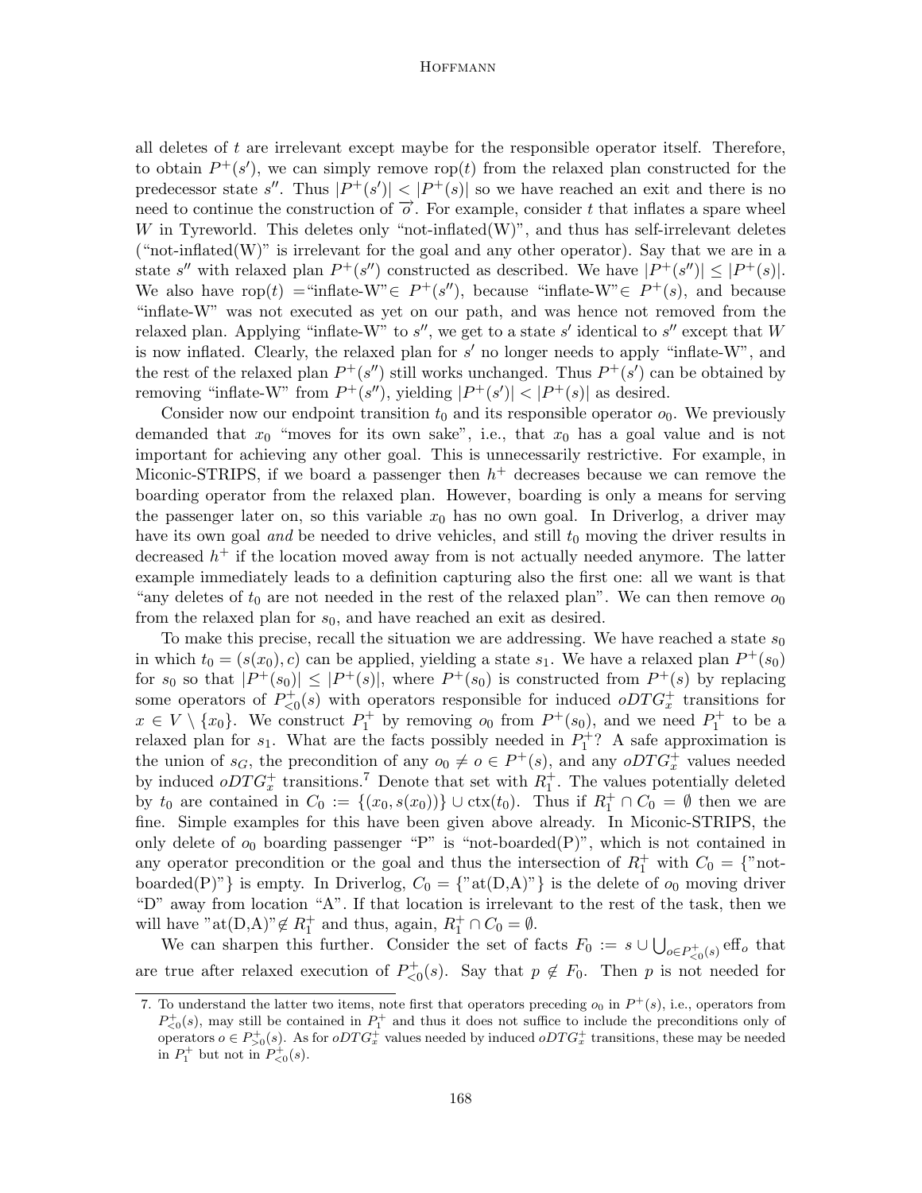all deletes of $t$ are irrelevant except maybe for the responsible operator itself. Therefore, to obtain $P^+(s')$, we can simply remove $\text{rop}(t)$ from the relaxed plan constructed for the predecessor state $s''$. Thus $|P^+(s')| < |P^+(s)|$ so we have reached an exit and there is no need to continue the construction of $\vec{o}$. For example, consider $t$ that inflates a spare wheel $W$ in Tyreworld. This deletes only "not-inflated(W)", and thus has self-irrelevant deletes ("not-inflated(W)" is irrelevant for the goal and any other operator). Say that we are in a state $s''$ with relaxed plan $P^+(s'')$ constructed as described. We have $|P^+(s'')| \leq |P^+(s)|$. We also have $\text{rop}(t) =$"inflate-W"$\in P^+(s'')$, because "inflate-W"$\in P^+(s)$, and because "inflate-W" was not executed as yet on our path, and was hence not removed from the relaxed plan. Applying "inflate-W" to $s''$, we get to a state $s'$ identical to $s''$ except that $W$ is now inflated. Clearly, the relaxed plan for $s'$ no longer needs to apply "inflate-W", and the rest of the relaxed plan $P^+(s'')$ still works unchanged. Thus $P^+(s')$ can be obtained by removing "inflate-W" from $P^+(s'')$, yielding $|P^+(s')| < |P^+(s)|$ as desired.

Consider now our endpoint transition $t_0$ and its responsible operator $o_0$. We previously demanded that $x_0$ "moves for its own sake", i.e., that $x_0$ has a goal value and is not important for achieving any other goal. This is unnecessarily restrictive. For example, in Miconic-STRIPS, if we board a passenger then $h^+$ decreases because we can remove the boarding operator from the relaxed plan. However, boarding is only a means for serving the passenger later on, so this variable $x_0$ has no own goal. In Driverlog, a driver may have its own goal *and* be needed to drive vehicles, and still $t_0$ moving the driver results in decreased $h^+$ if the location moved away from is not actually needed anymore. The latter example immediately leads to a definition capturing also the first one: all we want is that "any deletes of $t_0$ are not needed in the rest of the relaxed plan". We can then remove $o_0$ from the relaxed plan for $s_0$, and have reached an exit as desired.

To make this precise, recall the situation we are addressing. We have reached a state $s_0$ in which $t_0 = (s(x_0), c)$ can be applied, yielding a state $s_1$. We have a relaxed plan $P^+(s_0)$ for $s_0$ so that $|P^+(s_0)| \leq |P^+(s)|$, where $P^+(s_0)$ is constructed from $P^+(s)$ by replacing some operators of $P^+_{<0}(s)$ with operators responsible for induced $oDTG^+_x$ transitions for $x \in V \setminus \{x_0\}$. We construct $P^+_1$ by removing $o_0$ from $P^+(s_0)$, and we need $P^+_1$ to be a relaxed plan for $s_1$. What are the facts possibly needed in $P^+_1$? A safe approximation is the union of $s_G$, the precondition of any $o_0 \neq o \in P^+(s)$, and any $oDTG^+_x$ values needed by induced $oDTG^+_x$ transitions.[7] Denote that set with $R^+_1$. The values potentially deleted by $t_0$ are contained in $C_0 := \{(x_0, s(x_0))\} \cup \text{ctx}(t_0)$. Thus if $R^+_1 \cap C_0 = \emptyset$ then we are fine. Simple examples for this have been given above already. In Miconic-STRIPS, the only delete of $o_0$ boarding passenger "P" is "not-boarded(P)", which is not contained in any operator precondition or the goal and thus the intersection of $R^+_1$ with $C_0 = \{$"not-boarded(P)"$\}$ is empty. In Driverlog, $C_0 = \{$"at(D,A)"$\}$ is the delete of $o_0$ moving driver "D" away from location "A". If that location is irrelevant to the rest of the task, then we will have "at(D,A)"$\notin R^+_1$ and thus, again, $R^+_1 \cap C_0 = \emptyset$.

We can sharpen this further. Consider the set of facts $F_0 := s \cup \bigcup_{o \in P^+_{<0}(s)} \text{eff}_o$ that are true after relaxed execution of $P^+_{<0}(s)$. Say that $p \notin F_0$. Then $p$ is not needed for

7. To understand the latter two items, note first that operators preceding $o_0$ in $P^+(s)$, i.e., operators from $P^+_{<0}(s)$, may still be contained in $P^+_1$ and thus it does not suffice to include the preconditions only of operators $o \in P^+_{>0}(s)$. As for $oDTG^+_x$ values needed by induced $oDTG^+_x$ transitions, these may be needed in $P^+_1$ but not in $P^+_{<0}(s)$.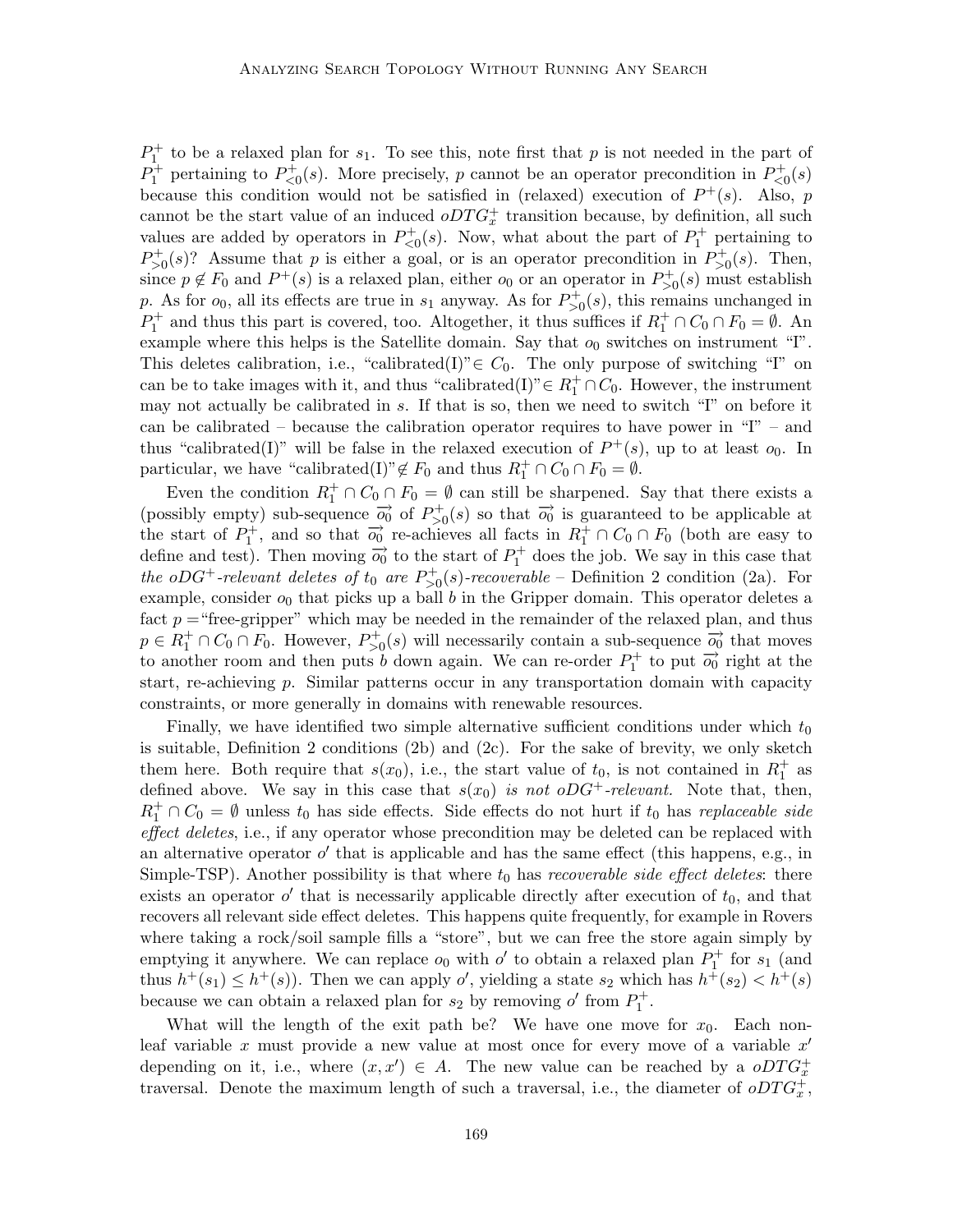$P^+_1$ to be a relaxed plan for $s_1$. To see this, note first that $p$ is not needed in the part of $P^+_1$ pertaining to $P^+_{<0}(s)$. More precisely, $p$ cannot be an operator precondition in $P^+_{<0}(s)$ because this condition would not be satisfied in (relaxed) execution of $P^+(s)$. Also, $p$ cannot be the start value of an induced $oDTG^+_x$ transition because, by definition, all such values are added by operators in $P^+_{<0}(s)$. Now, what about the part of $P^+_1$ pertaining to $P^+_{>0}(s)$? Assume that $p$ is either a goal, or is an operator precondition in $P^+_{>0}(s)$. Then, since $p \notin F_0$ and $P^+(s)$ is a relaxed plan, either $o_0$ or an operator in $P^+_{>0}(s)$ must establish $p$. As for $o_0$, all its effects are true in $s_1$ anyway. As for $P^+_{>0}(s)$, this remains unchanged in $P^+_1$ and thus this part is covered, too. Altogether, it thus suffices if $R^+_1 \cap C_0 \cap F_0 = \emptyset$. An example where this helps is the Satellite domain. Say that $o_0$ switches on instrument "I". This deletes calibration, i.e., "calibrated(I)"$\in C_0$. The only purpose of switching "I" on can be to take images with it, and thus "calibrated(I)"$\in R^+_1 \cap C_0$. However, the instrument may not actually be calibrated in $s$. If that is so, then we need to switch "I" on before it can be calibrated – because the calibration operator requires to have power in "I" – and thus "calibrated(I)" will be false in the relaxed execution of $P^+(s)$, up to at least $o_0$. In particular, we have "calibrated(I)"$\notin F_0$ and thus $R^+_1 \cap C_0 \cap F_0 = \emptyset$.

Even the condition $R^+_1 \cap C_0 \cap F_0 = \emptyset$ can still be sharpened. Say that there exists a (possibly empty) sub-sequence $\overrightarrow{o_0}$ of $P^+_{>0}(s)$ so that $\overrightarrow{o_0}$ is guaranteed to be applicable at the start of $P^+_1$, and so that $\overrightarrow{o_0}$ re-achieves all facts in $R^+_1 \cap C_0 \cap F_0$ (both are easy to define and test). Then moving $\overrightarrow{o_0}$ to the start of $P^+_1$ does the job. We say in this case that *the $oDG^+$-relevant deletes of $t_0$ are $P^+_{>0}(s)$-recoverable* – Definition 2 condition (2a). For example, consider $o_0$ that picks up a ball $b$ in the Gripper domain. This operator deletes a fact $p =$"free-gripper" which may be needed in the remainder of the relaxed plan, and thus $p \in R^+_1 \cap C_0 \cap F_0$. However, $P^+_{>0}(s)$ will necessarily contain a sub-sequence $\overrightarrow{o_0}$ that moves to another room and then puts $b$ down again. We can re-order $P^+_1$ to put $\overrightarrow{o_0}$ right at the start, re-achieving $p$. Similar patterns occur in any transportation domain with capacity constraints, or more generally in domains with renewable resources.

Finally, we have identified two simple alternative sufficient conditions under which $t_0$ is suitable, Definition 2 conditions (2b) and (2c). For the sake of brevity, we only sketch them here. Both require that $s(x_0)$, i.e., the start value of $t_0$, is not contained in $R^+_1$ as defined above. We say in this case that *$s(x_0)$ is not $oDG^+$-relevant.* Note that, then, $R^+_1 \cap C_0 = \emptyset$ unless $t_0$ has side effects. Side effects do not hurt if $t_0$ has *replaceable side effect deletes*, i.e., if any operator whose precondition may be deleted can be replaced with an alternative operator $o'$ that is applicable and has the same effect (this happens, e.g., in Simple-TSP). Another possibility is that where $t_0$ has *recoverable side effect deletes*: there exists an operator $o'$ that is necessarily applicable directly after execution of $t_0$, and that recovers all relevant side effect deletes. This happens quite frequently, for example in Rovers where taking a rock/soil sample fills a "store", but we can free the store again simply by emptying it anywhere. We can replace $o_0$ with $o'$ to obtain a relaxed plan $P^+_1$ for $s_1$ (and thus $h^+(s_1) \leq h^+(s)$). Then we can apply $o'$, yielding a state $s_2$ which has $h^+(s_2) < h^+(s)$ because we can obtain a relaxed plan for $s_2$ by removing $o'$ from $P^+_1$.

What will the length of the exit path be? We have one move for $x_0$. Each non-leaf variable $x$ must provide a new value at most once for every move of a variable $x'$ depending on it, i.e., where $(x, x') \in A$. The new value can be reached by a $oDTG^+_x$ traversal. Denote the maximum length of such a traversal, i.e., the diameter of $oDTG^+_x$,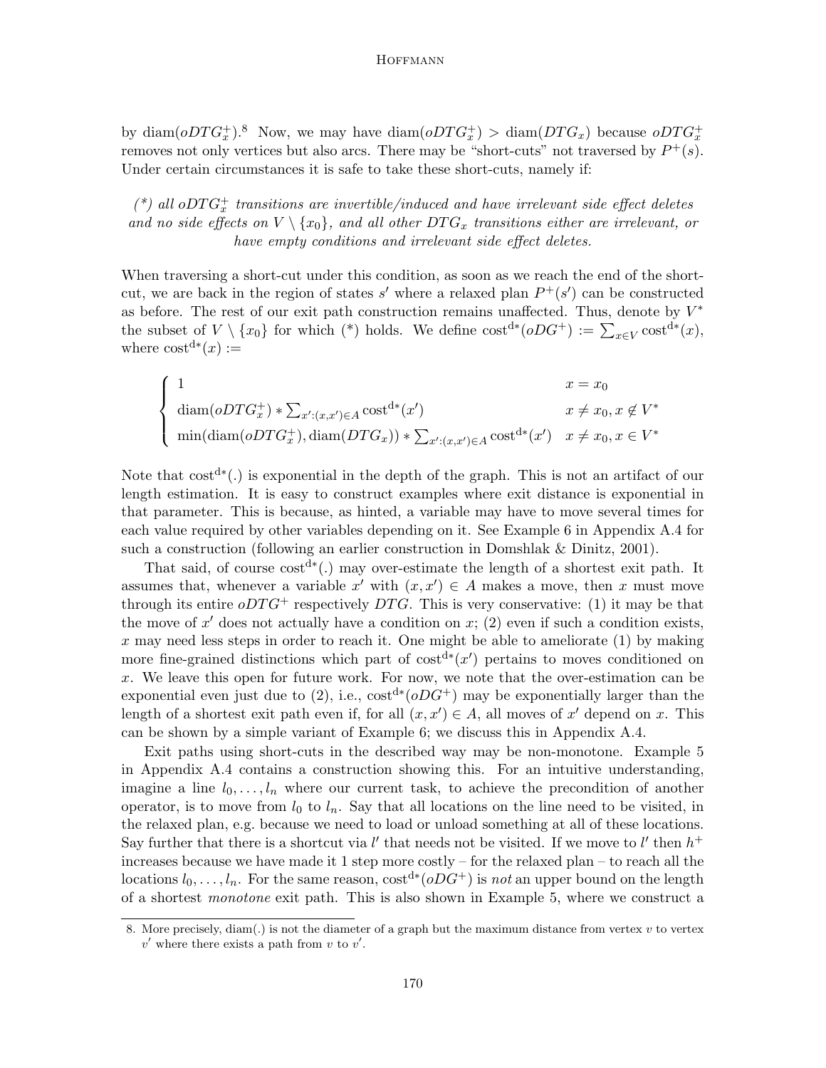by $\text{diam}(oDTG_x^+)$.[8] Now, we may have $\text{diam}(oDTG_x^+) > \text{diam}(DTG_x)$ because $oDTG_x^+$ removes not only vertices but also arcs. There may be "short-cuts" not traversed by $P^+(s)$. Under certain circumstances it is safe to take these short-cuts, namely if:

*(\*) all $oDTG_x^+$ transitions are invertible/induced and have irrelevant side effect deletes and no side effects on $V \setminus \{x_0\}$, and all other $DTG_x$ transitions either are irrelevant, or have empty conditions and irrelevant side effect deletes.*

When traversing a short-cut under this condition, as soon as we reach the end of the short-cut, we are back in the region of states $s'$ where a relaxed plan $P^+(s')$ can be constructed as before. The rest of our exit path construction remains unaffected. Thus, denote by $V^*$ the subset of $V \setminus \{x_0\}$ for which (\*) holds. We define $\text{cost}^{\text{d}*}(oDG^+) := \sum_{x \in V} \text{cost}^{\text{d}*}(x)$, where $\text{cost}^{\text{d}*}(x) :=$

$$
\begin{cases}
1 & x = x_0 \\
\text{diam}(oDTG_x^+) * \sum_{x':(x,x') \in A} \text{cost}^{\text{d}*}(x') & x \neq x_0, x \notin V^* \\
\min(\text{diam}(oDTG_x^+), \text{diam}(DTG_x)) * \sum_{x':(x,x') \in A} \text{cost}^{\text{d}*}(x') & x \neq x_0, x \in V^*
\end{cases}
$$

Note that $\text{cost}^{\text{d}*}(.)$ is exponential in the depth of the graph. This is not an artifact of our length estimation. It is easy to construct examples where exit distance is exponential in that parameter. This is because, as hinted, a variable may have to move several times for each value required by other variables depending on it. See Example 6 in Appendix A.4 for such a construction (following an earlier construction in Domshlak & Dinitz, 2001).

That said, of course $\text{cost}^{\text{d}*}(.)$ may over-estimate the length of a shortest exit path. It assumes that, whenever a variable $x'$ with $(x, x') \in A$ makes a move, then $x$ must move through its entire $oDTG^+$ respectively $DTG$. This is very conservative: (1) it may be that the move of $x'$ does not actually have a condition on $x$; (2) even if such a condition exists, $x$ may need less steps in order to reach it. One might be able to ameliorate (1) by making more fine-grained distinctions which part of $\text{cost}^{\text{d}*}(x')$ pertains to moves conditioned on $x$. We leave this open for future work. For now, we note that the over-estimation can be exponential even just due to (2), i.e., $\text{cost}^{\text{d}*}(oDG^+)$ may be exponentially larger than the length of a shortest exit path even if, for all $(x, x') \in A$, all moves of $x'$ depend on $x$. This can be shown by a simple variant of Example 6; we discuss this in Appendix A.4.

Exit paths using short-cuts in the described way may be non-monotone. Example 5 in Appendix A.4 contains a construction showing this. For an intuitive understanding, imagine a line $l_0, \dots, l_n$ where our current task, to achieve the precondition of another operator, is to move from $l_0$ to $l_n$. Say that all locations on the line need to be visited, in the relaxed plan, e.g. because we need to load or unload something at all of these locations. Say further that there is a shortcut via $l'$ that needs not be visited. If we move to $l'$ then $h^+$ increases because we have made it 1 step more costly – for the relaxed plan – to reach all the locations $l_0, \dots, l_n$. For the same reason, $\text{cost}^{\text{d}*}(oDG^+)$ is *not* an upper bound on the length of a shortest *monotone* exit path. This is also shown in Example 5, where we construct a

8. More precisely, diam(.) is not the diameter of a graph but the maximum distance from vertex $v$ to vertex $v'$ where there exists a path from $v$ to $v'$.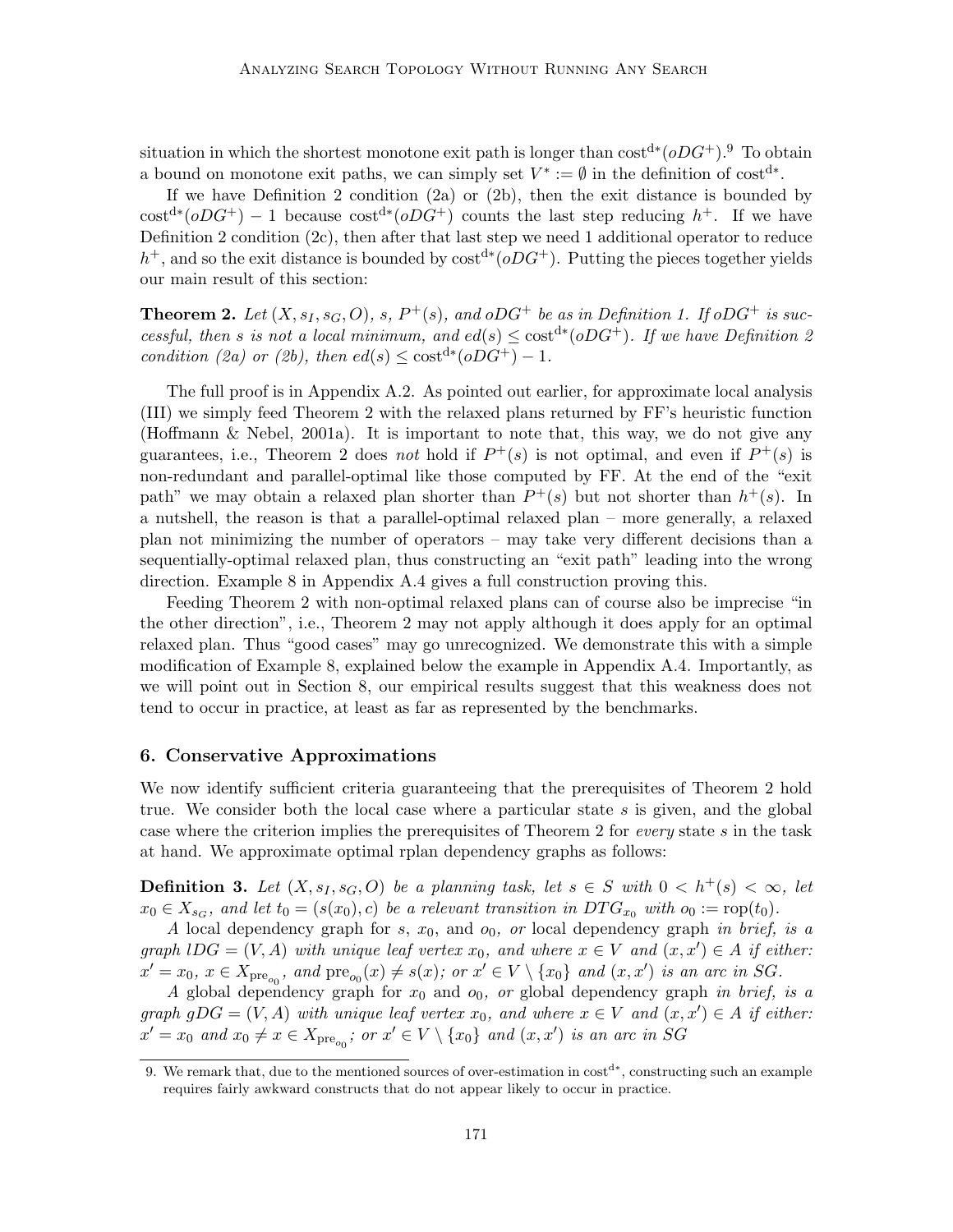situation in which the shortest monotone exit path is longer than $\text{cost}^{d*}(oDG^+)$.[9] To obtain a bound on monotone exit paths, we can simply set $V^* := \emptyset$ in the definition of $\text{cost}^{d*}$.

If we have Definition 2 condition (2a) or (2b), then the exit distance is bounded by $\text{cost}^{d*}(oDG^+) - 1$ because $\text{cost}^{d*}(oDG^+)$ counts the last step reducing $h^+$. If we have Definition 2 condition (2c), then after that last step we need 1 additional operator to reduce $h^+$, and so the exit distance is bounded by $\text{cost}^{d*}(oDG^+)$. Putting the pieces together yields our main result of this section:

**Theorem 2.** *Let $(X, s_I, s_G, O)$, $s$, $P^+(s)$, and $oDG^+$ be as in Definition 1. If $oDG^+$ is successful, then $s$ is not a local minimum, and $ed(s) \leq \text{cost}^{d*}(oDG^+)$. If we have Definition 2 condition (2a) or (2b), then $ed(s) \leq \text{cost}^{d*}(oDG^+) - 1$.*

The full proof is in Appendix A.2. As pointed out earlier, for approximate local analysis (III) we simply feed Theorem 2 with the relaxed plans returned by FF's heuristic function (Hoffmann & Nebel, 2001a). It is important to note that, this way, we do not give any guarantees, i.e., Theorem 2 does *not* hold if $P^+(s)$ is not optimal, and even if $P^+(s)$ is non-redundant and parallel-optimal like those computed by FF. At the end of the "exit path" we may obtain a relaxed plan shorter than $P^+(s)$ but not shorter than $h^+(s)$. In a nutshell, the reason is that a parallel-optimal relaxed plan – more generally, a relaxed plan not minimizing the number of operators – may take very different decisions than a sequentially-optimal relaxed plan, thus constructing an "exit path" leading into the wrong direction. Example 8 in Appendix A.4 gives a full construction proving this.

Feeding Theorem 2 with non-optimal relaxed plans can of course also be imprecise "in the other direction", i.e., Theorem 2 may not apply although it does apply for an optimal relaxed plan. Thus "good cases" may go unrecognized. We demonstrate this with a simple modification of Example 8, explained below the example in Appendix A.4. Importantly, as we will point out in Section 8, our empirical results suggest that this weakness does not tend to occur in practice, at least as far as represented by the benchmarks.

## 6. Conservative Approximations

We now identify sufficient criteria guaranteeing that the prerequisites of Theorem 2 hold true. We consider both the local case where a particular state $s$ is given, and the global case where the criterion implies the prerequisites of Theorem 2 for *every* state $s$ in the task at hand. We approximate optimal rplan dependency graphs as follows:

**Definition 3.** *Let $(X, s_I, s_G, O)$ be a planning task, let $s \in S$ with $0 < h^+(s) < \infty$, let $x_0 \in X_{s_G}$, and let $t_0 = (s(x_0), c)$ be a relevant transition in $DTG_{x_0}$ with $o_0 := \text{rop}(t_0)$.*

*A* local dependency graph *for $s$, $x_0$, and $o_0$, or* local dependency graph *in brief, is a graph $lDG = (V, A)$ with unique leaf vertex $x_0$, and where $x \in V$ and $(x, x') \in A$ if either: $x' = x_0$, $x \in X_{\text{pre}_{o_0}}$, and $\text{pre}_{o_0}(x) \neq s(x)$; or $x' \in V \setminus \{x_0\}$ and $(x, x')$ is an arc in $SG$.*

*A* global dependency graph *for $x_0$ and $o_0$, or* global dependency graph *in brief, is a graph $gDG = (V, A)$ with unique leaf vertex $x_0$, and where $x \in V$ and $(x, x') \in A$ if either: $x' = x_0$ and $x_0 \neq x \in X_{\text{pre}_{o_0}}$; or $x' \in V \setminus \{x_0\}$ and $(x, x')$ is an arc in $SG$*

---

9. We remark that, due to the mentioned sources of over-estimation in $\text{cost}^{d*}$, constructing such an example requires fairly awkward constructs that do not appear likely to occur in practice.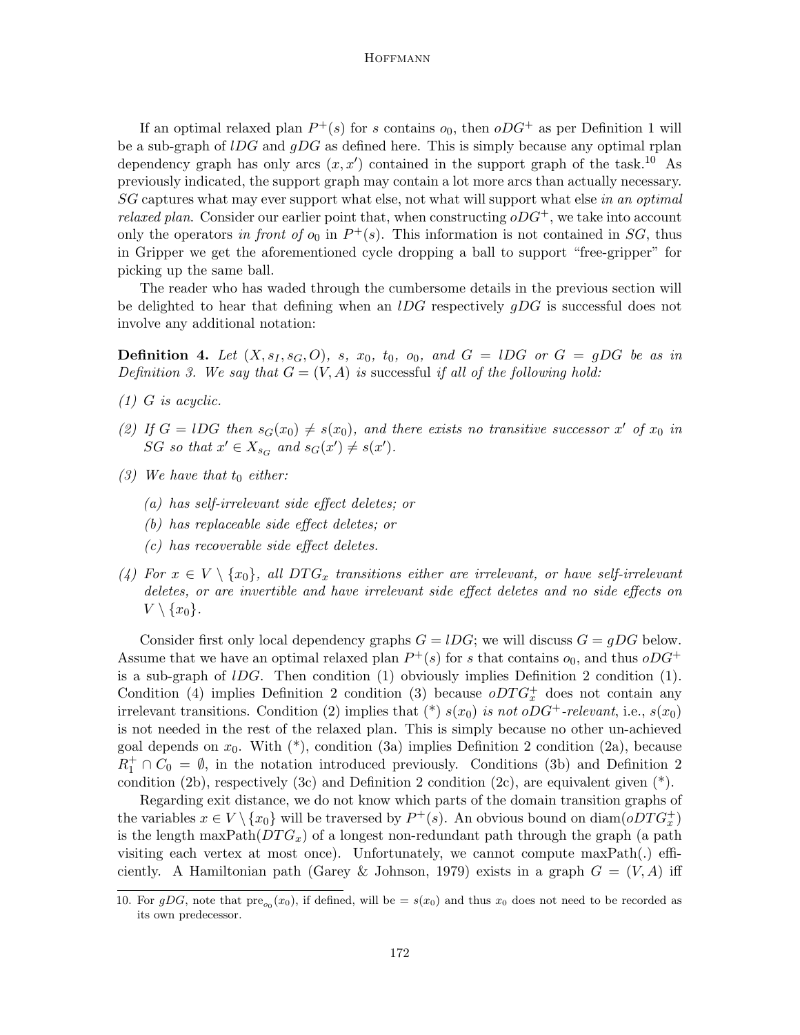If an optimal relaxed plan $P^+(s)$ for $s$ contains $o_0$, then $oDG^+$ as per Definition 1 will be a sub-graph of $lDG$ and $gDG$ as defined here. This is simply because any optimal rplan dependency graph has only arcs $(x, x')$ contained in the support graph of the task.[10] As previously indicated, the support graph may contain a lot more arcs than actually necessary. $SG$ captures what may ever support what else, not what will support what else *in an optimal relaxed plan*. Consider our earlier point that, when constructing $oDG^+$, we take into account only the operators *in front of* $o_0$ in $P^+(s)$. This information is not contained in $SG$, thus in Gripper we get the aforementioned cycle dropping a ball to support "free-gripper" for picking up the same ball.

The reader who has waded through the cumbersome details in the previous section will be delighted to hear that defining when an $lDG$ respectively $gDG$ is successful does not involve any additional notation:

**Definition 4.** *Let $(X, s_I, s_G, O)$, $s$, $x_0$, $t_0$, $o_0$, and $G = lDG$ or $G = gDG$ be as in Definition 3. We say that $G = (V, A)$ is* successful *if all of the following hold:*

*(1) $G$ is acyclic.*

*(2) If $G = lDG$ then $s_G(x_0) \neq s(x_0)$, and there exists no transitive successor $x'$ of $x_0$ in $SG$ so that $x' \in X_{s_G}$ and $s_G(x') \neq s(x')$.*

*(3) We have that $t_0$ either:*

- *(a) has self-irrelevant side effect deletes; or*
- *(b) has replaceable side effect deletes; or*
- *(c) has recoverable side effect deletes.*

*(4) For $x \in V \setminus \{x_0\}$, all $DTG_x$ transitions either are irrelevant, or have self-irrelevant deletes, or are invertible and have irrelevant side effect deletes and no side effects on $V \setminus \{x_0\}$.*

Consider first only local dependency graphs $G = lDG$; we will discuss $G = gDG$ below. Assume that we have an optimal relaxed plan $P^+(s)$ for $s$ that contains $o_0$, and thus $oDG^+$ is a sub-graph of $lDG$. Then condition (1) obviously implies Definition 2 condition (1). Condition (4) implies Definition 2 condition (3) because $oDTG^+_x$ does not contain any irrelevant transitions. Condition (2) implies that (*) *$s(x_0)$ is not $oDG^+$-relevant*, i.e., $s(x_0)$ is not needed in the rest of the relaxed plan. This is simply because no other un-achieved goal depends on $x_0$. With (*), condition (3a) implies Definition 2 condition (2a), because $R^+_1 \cap C_0 = \emptyset$, in the notation introduced previously. Conditions (3b) and Definition 2 condition (2b), respectively (3c) and Definition 2 condition (2c), are equivalent given (*).

Regarding exit distance, we do not know which parts of the domain transition graphs of the variables $x \in V \setminus \{x_0\}$ will be traversed by $P^+(s)$. An obvious bound on $\text{diam}(oDTG^+_x)$ is the length $\text{maxPath}(DTG_x)$ of a longest non-redundant path through the graph (a path visiting each vertex at most once). Unfortunately, we cannot compute maxPath(.) efficiently. A Hamiltonian path (Garey & Johnson, 1979) exists in a graph $G = (V, A)$ iff

10. For $gDG$, note that $\text{pre}_{o_0}(x_0)$, if defined, will be $= s(x_0)$ and thus $x_0$ does not need to be recorded as its own predecessor.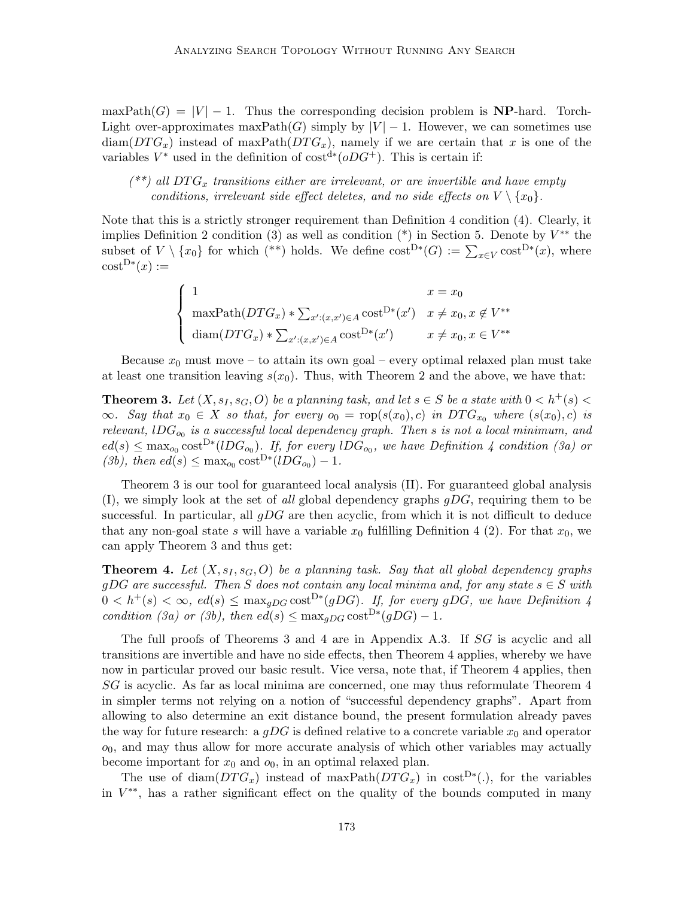$\text{maxPath}(G) = |V| - 1$. Thus the corresponding decision problem is **NP**-hard. TorchLight over-approximates $\text{maxPath}(G)$ simply by $|V| - 1$. However, we can sometimes use $\text{diam}(DTG_x)$ instead of $\text{maxPath}(DTG_x)$, namely if we are certain that $x$ is one of the variables $V^*$ used in the definition of $\text{cost}^{\text{d}*}(oDG^+)$. This is certain if:

> *(\*\*) all $DTG_x$ transitions either are irrelevant, or are invertible and have empty conditions, irrelevant side effect deletes, and no side effects on $V \setminus \{x_0\}$.*

Note that this is a strictly stronger requirement than Definition 4 condition (4). Clearly, it implies Definition 2 condition (3) as well as condition (\*) in Section 5. Denote by $V^{**}$ the subset of $V \setminus \{x_0\}$ for which (\*\*) holds. We define $\text{cost}^{\text{D}*}(G) := \sum_{x \in V} \text{cost}^{\text{D}*}(x)$, where $\text{cost}^{\text{D}*}(x) :=$

$$
\begin{cases}
1 & x = x_0 \\
\text{maxPath}(DTG_x) * \sum_{x':(x,x') \in A} \text{cost}^{\text{D}*}(x') & x \neq x_0, x \notin V^{**} \\
\text{diam}(DTG_x) * \sum_{x':(x,x') \in A} \text{cost}^{\text{D}*}(x') & x \neq x_0, x \in V^{**}
\end{cases}
$$

Because $x_0$ must move – to attain its own goal – every optimal relaxed plan must take at least one transition leaving $s(x_0)$. Thus, with Theorem 2 and the above, we have that:

**Theorem 3.** *Let $(X, s_I, s_G, O)$ be a planning task, and let $s \in S$ be a state with $0 < h^+(s) < \infty$. Say that $x_0 \in X$ so that, for every $o_0 = \text{rop}(s(x_0), c)$ in $DTG_{x_0}$ where $(s(x_0), c)$ is relevant, $lDG_{o_0}$ is a successful local dependency graph. Then $s$ is not a local minimum, and $ed(s) \leq \max_{o_0} \text{cost}^{\text{D}*}(lDG_{o_0})$. If, for every $lDG_{o_0}$, we have Definition 4 condition (3a) or (3b), then $ed(s) \leq \max_{o_0} \text{cost}^{\text{D}*}(lDG_{o_0}) - 1$.*

Theorem 3 is our tool for guaranteed local analysis (II). For guaranteed global analysis (I), we simply look at the set of *all* global dependency graphs $gDG$, requiring them to be successful. In particular, all $gDG$ are then acyclic, from which it is not difficult to deduce that any non-goal state $s$ will have a variable $x_0$ fulfilling Definition 4 (2). For that $x_0$, we can apply Theorem 3 and thus get:

**Theorem 4.** *Let $(X, s_I, s_G, O)$ be a planning task. Say that all global dependency graphs $gDG$ are successful. Then $S$ does not contain any local minima and, for any state $s \in S$ with $0 < h^+(s) < \infty$, $ed(s) \leq \max_{gDG} \text{cost}^{\text{D}*}(gDG)$. If, for every $gDG$, we have Definition 4 condition (3a) or (3b), then $ed(s) \leq \max_{gDG} \text{cost}^{\text{D}*}(gDG) - 1$.*

The full proofs of Theorems 3 and 4 are in Appendix A.3. If $SG$ is acyclic and all transitions are invertible and have no side effects, then Theorem 4 applies, whereby we have now in particular proved our basic result. Vice versa, note that, if Theorem 4 applies, then $SG$ is acyclic. As far as local minima are concerned, one may thus reformulate Theorem 4 in simpler terms not relying on a notion of "successful dependency graphs". Apart from allowing to also determine an exit distance bound, the present formulation already paves the way for future research: a $gDG$ is defined relative to a concrete variable $x_0$ and operator $o_0$, and may thus allow for more accurate analysis of which other variables may actually become important for $x_0$ and $o_0$, in an optimal relaxed plan.

The use of $\text{diam}(DTG_x)$ instead of $\text{maxPath}(DTG_x)$ in $\text{cost}^{\text{D}*}(.)$, for the variables in $V^{**}$, has a rather significant effect on the quality of the bounds computed in many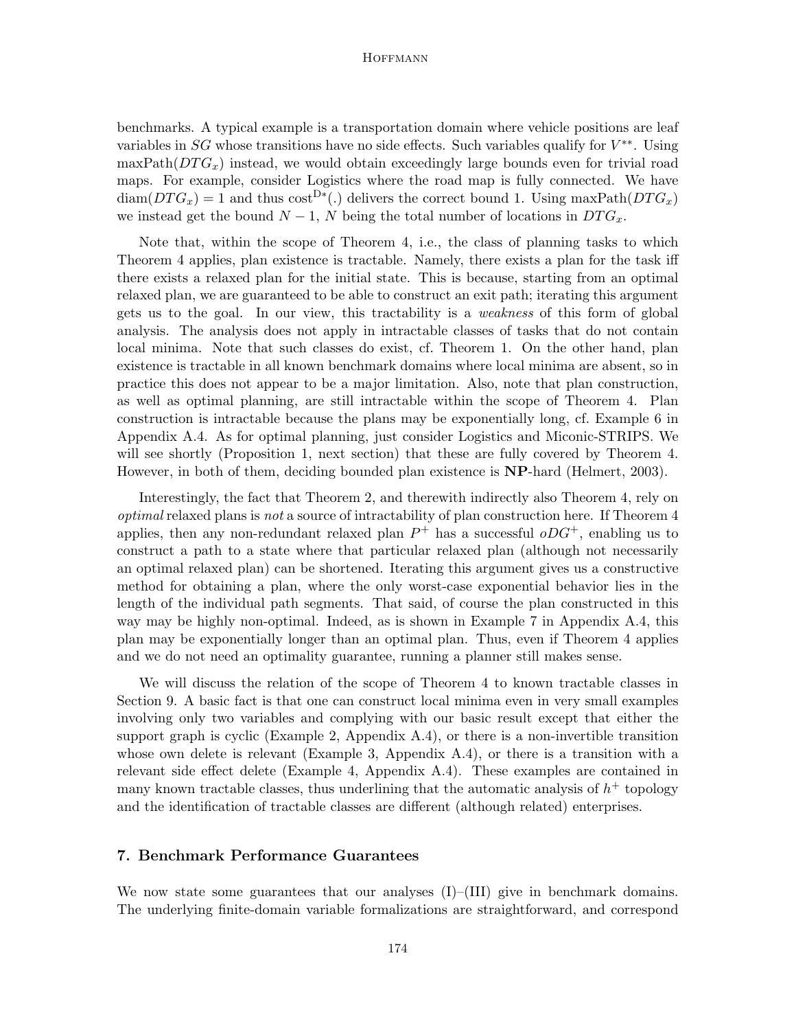benchmarks. A typical example is a transportation domain where vehicle positions are leaf variables in $SG$ whose transitions have no side effects. Such variables qualify for $V^{**}$. Using $\text{maxPath}(DTG_x)$ instead, we would obtain exceedingly large bounds even for trivial road maps. For example, consider Logistics where the road map is fully connected. We have $\text{diam}(DTG_x) = 1$ and thus $\text{cost}^{D*}(.)$ delivers the correct bound 1. Using $\text{maxPath}(DTG_x)$ we instead get the bound $N - 1$, $N$ being the total number of locations in $DTG_x$.

Note that, within the scope of Theorem 4, i.e., the class of planning tasks to which Theorem 4 applies, plan existence is tractable. Namely, there exists a plan for the task iff there exists a relaxed plan for the initial state. This is because, starting from an optimal relaxed plan, we are guaranteed to be able to construct an exit path; iterating this argument gets us to the goal. In our view, this tractability is a *weakness* of this form of global analysis. The analysis does not apply in intractable classes of tasks that do not contain local minima. Note that such classes do exist, cf. Theorem 1. On the other hand, plan existence is tractable in all known benchmark domains where local minima are absent, so in practice this does not appear to be a major limitation. Also, note that plan construction, as well as optimal planning, are still intractable within the scope of Theorem 4. Plan construction is intractable because the plans may be exponentially long, cf. Example 6 in Appendix A.4. As for optimal planning, just consider Logistics and Miconic-STRIPS. We will see shortly (Proposition 1, next section) that these are fully covered by Theorem 4. However, in both of them, deciding bounded plan existence is **NP**-hard (Helmert, 2003).

Interestingly, the fact that Theorem 2, and therewith indirectly also Theorem 4, rely on *optimal* relaxed plans is *not* a source of intractability of plan construction here. If Theorem 4 applies, then any non-redundant relaxed plan $P^+$ has a successful $oDG^+$, enabling us to construct a path to a state where that particular relaxed plan (although not necessarily an optimal relaxed plan) can be shortened. Iterating this argument gives us a constructive method for obtaining a plan, where the only worst-case exponential behavior lies in the length of the individual path segments. That said, of course the plan constructed in this way may be highly non-optimal. Indeed, as is shown in Example 7 in Appendix A.4, this plan may be exponentially longer than an optimal plan. Thus, even if Theorem 4 applies and we do not need an optimality guarantee, running a planner still makes sense.

We will discuss the relation of the scope of Theorem 4 to known tractable classes in Section 9. A basic fact is that one can construct local minima even in very small examples involving only two variables and complying with our basic result except that either the support graph is cyclic (Example 2, Appendix A.4), or there is a non-invertible transition whose own delete is relevant (Example 3, Appendix A.4), or there is a transition with a relevant side effect delete (Example 4, Appendix A.4). These examples are contained in many known tractable classes, thus underlining that the automatic analysis of $h^+$ topology and the identification of tractable classes are different (although related) enterprises.

## 7. Benchmark Performance Guarantees

We now state some guarantees that our analyses (I)–(III) give in benchmark domains. The underlying finite-domain variable formalizations are straightforward, and correspond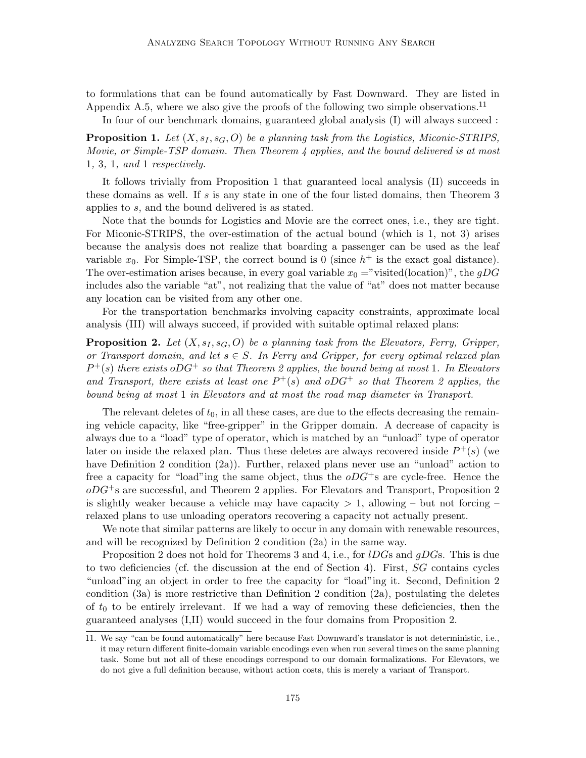to formulations that can be found automatically by Fast Downward. They are listed in Appendix A.5, where we also give the proofs of the following two simple observations.[11]

In four of our benchmark domains, guaranteed global analysis (I) will always succeed :

**Proposition 1.** *Let $(X, s_I, s_G, O)$ be a planning task from the Logistics, Miconic-STRIPS, Movie, or Simple-TSP domain. Then Theorem 4 applies, and the bound delivered is at most* 1*,* 3*,* 1*, and* 1 *respectively.*

It follows trivially from Proposition 1 that guaranteed local analysis (II) succeeds in these domains as well. If $s$ is any state in one of the four listed domains, then Theorem 3 applies to $s$, and the bound delivered is as stated.

Note that the bounds for Logistics and Movie are the correct ones, i.e., they are tight. For Miconic-STRIPS, the over-estimation of the actual bound (which is 1, not 3) arises because the analysis does not realize that boarding a passenger can be used as the leaf variable $x_0$. For Simple-TSP, the correct bound is 0 (since $h^+$ is the exact goal distance). The over-estimation arises because, in every goal variable $x_0 =$"visited(location)", the $gDG$ includes also the variable "at", not realizing that the value of "at" does not matter because any location can be visited from any other one.

For the transportation benchmarks involving capacity constraints, approximate local analysis (III) will always succeed, if provided with suitable optimal relaxed plans:

**Proposition 2.** *Let $(X, s_I, s_G, O)$ be a planning task from the Elevators, Ferry, Gripper, or Transport domain, and let $s \in S$. In Ferry and Gripper, for every optimal relaxed plan $P^+(s)$ there exists $oDG^+$ so that Theorem 2 applies, the bound being at most* 1*. In Elevators and Transport, there exists at least one $P^+(s)$ and $oDG^+$ so that Theorem 2 applies, the bound being at most* 1 *in Elevators and at most the road map diameter in Transport.*

The relevant deletes of $t_0$, in all these cases, are due to the effects decreasing the remaining vehicle capacity, like "free-gripper" in the Gripper domain. A decrease of capacity is always due to a "load" type of operator, which is matched by an "unload" type of operator later on inside the relaxed plan. Thus these deletes are always recovered inside $P^+(s)$ (we have Definition 2 condition (2a)). Further, relaxed plans never use an "unload" action to free a capacity for "load"ing the same object, thus the $oDG^+$s are cycle-free. Hence the $oDG^+$s are successful, and Theorem 2 applies. For Elevators and Transport, Proposition 2 is slightly weaker because a vehicle may have capacity $> 1$, allowing – but not forcing – relaxed plans to use unloading operators recovering a capacity not actually present.

We note that similar patterns are likely to occur in any domain with renewable resources, and will be recognized by Definition 2 condition (2a) in the same way.

Proposition 2 does not hold for Theorems 3 and 4, i.e., for $lDG$s and $gDG$s. This is due to two deficiencies (cf. the discussion at the end of Section 4). First, $SG$ contains cycles "unload"ing an object in order to free the capacity for "load"ing it. Second, Definition 2 condition (3a) is more restrictive than Definition 2 condition (2a), postulating the deletes of $t_0$ to be entirely irrelevant. If we had a way of removing these deficiencies, then the guaranteed analyses (I,II) would succeed in the four domains from Proposition 2.

11. We say "can be found automatically" here because Fast Downward's translator is not deterministic, i.e., it may return different finite-domain variable encodings even when run several times on the same planning task. Some but not all of these encodings correspond to our domain formalizations. For Elevators, we do not give a full definition because, without action costs, this is merely a variant of Transport.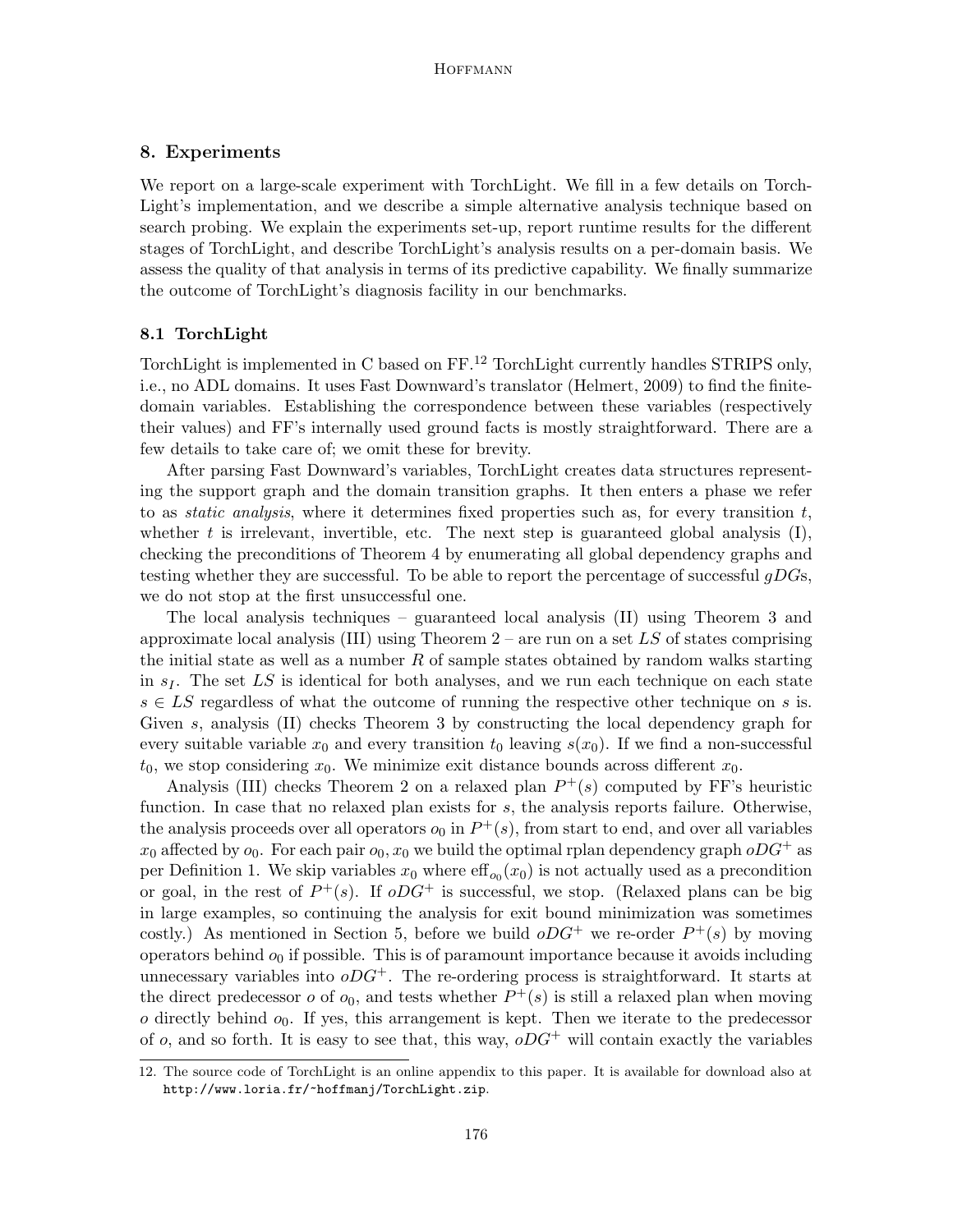## 8. Experiments

We report on a large-scale experiment with TorchLight. We fill in a few details on TorchLight's implementation, and we describe a simple alternative analysis technique based on search probing. We explain the experiments set-up, report runtime results for the different stages of TorchLight, and describe TorchLight's analysis results on a per-domain basis. We assess the quality of that analysis in terms of its predictive capability. We finally summarize the outcome of TorchLight's diagnosis facility in our benchmarks.

### 8.1 TorchLight

TorchLight is implemented in C based on FF.[12] TorchLight currently handles STRIPS only, i.e., no ADL domains. It uses Fast Downward's translator (Helmert, 2009) to find the finite-domain variables. Establishing the correspondence between these variables (respectively their values) and FF's internally used ground facts is mostly straightforward. There are a few details to take care of; we omit these for brevity.

After parsing Fast Downward's variables, TorchLight creates data structures representing the support graph and the domain transition graphs. It then enters a phase we refer to as *static analysis*, where it determines fixed properties such as, for every transition $t$, whether $t$ is irrelevant, invertible, etc. The next step is guaranteed global analysis (I), checking the preconditions of Theorem 4 by enumerating all global dependency graphs and testing whether they are successful. To be able to report the percentage of successful $gDG$s, we do not stop at the first unsuccessful one.

The local analysis techniques – guaranteed local analysis (II) using Theorem 3 and approximate local analysis (III) using Theorem 2 – are run on a set $LS$ of states comprising the initial state as well as a number $R$ of sample states obtained by random walks starting in $s_I$. The set $LS$ is identical for both analyses, and we run each technique on each state $s \in LS$ regardless of what the outcome of running the respective other technique on $s$ is. Given $s$, analysis (II) checks Theorem 3 by constructing the local dependency graph for every suitable variable $x_0$ and every transition $t_0$ leaving $s(x_0)$. If we find a non-successful $t_0$, we stop considering $x_0$. We minimize exit distance bounds across different $x_0$.

Analysis (III) checks Theorem 2 on a relaxed plan $P^+(s)$ computed by FF's heuristic function. In case that no relaxed plan exists for $s$, the analysis reports failure. Otherwise, the analysis proceeds over all operators $o_0$ in $P^+(s)$, from start to end, and over all variables $x_0$ affected by $o_0$. For each pair $o_0, x_0$ we build the optimal rplan dependency graph $oDG^+$ as per Definition 1. We skip variables $x_0$ where $\text{eff}_{o_0}(x_0)$ is not actually used as a precondition or goal, in the rest of $P^+(s)$. If $oDG^+$ is successful, we stop. (Relaxed plans can be big in large examples, so continuing the analysis for exit bound minimization was sometimes costly.) As mentioned in Section 5, before we build $oDG^+$ we re-order $P^+(s)$ by moving operators behind $o_0$ if possible. This is of paramount importance because it avoids including unnecessary variables into $oDG^+$. The re-ordering process is straightforward. It starts at the direct predecessor $o$ of $o_0$, and tests whether $P^+(s)$ is still a relaxed plan when moving $o$ directly behind $o_0$. If yes, this arrangement is kept. Then we iterate to the predecessor of $o$, and so forth. It is easy to see that, this way, $oDG^+$ will contain exactly the variables

12. The source code of TorchLight is an online appendix to this paper. It is available for download also at http://www.loria.fr/~hoffmanj/TorchLight.zip.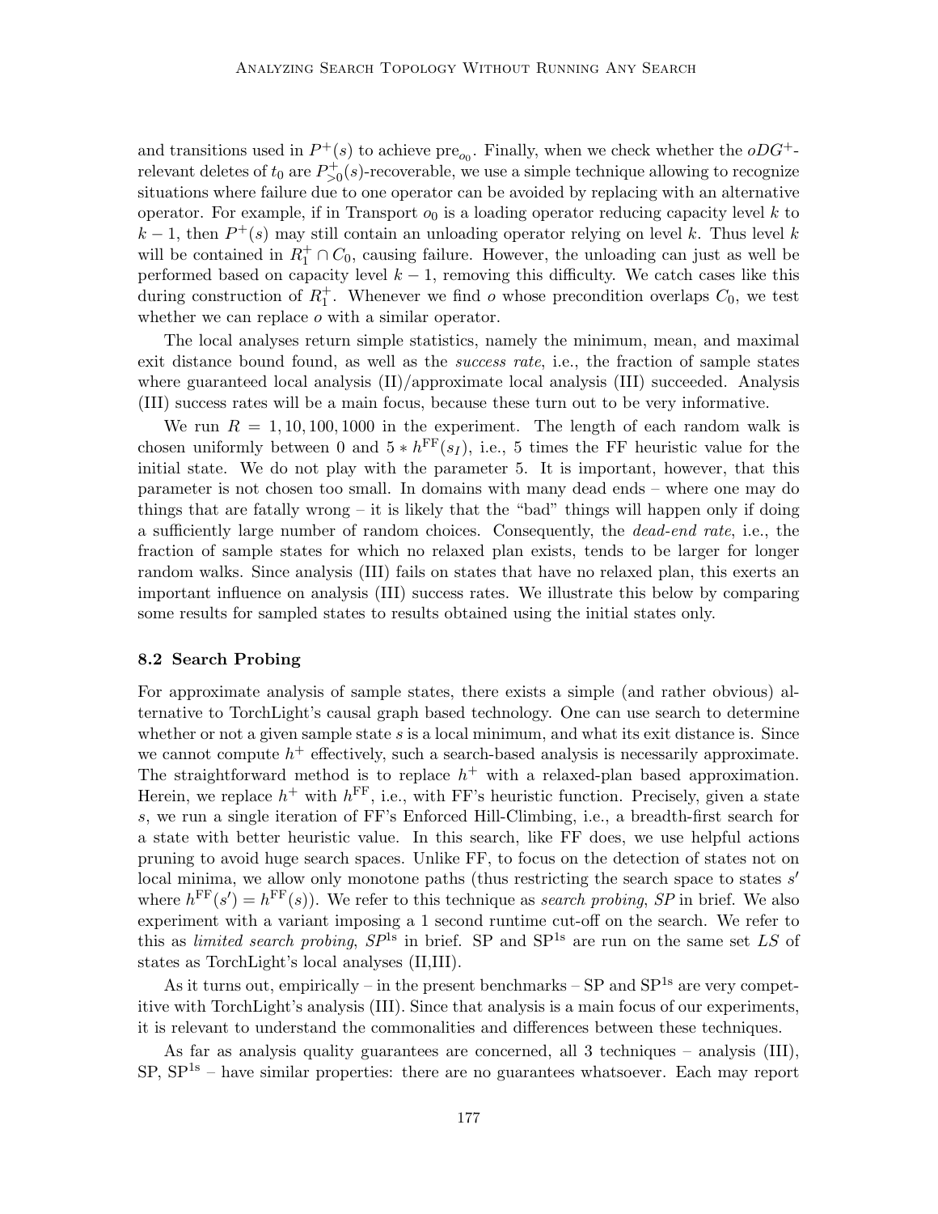and transitions used in $P^+(s)$ to achieve $\text{pre}_{o_0}$. Finally, when we check whether the $oDG^+$-relevant deletes of $t_0$ are $P^+_{>0}(s)$-recoverable, we use a simple technique allowing to recognize situations where failure due to one operator can be avoided by replacing with an alternative operator. For example, if in Transport $o_0$ is a loading operator reducing capacity level $k$ to $k-1$, then $P^+(s)$ may still contain an unloading operator relying on level $k$. Thus level $k$ will be contained in $R^+_1 \cap C_0$, causing failure. However, the unloading can just as well be performed based on capacity level $k-1$, removing this difficulty. We catch cases like this during construction of $R^+_1$. Whenever we find $o$ whose precondition overlaps $C_0$, we test whether we can replace $o$ with a similar operator.

The local analyses return simple statistics, namely the minimum, mean, and maximal exit distance bound found, as well as the *success rate*, i.e., the fraction of sample states where guaranteed local analysis (II)/approximate local analysis (III) succeeded. Analysis (III) success rates will be a main focus, because these turn out to be very informative.

We run $R = 1, 10, 100, 1000$ in the experiment. The length of each random walk is chosen uniformly between 0 and $5 * h^{\text{FF}}(s_I)$, i.e., 5 times the FF heuristic value for the initial state. We do not play with the parameter 5. It is important, however, that this parameter is not chosen too small. In domains with many dead ends – where one may do things that are fatally wrong – it is likely that the "bad" things will happen only if doing a sufficiently large number of random choices. Consequently, the *dead-end rate*, i.e., the fraction of sample states for which no relaxed plan exists, tends to be larger for longer random walks. Since analysis (III) fails on states that have no relaxed plan, this exerts an important influence on analysis (III) success rates. We illustrate this below by comparing some results for sampled states to results obtained using the initial states only.

### 8.2 Search Probing

For approximate analysis of sample states, there exists a simple (and rather obvious) alternative to TorchLight's causal graph based technology. One can use search to determine whether or not a given sample state $s$ is a local minimum, and what its exit distance is. Since we cannot compute $h^+$ effectively, such a search-based analysis is necessarily approximate. The straightforward method is to replace $h^+$ with a relaxed-plan based approximation. Herein, we replace $h^+$ with $h^{\text{FF}}$, i.e., with FF's heuristic function. Precisely, given a state $s$, we run a single iteration of FF's Enforced Hill-Climbing, i.e., a breadth-first search for a state with better heuristic value. In this search, like FF does, we use helpful actions pruning to avoid huge search spaces. Unlike FF, to focus on the detection of states not on local minima, we allow only monotone paths (thus restricting the search space to states $s'$ where $h^{\text{FF}}(s') = h^{\text{FF}}(s)$). We refer to this technique as *search probing*, *SP* in brief. We also experiment with a variant imposing a 1 second runtime cut-off on the search. We refer to this as *limited search probing*, *SP$^{1s}$* in brief. SP and SP$^{1s}$ are run on the same set $LS$ of states as TorchLight's local analyses (II,III).

As it turns out, empirically – in the present benchmarks – SP and SP$^{1s}$ are very competitive with TorchLight's analysis (III). Since that analysis is a main focus of our experiments, it is relevant to understand the commonalities and differences between these techniques.

As far as analysis quality guarantees are concerned, all 3 techniques – analysis (III), SP, SP$^{1s}$ – have similar properties: there are no guarantees whatsoever. Each may report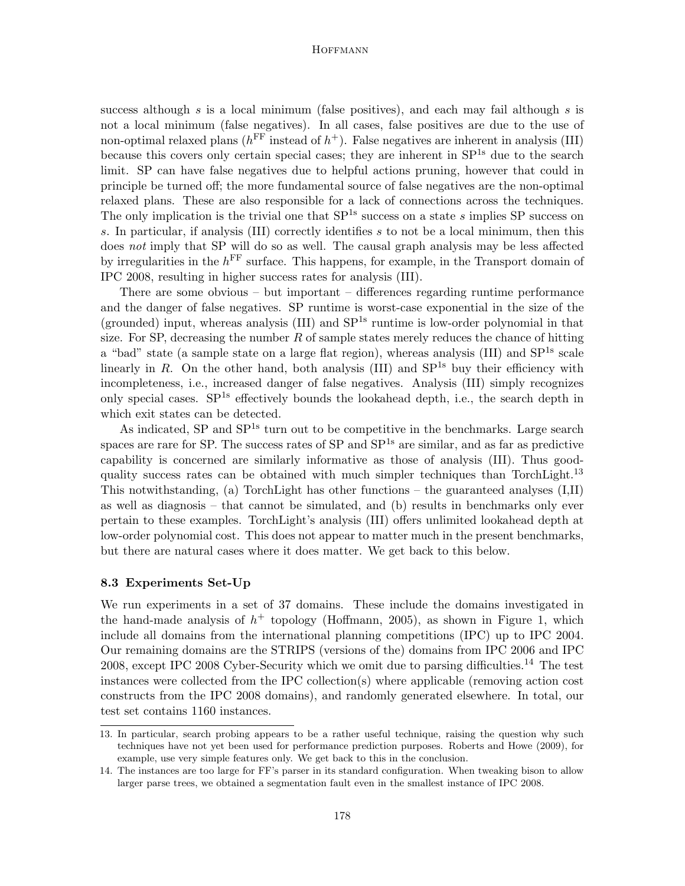success although $s$ is a local minimum (false positives), and each may fail although $s$ is not a local minimum (false negatives). In all cases, false positives are due to the use of non-optimal relaxed plans ($h^{\text{FF}}$ instead of $h^+$). False negatives are inherent in analysis (III) because this covers only certain special cases; they are inherent in $\text{SP}^{1s}$ due to the search limit. SP can have false negatives due to helpful actions pruning, however that could in principle be turned off; the more fundamental source of false negatives are the non-optimal relaxed plans. These are also responsible for a lack of connections across the techniques. The only implication is the trivial one that $\text{SP}^{1s}$ success on a state $s$ implies SP success on $s$. In particular, if analysis (III) correctly identifies $s$ to not be a local minimum, then this does *not* imply that SP will do so as well. The causal graph analysis may be less affected by irregularities in the $h^{\text{FF}}$ surface. This happens, for example, in the Transport domain of IPC 2008, resulting in higher success rates for analysis (III).

There are some obvious – but important – differences regarding runtime performance and the danger of false negatives. SP runtime is worst-case exponential in the size of the (grounded) input, whereas analysis (III) and $\text{SP}^{1s}$ runtime is low-order polynomial in that size. For SP, decreasing the number $R$ of sample states merely reduces the chance of hitting a "bad" state (a sample state on a large flat region), whereas analysis (III) and $\text{SP}^{1s}$ scale linearly in $R$. On the other hand, both analysis (III) and $\text{SP}^{1s}$ buy their efficiency with incompleteness, i.e., increased danger of false negatives. Analysis (III) simply recognizes only special cases. $\text{SP}^{1s}$ effectively bounds the lookahead depth, i.e., the search depth in which exit states can be detected.

As indicated, SP and $\text{SP}^{1s}$ turn out to be competitive in the benchmarks. Large search spaces are rare for SP. The success rates of SP and $\text{SP}^{1s}$ are similar, and as far as predictive capability is concerned are similarly informative as those of analysis (III). Thus good-quality success rates can be obtained with much simpler techniques than TorchLight.[13] This notwithstanding, (a) TorchLight has other functions – the guaranteed analyses (I,II) as well as diagnosis – that cannot be simulated, and (b) results in benchmarks only ever pertain to these examples. TorchLight's analysis (III) offers unlimited lookahead depth at low-order polynomial cost. This does not appear to matter much in the present benchmarks, but there are natural cases where it does matter. We get back to this below.

### 8.3 Experiments Set-Up

We run experiments in a set of 37 domains. These include the domains investigated in the hand-made analysis of $h^+$ topology (Hoffmann, 2005), as shown in Figure 1, which include all domains from the international planning competitions (IPC) up to IPC 2004. Our remaining domains are the STRIPS (versions of the) domains from IPC 2006 and IPC 2008, except IPC 2008 Cyber-Security which we omit due to parsing difficulties.[14] The test instances were collected from the IPC collection(s) where applicable (removing action cost constructs from the IPC 2008 domains), and randomly generated elsewhere. In total, our test set contains 1160 instances.

---

13. In particular, search probing appears to be a rather useful technique, raising the question why such techniques have not yet been used for performance prediction purposes. Roberts and Howe (2009), for example, use very simple features only. We get back to this in the conclusion.

14. The instances are too large for FF's parser in its standard configuration. When tweaking bison to allow larger parse trees, we obtained a segmentation fault even in the smallest instance of IPC 2008.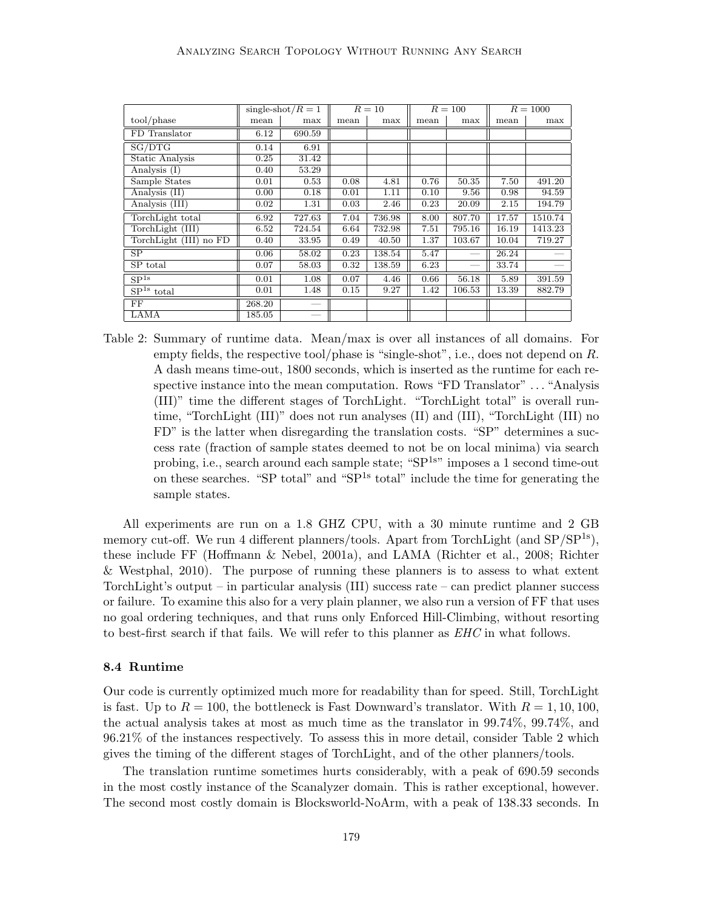| | single-shot/$R = 1$ | | $R = 10$ | | $R = 100$ | | $R = 1000$ | |
|---|---|---|---|---|---|---|---|---|
| tool/phase | mean | max | mean | max | mean | max | mean | max |
| FD Translator | 6.12 | 690.59 | | | | | | |
| SG/DTG | 0.14 | 6.91 | | | | | | |
| Static Analysis | 0.25 | 31.42 | | | | | | |
| Analysis (I) | 0.40 | 53.29 | | | | | | |
| Sample States | 0.01 | 0.53 | 0.08 | 4.81 | 0.76 | 50.35 | 7.50 | 491.20 |
| Analysis (II) | 0.00 | 0.18 | 0.01 | 1.11 | 0.10 | 9.56 | 0.98 | 94.59 |
| Analysis (III) | 0.02 | 1.31 | 0.03 | 2.46 | 0.23 | 20.09 | 2.15 | 194.79 |
| TorchLight total | 6.92 | 727.63 | 7.04 | 736.98 | 8.00 | 807.70 | 17.57 | 1510.74 |
| TorchLight (III) | 6.52 | 724.54 | 6.64 | 732.98 | 7.51 | 795.16 | 16.19 | 1413.23 |
| TorchLight (III) no FD | 0.40 | 33.95 | 0.49 | 40.50 | 1.37 | 103.67 | 10.04 | 719.27 |
| SP | 0.06 | 58.02 | 0.23 | 138.54 | 5.47 | — | 26.24 | — |
| SP total | 0.07 | 58.03 | 0.32 | 138.59 | 6.23 | — | 33.74 | — |
| $SP^{1s}$ | 0.01 | 1.08 | 0.07 | 4.46 | 0.66 | 56.18 | 5.89 | 391.59 |
| $SP^{1s}$ total | 0.01 | 1.48 | 0.15 | 9.27 | 1.42 | 106.53 | 13.39 | 882.79 |
| FF | 268.20 | — | | | | | | |
| LAMA | 185.05 | — | | | | | | |

Table 2: Summary of runtime data. Mean/max is over all instances of all domains. For empty fields, the respective tool/phase is "single-shot", i.e., does not depend on $R$. A dash means time-out, 1800 seconds, which is inserted as the runtime for each respective instance into the mean computation. Rows "FD Translator" ... "Analysis (III)" time the different stages of TorchLight. "TorchLight total" is overall runtime, "TorchLight (III)" does not run analyses (II) and (III), "TorchLight (III) no FD" is the latter when disregarding the translation costs. "SP" determines a success rate (fraction of sample states deemed to not be on local minima) via search probing, i.e., search around each sample state; "$SP^{1s}$" imposes a 1 second time-out on these searches. "SP total" and "$SP^{1s}$ total" include the time for generating the sample states.

All experiments are run on a 1.8 GHZ CPU, with a 30 minute runtime and 2 GB memory cut-off. We run 4 different planners/tools. Apart from TorchLight (and SP/$SP^{1s}$), these include FF (Hoffmann & Nebel, 2001a), and LAMA (Richter et al., 2008; Richter & Westphal, 2010). The purpose of running these planners is to assess to what extent TorchLight's output – in particular analysis (III) success rate – can predict planner success or failure. To examine this also for a very plain planner, we also run a version of FF that uses no goal ordering techniques, and that runs only Enforced Hill-Climbing, without resorting to best-first search if that fails. We will refer to this planner as *EHC* in what follows.

### 8.4 Runtime

Our code is currently optimized much more for readability than for speed. Still, TorchLight is fast. Up to $R = 100$, the bottleneck is Fast Downward's translator. With $R = 1, 10, 100$, the actual analysis takes at most as much time as the translator in 99.74%, 99.74%, and 96.21% of the instances respectively. To assess this in more detail, consider Table 2 which gives the timing of the different stages of TorchLight, and of the other planners/tools.

The translation runtime sometimes hurts considerably, with a peak of 690.59 seconds in the most costly instance of the Scanalyzer domain. This is rather exceptional, however. The second most costly domain is Blocksworld-NoArm, with a peak of 138.33 seconds. In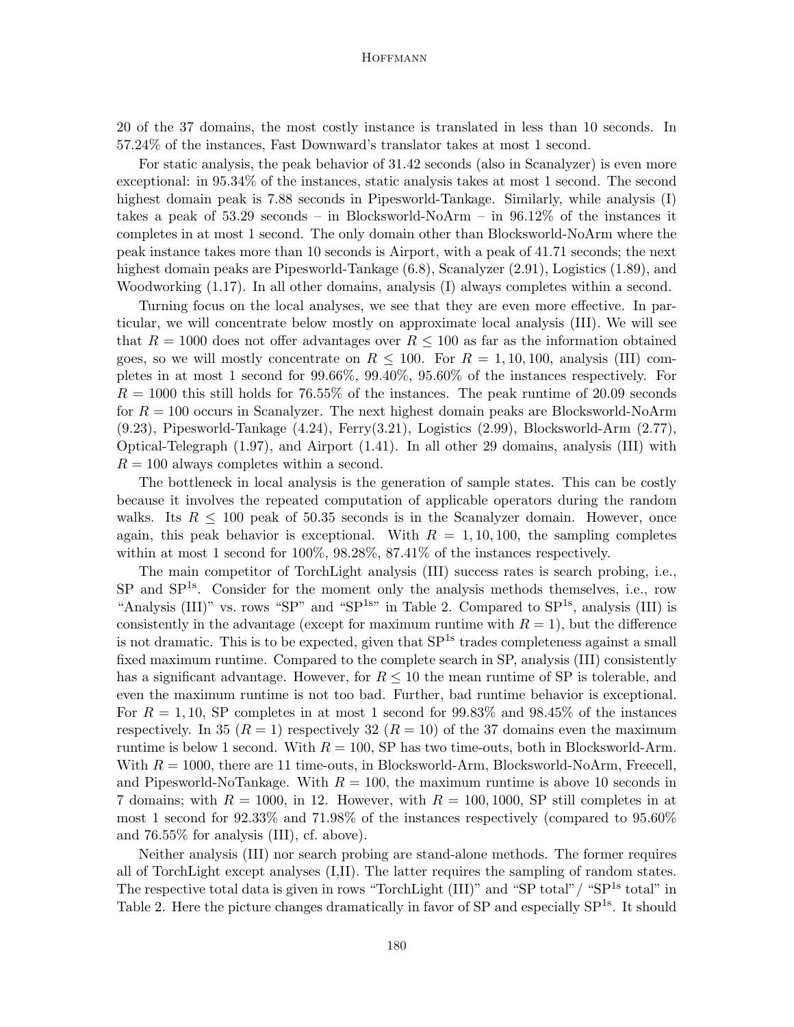20 of the 37 domains, the most costly instance is translated in less than 10 seconds. In 57.24% of the instances, Fast Downward's translator takes at most 1 second.

For static analysis, the peak behavior of 31.42 seconds (also in Scanalyzer) is even more exceptional: in 95.34% of the instances, static analysis takes at most 1 second. The second highest domain peak is 7.88 seconds in Pipesworld-Tankage. Similarly, while analysis (I) takes a peak of 53.29 seconds – in Blocksworld-NoArm – in 96.12% of the instances it completes in at most 1 second. The only domain other than Blocksworld-NoArm where the peak instance takes more than 10 seconds is Airport, with a peak of 41.71 seconds; the next highest domain peaks are Pipesworld-Tankage (6.8), Scanalyzer (2.91), Logistics (1.89), and Woodworking (1.17). In all other domains, analysis (I) always completes within a second.

Turning focus on the local analyses, we see that they are even more effective. In particular, we will concentrate below mostly on approximate local analysis (III). We will see that $R = 1000$ does not offer advantages over $R \leq 100$ as far as the information obtained goes, so we will mostly concentrate on $R \leq 100$. For $R = 1, 10, 100$, analysis (III) completes in at most 1 second for 99.66%, 99.40%, 95.60% of the instances respectively. For $R = 1000$ this still holds for 76.55% of the instances. The peak runtime of 20.09 seconds for $R = 100$ occurs in Scanalyzer. The next highest domain peaks are Blocksworld-NoArm (9.23), Pipesworld-Tankage (4.24), Ferry(3.21), Logistics (2.99), Blocksworld-Arm (2.77), Optical-Telegraph (1.97), and Airport (1.41). In all other 29 domains, analysis (III) with $R = 100$ always completes within a second.

The bottleneck in local analysis is the generation of sample states. This can be costly because it involves the repeated computation of applicable operators during the random walks. Its $R \leq 100$ peak of 50.35 seconds is in the Scanalyzer domain. However, once again, this peak behavior is exceptional. With $R = 1, 10, 100$, the sampling completes within at most 1 second for 100%, 98.28%, 87.41% of the instances respectively.

The main competitor of TorchLight analysis (III) success rates is search probing, i.e., SP and $\text{SP}^{1s}$. Consider for the moment only the analysis methods themselves, i.e., row "Analysis (III)" vs. rows "SP" and "$\text{SP}^{1s}$" in Table 2. Compared to $\text{SP}^{1s}$, analysis (III) is consistently in the advantage (except for maximum runtime with $R = 1$), but the difference is not dramatic. This is to be expected, given that $\text{SP}^{1s}$ trades completeness against a small fixed maximum runtime. Compared to the complete search in SP, analysis (III) consistently has a significant advantage. However, for $R \leq 10$ the mean runtime of SP is tolerable, and even the maximum runtime is not too bad. Further, bad runtime behavior is exceptional. For $R = 1, 10$, SP completes in at most 1 second for 99.83% and 98.45% of the instances respectively. In 35 ($R = 1$) respectively 32 ($R = 10$) of the 37 domains even the maximum runtime is below 1 second. With $R = 100$, SP has two time-outs, both in Blocksworld-Arm. With $R = 1000$, there are 11 time-outs, in Blocksworld-Arm, Blocksworld-NoArm, Freecell, and Pipesworld-NoTankage. With $R = 100$, the maximum runtime is above 10 seconds in 7 domains; with $R = 1000$, in 12. However, with $R = 100, 1000$, SP still completes in at most 1 second for 92.33% and 71.98% of the instances respectively (compared to 95.60% and 76.55% for analysis (III), cf. above).

Neither analysis (III) nor search probing are stand-alone methods. The former requires all of TorchLight except analyses (I,II). The latter requires the sampling of random states. The respective total data is given in rows "TorchLight (III)" and "SP total"/ "$\text{SP}^{1s}$ total" in Table 2. Here the picture changes dramatically in favor of SP and especially $\text{SP}^{1s}$. It should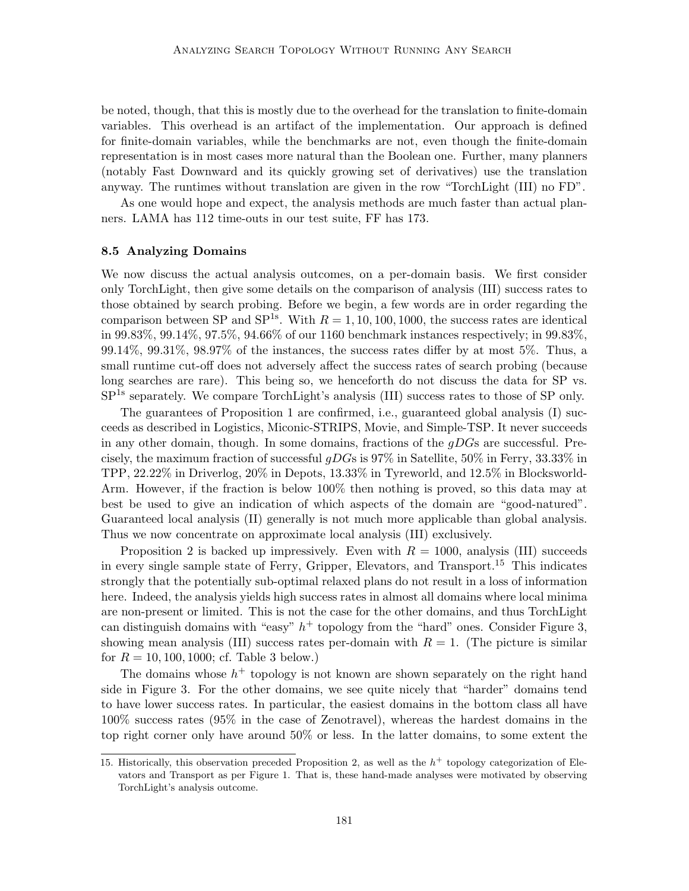be noted, though, that this is mostly due to the overhead for the translation to finite-domain variables. This overhead is an artifact of the implementation. Our approach is defined for finite-domain variables, while the benchmarks are not, even though the finite-domain representation is in most cases more natural than the Boolean one. Further, many planners (notably Fast Downward and its quickly growing set of derivatives) use the translation anyway. The runtimes without translation are given in the row "TorchLight (III) no FD".

As one would hope and expect, the analysis methods are much faster than actual planners. LAMA has 112 time-outs in our test suite, FF has 173.

### 8.5 Analyzing Domains

We now discuss the actual analysis outcomes, on a per-domain basis. We first consider only TorchLight, then give some details on the comparison of analysis (III) success rates to those obtained by search probing. Before we begin, a few words are in order regarding the comparison between SP and $SP^{1s}$. With $R = 1, 10, 100, 1000$, the success rates are identical in 99.83%, 99.14%, 97.5%, 94.66% of our 1160 benchmark instances respectively; in 99.83%, 99.14%, 99.31%, 98.97% of the instances, the success rates differ by at most 5%. Thus, a small runtime cut-off does not adversely affect the success rates of search probing (because long searches are rare). This being so, we henceforth do not discuss the data for SP vs. $SP^{1s}$ separately. We compare TorchLight's analysis (III) success rates to those of SP only.

The guarantees of Proposition 1 are confirmed, i.e., guaranteed global analysis (I) succeeds as described in Logistics, Miconic-STRIPS, Movie, and Simple-TSP. It never succeeds in any other domain, though. In some domains, fractions of the *gDG*s are successful. Precisely, the maximum fraction of successful *gDG*s is 97% in Satellite, 50% in Ferry, 33.33% in TPP, 22.22% in Driverlog, 20% in Depots, 13.33% in Tyreworld, and 12.5% in Blocksworld-Arm. However, if the fraction is below 100% then nothing is proved, so this data may at best be used to give an indication of which aspects of the domain are "good-natured". Guaranteed local analysis (II) generally is not much more applicable than global analysis. Thus we now concentrate on approximate local analysis (III) exclusively.

Proposition 2 is backed up impressively. Even with $R = 1000$, analysis (III) succeeds in every single sample state of Ferry, Gripper, Elevators, and Transport.[15] This indicates strongly that the potentially sub-optimal relaxed plans do not result in a loss of information here. Indeed, the analysis yields high success rates in almost all domains where local minima are non-present or limited. This is not the case for the other domains, and thus TorchLight can distinguish domains with "easy" $h^+$ topology from the "hard" ones. Consider Figure 3, showing mean analysis (III) success rates per-domain with $R = 1$. (The picture is similar for $R = 10, 100, 1000$; cf. Table 3 below.)

The domains whose $h^+$ topology is not known are shown separately on the right hand side in Figure 3. For the other domains, we see quite nicely that "harder" domains tend to have lower success rates. In particular, the easiest domains in the bottom class all have 100% success rates (95% in the case of Zenotravel), whereas the hardest domains in the top right corner only have around 50% or less. In the latter domains, to some extent the

15. Historically, this observation preceded Proposition 2, as well as the $h^+$ topology categorization of Elevators and Transport as per Figure 1. That is, these hand-made analyses were motivated by observing TorchLight's analysis outcome.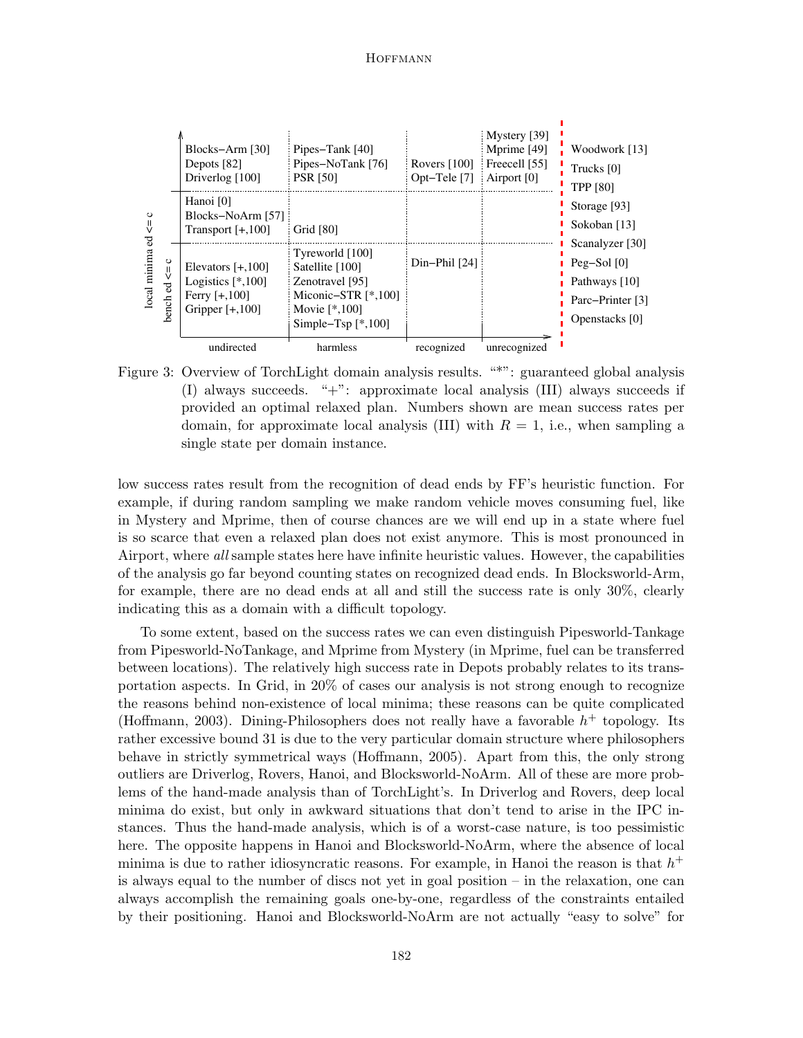| local minima ed <= c / bench ed <= c | undirected | harmless | recognized | unrecognized | |
|---|---|---|---|---|---|
| (local minima ed <= c, top) | Blocks−Arm [30]<br>Depots [82]<br>Driverlog [100] | Pipes−Tank [40]<br>Pipes−NoTank [76]<br>PSR [50] | Rovers [100]<br>Opt−Tele [7] | Mystery [39]<br>Mprime [49]<br>Freecell [55]<br>Airport [0] | Woodwork [13]<br>Trucks [0]<br>TPP [80]<br>Storage [93]<br>Sokoban [13]<br>Scanalyzer [30]<br>Peg−Sol [0]<br>Pathways [10]<br>Parc−Printer [3]<br>Openstacks [0] |
| local minima ed <= c | Hanoi [0]<br>Blocks−NoArm [57]<br>Transport [+,100] | Grid [80] | | | |
| bench ed <= c | Elevators [+,100]<br>Logistics [*,100]<br>Ferry [+,100]<br>Gripper [+,100] | Tyreworld [100]<br>Satellite [100]<br>Zenotravel [95]<br>Miconic−STR [*,100]<br>Movie [*,100]<br>Simple−Tsp [*,100] | Din−Phil [24] | | |

Figure 3: Overview of TorchLight domain analysis results. "*": guaranteed global analysis (I) always succeeds. "+": approximate local analysis (III) always succeeds if provided an optimal relaxed plan. Numbers shown are mean success rates per domain, for approximate local analysis (III) with $R = 1$, i.e., when sampling a single state per domain instance.

low success rates result from the recognition of dead ends by FF's heuristic function. For example, if during random sampling we make random vehicle moves consuming fuel, like in Mystery and Mprime, then of course chances are we will end up in a state where fuel is so scarce that even a relaxed plan does not exist anymore. This is most pronounced in Airport, where *all* sample states here have infinite heuristic values. However, the capabilities of the analysis go far beyond counting states on recognized dead ends. In Blocksworld-Arm, for example, there are no dead ends at all and still the success rate is only 30%, clearly indicating this as a domain with a difficult topology.

To some extent, based on the success rates we can even distinguish Pipesworld-Tankage from Pipesworld-NoTankage, and Mprime from Mystery (in Mprime, fuel can be transferred between locations). The relatively high success rate in Depots probably relates to its transportation aspects. In Grid, in 20% of cases our analysis is not strong enough to recognize the reasons behind non-existence of local minima; these reasons can be quite complicated (Hoffmann, 2003). Dining-Philosophers does not really have a favorable $h^+$ topology. Its rather excessive bound 31 is due to the very particular domain structure where philosophers behave in strictly symmetrical ways (Hoffmann, 2005). Apart from this, the only strong outliers are Driverlog, Rovers, Hanoi, and Blocksworld-NoArm. All of these are more problems of the hand-made analysis than of TorchLight's. In Driverlog and Rovers, deep local minima do exist, but only in awkward situations that don't tend to arise in the IPC instances. Thus the hand-made analysis, which is of a worst-case nature, is too pessimistic here. The opposite happens in Hanoi and Blocksworld-NoArm, where the absence of local minima is due to rather idiosyncratic reasons. For example, in Hanoi the reason is that $h^+$ is always equal to the number of discs not yet in goal position – in the relaxation, one can always accomplish the remaining goals one-by-one, regardless of the constraints entailed by their positioning. Hanoi and Blocksworld-NoArm are not actually "easy to solve" for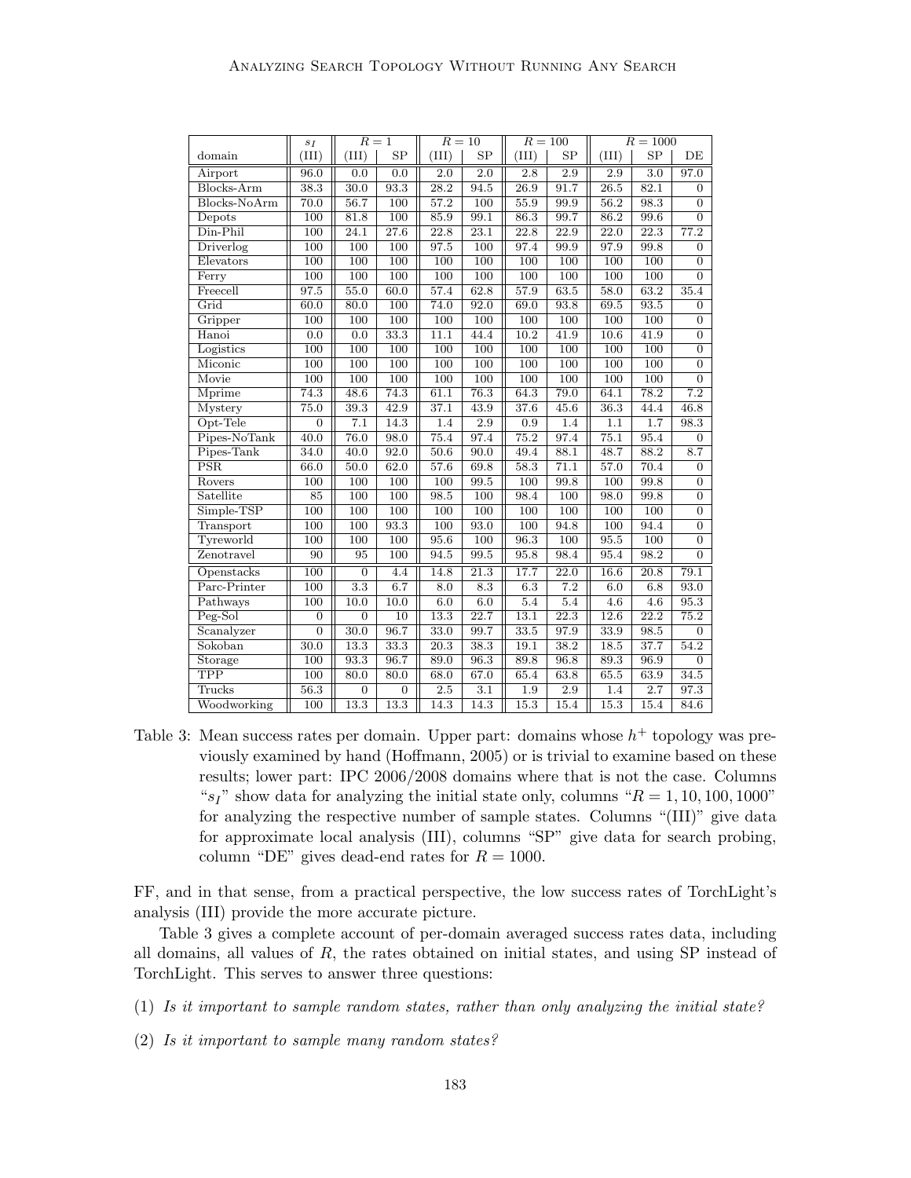| | $s_I$ | $R=1$ | | $R=10$ | | $R=100$ | | $R=1000$ | | |
|---|---|---|---|---|---|---|---|---|---|---|
| domain | (III) | (III) | SP | (III) | SP | (III) | SP | (III) | SP | DE |
| Airport | 96.0 | 0.0 | 0.0 | 2.0 | 2.0 | 2.8 | 2.9 | 2.9 | 3.0 | 97.0 |
| Blocks-Arm | 38.3 | 30.0 | 93.3 | 28.2 | 94.5 | 26.9 | 91.7 | 26.5 | 82.1 | 0 |
| Blocks-NoArm | 70.0 | 56.7 | 100 | 57.2 | 100 | 55.9 | 99.9 | 56.2 | 98.3 | 0 |
| Depots | 100 | 81.8 | 100 | 85.9 | 99.1 | 86.3 | 99.7 | 86.2 | 99.6 | 0 |
| Din-Phil | 100 | 24.1 | 27.6 | 22.8 | 23.1 | 22.8 | 22.9 | 22.0 | 22.3 | 77.2 |
| Driverlog | 100 | 100 | 100 | 97.5 | 100 | 97.4 | 99.9 | 97.9 | 99.8 | 0 |
| Elevators | 100 | 100 | 100 | 100 | 100 | 100 | 100 | 100 | 100 | 0 |
| Ferry | 100 | 100 | 100 | 100 | 100 | 100 | 100 | 100 | 100 | 0 |
| Freecell | 97.5 | 55.0 | 60.0 | 57.4 | 62.8 | 57.9 | 63.5 | 58.0 | 63.2 | 35.4 |
| Grid | 60.0 | 80.0 | 100 | 74.0 | 92.0 | 69.0 | 93.8 | 69.5 | 93.5 | 0 |
| Gripper | 100 | 100 | 100 | 100 | 100 | 100 | 100 | 100 | 100 | 0 |
| Hanoi | 0.0 | 0.0 | 33.3 | 11.1 | 44.4 | 10.2 | 41.9 | 10.6 | 41.9 | 0 |
| Logistics | 100 | 100 | 100 | 100 | 100 | 100 | 100 | 100 | 100 | 0 |
| Miconic | 100 | 100 | 100 | 100 | 100 | 100 | 100 | 100 | 100 | 0 |
| Movie | 100 | 100 | 100 | 100 | 100 | 100 | 100 | 100 | 100 | 0 |
| Mprime | 74.3 | 48.6 | 74.3 | 61.1 | 76.3 | 64.3 | 79.0 | 64.1 | 78.2 | 7.2 |
| Mystery | 75.0 | 39.3 | 42.9 | 37.1 | 43.9 | 37.6 | 45.6 | 36.3 | 44.4 | 46.8 |
| Opt-Tele | 0 | 7.1 | 14.3 | 1.4 | 2.9 | 0.9 | 1.4 | 1.1 | 1.7 | 98.3 |
| Pipes-NoTank | 40.0 | 76.0 | 98.0 | 75.4 | 97.4 | 75.2 | 97.4 | 75.1 | 95.4 | 0 |
| Pipes-Tank | 34.0 | 40.0 | 92.0 | 50.6 | 90.0 | 49.4 | 88.1 | 48.7 | 88.2 | 8.7 |
| PSR | 66.0 | 50.0 | 62.0 | 57.6 | 69.8 | 58.3 | 71.1 | 57.0 | 70.4 | 0 |
| Rovers | 100 | 100 | 100 | 100 | 99.5 | 100 | 99.8 | 100 | 99.8 | 0 |
| Satellite | 85 | 100 | 100 | 98.5 | 100 | 98.4 | 100 | 98.0 | 99.8 | 0 |
| Simple-TSP | 100 | 100 | 100 | 100 | 100 | 100 | 100 | 100 | 100 | 0 |
| Transport | 100 | 100 | 93.3 | 100 | 93.0 | 100 | 94.8 | 100 | 94.4 | 0 |
| Tyreworld | 100 | 100 | 100 | 95.6 | 100 | 96.3 | 100 | 95.5 | 100 | 0 |
| Zenotravel | 90 | 95 | 100 | 94.5 | 99.5 | 95.8 | 98.4 | 95.4 | 98.2 | 0 |
| Openstacks | 100 | 0 | 4.4 | 14.8 | 21.3 | 17.7 | 22.0 | 16.6 | 20.8 | 79.1 |
| Parc-Printer | 100 | 3.3 | 6.7 | 8.0 | 8.3 | 6.3 | 7.2 | 6.0 | 6.8 | 93.0 |
| Pathways | 100 | 10.0 | 10.0 | 6.0 | 6.0 | 5.4 | 5.4 | 4.6 | 4.6 | 95.3 |
| Peg-Sol | 0 | 0 | 10 | 13.3 | 22.7 | 13.1 | 22.3 | 12.6 | 22.2 | 75.2 |
| Scanalyzer | 0 | 30.0 | 96.7 | 33.0 | 99.7 | 33.5 | 97.9 | 33.9 | 98.5 | 0 |
| Sokoban | 30.0 | 13.3 | 33.3 | 20.3 | 38.3 | 19.1 | 38.2 | 18.5 | 37.7 | 54.2 |
| Storage | 100 | 93.3 | 96.7 | 89.0 | 96.3 | 89.8 | 96.8 | 89.3 | 96.9 | 0 |
| TPP | 100 | 80.0 | 80.0 | 68.0 | 67.0 | 65.4 | 63.8 | 65.5 | 63.9 | 34.5 |
| Trucks | 56.3 | 0 | 0 | 2.5 | 3.1 | 1.9 | 2.9 | 1.4 | 2.7 | 97.3 |
| Woodworking | 100 | 13.3 | 13.3 | 14.3 | 14.3 | 15.3 | 15.4 | 15.3 | 15.4 | 84.6 |

Table 3: Mean success rates per domain. Upper part: domains whose $h^+$ topology was previously examined by hand (Hoffmann, 2005) or is trivial to examine based on these results; lower part: IPC 2006/2008 domains where that is not the case. Columns "$s_I$" show data for analyzing the initial state only, columns "$R = 1, 10, 100, 1000$" for analyzing the respective number of sample states. Columns "(III)" give data for approximate local analysis (III), columns "SP" give data for search probing, column "DE" gives dead-end rates for $R = 1000$.

FF, and in that sense, from a practical perspective, the low success rates of TorchLight's analysis (III) provide the more accurate picture.

Table 3 gives a complete account of per-domain averaged success rates data, including all domains, all values of $R$, the rates obtained on initial states, and using SP instead of TorchLight. This serves to answer three questions:

(1) *Is it important to sample random states, rather than only analyzing the initial state?*

(2) *Is it important to sample many random states?*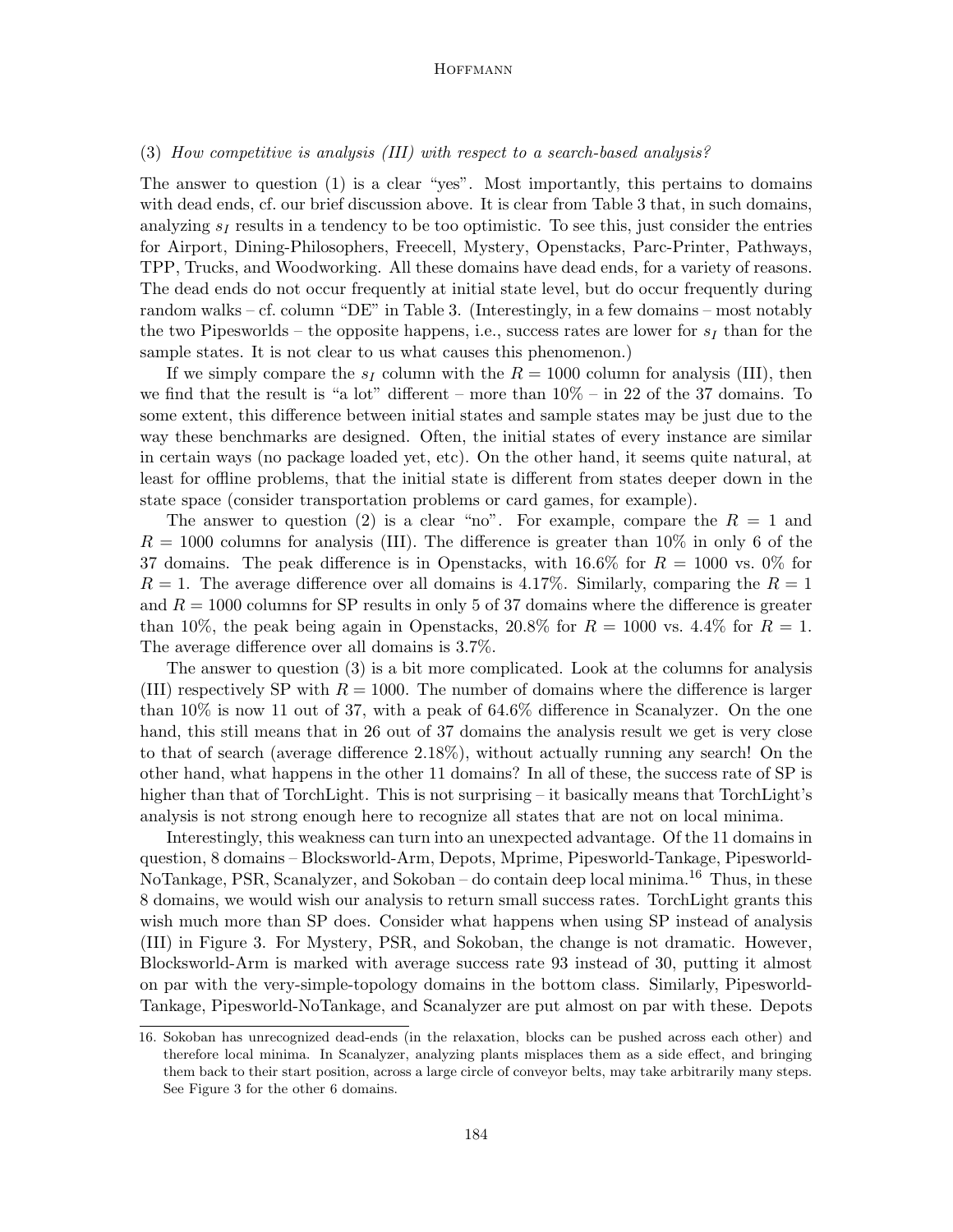(3) *How competitive is analysis (III) with respect to a search-based analysis?*

The answer to question (1) is a clear "yes". Most importantly, this pertains to domains with dead ends, cf. our brief discussion above. It is clear from Table 3 that, in such domains, analyzing $s_I$ results in a tendency to be too optimistic. To see this, just consider the entries for Airport, Dining-Philosophers, Freecell, Mystery, Openstacks, Parc-Printer, Pathways, TPP, Trucks, and Woodworking. All these domains have dead ends, for a variety of reasons. The dead ends do not occur frequently at initial state level, but do occur frequently during random walks – cf. column "DE" in Table 3. (Interestingly, in a few domains – most notably the two Pipesworlds – the opposite happens, i.e., success rates are lower for $s_I$ than for the sample states. It is not clear to us what causes this phenomenon.)

If we simply compare the $s_I$ column with the $R = 1000$ column for analysis (III), then we find that the result is "a lot" different – more than 10% – in 22 of the 37 domains. To some extent, this difference between initial states and sample states may be just due to the way these benchmarks are designed. Often, the initial states of every instance are similar in certain ways (no package loaded yet, etc). On the other hand, it seems quite natural, at least for offline problems, that the initial state is different from states deeper down in the state space (consider transportation problems or card games, for example).

The answer to question (2) is a clear "no". For example, compare the $R = 1$ and $R = 1000$ columns for analysis (III). The difference is greater than 10% in only 6 of the 37 domains. The peak difference is in Openstacks, with 16.6% for $R = 1000$ vs. 0% for $R = 1$. The average difference over all domains is 4.17%. Similarly, comparing the $R = 1$ and $R = 1000$ columns for SP results in only 5 of 37 domains where the difference is greater than 10%, the peak being again in Openstacks, 20.8% for $R = 1000$ vs. 4.4% for $R = 1$. The average difference over all domains is 3.7%.

The answer to question (3) is a bit more complicated. Look at the columns for analysis (III) respectively SP with $R = 1000$. The number of domains where the difference is larger than 10% is now 11 out of 37, with a peak of 64.6% difference in Scanalyzer. On the one hand, this still means that in 26 out of 37 domains the analysis result we get is very close to that of search (average difference 2.18%), without actually running any search! On the other hand, what happens in the other 11 domains? In all of these, the success rate of SP is higher than that of TorchLight. This is not surprising – it basically means that TorchLight's analysis is not strong enough here to recognize all states that are not on local minima.

Interestingly, this weakness can turn into an unexpected advantage. Of the 11 domains in question, 8 domains – Blocksworld-Arm, Depots, Mprime, Pipesworld-Tankage, Pipesworld-NoTankage, PSR, Scanalyzer, and Sokoban – do contain deep local minima.[16] Thus, in these 8 domains, we would wish our analysis to return small success rates. TorchLight grants this wish much more than SP does. Consider what happens when using SP instead of analysis (III) in Figure 3. For Mystery, PSR, and Sokoban, the change is not dramatic. However, Blocksworld-Arm is marked with average success rate 93 instead of 30, putting it almost on par with the very-simple-topology domains in the bottom class. Similarly, Pipesworld-Tankage, Pipesworld-NoTankage, and Scanalyzer are put almost on par with these. Depots

16. Sokoban has unrecognized dead-ends (in the relaxation, blocks can be pushed across each other) and therefore local minima. In Scanalyzer, analyzing plants misplaces them as a side effect, and bringing them back to their start position, across a large circle of conveyor belts, may take arbitrarily many steps. See Figure 3 for the other 6 domains.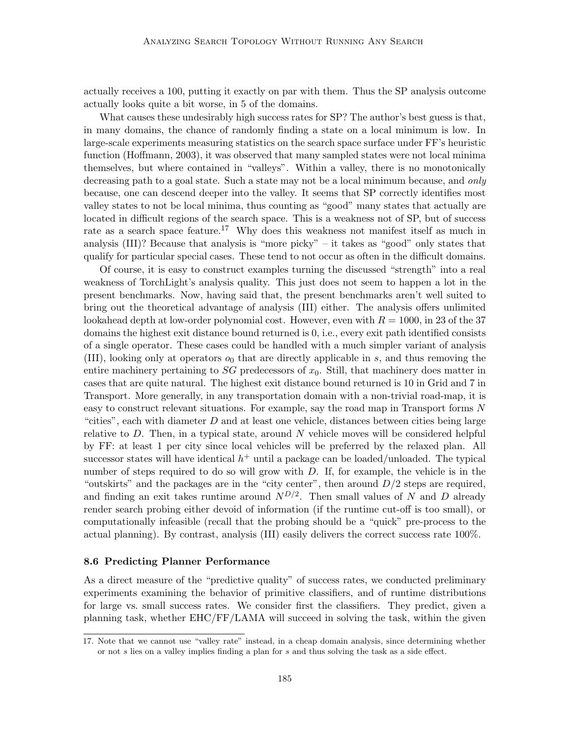actually receives a 100, putting it exactly on par with them. Thus the SP analysis outcome actually looks quite a bit worse, in 5 of the domains.

What causes these undesirably high success rates for SP? The author's best guess is that, in many domains, the chance of randomly finding a state on a local minimum is low. In large-scale experiments measuring statistics on the search space surface under FF's heuristic function (Hoffmann, 2003), it was observed that many sampled states were not local minima themselves, but where contained in "valleys". Within a valley, there is no monotonically decreasing path to a goal state. Such a state may not be a local minimum because, and *only* because, one can descend deeper into the valley. It seems that SP correctly identifies most valley states to not be local minima, thus counting as "good" many states that actually are located in difficult regions of the search space. This is a weakness not of SP, but of success rate as a search space feature.[17] Why does this weakness not manifest itself as much in analysis (III)? Because that analysis is "more picky" – it takes as "good" only states that qualify for particular special cases. These tend to not occur as often in the difficult domains.

Of course, it is easy to construct examples turning the discussed "strength" into a real weakness of TorchLight's analysis quality. This just does not seem to happen a lot in the present benchmarks. Now, having said that, the present benchmarks aren't well suited to bring out the theoretical advantage of analysis (III) either. The analysis offers unlimited lookahead depth at low-order polynomial cost. However, even with $R = 1000$, in 23 of the 37 domains the highest exit distance bound returned is 0, i.e., every exit path identified consists of a single operator. These cases could be handled with a much simpler variant of analysis (III), looking only at operators $o_0$ that are directly applicable in $s$, and thus removing the entire machinery pertaining to $SG$ predecessors of $x_0$. Still, that machinery does matter in cases that are quite natural. The highest exit distance bound returned is 10 in Grid and 7 in Transport. More generally, in any transportation domain with a non-trivial road-map, it is easy to construct relevant situations. For example, say the road map in Transport forms $N$ "cities", each with diameter $D$ and at least one vehicle, distances between cities being large relative to $D$. Then, in a typical state, around $N$ vehicle moves will be considered helpful by FF: at least 1 per city since local vehicles will be preferred by the relaxed plan. All successor states will have identical $h^+$ until a package can be loaded/unloaded. The typical number of steps required to do so will grow with $D$. If, for example, the vehicle is in the "outskirts" and the packages are in the "city center", then around $D/2$ steps are required, and finding an exit takes runtime around $N^{D/2}$. Then small values of $N$ and $D$ already render search probing either devoid of information (if the runtime cut-off is too small), or computationally infeasible (recall that the probing should be a "quick" pre-process to the actual planning). By contrast, analysis (III) easily delivers the correct success rate 100%.

### 8.6 Predicting Planner Performance

As a direct measure of the "predictive quality" of success rates, we conducted preliminary experiments examining the behavior of primitive classifiers, and of runtime distributions for large vs. small success rates. We consider first the classifiers. They predict, given a planning task, whether EHC/FF/LAMA will succeed in solving the task, within the given

---

17. Note that we cannot use "valley rate" instead, in a cheap domain analysis, since determining whether or not $s$ lies on a valley implies finding a plan for $s$ and thus solving the task as a side effect.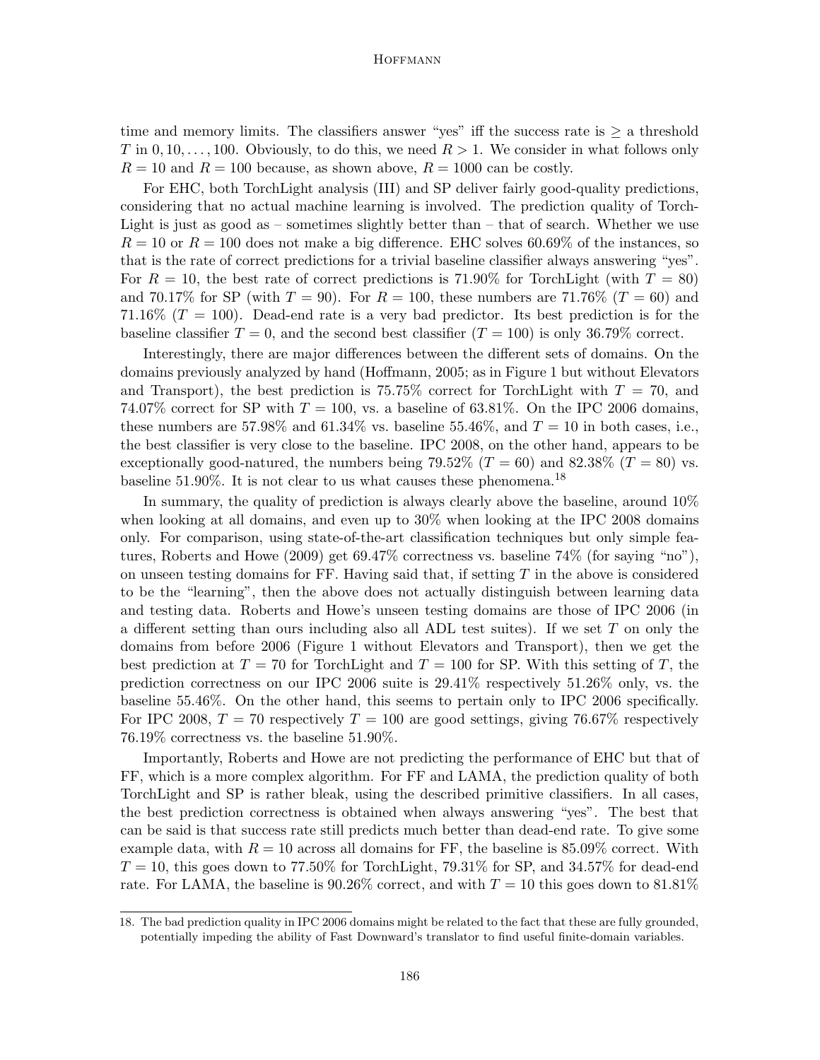time and memory limits. The classifiers answer "yes" iff the success rate is $\geq$ a threshold $T$ in $0, 10, \ldots, 100$. Obviously, to do this, we need $R > 1$. We consider in what follows only $R = 10$ and $R = 100$ because, as shown above, $R = 1000$ can be costly.

For EHC, both TorchLight analysis (III) and SP deliver fairly good-quality predictions, considering that no actual machine learning is involved. The prediction quality of TorchLight is just as good as – sometimes slightly better than – that of search. Whether we use $R = 10$ or $R = 100$ does not make a big difference. EHC solves 60.69% of the instances, so that is the rate of correct predictions for a trivial baseline classifier always answering "yes". For $R = 10$, the best rate of correct predictions is 71.90% for TorchLight (with $T = 80$) and 70.17% for SP (with $T = 90$). For $R = 100$, these numbers are 71.76% ($T = 60$) and 71.16% ($T = 100$). Dead-end rate is a very bad predictor. Its best prediction is for the baseline classifier $T = 0$, and the second best classifier ($T = 100$) is only 36.79% correct.

Interestingly, there are major differences between the different sets of domains. On the domains previously analyzed by hand (Hoffmann, 2005; as in Figure 1 but without Elevators and Transport), the best prediction is 75.75% correct for TorchLight with $T = 70$, and 74.07% correct for SP with $T = 100$, vs. a baseline of 63.81%. On the IPC 2006 domains, these numbers are 57.98% and 61.34% vs. baseline 55.46%, and $T = 10$ in both cases, i.e., the best classifier is very close to the baseline. IPC 2008, on the other hand, appears to be exceptionally good-natured, the numbers being 79.52% ($T = 60$) and 82.38% ($T = 80$) vs. baseline 51.90%. It is not clear to us what causes these phenomena.[18]

In summary, the quality of prediction is always clearly above the baseline, around 10% when looking at all domains, and even up to 30% when looking at the IPC 2008 domains only. For comparison, using state-of-the-art classification techniques but only simple features, Roberts and Howe (2009) get 69.47% correctness vs. baseline 74% (for saying "no"), on unseen testing domains for FF. Having said that, if setting $T$ in the above is considered to be the "learning", then the above does not actually distinguish between learning data and testing data. Roberts and Howe's unseen testing domains are those of IPC 2006 (in a different setting than ours including also all ADL test suites). If we set $T$ on only the domains from before 2006 (Figure 1 without Elevators and Transport), then we get the best prediction at $T = 70$ for TorchLight and $T = 100$ for SP. With this setting of $T$, the prediction correctness on our IPC 2006 suite is 29.41% respectively 51.26% only, vs. the baseline 55.46%. On the other hand, this seems to pertain only to IPC 2006 specifically. For IPC 2008, $T = 70$ respectively $T = 100$ are good settings, giving 76.67% respectively 76.19% correctness vs. the baseline 51.90%.

Importantly, Roberts and Howe are not predicting the performance of EHC but that of FF, which is a more complex algorithm. For FF and LAMA, the prediction quality of both TorchLight and SP is rather bleak, using the described primitive classifiers. In all cases, the best prediction correctness is obtained when always answering "yes". The best that can be said is that success rate still predicts much better than dead-end rate. To give some example data, with $R = 10$ across all domains for FF, the baseline is 85.09% correct. With $T = 10$, this goes down to 77.50% for TorchLight, 79.31% for SP, and 34.57% for dead-end rate. For LAMA, the baseline is 90.26% correct, and with $T = 10$ this goes down to 81.81%

18. The bad prediction quality in IPC 2006 domains might be related to the fact that these are fully grounded, potentially impeding the ability of Fast Downward's translator to find useful finite-domain variables.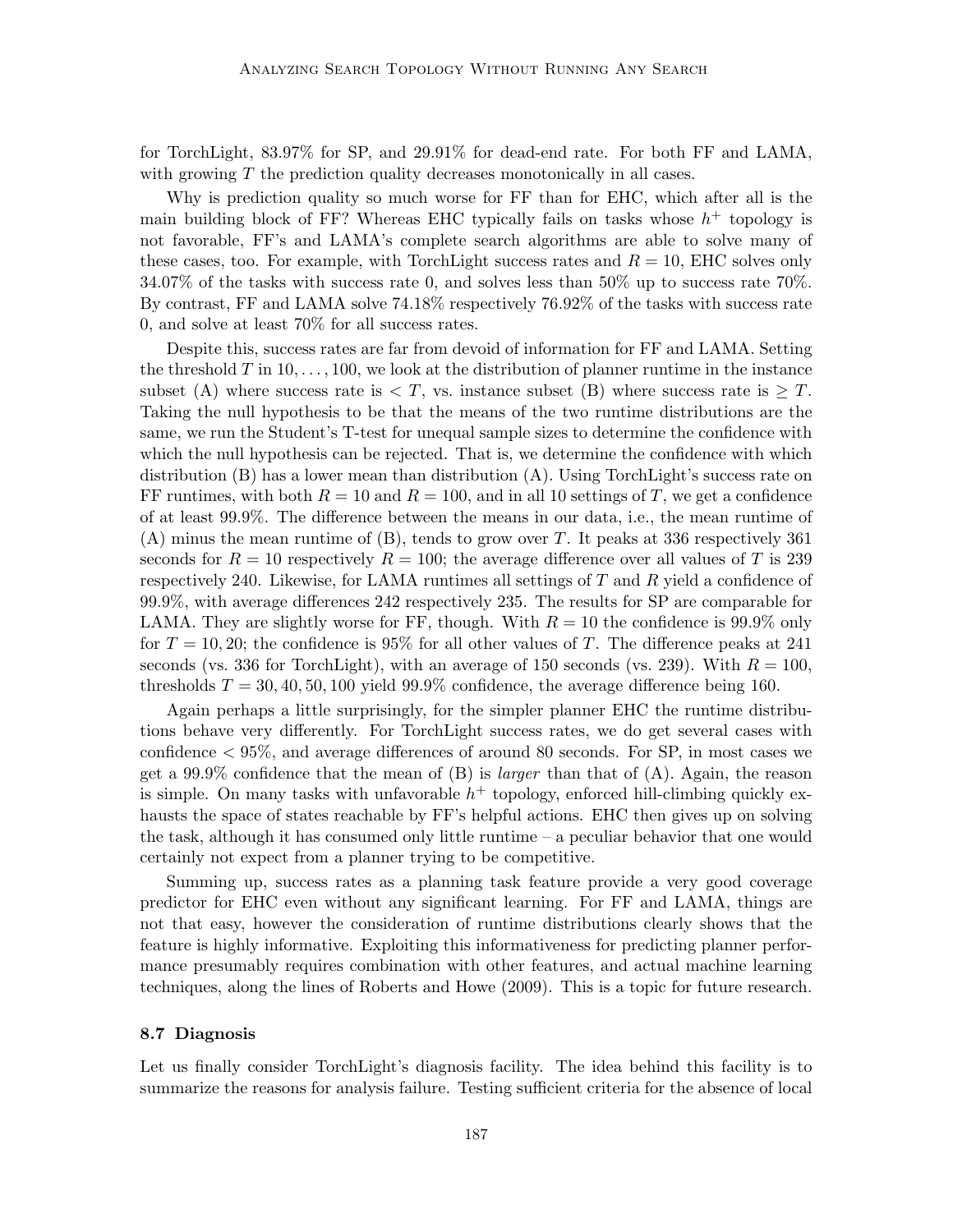for TorchLight, 83.97% for SP, and 29.91% for dead-end rate. For both FF and LAMA, with growing $T$ the prediction quality decreases monotonically in all cases.

Why is prediction quality so much worse for FF than for EHC, which after all is the main building block of FF? Whereas EHC typically fails on tasks whose $h^+$ topology is not favorable, FF's and LAMA's complete search algorithms are able to solve many of these cases, too. For example, with TorchLight success rates and $R = 10$, EHC solves only 34.07% of the tasks with success rate 0, and solves less than 50% up to success rate 70%. By contrast, FF and LAMA solve 74.18% respectively 76.92% of the tasks with success rate 0, and solve at least 70% for all success rates.

Despite this, success rates are far from devoid of information for FF and LAMA. Setting the threshold $T$ in $10, \dots, 100$, we look at the distribution of planner runtime in the instance subset (A) where success rate is $< T$, vs. instance subset (B) where success rate is $\geq T$. Taking the null hypothesis to be that the means of the two runtime distributions are the same, we run the Student's T-test for unequal sample sizes to determine the confidence with which the null hypothesis can be rejected. That is, we determine the confidence with which distribution (B) has a lower mean than distribution (A). Using TorchLight's success rate on FF runtimes, with both $R = 10$ and $R = 100$, and in all 10 settings of $T$, we get a confidence of at least 99.9%. The difference between the means in our data, i.e., the mean runtime of (A) minus the mean runtime of (B), tends to grow over $T$. It peaks at 336 respectively 361 seconds for $R = 10$ respectively $R = 100$; the average difference over all values of $T$ is 239 respectively 240. Likewise, for LAMA runtimes all settings of $T$ and $R$ yield a confidence of 99.9%, with average differences 242 respectively 235. The results for SP are comparable for LAMA. They are slightly worse for FF, though. With $R = 10$ the confidence is 99.9% only for $T = 10, 20$; the confidence is 95% for all other values of $T$. The difference peaks at 241 seconds (vs. 336 for TorchLight), with an average of 150 seconds (vs. 239). With $R = 100$, thresholds $T = 30, 40, 50, 100$ yield 99.9% confidence, the average difference being 160.

Again perhaps a little surprisingly, for the simpler planner EHC the runtime distributions behave very differently. For TorchLight success rates, we do get several cases with confidence $< 95\%$, and average differences of around 80 seconds. For SP, in most cases we get a 99.9% confidence that the mean of (B) is *larger* than that of (A). Again, the reason is simple. On many tasks with unfavorable $h^+$ topology, enforced hill-climbing quickly exhausts the space of states reachable by FF's helpful actions. EHC then gives up on solving the task, although it has consumed only little runtime – a peculiar behavior that one would certainly not expect from a planner trying to be competitive.

Summing up, success rates as a planning task feature provide a very good coverage predictor for EHC even without any significant learning. For FF and LAMA, things are not that easy, however the consideration of runtime distributions clearly shows that the feature is highly informative. Exploiting this informativeness for predicting planner performance presumably requires combination with other features, and actual machine learning techniques, along the lines of Roberts and Howe (2009). This is a topic for future research.

### 8.7 Diagnosis

Let us finally consider TorchLight's diagnosis facility. The idea behind this facility is to summarize the reasons for analysis failure. Testing sufficient criteria for the absence of local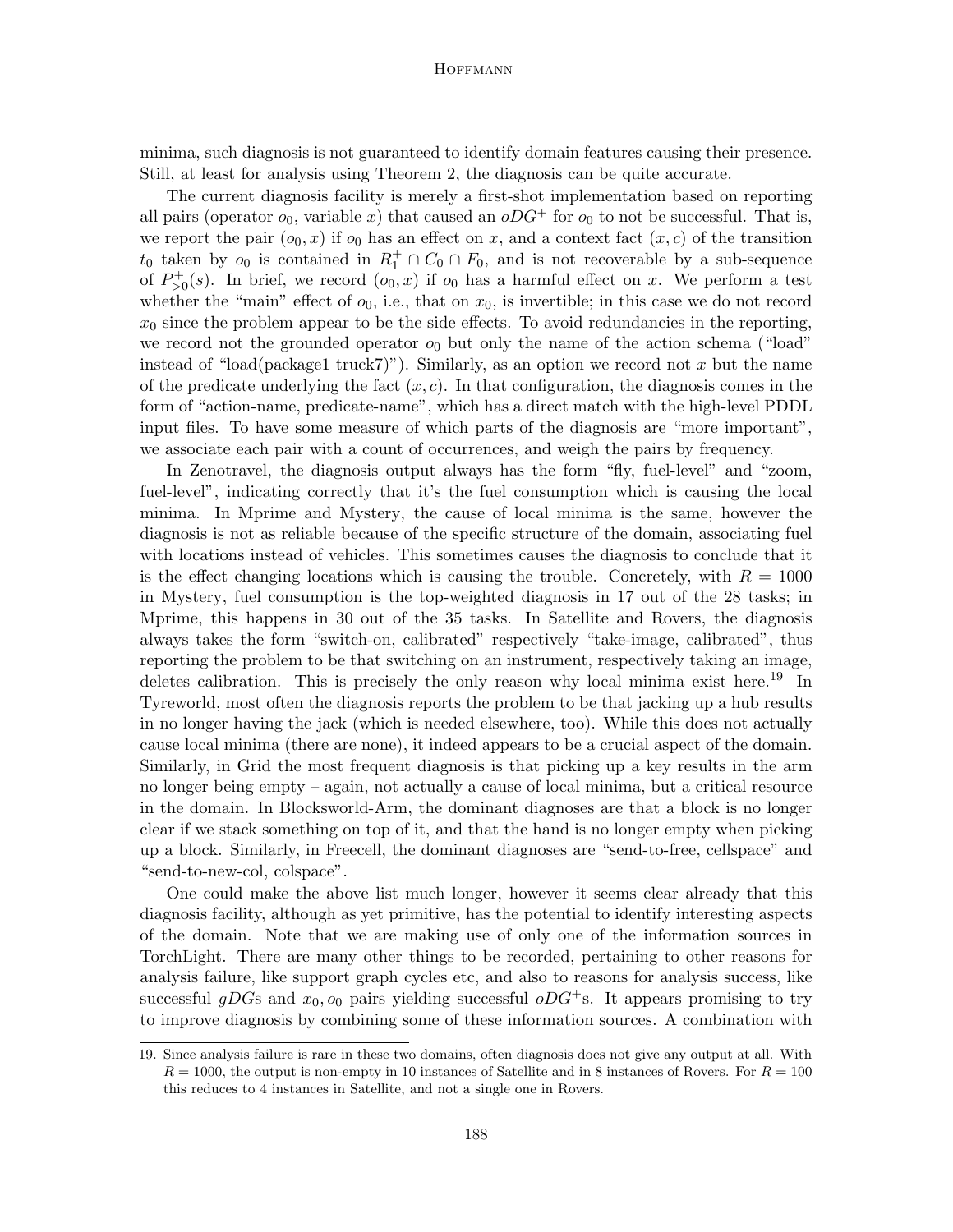minima, such diagnosis is not guaranteed to identify domain features causing their presence. Still, at least for analysis using Theorem 2, the diagnosis can be quite accurate.

The current diagnosis facility is merely a first-shot implementation based on reporting all pairs (operator $o_0$, variable $x$) that caused an $oDG^+$ for $o_0$ to not be successful. That is, we report the pair $(o_0, x)$ if $o_0$ has an effect on $x$, and a context fact $(x, c)$ of the transition $t_0$ taken by $o_0$ is contained in $R_1^+ \cap C_0 \cap F_0$, and is not recoverable by a sub-sequence of $P_{>0}^+(s)$. In brief, we record $(o_0, x)$ if $o_0$ has a harmful effect on $x$. We perform a test whether the "main" effect of $o_0$, i.e., that on $x_0$, is invertible; in this case we do not record $x_0$ since the problem appear to be the side effects. To avoid redundancies in the reporting, we record not the grounded operator $o_0$ but only the name of the action schema ("load" instead of "load(package1 truck7)"). Similarly, as an option we record not $x$ but the name of the predicate underlying the fact $(x, c)$. In that configuration, the diagnosis comes in the form of "action-name, predicate-name", which has a direct match with the high-level PDDL input files. To have some measure of which parts of the diagnosis are "more important", we associate each pair with a count of occurrences, and weigh the pairs by frequency.

In Zenotravel, the diagnosis output always has the form "fly, fuel-level" and "zoom, fuel-level", indicating correctly that it's the fuel consumption which is causing the local minima. In Mprime and Mystery, the cause of local minima is the same, however the diagnosis is not as reliable because of the specific structure of the domain, associating fuel with locations instead of vehicles. This sometimes causes the diagnosis to conclude that it is the effect changing locations which is causing the trouble. Concretely, with $R = 1000$ in Mystery, fuel consumption is the top-weighted diagnosis in 17 out of the 28 tasks; in Mprime, this happens in 30 out of the 35 tasks. In Satellite and Rovers, the diagnosis always takes the form "switch-on, calibrated" respectively "take-image, calibrated", thus reporting the problem to be that switching on an instrument, respectively taking an image, deletes calibration. This is precisely the only reason why local minima exist here.[19] In Tyreworld, most often the diagnosis reports the problem to be that jacking up a hub results in no longer having the jack (which is needed elsewhere, too). While this does not actually cause local minima (there are none), it indeed appears to be a crucial aspect of the domain. Similarly, in Grid the most frequent diagnosis is that picking up a key results in the arm no longer being empty – again, not actually a cause of local minima, but a critical resource in the domain. In Blocksworld-Arm, the dominant diagnoses are that a block is no longer clear if we stack something on top of it, and that the hand is no longer empty when picking up a block. Similarly, in Freecell, the dominant diagnoses are "send-to-free, cellspace" and "send-to-new-col, colspace".

One could make the above list much longer, however it seems clear already that this diagnosis facility, although as yet primitive, has the potential to identify interesting aspects of the domain. Note that we are making use of only one of the information sources in TorchLight. There are many other things to be recorded, pertaining to other reasons for analysis failure, like support graph cycles etc, and also to reasons for analysis success, like successful *gDG*s and $x_0, o_0$ pairs yielding successful $oDG^+$s. It appears promising to try to improve diagnosis by combining some of these information sources. A combination with

19. Since analysis failure is rare in these two domains, often diagnosis does not give any output at all. With $R = 1000$, the output is non-empty in 10 instances of Satellite and in 8 instances of Rovers. For $R = 100$ this reduces to 4 instances in Satellite, and not a single one in Rovers.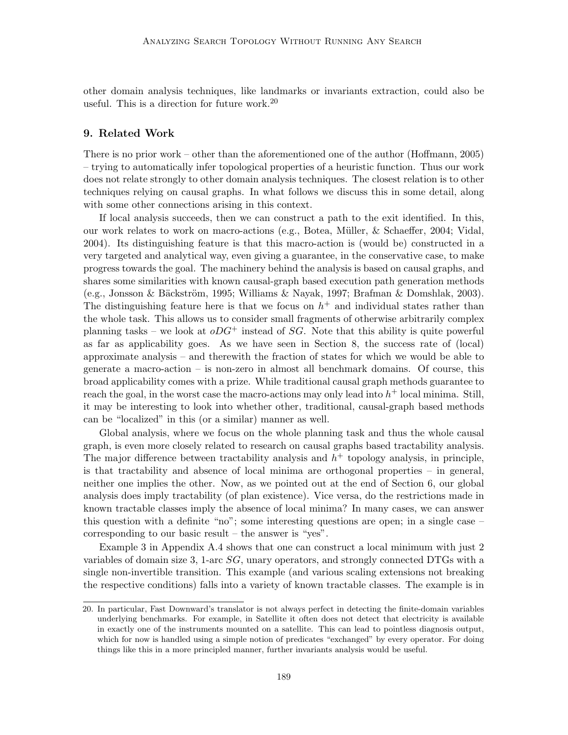other domain analysis techniques, like landmarks or invariants extraction, could also be useful. This is a direction for future work.[20]

## 9. Related Work

There is no prior work – other than the aforementioned one of the author (Hoffmann, 2005) – trying to automatically infer topological properties of a heuristic function. Thus our work does not relate strongly to other domain analysis techniques. The closest relation is to other techniques relying on causal graphs. In what follows we discuss this in some detail, along with some other connections arising in this context.

If local analysis succeeds, then we can construct a path to the exit identified. In this, our work relates to work on macro-actions (e.g., Botea, Müller, & Schaeffer, 2004; Vidal, 2004). Its distinguishing feature is that this macro-action is (would be) constructed in a very targeted and analytical way, even giving a guarantee, in the conservative case, to make progress towards the goal. The machinery behind the analysis is based on causal graphs, and shares some similarities with known causal-graph based execution path generation methods (e.g., Jonsson & Bäckström, 1995; Williams & Nayak, 1997; Brafman & Domshlak, 2003). The distinguishing feature here is that we focus on $h^+$ and individual states rather than the whole task. This allows us to consider small fragments of otherwise arbitrarily complex planning tasks – we look at $oDG^+$ instead of $SG$. Note that this ability is quite powerful as far as applicability goes. As we have seen in Section 8, the success rate of (local) approximate analysis – and therewith the fraction of states for which we would be able to generate a macro-action – is non-zero in almost all benchmark domains. Of course, this broad applicability comes with a prize. While traditional causal graph methods guarantee to reach the goal, in the worst case the macro-actions may only lead into $h^+$ local minima. Still, it may be interesting to look into whether other, traditional, causal-graph based methods can be "localized" in this (or a similar) manner as well.

Global analysis, where we focus on the whole planning task and thus the whole causal graph, is even more closely related to research on causal graphs based tractability analysis. The major difference between tractability analysis and $h^+$ topology analysis, in principle, is that tractability and absence of local minima are orthogonal properties – in general, neither one implies the other. Now, as we pointed out at the end of Section 6, our global analysis does imply tractability (of plan existence). Vice versa, do the restrictions made in known tractable classes imply the absence of local minima? In many cases, we can answer this question with a definite "no"; some interesting questions are open; in a single case – corresponding to our basic result – the answer is "yes".

Example 3 in Appendix A.4 shows that one can construct a local minimum with just 2 variables of domain size 3, 1-arc $SG$, unary operators, and strongly connected DTGs with a single non-invertible transition. This example (and various scaling extensions not breaking the respective conditions) falls into a variety of known tractable classes. The example is in

[20] In particular, Fast Downward's translator is not always perfect in detecting the finite-domain variables underlying benchmarks. For example, in Satellite it often does not detect that electricity is available in exactly one of the instruments mounted on a satellite. This can lead to pointless diagnosis output, which for now is handled using a simple notion of predicates "exchanged" by every operator. For doing things like this in a more principled manner, further invariants analysis would be useful.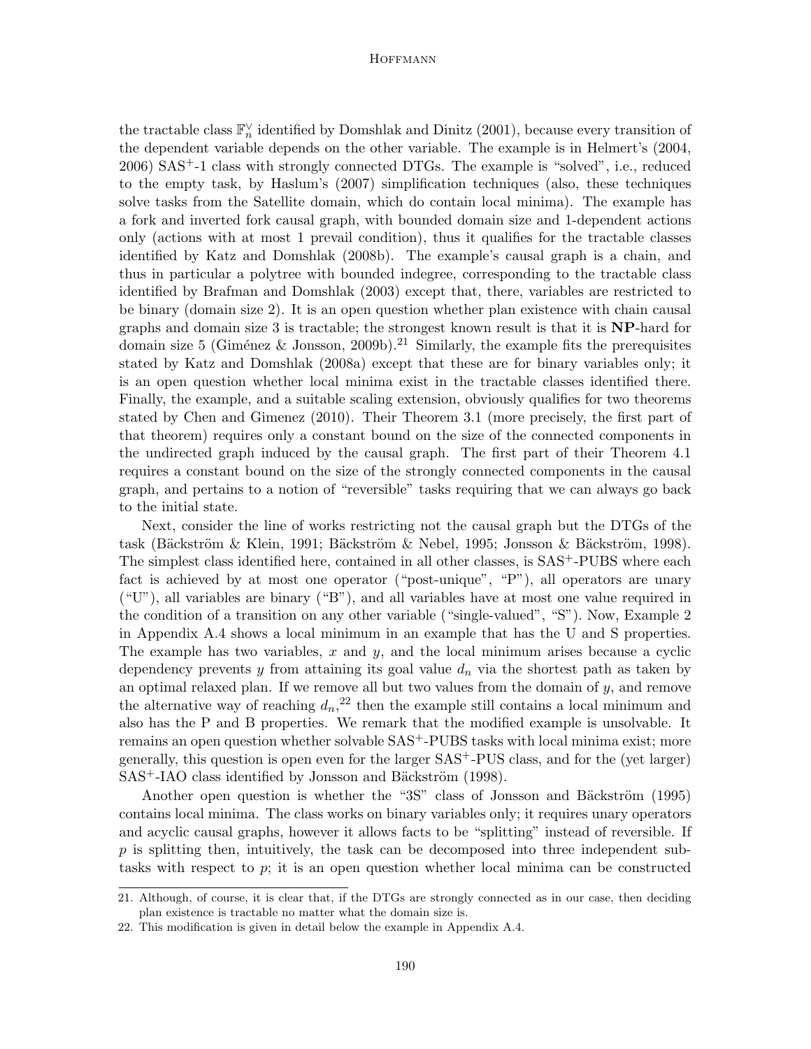the tractable class $\mathbb{F}_n^\vee$ identified by Domshlak and Dinitz (2001), because every transition of the dependent variable depends on the other variable. The example is in Helmert's (2004, 2006) SAS$^+$-1 class with strongly connected DTGs. The example is "solved", i.e., reduced to the empty task, by Haslum's (2007) simplification techniques (also, these techniques solve tasks from the Satellite domain, which do contain local minima). The example has a fork and inverted fork causal graph, with bounded domain size and 1-dependent actions only (actions with at most 1 prevail condition), thus it qualifies for the tractable classes identified by Katz and Domshlak (2008b). The example's causal graph is a chain, and thus in particular a polytree with bounded indegree, corresponding to the tractable class identified by Brafman and Domshlak (2003) except that, there, variables are restricted to be binary (domain size 2). It is an open question whether plan existence with chain causal graphs and domain size 3 is tractable; the strongest known result is that it is **NP**-hard for domain size 5 (Giménez & Jonsson, 2009b).[21] Similarly, the example fits the prerequisites stated by Katz and Domshlak (2008a) except that these are for binary variables only; it is an open question whether local minima exist in the tractable classes identified there. Finally, the example, and a suitable scaling extension, obviously qualifies for two theorems stated by Chen and Gimenez (2010). Their Theorem 3.1 (more precisely, the first part of that theorem) requires only a constant bound on the size of the connected components in the undirected graph induced by the causal graph. The first part of their Theorem 4.1 requires a constant bound on the size of the strongly connected components in the causal graph, and pertains to a notion of "reversible" tasks requiring that we can always go back to the initial state.

Next, consider the line of works restricting not the causal graph but the DTGs of the task (Bäckström & Klein, 1991; Bäckström & Nebel, 1995; Jonsson & Bäckström, 1998). The simplest class identified here, contained in all other classes, is SAS$^+$-PUBS where each fact is achieved by at most one operator ("post-unique", "P"), all operators are unary ("U"), all variables are binary ("B"), and all variables have at most one value required in the condition of a transition on any other variable ("single-valued", "S"). Now, Example 2 in Appendix A.4 shows a local minimum in an example that has the U and S properties. The example has two variables, $x$ and $y$, and the local minimum arises because a cyclic dependency prevents $y$ from attaining its goal value $d_n$ via the shortest path as taken by an optimal relaxed plan. If we remove all but two values from the domain of $y$, and remove the alternative way of reaching $d_n$,[22] then the example still contains a local minimum and also has the P and B properties. We remark that the modified example is unsolvable. It remains an open question whether solvable SAS$^+$-PUBS tasks with local minima exist; more generally, this question is open even for the larger SAS$^+$-PUS class, and for the (yet larger) SAS$^+$-IAO class identified by Jonsson and Bäckström (1998).

Another open question is whether the "3S" class of Jonsson and Bäckström (1995) contains local minima. The class works on binary variables only; it requires unary operators and acyclic causal graphs, however it allows facts to be "splitting" instead of reversible. If $p$ is splitting then, intuitively, the task can be decomposed into three independent subtasks with respect to $p$; it is an open question whether local minima can be constructed

21. Although, of course, it is clear that, if the DTGs are strongly connected as in our case, then deciding plan existence is tractable no matter what the domain size is.

22. This modification is given in detail below the example in Appendix A.4.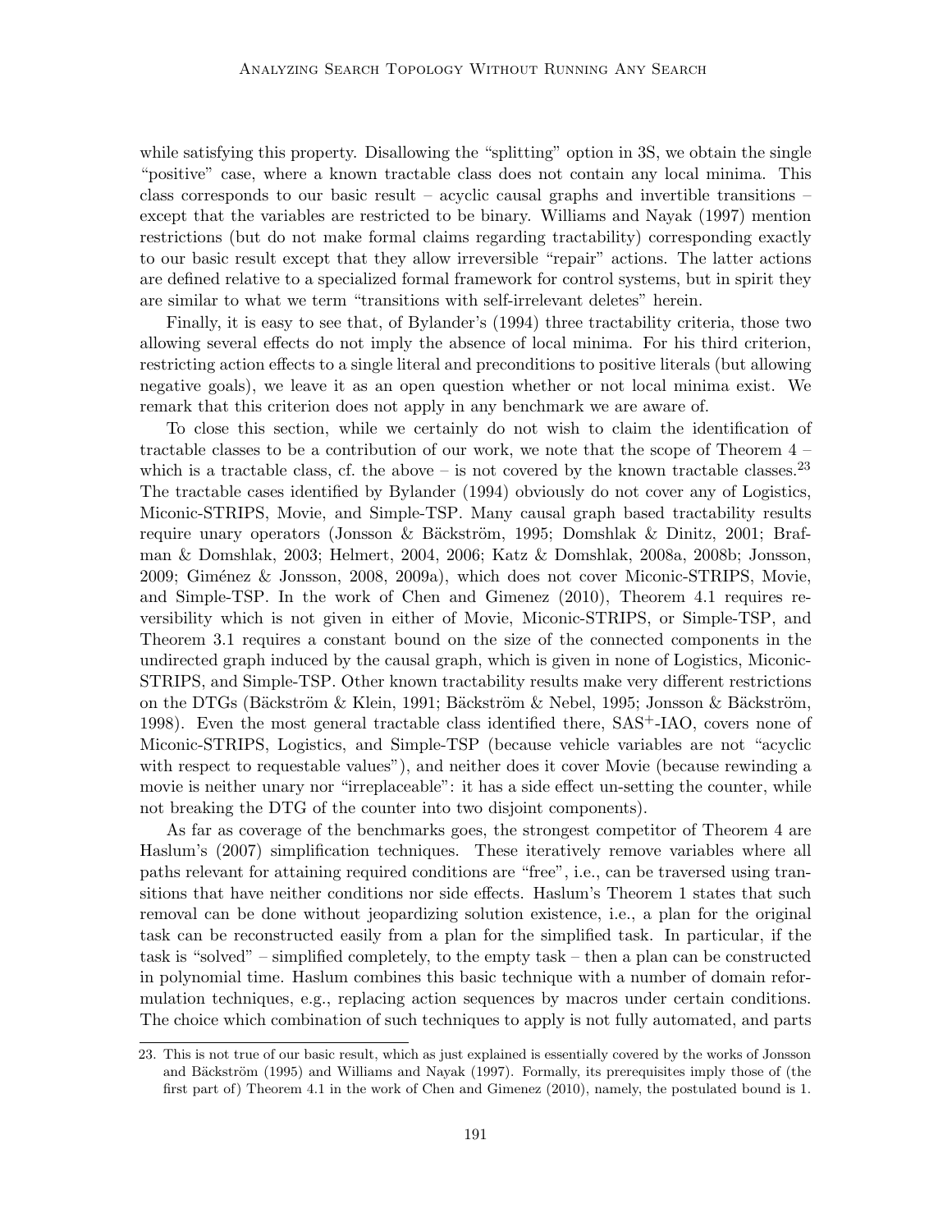while satisfying this property. Disallowing the "splitting" option in 3S, we obtain the single "positive" case, where a known tractable class does not contain any local minima. This class corresponds to our basic result – acyclic causal graphs and invertible transitions – except that the variables are restricted to be binary. Williams and Nayak (1997) mention restrictions (but do not make formal claims regarding tractability) corresponding exactly to our basic result except that they allow irreversible "repair" actions. The latter actions are defined relative to a specialized formal framework for control systems, but in spirit they are similar to what we term "transitions with self-irrelevant deletes" herein.

Finally, it is easy to see that, of Bylander's (1994) three tractability criteria, those two allowing several effects do not imply the absence of local minima. For his third criterion, restricting action effects to a single literal and preconditions to positive literals (but allowing negative goals), we leave it as an open question whether or not local minima exist. We remark that this criterion does not apply in any benchmark we are aware of.

To close this section, while we certainly do not wish to claim the identification of tractable classes to be a contribution of our work, we note that the scope of Theorem 4 – which is a tractable class, cf. the above – is not covered by the known tractable classes.[23] The tractable cases identified by Bylander (1994) obviously do not cover any of Logistics, Miconic-STRIPS, Movie, and Simple-TSP. Many causal graph based tractability results require unary operators (Jonsson & Bäckström, 1995; Domshlak & Dinitz, 2001; Brafman & Domshlak, 2003; Helmert, 2004, 2006; Katz & Domshlak, 2008a, 2008b; Jonsson, 2009; Giménez & Jonsson, 2008, 2009a), which does not cover Miconic-STRIPS, Movie, and Simple-TSP. In the work of Chen and Gimenez (2010), Theorem 4.1 requires reversibility which is not given in either of Movie, Miconic-STRIPS, or Simple-TSP, and Theorem 3.1 requires a constant bound on the size of the connected components in the undirected graph induced by the causal graph, which is given in none of Logistics, Miconic-STRIPS, and Simple-TSP. Other known tractability results make very different restrictions on the DTGs (Bäckström & Klein, 1991; Bäckström & Nebel, 1995; Jonsson & Bäckström, 1998). Even the most general tractable class identified there, $SAS^+$-IAO, covers none of Miconic-STRIPS, Logistics, and Simple-TSP (because vehicle variables are not "acyclic with respect to requestable values"), and neither does it cover Movie (because rewinding a movie is neither unary nor "irreplaceable": it has a side effect un-setting the counter, while not breaking the DTG of the counter into two disjoint components).

As far as coverage of the benchmarks goes, the strongest competitor of Theorem 4 are Haslum's (2007) simplification techniques. These iteratively remove variables where all paths relevant for attaining required conditions are "free", i.e., can be traversed using transitions that have neither conditions nor side effects. Haslum's Theorem 1 states that such removal can be done without jeopardizing solution existence, i.e., a plan for the original task can be reconstructed easily from a plan for the simplified task. In particular, if the task is "solved" – simplified completely, to the empty task – then a plan can be constructed in polynomial time. Haslum combines this basic technique with a number of domain reformulation techniques, e.g., replacing action sequences by macros under certain conditions. The choice which combination of such techniques to apply is not fully automated, and parts

23. This is not true of our basic result, which as just explained is essentially covered by the works of Jonsson and Bäckström (1995) and Williams and Nayak (1997). Formally, its prerequisites imply those of (the first part of) Theorem 4.1 in the work of Chen and Gimenez (2010), namely, the postulated bound is 1.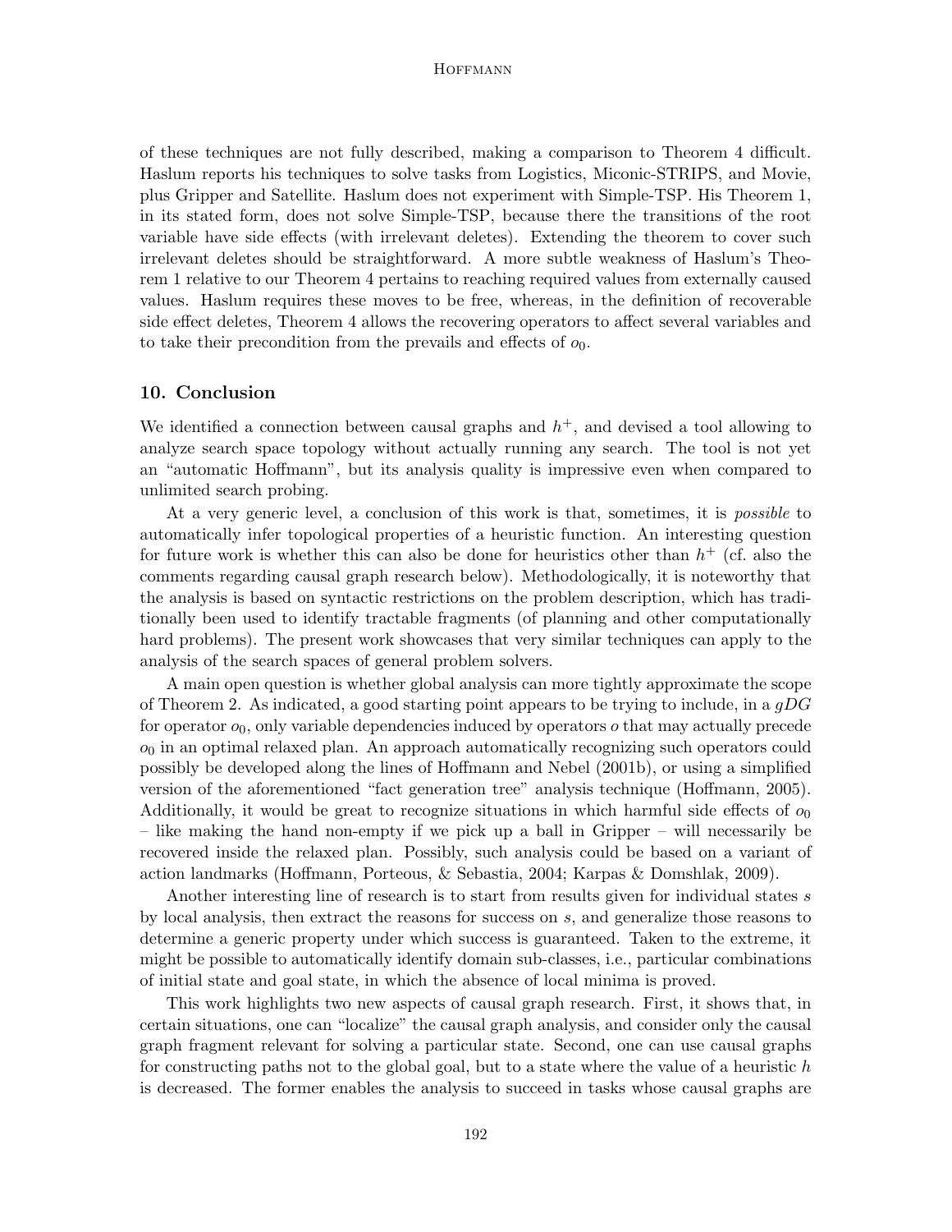of these techniques are not fully described, making a comparison to Theorem 4 difficult. Haslum reports his techniques to solve tasks from Logistics, Miconic-STRIPS, and Movie, plus Gripper and Satellite. Haslum does not experiment with Simple-TSP. His Theorem 1, in its stated form, does not solve Simple-TSP, because there the transitions of the root variable have side effects (with irrelevant deletes). Extending the theorem to cover such irrelevant deletes should be straightforward. A more subtle weakness of Haslum's Theorem 1 relative to our Theorem 4 pertains to reaching required values from externally caused values. Haslum requires these moves to be free, whereas, in the definition of recoverable side effect deletes, Theorem 4 allows the recovering operators to affect several variables and to take their precondition from the prevails and effects of $o_0$.

## 10. Conclusion

We identified a connection between causal graphs and $h^+$, and devised a tool allowing to analyze search space topology without actually running any search. The tool is not yet an "automatic Hoffmann", but its analysis quality is impressive even when compared to unlimited search probing.

At a very generic level, a conclusion of this work is that, sometimes, it is *possible* to automatically infer topological properties of a heuristic function. An interesting question for future work is whether this can also be done for heuristics other than $h^+$ (cf. also the comments regarding causal graph research below). Methodologically, it is noteworthy that the analysis is based on syntactic restrictions on the problem description, which has traditionally been used to identify tractable fragments (of planning and other computationally hard problems). The present work showcases that very similar techniques can apply to the analysis of the search spaces of general problem solvers.

A main open question is whether global analysis can more tightly approximate the scope of Theorem 2. As indicated, a good starting point appears to be trying to include, in a $gDG$ for operator $o_0$, only variable dependencies induced by operators $o$ that may actually precede $o_0$ in an optimal relaxed plan. An approach automatically recognizing such operators could possibly be developed along the lines of Hoffmann and Nebel (2001b), or using a simplified version of the aforementioned "fact generation tree" analysis technique (Hoffmann, 2005). Additionally, it would be great to recognize situations in which harmful side effects of $o_0$ – like making the hand non-empty if we pick up a ball in Gripper – will necessarily be recovered inside the relaxed plan. Possibly, such analysis could be based on a variant of action landmarks (Hoffmann, Porteous, & Sebastia, 2004; Karpas & Domshlak, 2009).

Another interesting line of research is to start from results given for individual states $s$ by local analysis, then extract the reasons for success on $s$, and generalize those reasons to determine a generic property under which success is guaranteed. Taken to the extreme, it might be possible to automatically identify domain sub-classes, i.e., particular combinations of initial state and goal state, in which the absence of local minima is proved.

This work highlights two new aspects of causal graph research. First, it shows that, in certain situations, one can "localize" the causal graph analysis, and consider only the causal graph fragment relevant for solving a particular state. Second, one can use causal graphs for constructing paths not to the global goal, but to a state where the value of a heuristic $h$ is decreased. The former enables the analysis to succeed in tasks whose causal graphs are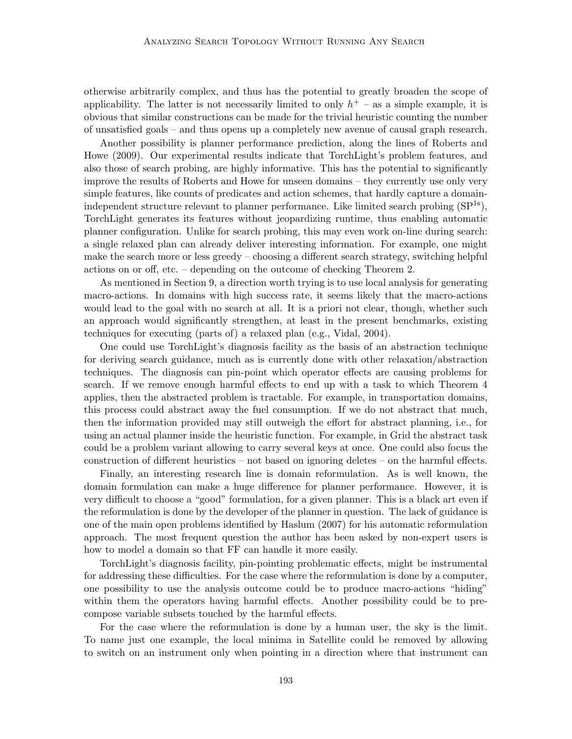otherwise arbitrarily complex, and thus has the potential to greatly broaden the scope of applicability. The latter is not necessarily limited to only $h^+$ – as a simple example, it is obvious that similar constructions can be made for the trivial heuristic counting the number of unsatisfied goals – and thus opens up a completely new avenue of causal graph research.

Another possibility is planner performance prediction, along the lines of Roberts and Howe (2009). Our experimental results indicate that TorchLight's problem features, and also those of search probing, are highly informative. This has the potential to significantly improve the results of Roberts and Howe for unseen domains – they currently use only very simple features, like counts of predicates and action schemes, that hardly capture a domain-independent structure relevant to planner performance. Like limited search probing ($\mathrm{SP}^{1s}$), TorchLight generates its features without jeopardizing runtime, thus enabling automatic planner configuration. Unlike for search probing, this may even work on-line during search: a single relaxed plan can already deliver interesting information. For example, one might make the search more or less greedy – choosing a different search strategy, switching helpful actions on or off, etc. – depending on the outcome of checking Theorem 2.

As mentioned in Section 9, a direction worth trying is to use local analysis for generating macro-actions. In domains with high success rate, it seems likely that the macro-actions would lead to the goal with no search at all. It is a priori not clear, though, whether such an approach would significantly strengthen, at least in the present benchmarks, existing techniques for executing (parts of) a relaxed plan (e.g., Vidal, 2004).

One could use TorchLight's diagnosis facility as the basis of an abstraction technique for deriving search guidance, much as is currently done with other relaxation/abstraction techniques. The diagnosis can pin-point which operator effects are causing problems for search. If we remove enough harmful effects to end up with a task to which Theorem 4 applies, then the abstracted problem is tractable. For example, in transportation domains, this process could abstract away the fuel consumption. If we do not abstract that much, then the information provided may still outweigh the effort for abstract planning, i.e., for using an actual planner inside the heuristic function. For example, in Grid the abstract task could be a problem variant allowing to carry several keys at once. One could also focus the construction of different heuristics – not based on ignoring deletes – on the harmful effects.

Finally, an interesting research line is domain reformulation. As is well known, the domain formulation can make a huge difference for planner performance. However, it is very difficult to choose a "good" formulation, for a given planner. This is a black art even if the reformulation is done by the developer of the planner in question. The lack of guidance is one of the main open problems identified by Haslum (2007) for his automatic reformulation approach. The most frequent question the author has been asked by non-expert users is how to model a domain so that FF can handle it more easily.

TorchLight's diagnosis facility, pin-pointing problematic effects, might be instrumental for addressing these difficulties. For the case where the reformulation is done by a computer, one possibility to use the analysis outcome could be to produce macro-actions "hiding" within them the operators having harmful effects. Another possibility could be to pre-compose variable subsets touched by the harmful effects.

For the case where the reformulation is done by a human user, the sky is the limit. To name just one example, the local minima in Satellite could be removed by allowing to switch on an instrument only when pointing in a direction where that instrument can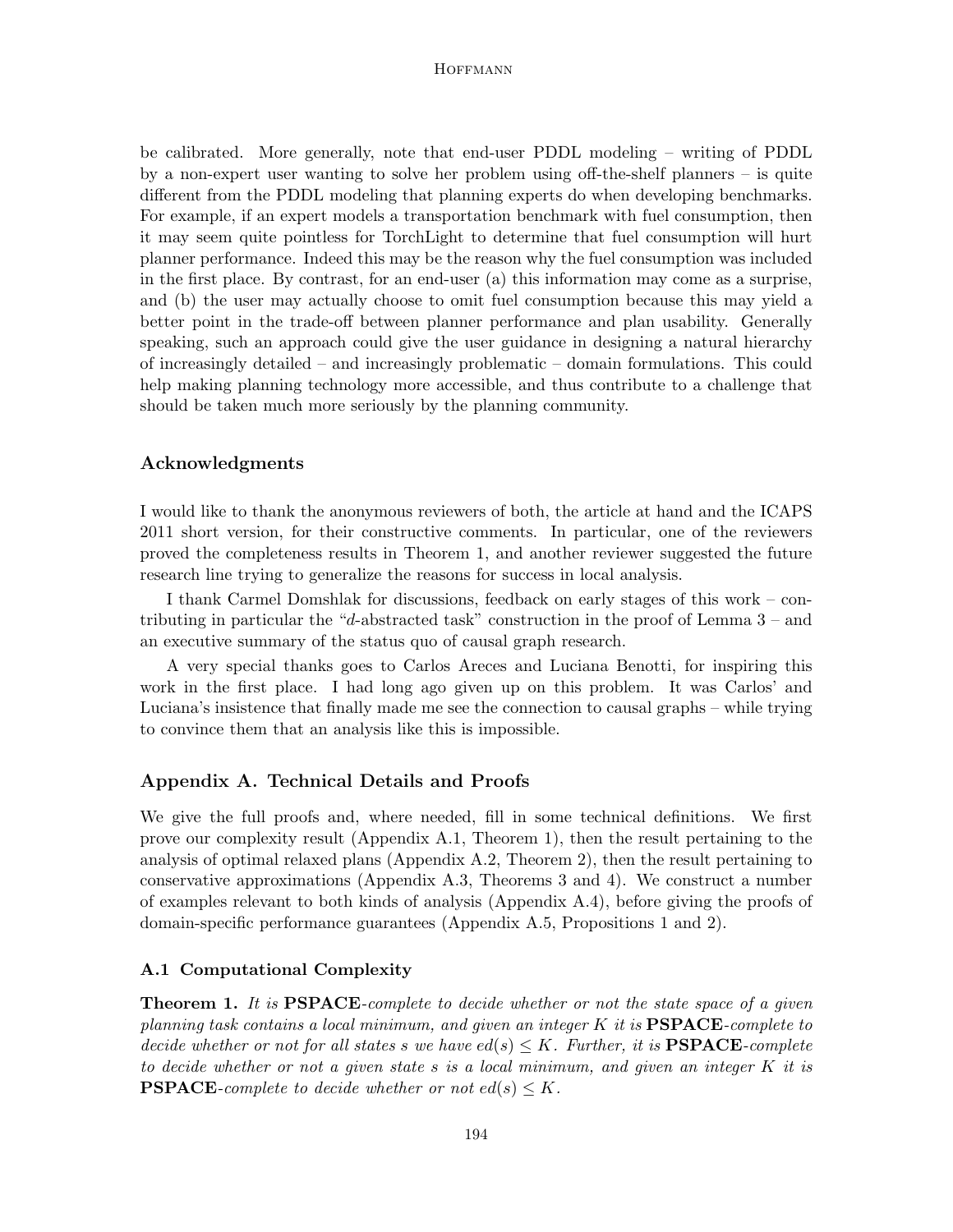be calibrated. More generally, note that end-user PDDL modeling – writing of PDDL by a non-expert user wanting to solve her problem using off-the-shelf planners – is quite different from the PDDL modeling that planning experts do when developing benchmarks. For example, if an expert models a transportation benchmark with fuel consumption, then it may seem quite pointless for TorchLight to determine that fuel consumption will hurt planner performance. Indeed this may be the reason why the fuel consumption was included in the first place. By contrast, for an end-user (a) this information may come as a surprise, and (b) the user may actually choose to omit fuel consumption because this may yield a better point in the trade-off between planner performance and plan usability. Generally speaking, such an approach could give the user guidance in designing a natural hierarchy of increasingly detailed – and increasingly problematic – domain formulations. This could help making planning technology more accessible, and thus contribute to a challenge that should be taken much more seriously by the planning community.

## Acknowledgments

I would like to thank the anonymous reviewers of both, the article at hand and the ICAPS 2011 short version, for their constructive comments. In particular, one of the reviewers proved the completeness results in Theorem 1, and another reviewer suggested the future research line trying to generalize the reasons for success in local analysis.

I thank Carmel Domshlak for discussions, feedback on early stages of this work – contributing in particular the "$d$-abstracted task" construction in the proof of Lemma 3 – and an executive summary of the status quo of causal graph research.

A very special thanks goes to Carlos Areces and Luciana Benotti, for inspiring this work in the first place. I had long ago given up on this problem. It was Carlos' and Luciana's insistence that finally made me see the connection to causal graphs – while trying to convince them that an analysis like this is impossible.

## Appendix A. Technical Details and Proofs

We give the full proofs and, where needed, fill in some technical definitions. We first prove our complexity result (Appendix A.1, Theorem 1), then the result pertaining to the analysis of optimal relaxed plans (Appendix A.2, Theorem 2), then the result pertaining to conservative approximations (Appendix A.3, Theorems 3 and 4). We construct a number of examples relevant to both kinds of analysis (Appendix A.4), before giving the proofs of domain-specific performance guarantees (Appendix A.5, Propositions 1 and 2).

### A.1 Computational Complexity

**Theorem 1.** *It is* **PSPACE***-complete to decide whether or not the state space of a given planning task contains a local minimum, and given an integer $K$ it is* **PSPACE***-complete to decide whether or not for all states $s$ we have $ed(s) \leq K$. Further, it is* **PSPACE***-complete to decide whether or not a given state $s$ is a local minimum, and given an integer $K$ it is* **PSPACE***-complete to decide whether or not $ed(s) \leq K$.*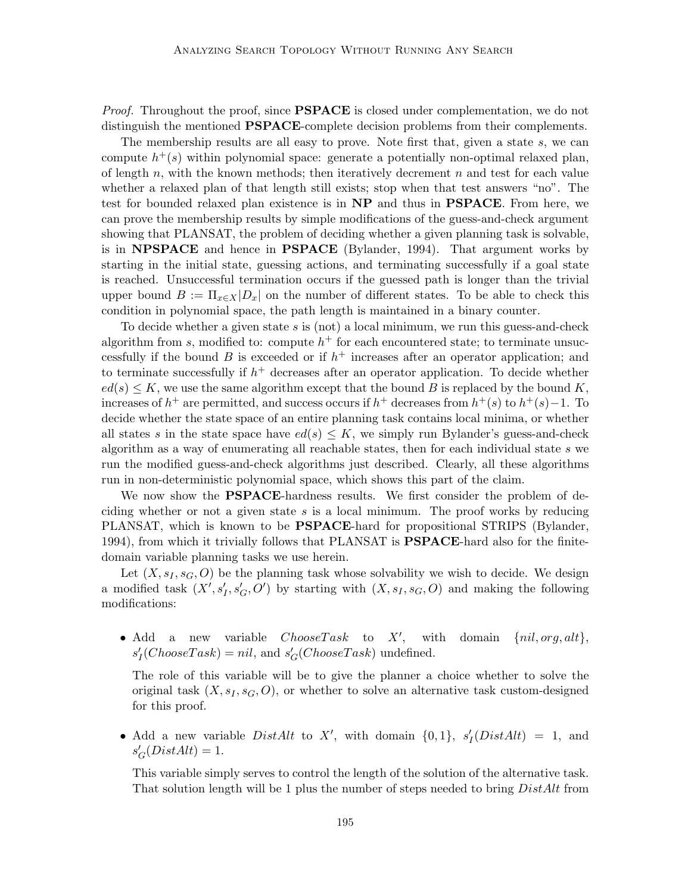*Proof.* Throughout the proof, since **PSPACE** is closed under complementation, we do not distinguish the mentioned **PSPACE**-complete decision problems from their complements.

The membership results are all easy to prove. Note first that, given a state $s$, we can compute $h^+(s)$ within polynomial space: generate a potentially non-optimal relaxed plan, of length $n$, with the known methods; then iteratively decrement $n$ and test for each value whether a relaxed plan of that length still exists; stop when that test answers "no". The test for bounded relaxed plan existence is in **NP** and thus in **PSPACE**. From here, we can prove the membership results by simple modifications of the guess-and-check argument showing that PLANSAT, the problem of deciding whether a given planning task is solvable, is in **NPSPACE** and hence in **PSPACE** (Bylander, 1994). That argument works by starting in the initial state, guessing actions, and terminating successfully if a goal state is reached. Unsuccessful termination occurs if the guessed path is longer than the trivial upper bound $B := \Pi_{x \in X}|D_x|$ on the number of different states. To be able to check this condition in polynomial space, the path length is maintained in a binary counter.

To decide whether a given state $s$ is (not) a local minimum, we run this guess-and-check algorithm from $s$, modified to: compute $h^+$ for each encountered state; to terminate unsuccessfully if the bound $B$ is exceeded or if $h^+$ increases after an operator application; and to terminate successfully if $h^+$ decreases after an operator application. To decide whether $ed(s) \leq K$, we use the same algorithm except that the bound $B$ is replaced by the bound $K$, increases of $h^+$ are permitted, and success occurs if $h^+$ decreases from $h^+(s)$ to $h^+(s)-1$. To decide whether the state space of an entire planning task contains local minima, or whether all states $s$ in the state space have $ed(s) \leq K$, we simply run Bylander's guess-and-check algorithm as a way of enumerating all reachable states, then for each individual state $s$ we run the modified guess-and-check algorithms just described. Clearly, all these algorithms run in non-deterministic polynomial space, which shows this part of the claim.

We now show the **PSPACE**-hardness results. We first consider the problem of deciding whether or not a given state $s$ is a local minimum. The proof works by reducing PLANSAT, which is known to be **PSPACE**-hard for propositional STRIPS (Bylander, 1994), from which it trivially follows that PLANSAT is **PSPACE**-hard also for the finite-domain variable planning tasks we use herein.

Let $(X, s_I, s_G, O)$ be the planning task whose solvability we wish to decide. We design a modified task $(X', s'_I, s'_G, O')$ by starting with $(X, s_I, s_G, O)$ and making the following modifications:

- Add a new variable $ChooseTask$ to $X'$, with domain $\{nil, org, alt\}$, $s'_I(ChooseTask) = nil$, and $s'_G(ChooseTask)$ undefined.

  The role of this variable will be to give the planner a choice whether to solve the original task $(X, s_I, s_G, O)$, or whether to solve an alternative task custom-designed for this proof.

- Add a new variable $DistAlt$ to $X'$, with domain $\{0, 1\}$, $s'_I(DistAlt) = 1$, and $s'_G(DistAlt) = 1$.

  This variable simply serves to control the length of the solution of the alternative task. That solution length will be 1 plus the number of steps needed to bring $DistAlt$ from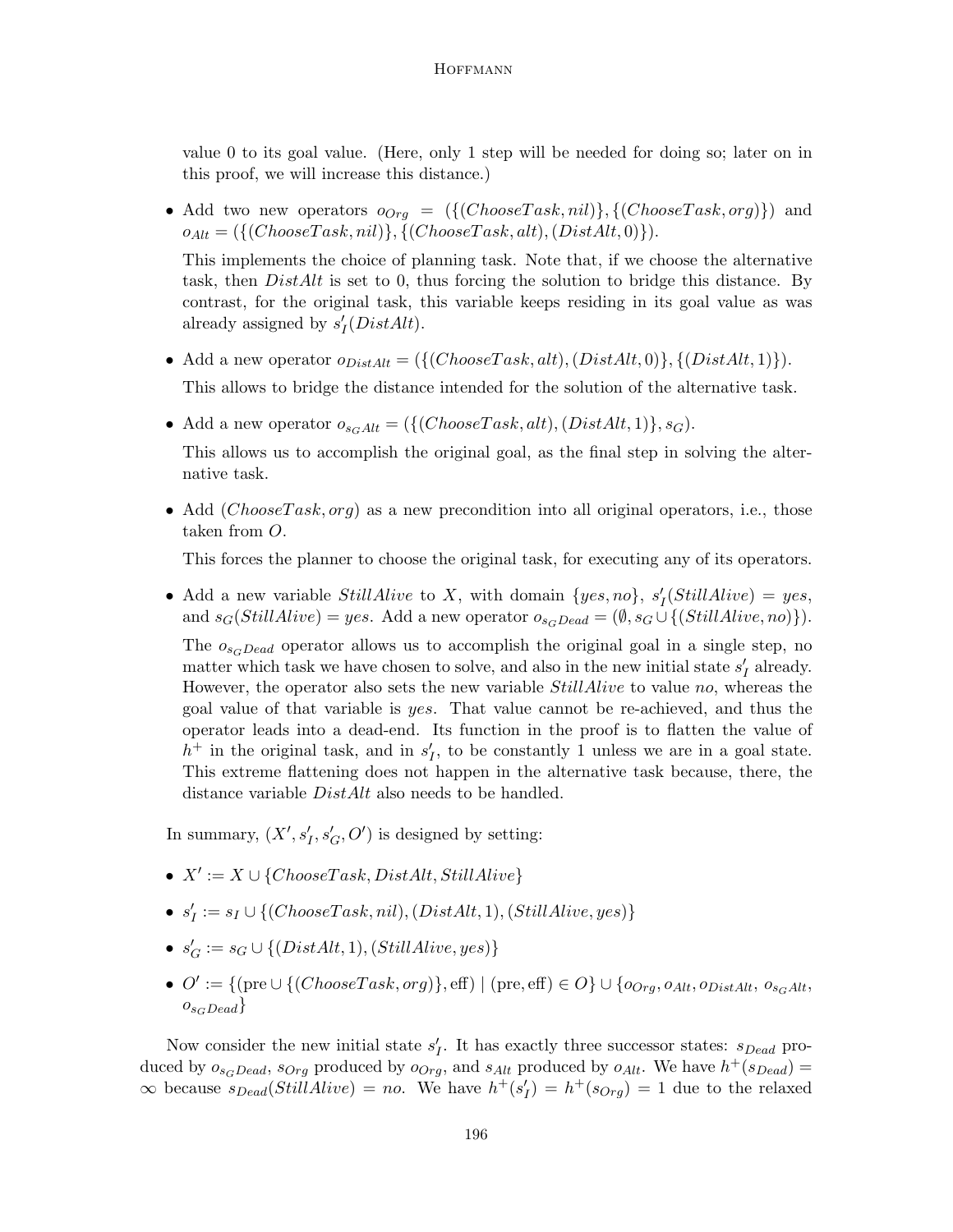value 0 to its goal value. (Here, only 1 step will be needed for doing so; later on in this proof, we will increase this distance.)

- Add two new operators $o_{Org} = (\{(ChooseTask, nil)\}, \{(ChooseTask, org)\})$ and $o_{Alt} = (\{(ChooseTask, nil)\}, \{(ChooseTask, alt), (DistAlt, 0)\})$.

  This implements the choice of planning task. Note that, if we choose the alternative task, then $DistAlt$ is set to 0, thus forcing the solution to bridge this distance. By contrast, for the original task, this variable keeps residing in its goal value as was already assigned by $s'_I(DistAlt)$.

- Add a new operator $o_{DistAlt} = (\{(ChooseTask, alt), (DistAlt, 0)\}, \{(DistAlt, 1)\})$.

  This allows to bridge the distance intended for the solution of the alternative task.

- Add a new operator $o_{s_G Alt} = (\{(ChooseTask, alt), (DistAlt, 1)\}, s_G)$.

  This allows us to accomplish the original goal, as the final step in solving the alternative task.

- Add $(ChooseTask, org)$ as a new precondition into all original operators, i.e., those taken from $O$.

  This forces the planner to choose the original task, for executing any of its operators.

- Add a new variable $StillAlive$ to $X$, with domain $\{yes, no\}$, $s'_I(StillAlive) = yes$, and $s_G(StillAlive) = yes$. Add a new operator $o_{s_G Dead} = (\emptyset, s_G \cup \{(StillAlive, no)\})$.

  The $o_{s_G Dead}$ operator allows us to accomplish the original goal in a single step, no matter which task we have chosen to solve, and also in the new initial state $s'_I$ already. However, the operator also sets the new variable $StillAlive$ to value $no$, whereas the goal value of that variable is $yes$. That value cannot be re-achieved, and thus the operator leads into a dead-end. Its function in the proof is to flatten the value of $h^+$ in the original task, and in $s'_I$, to be constantly 1 unless we are in a goal state. This extreme flattening does not happen in the alternative task because, there, the distance variable $DistAlt$ also needs to be handled.

In summary, $(X', s'_I, s'_G, O')$ is designed by setting:

- $X' := X \cup \{ChooseTask, DistAlt, StillAlive\}$
- $s'_I := s_I \cup \{(ChooseTask, nil), (DistAlt, 1), (StillAlive, yes)\}$
- $s'_G := s_G \cup \{(DistAlt, 1), (StillAlive, yes)\}$
- $O' := \{(\text{pre} \cup \{(ChooseTask, org)\}, \text{eff}) \mid (\text{pre}, \text{eff}) \in O\} \cup \{o_{Org}, o_{Alt}, o_{DistAlt}, o_{s_G Alt}, o_{s_G Dead}\}$

Now consider the new initial state $s'_I$. It has exactly three successor states: $s_{Dead}$ produced by $o_{s_G Dead}$, $s_{Org}$ produced by $o_{Org}$, and $s_{Alt}$ produced by $o_{Alt}$. We have $h^+(s_{Dead}) = \infty$ because $s_{Dead}(StillAlive) = no$. We have $h^+(s'_I) = h^+(s_{Org}) = 1$ due to the relaxed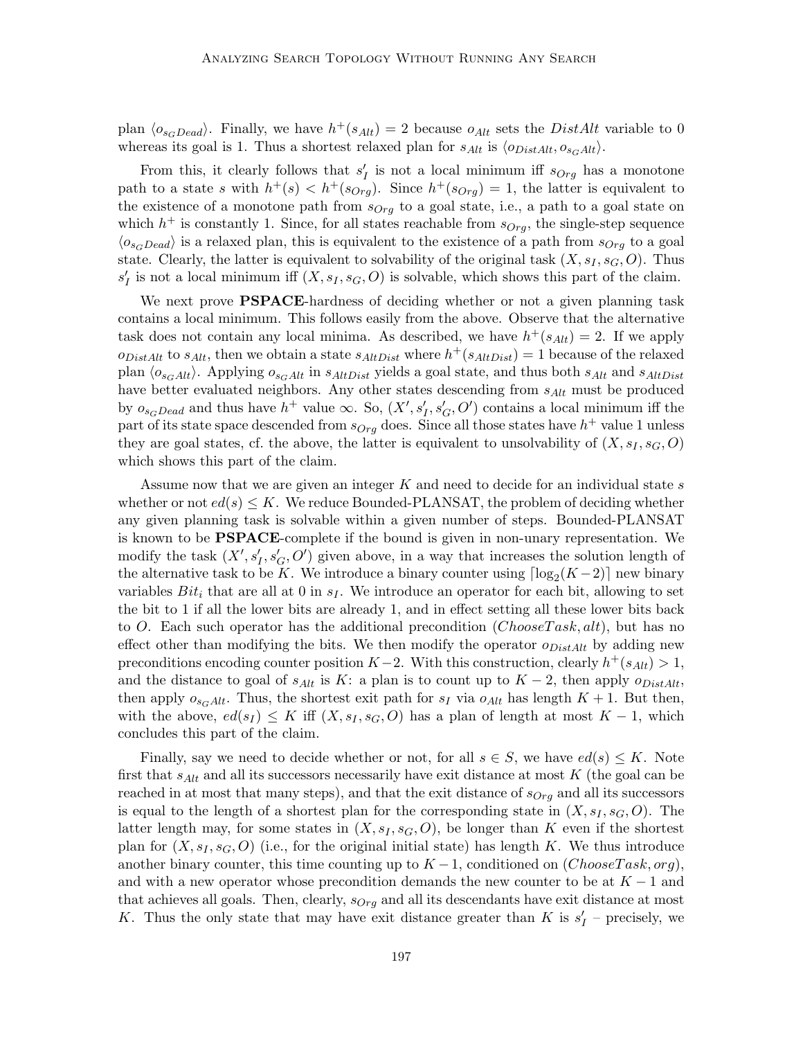plan $\langle o_{s_G Dead} \rangle$. Finally, we have $h^+(s_{Alt}) = 2$ because $o_{Alt}$ sets the $DistAlt$ variable to 0 whereas its goal is 1. Thus a shortest relaxed plan for $s_{Alt}$ is $\langle o_{DistAlt}, o_{s_G Alt} \rangle$.

From this, it clearly follows that $s'_I$ is not a local minimum iff $s_{Org}$ has a monotone path to a state $s$ with $h^+(s) < h^+(s_{Org})$. Since $h^+(s_{Org}) = 1$, the latter is equivalent to the existence of a monotone path from $s_{Org}$ to a goal state, i.e., a path to a goal state on which $h^+$ is constantly 1. Since, for all states reachable from $s_{Org}$, the single-step sequence $\langle o_{s_G Dead} \rangle$ is a relaxed plan, this is equivalent to the existence of a path from $s_{Org}$ to a goal state. Clearly, the latter is equivalent to solvability of the original task $(X, s_I, s_G, O)$. Thus $s'_I$ is not a local minimum iff $(X, s_I, s_G, O)$ is solvable, which shows this part of the claim.

We next prove **PSPACE**-hardness of deciding whether or not a given planning task contains a local minimum. This follows easily from the above. Observe that the alternative task does not contain any local minima. As described, we have $h^+(s_{Alt}) = 2$. If we apply $o_{DistAlt}$ to $s_{Alt}$, then we obtain a state $s_{AltDist}$ where $h^+(s_{AltDist}) = 1$ because of the relaxed plan $\langle o_{s_G Alt} \rangle$. Applying $o_{s_G Alt}$ in $s_{AltDist}$ yields a goal state, and thus both $s_{Alt}$ and $s_{AltDist}$ have better evaluated neighbors. Any other states descending from $s_{Alt}$ must be produced by $o_{s_G Dead}$ and thus have $h^+$ value $\infty$. So, $(X', s'_I, s'_G, O')$ contains a local minimum iff the part of its state space descended from $s_{Org}$ does. Since all those states have $h^+$ value 1 unless they are goal states, cf. the above, the latter is equivalent to unsolvability of $(X, s_I, s_G, O)$ which shows this part of the claim.

Assume now that we are given an integer $K$ and need to decide for an individual state $s$ whether or not $ed(s) \leq K$. We reduce Bounded-PLANSAT, the problem of deciding whether any given planning task is solvable within a given number of steps. Bounded-PLANSAT is known to be **PSPACE**-complete if the bound is given in non-unary representation. We modify the task $(X', s'_I, s'_G, O')$ given above, in a way that increases the solution length of the alternative task to be $K$. We introduce a binary counter using $\lceil \log_2(K-2) \rceil$ new binary variables $Bit_i$ that are all at 0 in $s_I$. We introduce an operator for each bit, allowing to set the bit to 1 if all the lower bits are already 1, and in effect setting all these lower bits back to $O$. Each such operator has the additional precondition $(ChooseTask, alt)$, but has no effect other than modifying the bits. We then modify the operator $o_{DistAlt}$ by adding new preconditions encoding counter position $K-2$. With this construction, clearly $h^+(s_{Alt}) > 1$, and the distance to goal of $s_{Alt}$ is $K$: a plan is to count up to $K-2$, then apply $o_{DistAlt}$, then apply $o_{s_G Alt}$. Thus, the shortest exit path for $s_I$ via $o_{Alt}$ has length $K+1$. But then, with the above, $ed(s_I) \leq K$ iff $(X, s_I, s_G, O)$ has a plan of length at most $K-1$, which concludes this part of the claim.

Finally, say we need to decide whether or not, for all $s \in S$, we have $ed(s) \leq K$. Note first that $s_{Alt}$ and all its successors necessarily have exit distance at most $K$ (the goal can be reached in at most that many steps), and that the exit distance of $s_{Org}$ and all its successors is equal to the length of a shortest plan for the corresponding state in $(X, s_I, s_G, O)$. The latter length may, for some states in $(X, s_I, s_G, O)$, be longer than $K$ even if the shortest plan for $(X, s_I, s_G, O)$ (i.e., for the original initial state) has length $K$. We thus introduce another binary counter, this time counting up to $K-1$, conditioned on $(ChooseTask, org)$, and with a new operator whose precondition demands the new counter to be at $K-1$ and that achieves all goals. Then, clearly, $s_{Org}$ and all its descendants have exit distance at most $K$. Thus the only state that may have exit distance greater than $K$ is $s'_I$ – precisely, we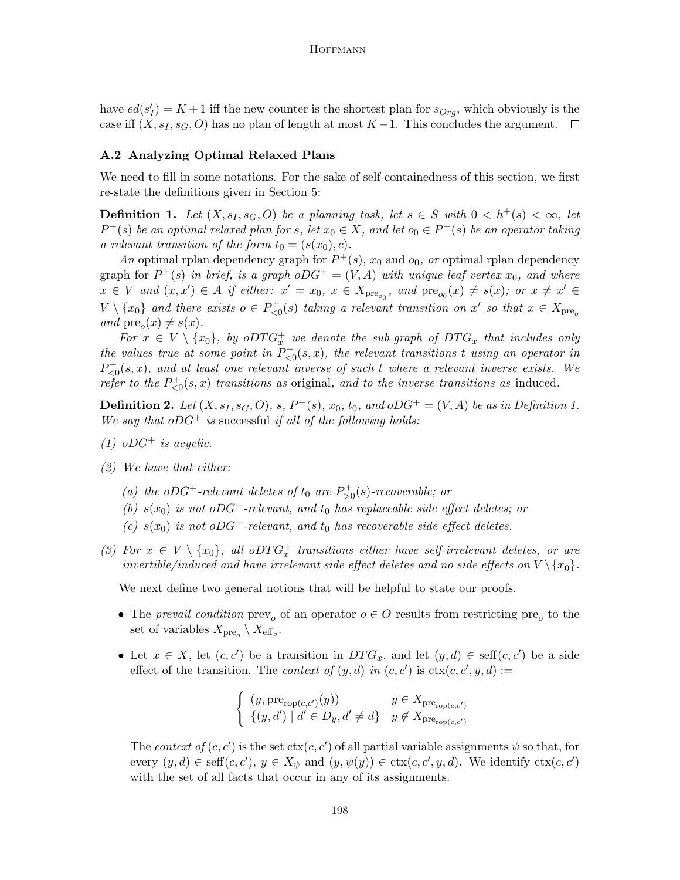have $ed(s'_I) = K+1$ iff the new counter is the shortest plan for $s_{Org}$, which obviously is the case iff $(X, s_I, s_G, O)$ has no plan of length at most $K-1$. This concludes the argument. □

### A.2 Analyzing Optimal Relaxed Plans

We need to fill in some notations. For the sake of self-containedness of this section, we first re-state the definitions given in Section 5:

**Definition 1.** *Let $(X, s_I, s_G, O)$ be a planning task, let $s \in S$ with $0 < h^+(s) < \infty$, let $P^+(s)$ be an optimal relaxed plan for $s$, let $x_0 \in X$, and let $o_0 \in P^+(s)$ be an operator taking a relevant transition of the form $t_0 = (s(x_0), c)$.*

*An* optimal rplan dependency graph for $P^+(s)$, $x_0$ and $o_0$, *or* optimal rplan dependency graph for $P^+(s)$ *in brief, is a graph $oDG^+ = (V, A)$ with unique leaf vertex $x_0$, and where $x \in V$ and $(x, x') \in A$ if either: $x' = x_0$, $x \in X_{\mathrm{pre}_{o_0}}$, and $\mathrm{pre}_{o_0}(x) \neq s(x)$; or $x \neq x' \in V \setminus \{x_0\}$ and there exists $o \in P^+_{<0}(s)$ taking a relevant transition on $x'$ so that $x \in X_{\mathrm{pre}_o}$ and $\mathrm{pre}_o(x) \neq s(x)$.*

*For $x \in V \setminus \{x_0\}$, by $oDTG^+_x$ we denote the sub-graph of $DTG_x$ that includes only the values true at some point in $P^+_{<0}(s, x)$, the relevant transitions $t$ using an operator in $P^+_{<0}(s, x)$, and at least one relevant inverse of such $t$ where a relevant inverse exists. We refer to the $P^+_{<0}(s, x)$ transitions as* original*, and to the inverse transitions as* induced*.*

**Definition 2.** *Let $(X, s_I, s_G, O)$, $s$, $P^+(s)$, $x_0$, $t_0$, and $oDG^+ = (V, A)$ be as in Definition 1. We say that $oDG^+$ is* successful *if all of the following holds:*

*(1) $oDG^+$ is acyclic.*

*(2) We have that either:*

- *(a) the $oDG^+$-relevant deletes of $t_0$ are $P^+_{>0}(s)$-recoverable; or*
- *(b) $s(x_0)$ is not $oDG^+$-relevant, and $t_0$ has replaceable side effect deletes; or*
- *(c) $s(x_0)$ is not $oDG^+$-relevant, and $t_0$ has recoverable side effect deletes.*

*(3) For $x \in V \setminus \{x_0\}$, all $oDTG^+_x$ transitions either have self-irrelevant deletes, or are invertible/induced and have irrelevant side effect deletes and no side effects on $V \setminus \{x_0\}$.*

We next define two general notions that will be helpful to state our proofs.

- The *prevail condition* $\mathrm{prev}_o$ of an operator $o \in O$ results from restricting $\mathrm{pre}_o$ to the set of variables $X_{\mathrm{pre}_o} \setminus X_{\mathrm{eff}_o}$.
- Let $x \in X$, let $(c, c')$ be a transition in $DTG_x$, and let $(y, d) \in \mathrm{seff}(c, c')$ be a side effect of the transition. The *context of $(y, d)$ in $(c, c')$* is $\mathrm{ctx}(c, c', y, d) :=$

$$\begin{cases} (y, \mathrm{pre}_{\mathrm{rop}(c,c')}(y)) & y \in X_{\mathrm{pre}_{\mathrm{rop}(c,c')}} \\ \{(y, d') \mid d' \in D_y, d' \neq d\} & y \notin X_{\mathrm{pre}_{\mathrm{rop}(c,c')}} \end{cases}$$

  The *context of $(c, c')$* is the set $\mathrm{ctx}(c, c')$ of all partial variable assignments $\psi$ so that, for every $(y, d) \in \mathrm{seff}(c, c')$, $y \in X_\psi$ and $(y, \psi(y)) \in \mathrm{ctx}(c, c', y, d)$. We identify $\mathrm{ctx}(c, c')$ with the set of all facts that occur in any of its assignments.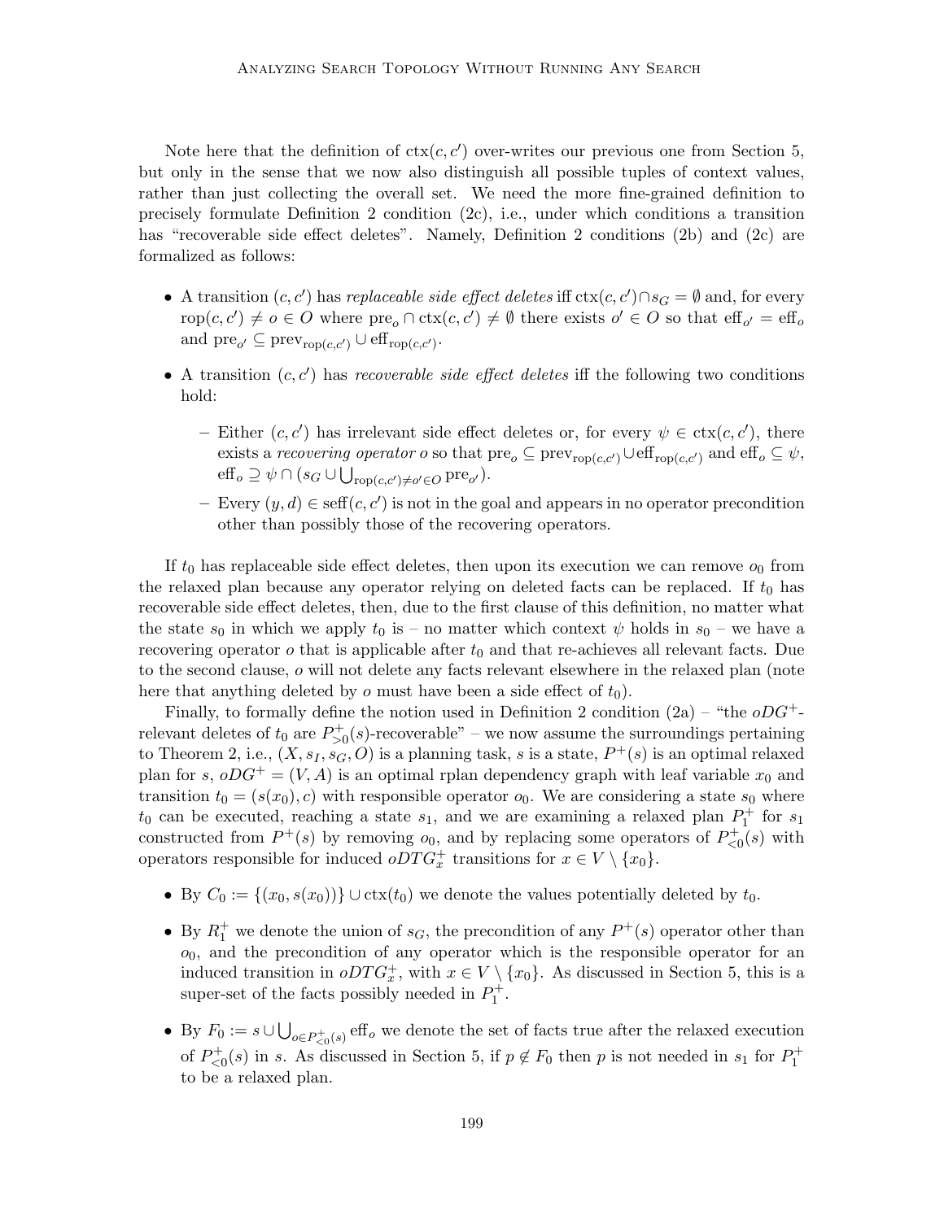Note here that the definition of $\text{ctx}(c, c')$ over-writes our previous one from Section 5, but only in the sense that we now also distinguish all possible tuples of context values, rather than just collecting the overall set. We need the more fine-grained definition to precisely formulate Definition 2 condition (2c), i.e., under which conditions a transition has "recoverable side effect deletes". Namely, Definition 2 conditions (2b) and (2c) are formalized as follows:

- A transition $(c, c')$ has *replaceable side effect deletes* iff $\text{ctx}(c, c') \cap s_G = \emptyset$ and, for every $\text{rop}(c, c') \neq o \in O$ where $\text{pre}_o \cap \text{ctx}(c, c') \neq \emptyset$ there exists $o' \in O$ so that $\text{eff}_{o'} = \text{eff}_o$ and $\text{pre}_{o'} \subseteq \text{prev}_{\text{rop}(c,c')} \cup \text{eff}_{\text{rop}(c,c')}$.
- A transition $(c, c')$ has *recoverable side effect deletes* iff the following two conditions hold:
  - Either $(c, c')$ has irrelevant side effect deletes or, for every $\psi \in \text{ctx}(c, c')$, there exists a *recovering operator* $o$ so that $\text{pre}_o \subseteq \text{prev}_{\text{rop}(c,c')} \cup \text{eff}_{\text{rop}(c,c')}$ and $\text{eff}_o \subseteq \psi$, $\text{eff}_o \supseteq \psi \cap (s_G \cup \bigcup_{\text{rop}(c,c') \neq o' \in O} \text{pre}_{o'})$.
  - Every $(y, d) \in \text{seff}(c, c')$ is not in the goal and appears in no operator precondition other than possibly those of the recovering operators.

If $t_0$ has replaceable side effect deletes, then upon its execution we can remove $o_0$ from the relaxed plan because any operator relying on deleted facts can be replaced. If $t_0$ has recoverable side effect deletes, then, due to the first clause of this definition, no matter what the state $s_0$ in which we apply $t_0$ is – no matter which context $\psi$ holds in $s_0$ – we have a recovering operator $o$ that is applicable after $t_0$ and that re-achieves all relevant facts. Due to the second clause, $o$ will not delete any facts relevant elsewhere in the relaxed plan (note here that anything deleted by $o$ must have been a side effect of $t_0$).

Finally, to formally define the notion used in Definition 2 condition (2a) – "the $oDG^+$-relevant deletes of $t_0$ are $P^+_{>0}(s)$-recoverable" – we now assume the surroundings pertaining to Theorem 2, i.e., $(X, s_I, s_G, O)$ is a planning task, $s$ is a state, $P^+(s)$ is an optimal relaxed plan for $s$, $oDG^+ = (V, A)$ is an optimal rplan dependency graph with leaf variable $x_0$ and transition $t_0 = (s(x_0), c)$ with responsible operator $o_0$. We are considering a state $s_0$ where $t_0$ can be executed, reaching a state $s_1$, and we are examining a relaxed plan $P^+_1$ for $s_1$ constructed from $P^+(s)$ by removing $o_0$, and by replacing some operators of $P^+_{<0}(s)$ with operators responsible for induced $oDTG^+_x$ transitions for $x \in V \setminus \{x_0\}$.

- By $C_0 := \{(x_0, s(x_0))\} \cup \text{ctx}(t_0)$ we denote the values potentially deleted by $t_0$.
- By $R^+_1$ we denote the union of $s_G$, the precondition of any $P^+(s)$ operator other than $o_0$, and the precondition of any operator which is the responsible operator for an induced transition in $oDTG^+_x$, with $x \in V \setminus \{x_0\}$. As discussed in Section 5, this is a super-set of the facts possibly needed in $P^+_1$.
- By $F_0 := s \cup \bigcup_{o \in P^+_{<0}(s)} \text{eff}_o$ we denote the set of facts true after the relaxed execution of $P^+_{<0}(s)$ in $s$. As discussed in Section 5, if $p \notin F_0$ then $p$ is not needed in $s_1$ for $P^+_1$ to be a relaxed plan.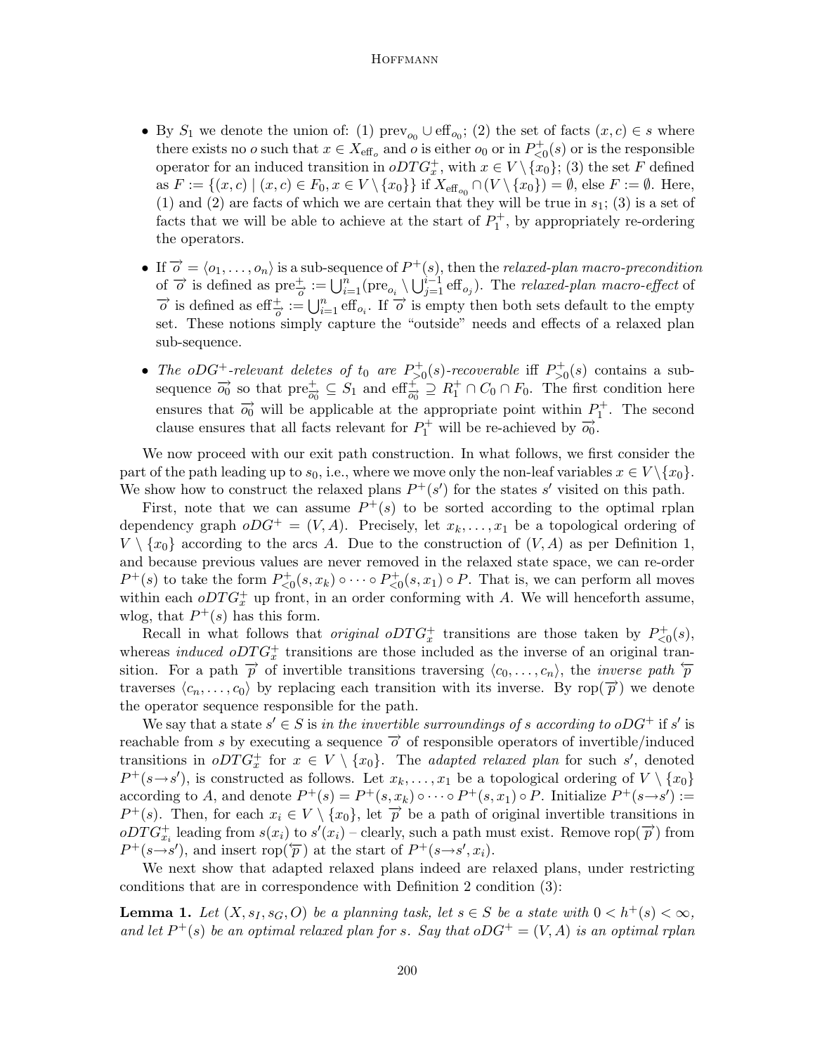- By $S_1$ we denote the union of: (1) $\text{prev}_{o_0} \cup \text{eff}_{o_0}$; (2) the set of facts $(x, c) \in s$ where there exists no $o$ such that $x \in X_{\text{eff}_o}$ and $o$ is either $o_0$ or in $P^+_{<0}(s)$ or is the responsible operator for an induced transition in $oDTG^+_x$, with $x \in V \setminus \{x_0\}$; (3) the set $F$ defined as $F := \{(x, c) \mid (x, c) \in F_0, x \in V \setminus \{x_0\}\}$ if $X_{\text{eff}_{o_0}} \cap (V \setminus \{x_0\}) = \emptyset$, else $F := \emptyset$. Here, (1) and (2) are facts of which we are certain that they will be true in $s_1$; (3) is a set of facts that we will be able to achieve at the start of $P^+_1$, by appropriately re-ordering the operators.

- If $\overrightarrow{o} = \langle o_1, \ldots, o_n \rangle$ is a sub-sequence of $P^+(s)$, then the *relaxed-plan macro-precondition* of $\overrightarrow{o}$ is defined as $\text{pre}^+_{\overrightarrow{o}} := \bigcup_{i=1}^{n}(\text{pre}_{o_i} \setminus \bigcup_{j=1}^{i-1} \text{eff}_{o_j})$. The *relaxed-plan macro-effect* of $\overrightarrow{o}$ is defined as $\text{eff}^+_{\overrightarrow{o}} := \bigcup_{i=1}^{n} \text{eff}_{o_i}$. If $\overrightarrow{o}$ is empty then both sets default to the empty set. These notions simply capture the "outside" needs and effects of a relaxed plan sub-sequence.

- *The $oDG^+$-relevant deletes of $t_0$ are $P^+_{>0}(s)$-recoverable* iff $P^+_{>0}(s)$ contains a sub-sequence $\overrightarrow{o_0}$ so that $\text{pre}^+_{\overrightarrow{o_0}} \subseteq S_1$ and $\text{eff}^+_{\overrightarrow{o_0}} \supseteq R^+_1 \cap C_0 \cap F_0$. The first condition here ensures that $\overrightarrow{o_0}$ will be applicable at the appropriate point within $P^+_1$. The second clause ensures that all facts relevant for $P^+_1$ will be re-achieved by $\overrightarrow{o_0}$.

We now proceed with our exit path construction. In what follows, we first consider the part of the path leading up to $s_0$, i.e., where we move only the non-leaf variables $x \in V \setminus \{x_0\}$. We show how to construct the relaxed plans $P^+(s')$ for the states $s'$ visited on this path.

First, note that we can assume $P^+(s)$ to be sorted according to the optimal rplan dependency graph $oDG^+ = (V, A)$. Precisely, let $x_k, \ldots, x_1$ be a topological ordering of $V \setminus \{x_0\}$ according to the arcs $A$. Due to the construction of $(V, A)$ as per Definition 1, and because previous values are never removed in the relaxed state space, we can re-order $P^+(s)$ to take the form $P^+_{<0}(s, x_k) \circ \cdots \circ P^+_{<0}(s, x_1) \circ P$. That is, we can perform all moves within each $oDTG^+_x$ up front, in an order conforming with $A$. We will henceforth assume, wlog, that $P^+(s)$ has this form.

Recall in what follows that *original* $oDTG^+_x$ transitions are those taken by $P^+_{<0}(s)$, whereas *induced* $oDTG^+_x$ transitions are those included as the inverse of an original transition. For a path $\overrightarrow{p}$ of invertible transitions traversing $\langle c_0, \ldots, c_n \rangle$, the *inverse path* $\overleftarrow{p}$ traverses $\langle c_n, \ldots, c_0 \rangle$ by replacing each transition with its inverse. By $\text{rop}(\overrightarrow{p})$ we denote the operator sequence responsible for the path.

We say that a state $s' \in S$ is *in the invertible surroundings of $s$ according to $oDG^+$* if $s'$ is reachable from $s$ by executing a sequence $\overrightarrow{o}$ of responsible operators of invertible/induced transitions in $oDTG^+_x$ for $x \in V \setminus \{x_0\}$. The *adapted relaxed plan* for such $s'$, denoted $P^+(s \rightarrow s')$, is constructed as follows. Let $x_k, \ldots, x_1$ be a topological ordering of $V \setminus \{x_0\}$ according to $A$, and denote $P^+(s) = P^+(s, x_k) \circ \cdots \circ P^+(s, x_1) \circ P$. Initialize $P^+(s \rightarrow s') := P^+(s)$. Then, for each $x_i \in V \setminus \{x_0\}$, let $\overrightarrow{p}$ be a path of original invertible transitions in $oDTG^+_{x_i}$ leading from $s(x_i)$ to $s'(x_i)$ – clearly, such a path must exist. Remove $\text{rop}(\overrightarrow{p})$ from $P^+(s \rightarrow s')$, and insert $\text{rop}(\overleftarrow{p})$ at the start of $P^+(s \rightarrow s', x_i)$.

We next show that adapted relaxed plans indeed are relaxed plans, under restricting conditions that are in correspondence with Definition 2 condition (3):

**Lemma 1.** *Let $(X, s_I, s_G, O)$ be a planning task, let $s \in S$ be a state with $0 < h^+(s) < \infty$, and let $P^+(s)$ be an optimal relaxed plan for $s$. Say that $oDG^+ = (V, A)$ is an optimal rplan*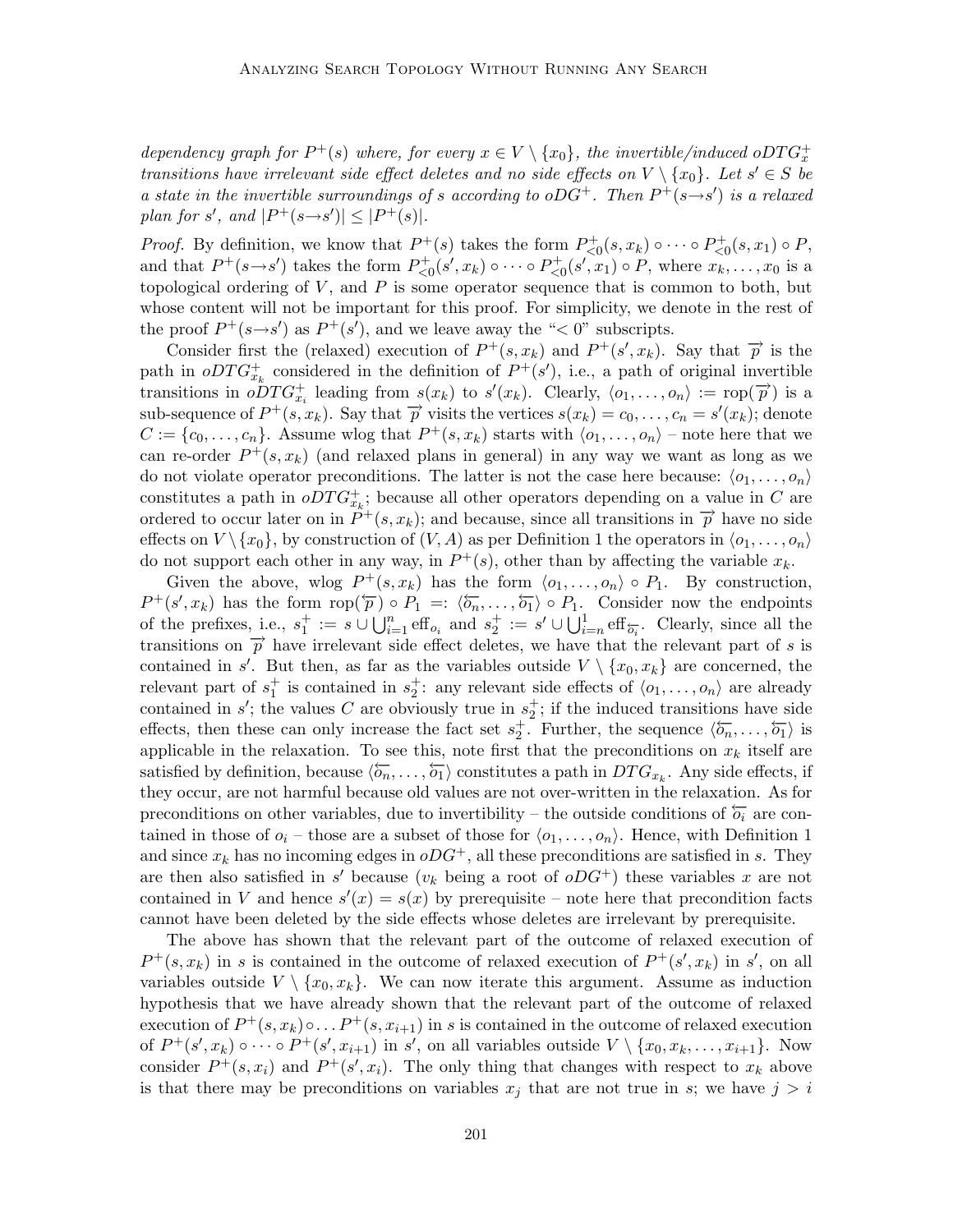*dependency graph for $P^+(s)$ where, for every $x \in V \setminus \{x_0\}$, the invertible/induced $oDTG^+_x$ transitions have irrelevant side effect deletes and no side effects on $V \setminus \{x_0\}$. Let $s' \in S$ be a state in the invertible surroundings of $s$ according to $oDG^+$. Then $P^+(s \rightarrow s')$ is a relaxed plan for $s'$, and $|P^+(s \rightarrow s')| \leq |P^+(s)|$.*

*Proof.* By definition, we know that $P^+(s)$ takes the form $P^+_{<0}(s, x_k) \circ \cdots \circ P^+_{<0}(s, x_1) \circ P$, and that $P^+(s \rightarrow s')$ takes the form $P^+_{<0}(s', x_k) \circ \cdots \circ P^+_{<0}(s', x_1) \circ P$, where $x_k, \ldots, x_0$ is a topological ordering of $V$, and $P$ is some operator sequence that is common to both, but whose content will not be important for this proof. For simplicity, we denote in the rest of the proof $P^+(s \rightarrow s')$ as $P^+(s')$, and we leave away the "$< 0$" subscripts.

Consider first the (relaxed) execution of $P^+(s, x_k)$ and $P^+(s', x_k)$. Say that $\overrightarrow{p}$ is the path in $oDTG^+_{x_k}$ considered in the definition of $P^+(s')$, i.e., a path of original invertible transitions in $oDTG^+_{x_i}$ leading from $s(x_k)$ to $s'(x_k)$. Clearly, $\langle o_1, \ldots, o_n \rangle := \text{rop}(\overrightarrow{p})$ is a sub-sequence of $P^+(s, x_k)$. Say that $\overrightarrow{p}$ visits the vertices $s(x_k) = c_0, \ldots, c_n = s'(x_k)$; denote $C := \{c_0, \ldots, c_n\}$. Assume wlog that $P^+(s, x_k)$ starts with $\langle o_1, \ldots, o_n \rangle$ – note here that we can re-order $P^+(s, x_k)$ (and relaxed plans in general) in any way we want as long as we do not violate operator preconditions. The latter is not the case here because: $\langle o_1, \ldots, o_n \rangle$ constitutes a path in $oDTG^+_{x_k}$; because all other operators depending on a value in $C$ are ordered to occur later on in $P^+(s, x_k)$; and because, since all transitions in $\overrightarrow{p}$ have no side effects on $V \setminus \{x_0\}$, by construction of $(V, A)$ as per Definition 1 the operators in $\langle o_1, \ldots, o_n \rangle$ do not support each other in any way, in $P^+(s)$, other than by affecting the variable $x_k$.

Given the above, wlog $P^+(s, x_k)$ has the form $\langle o_1, \ldots, o_n \rangle \circ P_1$. By construction, $P^+(s', x_k)$ has the form $\text{rop}(\overleftarrow{p}) \circ P_1 =: \langle \overleftarrow{o_n}, \ldots, \overleftarrow{o_1} \rangle \circ P_1$. Consider now the endpoints of the prefixes, i.e., $s^+_1 := s \cup \bigcup_{i=1}^{n} \text{eff}_{o_i}$ and $s^+_2 := s' \cup \bigcup_{i=n}^{1} \text{eff}_{\overleftarrow{o_i}}$. Clearly, since all the transitions on $\overrightarrow{p}$ have irrelevant side effect deletes, we have that the relevant part of $s$ is contained in $s'$. But then, as far as the variables outside $V \setminus \{x_0, x_k\}$ are concerned, the relevant part of $s^+_1$ is contained in $s^+_2$: any relevant side effects of $\langle o_1, \ldots, o_n \rangle$ are already contained in $s'$; the values $C$ are obviously true in $s^+_2$; if the induced transitions have side effects, then these can only increase the fact set $s^+_2$. Further, the sequence $\langle \overleftarrow{o_n}, \ldots, \overleftarrow{o_1} \rangle$ is applicable in the relaxation. To see this, note first that the preconditions on $x_k$ itself are satisfied by definition, because $\langle \overleftarrow{o_n}, \ldots, \overleftarrow{o_1} \rangle$ constitutes a path in $DTG_{x_k}$. Any side effects, if they occur, are not harmful because old values are not over-written in the relaxation. As for preconditions on other variables, due to invertibility – the outside conditions of $\overleftarrow{o_i}$ are contained in those of $o_i$ – those are a subset of those for $\langle o_1, \ldots, o_n \rangle$. Hence, with Definition 1 and since $x_k$ has no incoming edges in $oDG^+$, all these preconditions are satisfied in $s$. They are then also satisfied in $s'$ because ($v_k$ being a root of $oDG^+$) these variables $x$ are not contained in $V$ and hence $s'(x) = s(x)$ by prerequisite – note here that precondition facts cannot have been deleted by the side effects whose deletes are irrelevant by prerequisite.

The above has shown that the relevant part of the outcome of relaxed execution of $P^+(s, x_k)$ in $s$ is contained in the outcome of relaxed execution of $P^+(s', x_k)$ in $s'$, on all variables outside $V \setminus \{x_0, x_k\}$. We can now iterate this argument. Assume as induction hypothesis that we have already shown that the relevant part of the outcome of relaxed execution of $P^+(s, x_k) \circ \ldots P^+(s, x_{i+1})$ in $s$ is contained in the outcome of relaxed execution of $P^+(s', x_k) \circ \cdots \circ P^+(s', x_{i+1})$ in $s'$, on all variables outside $V \setminus \{x_0, x_k, \ldots, x_{i+1}\}$. Now consider $P^+(s, x_i)$ and $P^+(s', x_i)$. The only thing that changes with respect to $x_k$ above is that there may be preconditions on variables $x_j$ that are not true in $s$; we have $j > i$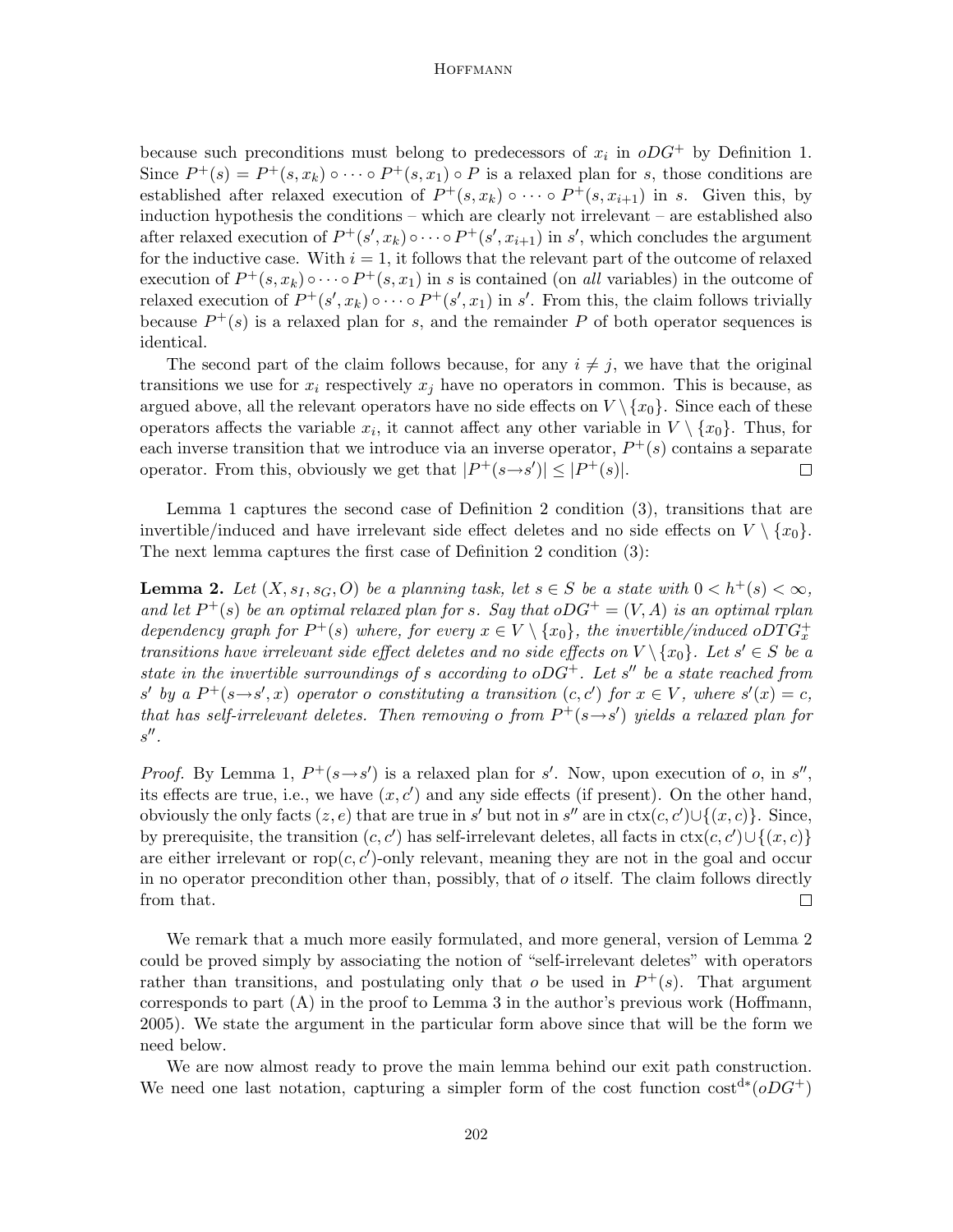because such preconditions must belong to predecessors of $x_i$ in $oDG^+$ by Definition 1. Since $P^+(s) = P^+(s, x_k) \circ \cdots \circ P^+(s, x_1) \circ P$ is a relaxed plan for $s$, those conditions are established after relaxed execution of $P^+(s, x_k) \circ \cdots \circ P^+(s, x_{i+1})$ in $s$. Given this, by induction hypothesis the conditions – which are clearly not irrelevant – are established also after relaxed execution of $P^+(s', x_k) \circ \cdots \circ P^+(s', x_{i+1})$ in $s'$, which concludes the argument for the inductive case. With $i = 1$, it follows that the relevant part of the outcome of relaxed execution of $P^+(s, x_k) \circ \cdots \circ P^+(s, x_1)$ in $s$ is contained (on *all* variables) in the outcome of relaxed execution of $P^+(s', x_k) \circ \cdots \circ P^+(s', x_1)$ in $s'$. From this, the claim follows trivially because $P^+(s)$ is a relaxed plan for $s$, and the remainder $P$ of both operator sequences is identical.

The second part of the claim follows because, for any $i \neq j$, we have that the original transitions we use for $x_i$ respectively $x_j$ have no operators in common. This is because, as argued above, all the relevant operators have no side effects on $V \setminus \{x_0\}$. Since each of these operators affects the variable $x_i$, it cannot affect any other variable in $V \setminus \{x_0\}$. Thus, for each inverse transition that we introduce via an inverse operator, $P^+(s)$ contains a separate operator. From this, obviously we get that $|P^+(s \to s')| \leq |P^+(s)|$. □

Lemma 1 captures the second case of Definition 2 condition (3), transitions that are invertible/induced and have irrelevant side effect deletes and no side effects on $V \setminus \{x_0\}$. The next lemma captures the first case of Definition 2 condition (3):

**Lemma 2.** *Let $(X, s_I, s_G, O)$ be a planning task, let $s \in S$ be a state with $0 < h^+(s) < \infty$, and let $P^+(s)$ be an optimal relaxed plan for $s$. Say that $oDG^+ = (V, A)$ is an optimal rplan dependency graph for $P^+(s)$ where, for every $x \in V \setminus \{x_0\}$, the invertible/induced $oDTG^+_x$ transitions have irrelevant side effect deletes and no side effects on $V \setminus \{x_0\}$. Let $s' \in S$ be a state in the invertible surroundings of $s$ according to $oDG^+$. Let $s''$ be a state reached from $s'$ by a $P^+(s \to s', x)$ operator $o$ constituting a transition $(c, c')$ for $x \in V$, where $s'(x) = c$, that has self-irrelevant deletes. Then removing $o$ from $P^+(s \to s')$ yields a relaxed plan for $s''$.*

*Proof.* By Lemma 1, $P^+(s \to s')$ is a relaxed plan for $s'$. Now, upon execution of $o$, in $s''$, its effects are true, i.e., we have $(x, c')$ and any side effects (if present). On the other hand, obviously the only facts $(z, e)$ that are true in $s'$ but not in $s''$ are in $\text{ctx}(c, c') \cup \{(x, c)\}$. Since, by prerequisite, the transition $(c, c')$ has self-irrelevant deletes, all facts in $\text{ctx}(c, c') \cup \{(x, c)\}$ are either irrelevant or $\text{rop}(c, c')$-only relevant, meaning they are not in the goal and occur in no operator precondition other than, possibly, that of $o$ itself. The claim follows directly from that. □

We remark that a much more easily formulated, and more general, version of Lemma 2 could be proved simply by associating the notion of "self-irrelevant deletes" with operators rather than transitions, and postulating only that $o$ be used in $P^+(s)$. That argument corresponds to part (A) in the proof to Lemma 3 in the author's previous work (Hoffmann, 2005). We state the argument in the particular form above since that will be the form we need below.

We are now almost ready to prove the main lemma behind our exit path construction. We need one last notation, capturing a simpler form of the cost function $\text{cost}^{d*}(oDG^+)$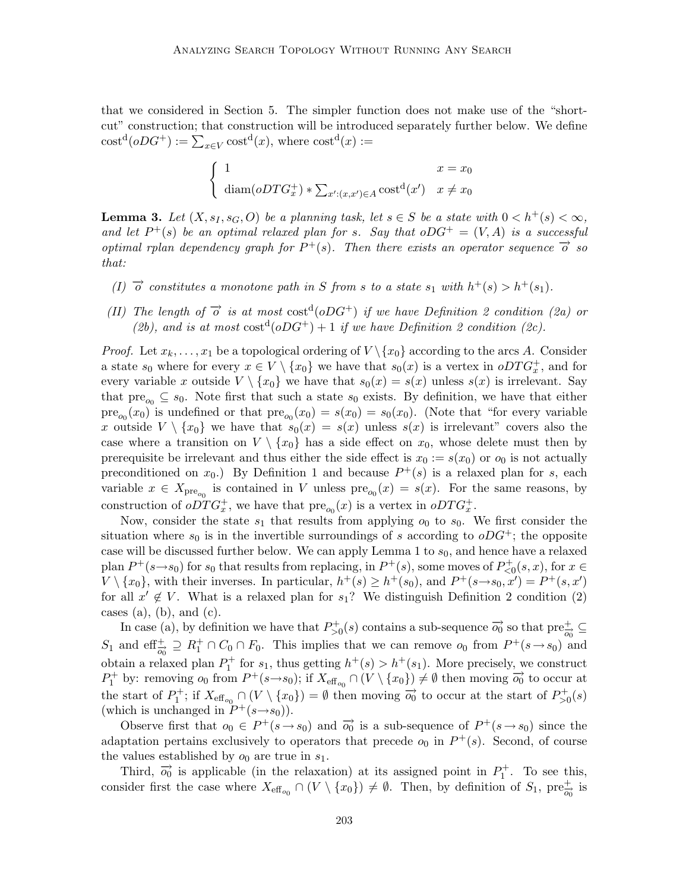that we considered in Section 5. The simpler function does not make use of the "short-cut" construction; that construction will be introduced separately further below. We define $\mathrm{cost}^{\mathrm{d}}(oDG^+) := \sum_{x \in V} \mathrm{cost}^{\mathrm{d}}(x)$, where $\mathrm{cost}^{\mathrm{d}}(x) :=$

$$
\begin{cases} 1 & x = x_0 \\ \mathrm{diam}(oDTG^+_x) * \sum_{x':(x,x') \in A} \mathrm{cost}^{\mathrm{d}}(x') & x \neq x_0 \end{cases}
$$

**Lemma 3.** *Let $(X, s_I, s_G, O)$ be a planning task, let $s \in S$ be a state with $0 < h^+(s) < \infty$, and let $P^+(s)$ be an optimal relaxed plan for $s$. Say that $oDG^+ = (V, A)$ is a successful optimal rplan dependency graph for $P^+(s)$. Then there exists an operator sequence $\overrightarrow{o}$ so that:*

*(I) $\overrightarrow{o}$ constitutes a monotone path in $S$ from $s$ to a state $s_1$ with $h^+(s) > h^+(s_1)$.*

*(II) The length of $\overrightarrow{o}$ is at most $\mathrm{cost}^{\mathrm{d}}(oDG^+)$ if we have Definition 2 condition (2a) or (2b), and is at most $\mathrm{cost}^{\mathrm{d}}(oDG^+) + 1$ if we have Definition 2 condition (2c).*

*Proof.* Let $x_k, \dots, x_1$ be a topological ordering of $V \setminus \{x_0\}$ according to the arcs $A$. Consider a state $s_0$ where for every $x \in V \setminus \{x_0\}$ we have that $s_0(x)$ is a vertex in $oDTG^+_x$, and for every variable $x$ outside $V \setminus \{x_0\}$ we have that $s_0(x) = s(x)$ unless $s(x)$ is irrelevant. Say that $\mathrm{pre}_{o_0} \subseteq s_0$. Note first that such a state $s_0$ exists. By definition, we have that either $\mathrm{pre}_{o_0}(x_0)$ is undefined or that $\mathrm{pre}_{o_0}(x_0) = s(x_0) = s_0(x_0)$. (Note that "for every variable $x$ outside $V \setminus \{x_0\}$ we have that $s_0(x) = s(x)$ unless $s(x)$ is irrelevant" covers also the case where a transition on $V \setminus \{x_0\}$ has a side effect on $x_0$, whose delete must then by prerequisite be irrelevant and thus either the side effect is $x_0 := s(x_0)$ or $o_0$ is not actually preconditioned on $x_0$.) By Definition 1 and because $P^+(s)$ is a relaxed plan for $s$, each variable $x \in X_{\mathrm{pre}_{o_0}}$ is contained in $V$ unless $\mathrm{pre}_{o_0}(x) = s(x)$. For the same reasons, by construction of $oDTG^+_x$, we have that $\mathrm{pre}_{o_0}(x)$ is a vertex in $oDTG^+_x$.

Now, consider the state $s_1$ that results from applying $o_0$ to $s_0$. We first consider the situation where $s_0$ is in the invertible surroundings of $s$ according to $oDG^+$; the opposite case will be discussed further below. We can apply Lemma 1 to $s_0$, and hence have a relaxed plan $P^+(s \rightarrow s_0)$ for $s_0$ that results from replacing, in $P^+(s)$, some moves of $P^+_{<0}(s, x)$, for $x \in V \setminus \{x_0\}$, with their inverses. In particular, $h^+(s) \geq h^+(s_0)$, and $P^+(s \rightarrow s_0, x') = P^+(s, x')$ for all $x' \notin V$. What is a relaxed plan for $s_1$? We distinguish Definition 2 condition (2) cases (a), (b), and (c).

In case (a), by definition we have that $P^+_{>0}(s)$ contains a sub-sequence $\overrightarrow{o_0}$ so that $\mathrm{pre}^+_{\overrightarrow{o_0}} \subseteq S_1$ and $\mathrm{eff}^+_{\overrightarrow{o_0}} \supseteq R^+_1 \cap C_0 \cap F_0$. This implies that we can remove $o_0$ from $P^+(s \rightarrow s_0)$ and obtain a relaxed plan $P^+_1$ for $s_1$, thus getting $h^+(s) > h^+(s_1)$. More precisely, we construct $P^+_1$ by: removing $o_0$ from $P^+(s \rightarrow s_0)$; if $X_{\mathrm{eff}_{o_0}} \cap (V \setminus \{x_0\}) \neq \emptyset$ then moving $\overrightarrow{o_0}$ to occur at the start of $P^+_1$; if $X_{\mathrm{eff}_{o_0}} \cap (V \setminus \{x_0\}) = \emptyset$ then moving $\overrightarrow{o_0}$ to occur at the start of $P^+_{>0}(s)$ (which is unchanged in $P^+(s \rightarrow s_0)$).

Observe first that $o_0 \in P^+(s \rightarrow s_0)$ and $\overrightarrow{o_0}$ is a sub-sequence of $P^+(s \rightarrow s_0)$ since the adaptation pertains exclusively to operators that precede $o_0$ in $P^+(s)$. Second, of course the values established by $o_0$ are true in $s_1$.

Third, $\overrightarrow{o_0}$ is applicable (in the relaxation) at its assigned point in $P^+_1$. To see this, consider first the case where $X_{\mathrm{eff}_{o_0}} \cap (V \setminus \{x_0\}) \neq \emptyset$. Then, by definition of $S_1$, $\mathrm{pre}^+_{\overrightarrow{o_0}}$ is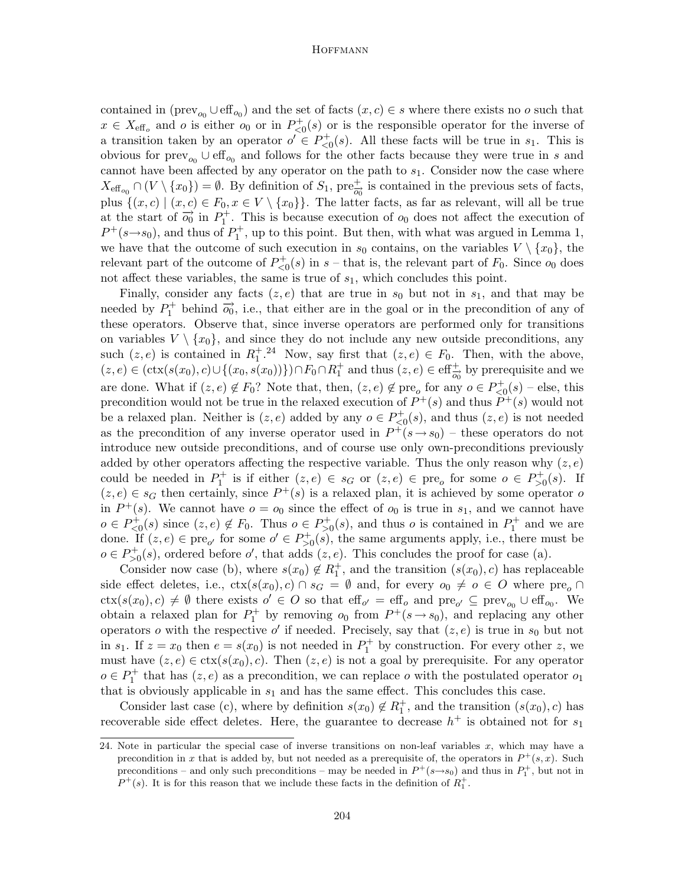contained in $(\text{prev}_{o_0} \cup \text{eff}_{o_0})$ and the set of facts $(x, c) \in s$ where there exists no $o$ such that $x \in X_{\text{eff}_o}$ and $o$ is either $o_0$ or in $P^+_{<0}(s)$ or is the responsible operator for the inverse of a transition taken by an operator $o' \in P^+_{<0}(s)$. All these facts will be true in $s_1$. This is obvious for $\text{prev}_{o_0} \cup \text{eff}_{o_0}$ and follows for the other facts because they were true in $s$ and cannot have been affected by any operator on the path to $s_1$. Consider now the case where $X_{\text{eff}_{o_0}} \cap (V \setminus \{x_0\}) = \emptyset$. By definition of $S_1$, $\text{pre}^+_{\overrightarrow{o_0}}$ is contained in the previous sets of facts, plus $\{(x, c) \mid (x, c) \in F_0, x \in V \setminus \{x_0\}\}$. The latter facts, as far as relevant, will all be true at the start of $\overrightarrow{o_0}$ in $P^+_1$. This is because execution of $o_0$ does not affect the execution of $P^+(s \rightarrow s_0)$, and thus of $P^+_1$, up to this point. But then, with what was argued in Lemma 1, we have that the outcome of such execution in $s_0$ contains, on the variables $V \setminus \{x_0\}$, the relevant part of the outcome of $P^+_{<0}(s)$ in $s$ – that is, the relevant part of $F_0$. Since $o_0$ does not affect these variables, the same is true of $s_1$, which concludes this point.

Finally, consider any facts $(z, e)$ that are true in $s_0$ but not in $s_1$, and that may be needed by $P^+_1$ behind $\overrightarrow{o_0}$, i.e., that either are in the goal or in the precondition of any of these operators. Observe that, since inverse operators are performed only for transitions on variables $V \setminus \{x_0\}$, and since they do not include any new outside preconditions, any such $(z, e)$ is contained in $R^+_1$.[24] Now, say first that $(z, e) \in F_0$. Then, with the above, $(z, e) \in (\text{ctx}(s(x_0), c) \cup \{(x_0, s(x_0))\}) \cap F_0 \cap R^+_1$ and thus $(z, e) \in \text{eff}^+_{\overrightarrow{o_0}}$ by prerequisite and we are done. What if $(z, e) \notin F_0$? Note that, then, $(z, e) \notin \text{pre}_o$ for any $o \in P^+_{<0}(s)$ – else, this precondition would not be true in the relaxed execution of $P^+(s)$ and thus $P^+(s)$ would not be a relaxed plan. Neither is $(z, e)$ added by any $o \in P^+_{<0}(s)$, and thus $(z, e)$ is not needed as the precondition of any inverse operator used in $P^+(s \rightarrow s_0)$ – these operators do not introduce new outside preconditions, and of course use only own-preconditions previously added by other operators affecting the respective variable. Thus the only reason why $(z, e)$ could be needed in $P^+_1$ is if either $(z, e) \in s_G$ or $(z, e) \in \text{pre}_o$ for some $o \in P^+_{>0}(s)$. If $(z, e) \in s_G$ then certainly, since $P^+(s)$ is a relaxed plan, it is achieved by some operator $o$ in $P^+(s)$. We cannot have $o = o_0$ since the effect of $o_0$ is true in $s_1$, and we cannot have $o \in P^+_{<0}(s)$ since $(z, e) \notin F_0$. Thus $o \in P^+_{>0}(s)$, and thus $o$ is contained in $P^+_1$ and we are done. If $(z, e) \in \text{pre}_{o'}$ for some $o' \in P^+_{>0}(s)$, the same arguments apply, i.e., there must be $o \in P^+_{>0}(s)$, ordered before $o'$, that adds $(z, e)$. This concludes the proof for case (a).

Consider now case (b), where $s(x_0) \notin R^+_1$, and the transition $(s(x_0), c)$ has replaceable side effect deletes, i.e., $\text{ctx}(s(x_0), c) \cap s_G = \emptyset$ and, for every $o_0 \neq o \in O$ where $\text{pre}_o \cap \text{ctx}(s(x_0), c) \neq \emptyset$ there exists $o' \in O$ so that $\text{eff}_{o'} = \text{eff}_o$ and $\text{pre}_{o'} \subseteq \text{prev}_{o_0} \cup \text{eff}_{o_0}$. We obtain a relaxed plan for $P^+_1$ by removing $o_0$ from $P^+(s \rightarrow s_0)$, and replacing any other operators $o$ with the respective $o'$ if needed. Precisely, say that $(z, e)$ is true in $s_0$ but not in $s_1$. If $z = x_0$ then $e = s(x_0)$ is not needed in $P^+_1$ by construction. For every other $z$, we must have $(z, e) \in \text{ctx}(s(x_0), c)$. Then $(z, e)$ is not a goal by prerequisite. For any operator $o \in P^+_1$ that has $(z, e)$ as a precondition, we can replace $o$ with the postulated operator $o_1$ that is obviously applicable in $s_1$ and has the same effect. This concludes this case.

Consider last case (c), where by definition $s(x_0) \notin R^+_1$, and the transition $(s(x_0), c)$ has recoverable side effect deletes. Here, the guarantee to decrease $h^+$ is obtained not for $s_1$

---

24. Note in particular the special case of inverse transitions on non-leaf variables $x$, which may have a precondition in $x$ that is added by, but not needed as a prerequisite of, the operators in $P^+(s, x)$. Such preconditions – and only such preconditions – may be needed in $P^+(s \rightarrow s_0)$ and thus in $P^+_1$, but not in $P^+(s)$. It is for this reason that we include these facts in the definition of $R^+_1$.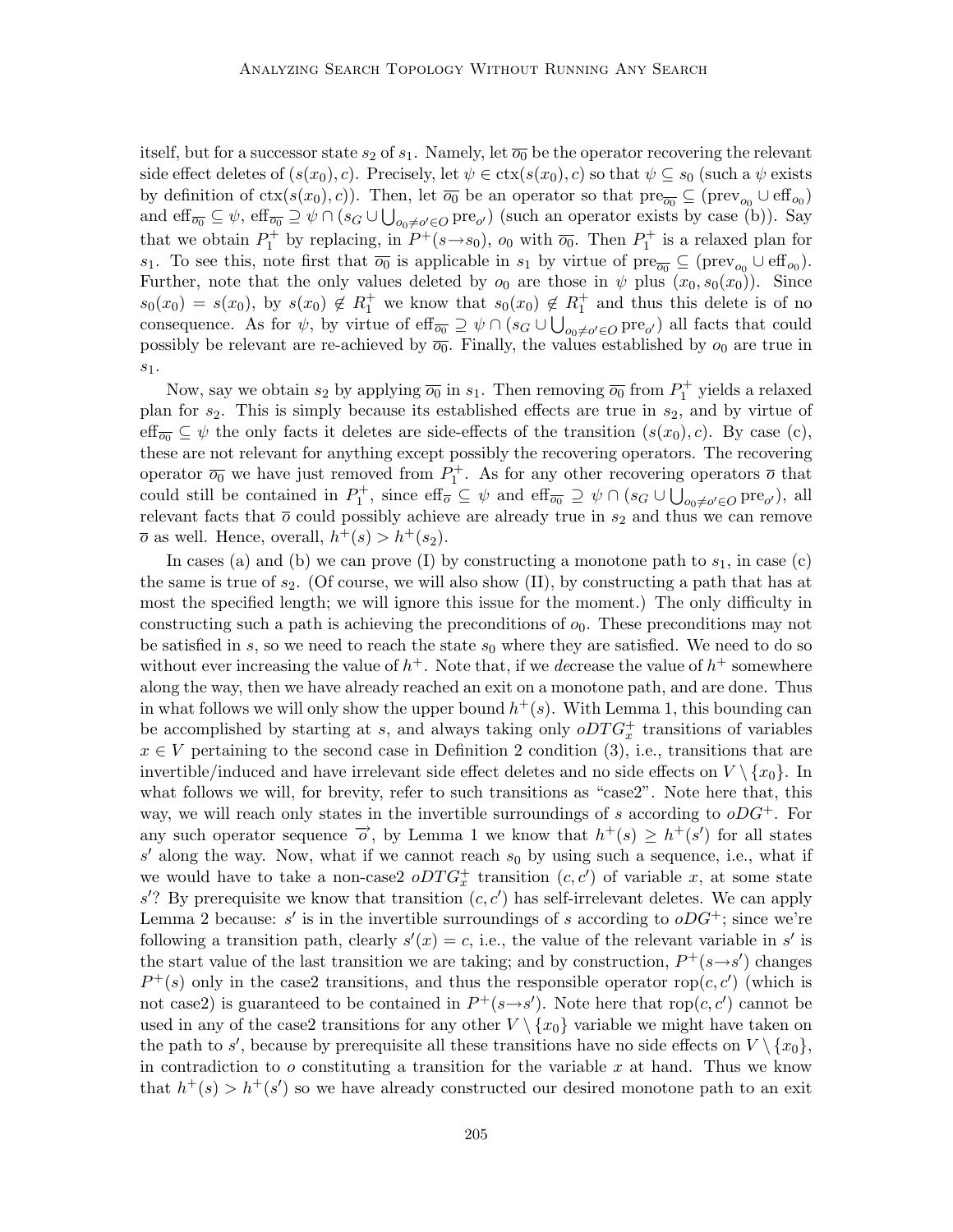itself, but for a successor state $s_2$ of $s_1$. Namely, let $\overline{o_0}$ be the operator recovering the relevant side effect deletes of $(s(x_0), c)$. Precisely, let $\psi \in \text{ctx}(s(x_0), c)$ so that $\psi \subseteq s_0$ (such a $\psi$ exists by definition of $\text{ctx}(s(x_0), c)$). Then, let $\overline{o_0}$ be an operator so that $\text{pre}_{\overline{o_0}} \subseteq (\text{prev}_{o_0} \cup \text{eff}_{o_0})$ and $\text{eff}_{\overline{o_0}} \subseteq \psi$, $\text{eff}_{\overline{o_0}} \supseteq \psi \cap (s_G \cup \bigcup_{o_0 \neq o' \in O} \text{pre}_{o'})$ (such an operator exists by case (b)). Say that we obtain $P_1^+$ by replacing, in $P^+(s \rightarrow s_0)$, $o_0$ with $\overline{o_0}$. Then $P_1^+$ is a relaxed plan for $s_1$. To see this, note first that $\overline{o_0}$ is applicable in $s_1$ by virtue of $\text{pre}_{\overline{o_0}} \subseteq (\text{prev}_{o_0} \cup \text{eff}_{o_0})$. Further, note that the only values deleted by $o_0$ are those in $\psi$ plus $(x_0, s_0(x_0))$. Since $s_0(x_0) = s(x_0)$, by $s(x_0) \notin R_1^+$ we know that $s_0(x_0) \notin R_1^+$ and thus this delete is of no consequence. As for $\psi$, by virtue of $\text{eff}_{\overline{o_0}} \supseteq \psi \cap (s_G \cup \bigcup_{o_0 \neq o' \in O} \text{pre}_{o'})$ all facts that could possibly be relevant are re-achieved by $\overline{o_0}$. Finally, the values established by $o_0$ are true in $s_1$.

Now, say we obtain $s_2$ by applying $\overline{o_0}$ in $s_1$. Then removing $\overline{o_0}$ from $P_1^+$ yields a relaxed plan for $s_2$. This is simply because its established effects are true in $s_2$, and by virtue of $\text{eff}_{\overline{o_0}} \subseteq \psi$ the only facts it deletes are side-effects of the transition $(s(x_0), c)$. By case (c), these are not relevant for anything except possibly the recovering operators. The recovering operator $\overline{o_0}$ we have just removed from $P_1^+$. As for any other recovering operators $\overline{o}$ that could still be contained in $P_1^+$, since $\text{eff}_{\overline{o}} \subseteq \psi$ and $\text{eff}_{\overline{o_0}} \supseteq \psi \cap (s_G \cup \bigcup_{o_0 \neq o' \in O} \text{pre}_{o'})$, all relevant facts that $\overline{o}$ could possibly achieve are already true in $s_2$ and thus we can remove $\overline{o}$ as well. Hence, overall, $h^+(s) > h^+(s_2)$.

In cases (a) and (b) we can prove (I) by constructing a monotone path to $s_1$, in case (c) the same is true of $s_2$. (Of course, we will also show (II), by constructing a path that has at most the specified length; we will ignore this issue for the moment.) The only difficulty in constructing such a path is achieving the preconditions of $o_0$. These preconditions may not be satisfied in $s$, so we need to reach the state $s_0$ where they are satisfied. We need to do so without ever increasing the value of $h^+$. Note that, if we *de*crease the value of $h^+$ somewhere along the way, then we have already reached an exit on a monotone path, and are done. Thus in what follows we will only show the upper bound $h^+(s)$. With Lemma 1, this bounding can be accomplished by starting at $s$, and always taking only $oDTG_x^+$ transitions of variables $x \in V$ pertaining to the second case in Definition 2 condition (3), i.e., transitions that are invertible/induced and have irrelevant side effect deletes and no side effects on $V \setminus \{x_0\}$. In what follows we will, for brevity, refer to such transitions as "case2". Note here that, this way, we will reach only states in the invertible surroundings of $s$ according to $oDG^+$. For any such operator sequence $\overrightarrow{o}$, by Lemma 1 we know that $h^+(s) \geq h^+(s')$ for all states $s'$ along the way. Now, what if we cannot reach $s_0$ by using such a sequence, i.e., what if we would have to take a non-case2 $oDTG_x^+$ transition $(c, c')$ of variable $x$, at some state $s'$? By prerequisite we know that transition $(c, c')$ has self-irrelevant deletes. We can apply Lemma 2 because: $s'$ is in the invertible surroundings of $s$ according to $oDG^+$; since we're following a transition path, clearly $s'(x) = c$, i.e., the value of the relevant variable in $s'$ is the start value of the last transition we are taking; and by construction, $P^+(s \rightarrow s')$ changes $P^+(s)$ only in the case2 transitions, and thus the responsible operator $\text{rop}(c, c')$ (which is not case2) is guaranteed to be contained in $P^+(s \rightarrow s')$. Note here that $\text{rop}(c, c')$ cannot be used in any of the case2 transitions for any other $V \setminus \{x_0\}$ variable we might have taken on the path to $s'$, because by prerequisite all these transitions have no side effects on $V \setminus \{x_0\}$, in contradiction to $o$ constituting a transition for the variable $x$ at hand. Thus we know that $h^+(s) > h^+(s')$ so we have already constructed our desired monotone path to an exit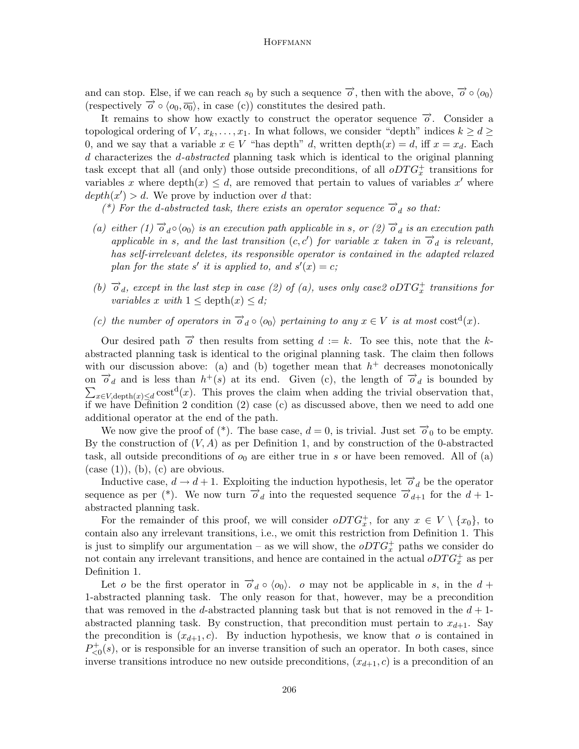and can stop. Else, if we can reach $s_0$ by such a sequence $\overrightarrow{o}$, then with the above, $\overrightarrow{o} \circ \langle o_0 \rangle$ (respectively $\overrightarrow{o} \circ \langle o_0, \overline{o_0} \rangle$, in case (c)) constitutes the desired path.

It remains to show how exactly to construct the operator sequence $\overrightarrow{o}$. Consider a topological ordering of $V$, $x_k, \ldots, x_1$. In what follows, we consider "depth" indices $k \geq d \geq 0$, and we say that a variable $x \in V$ "has depth" $d$, written $\text{depth}(x) = d$, iff $x = x_d$. Each $d$ characterizes the *d-abstracted* planning task which is identical to the original planning task except that all (and only) those outside preconditions, of all $oDTG^+_x$ transitions for variables $x$ where $\text{depth}(x) \leq d$, are removed that pertain to values of variables $x'$ where $depth(x') > d$. We prove by induction over $d$ that:

*(\*) For the d-abstracted task, there exists an operator sequence $\overrightarrow{o}_d$ so that:*

*(a) either (1) $\overrightarrow{o}_d \circ \langle o_0 \rangle$ is an execution path applicable in s, or (2) $\overrightarrow{o}_d$ is an execution path applicable in s, and the last transition $(c, c')$ for variable x taken in $\overrightarrow{o}_d$ is relevant, has self-irrelevant deletes, its responsible operator is contained in the adapted relaxed plan for the state $s'$ it is applied to, and $s'(x) = c$;*

*(b) $\overrightarrow{o}_d$, except in the last step in case (2) of (a), uses only case2 $oDTG^+_x$ transitions for variables x with $1 \leq \text{depth}(x) \leq d$;*

*(c) the number of operators in $\overrightarrow{o}_d \circ \langle o_0 \rangle$ pertaining to any $x \in V$ is at most $\text{cost}^{\text{d}}(x)$.*

Our desired path $\overrightarrow{o}$ then results from setting $d := k$. To see this, note that the $k$-abstracted planning task is identical to the original planning task. The claim then follows with our discussion above: (a) and (b) together mean that $h^+$ decreases monotonically on $\overrightarrow{o}_d$ and is less than $h^+(s)$ at its end. Given (c), the length of $\overrightarrow{o}_d$ is bounded by $\sum_{x \in V, \text{depth}(x) \leq d} \text{cost}^{\text{d}}(x)$. This proves the claim when adding the trivial observation that, if we have Definition 2 condition (2) case (c) as discussed above, then we need to add one additional operator at the end of the path.

We now give the proof of (\*). The base case, $d = 0$, is trivial. Just set $\overrightarrow{o}_0$ to be empty. By the construction of $(V, A)$ as per Definition 1, and by construction of the 0-abstracted task, all outside preconditions of $o_0$ are either true in $s$ or have been removed. All of (a) (case (1)), (b), (c) are obvious.

Inductive case, $d \to d + 1$. Exploiting the induction hypothesis, let $\overrightarrow{o}_d$ be the operator sequence as per (\*). We now turn $\overrightarrow{o}_d$ into the requested sequence $\overrightarrow{o}_{d+1}$ for the $d + 1$-abstracted planning task.

For the remainder of this proof, we will consider $oDTG^+_x$, for any $x \in V \setminus \{x_0\}$, to contain also any irrelevant transitions, i.e., we omit this restriction from Definition 1. This is just to simplify our argumentation – as we will show, the $oDTG^+_x$ paths we consider do not contain any irrelevant transitions, and hence are contained in the actual $oDTG^+_x$ as per Definition 1.

Let $o$ be the first operator in $\overrightarrow{o}_d \circ \langle o_0 \rangle$. $o$ may not be applicable in $s$, in the $d + 1$-abstracted planning task. The only reason for that, however, may be a precondition that was removed in the $d$-abstracted planning task but that is not removed in the $d + 1$-abstracted planning task. By construction, that precondition must pertain to $x_{d+1}$. Say the precondition is $(x_{d+1}, c)$. By induction hypothesis, we know that $o$ is contained in $P^+_{<0}(s)$, or is responsible for an inverse transition of such an operator. In both cases, since inverse transitions introduce no new outside preconditions, $(x_{d+1}, c)$ is a precondition of an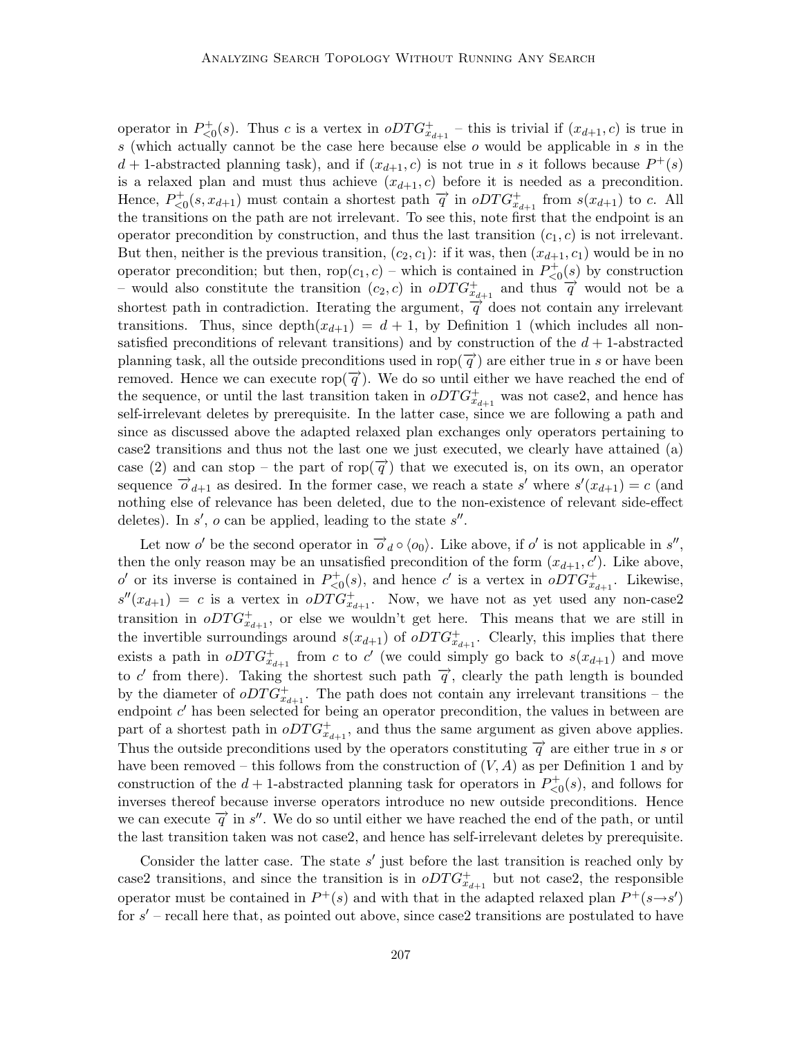operator in $P^+_{<0}(s)$. Thus $c$ is a vertex in $oDTG^+_{x_{d+1}}$ – this is trivial if $(x_{d+1}, c)$ is true in $s$ (which actually cannot be the case here because else $o$ would be applicable in $s$ in the $d+1$-abstracted planning task), and if $(x_{d+1}, c)$ is not true in $s$ it follows because $P^+(s)$ is a relaxed plan and must thus achieve $(x_{d+1}, c)$ before it is needed as a precondition. Hence, $P^+_{<0}(s, x_{d+1})$ must contain a shortest path $\overrightarrow{q}$ in $oDTG^+_{x_{d+1}}$ from $s(x_{d+1})$ to $c$. All the transitions on the path are not irrelevant. To see this, note first that the endpoint is an operator precondition by construction, and thus the last transition $(c_1, c)$ is not irrelevant. But then, neither is the previous transition, $(c_2, c_1)$: if it was, then $(x_{d+1}, c_1)$ would be in no operator precondition; but then, $\text{rop}(c_1, c)$ – which is contained in $P^+_{<0}(s)$ by construction – would also constitute the transition $(c_2, c)$ in $oDTG^+_{x_{d+1}}$ and thus $\overrightarrow{q}$ would not be a shortest path in contradiction. Iterating the argument, $\overrightarrow{q}$ does not contain any irrelevant transitions. Thus, since $\text{depth}(x_{d+1}) = d+1$, by Definition 1 (which includes all non-satisfied preconditions of relevant transitions) and by construction of the $d+1$-abstracted planning task, all the outside preconditions used in $\text{rop}(\overrightarrow{q})$ are either true in $s$ or have been removed. Hence we can execute $\text{rop}(\overrightarrow{q})$. We do so until either we have reached the end of the sequence, or until the last transition taken in $oDTG^+_{x_{d+1}}$ was not case2, and hence has self-irrelevant deletes by prerequisite. In the latter case, since we are following a path and since as discussed above the adapted relaxed plan exchanges only operators pertaining to case2 transitions and thus not the last one we just executed, we clearly have attained (a) case (2) and can stop – the part of $\text{rop}(\overrightarrow{q})$ that we executed is, on its own, an operator sequence $\overrightarrow{o}_{d+1}$ as desired. In the former case, we reach a state $s'$ where $s'(x_{d+1}) = c$ (and nothing else of relevance has been deleted, due to the non-existence of relevant side-effect deletes). In $s'$, $o$ can be applied, leading to the state $s''$.

Let now $o'$ be the second operator in $\overrightarrow{o}_d \circ \langle o_0 \rangle$. Like above, if $o'$ is not applicable in $s''$, then the only reason may be an unsatisfied precondition of the form $(x_{d+1}, c')$. Like above, $o'$ or its inverse is contained in $P^+_{<0}(s)$, and hence $c'$ is a vertex in $oDTG^+_{x_{d+1}}$. Likewise, $s''(x_{d+1}) = c$ is a vertex in $oDTG^+_{x_{d+1}}$. Now, we have not as yet used any non-case2 transition in $oDTG^+_{x_{d+1}}$, or else we wouldn't get here. This means that we are still in the invertible surroundings around $s(x_{d+1})$ of $oDTG^+_{x_{d+1}}$. Clearly, this implies that there exists a path in $oDTG^+_{x_{d+1}}$ from $c$ to $c'$ (we could simply go back to $s(x_{d+1})$ and move to $c'$ from there). Taking the shortest such path $\overrightarrow{q}$, clearly the path length is bounded by the diameter of $oDTG^+_{x_{d+1}}$. The path does not contain any irrelevant transitions – the endpoint $c'$ has been selected for being an operator precondition, the values in between are part of a shortest path in $oDTG^+_{x_{d+1}}$, and thus the same argument as given above applies. Thus the outside preconditions used by the operators constituting $\overrightarrow{q}$ are either true in $s$ or have been removed – this follows from the construction of $(V, A)$ as per Definition 1 and by construction of the $d+1$-abstracted planning task for operators in $P^+_{<0}(s)$, and follows for inverses thereof because inverse operators introduce no new outside preconditions. Hence we can execute $\overrightarrow{q}$ in $s''$. We do so until either we have reached the end of the path, or until the last transition taken was not case2, and hence has self-irrelevant deletes by prerequisite.

Consider the latter case. The state $s'$ just before the last transition is reached only by case2 transitions, and since the transition is in $oDTG^+_{x_{d+1}}$ but not case2, the responsible operator must be contained in $P^+(s)$ and with that in the adapted relaxed plan $P^+(s \rightarrow s')$ for $s'$ – recall here that, as pointed out above, since case2 transitions are postulated to have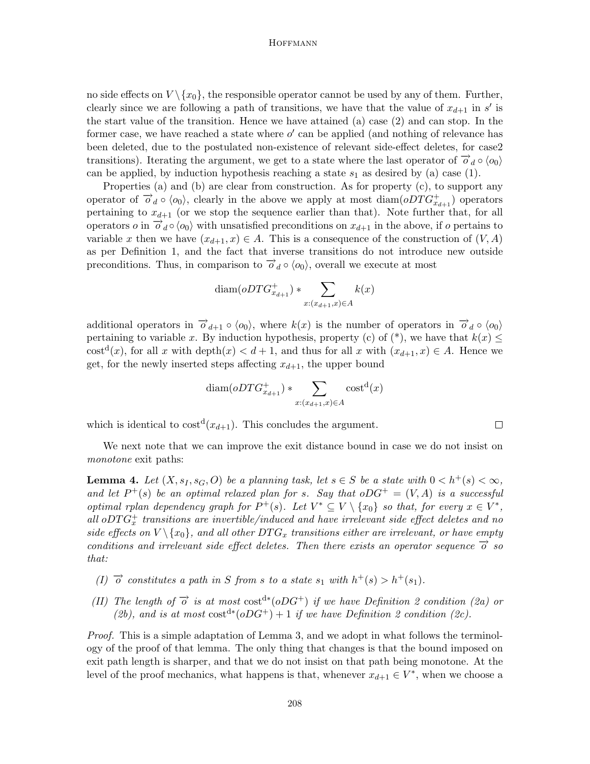no side effects on $V \setminus \{x_0\}$, the responsible operator cannot be used by any of them. Further, clearly since we are following a path of transitions, we have that the value of $x_{d+1}$ in $s'$ is the start value of the transition. Hence we have attained (a) case (2) and can stop. In the former case, we have reached a state where $o'$ can be applied (and nothing of relevance has been deleted, due to the postulated non-existence of relevant side-effect deletes, for case2 transitions). Iterating the argument, we get to a state where the last operator of $\overrightarrow{o}_d \circ \langle o_0 \rangle$ can be applied, by induction hypothesis reaching a state $s_1$ as desired by (a) case (1).

Properties (a) and (b) are clear from construction. As for property (c), to support any operator of $\overrightarrow{o}_d \circ \langle o_0 \rangle$, clearly in the above we apply at most $\text{diam}(oDTG^+_{x_{d+1}})$ operators pertaining to $x_{d+1}$ (or we stop the sequence earlier than that). Note further that, for all operators $o$ in $\overrightarrow{o}_d \circ \langle o_0 \rangle$ with unsatisfied preconditions on $x_{d+1}$ in the above, if $o$ pertains to variable $x$ then we have $(x_{d+1}, x) \in A$. This is a consequence of the construction of $(V, A)$ as per Definition 1, and the fact that inverse transitions do not introduce new outside preconditions. Thus, in comparison to $\overrightarrow{o}_d \circ \langle o_0 \rangle$, overall we execute at most

$$\text{diam}(oDTG^+_{x_{d+1}}) * \sum_{x:(x_{d+1},x) \in A} k(x)$$

additional operators in $\overrightarrow{o}_{d+1} \circ \langle o_0 \rangle$, where $k(x)$ is the number of operators in $\overrightarrow{o}_d \circ \langle o_0 \rangle$ pertaining to variable $x$. By induction hypothesis, property (c) of (\*), we have that $k(x) \leq \text{cost}^{\text{d}}(x)$, for all $x$ with $\text{depth}(x) < d + 1$, and thus for all $x$ with $(x_{d+1}, x) \in A$. Hence we get, for the newly inserted steps affecting $x_{d+1}$, the upper bound

$$\text{diam}(oDTG^+_{x_{d+1}}) * \sum_{x:(x_{d+1},x) \in A} \text{cost}^{\text{d}}(x)$$

which is identical to $\text{cost}^{\text{d}}(x_{d+1})$. This concludes the argument. □

We next note that we can improve the exit distance bound in case we do not insist on *monotone* exit paths:

**Lemma 4.** *Let $(X, s_I, s_G, O)$ be a planning task, let $s \in S$ be a state with $0 < h^+(s) < \infty$, and let $P^+(s)$ be an optimal relaxed plan for $s$. Say that $oDG^+ = (V, A)$ is a successful optimal rplan dependency graph for $P^+(s)$. Let $V^* \subseteq V \setminus \{x_0\}$ so that, for every $x \in V^*$, all $oDTG^+_x$ transitions are invertible/induced and have irrelevant side effect deletes and no side effects on $V \setminus \{x_0\}$, and all other $DTG_x$ transitions either are irrelevant, or have empty conditions and irrelevant side effect deletes. Then there exists an operator sequence $\overrightarrow{o}$ so that:*

*(I) $\overrightarrow{o}$ constitutes a path in $S$ from $s$ to a state $s_1$ with $h^+(s) > h^+(s_1)$.*

*(II) The length of $\overrightarrow{o}$ is at most $\text{cost}^{\text{d}*}(oDG^+)$ if we have Definition 2 condition (2a) or (2b), and is at most $\text{cost}^{\text{d}*}(oDG^+) + 1$ if we have Definition 2 condition (2c).*

*Proof.* This is a simple adaptation of Lemma 3, and we adopt in what follows the terminology of the proof of that lemma. The only thing that changes is that the bound imposed on exit path length is sharper, and that we do not insist on that path being monotone. At the level of the proof mechanics, what happens is that, whenever $x_{d+1} \in V^*$, when we choose a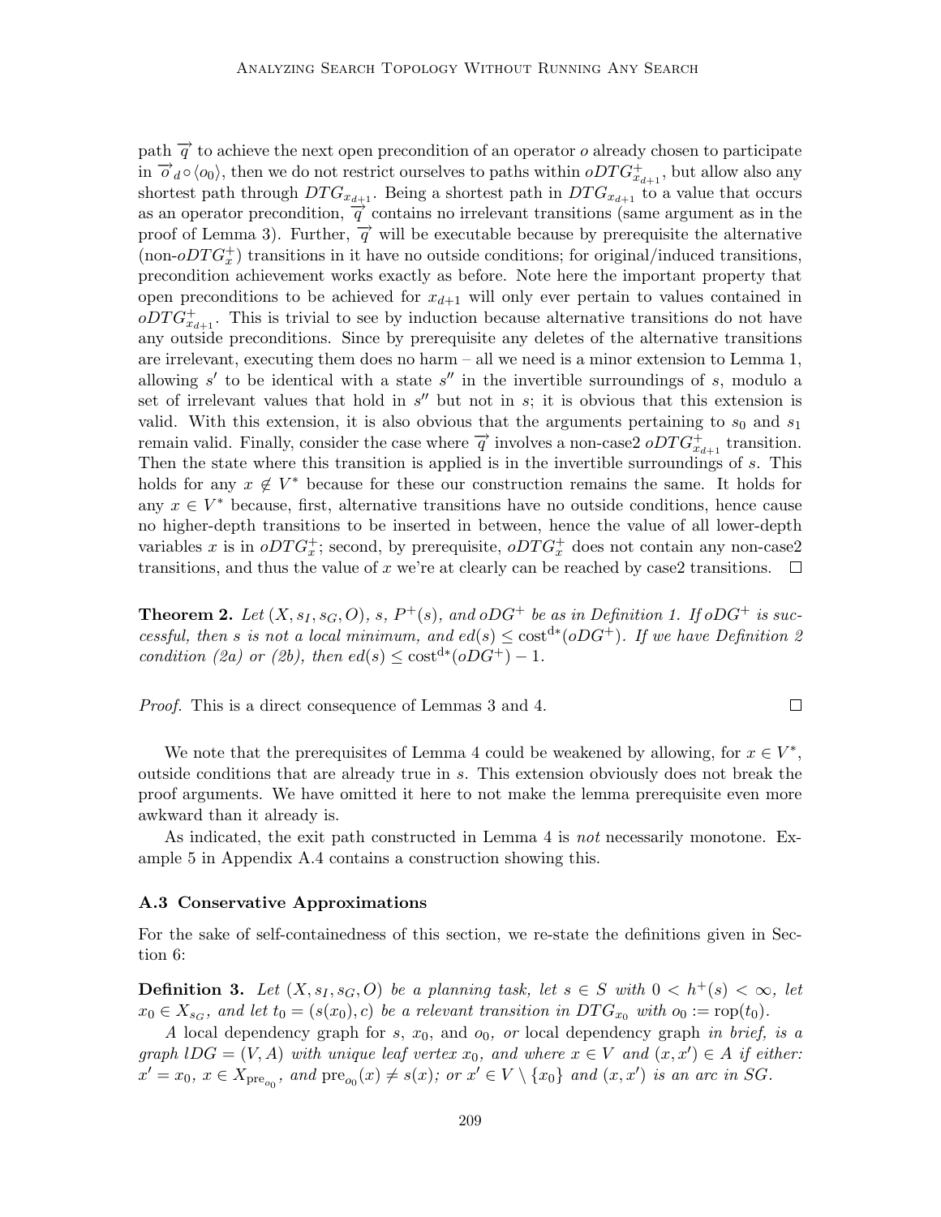path $\overrightarrow{q}$ to achieve the next open precondition of an operator $o$ already chosen to participate in $\overrightarrow{o}_d \circ \langle o_0 \rangle$, then we do not restrict ourselves to paths within $oDTG^+_{x_{d+1}}$, but allow also any shortest path through $DTG_{x_{d+1}}$. Being a shortest path in $DTG_{x_{d+1}}$ to a value that occurs as an operator precondition, $\overrightarrow{q}$ contains no irrelevant transitions (same argument as in the proof of Lemma 3). Further, $\overrightarrow{q}$ will be executable because by prerequisite the alternative (non-$oDTG^+_x$) transitions in it have no outside conditions; for original/induced transitions, precondition achievement works exactly as before. Note here the important property that open preconditions to be achieved for $x_{d+1}$ will only ever pertain to values contained in $oDTG^+_{x_{d+1}}$. This is trivial to see by induction because alternative transitions do not have any outside preconditions. Since by prerequisite any deletes of the alternative transitions are irrelevant, executing them does no harm – all we need is a minor extension to Lemma 1, allowing $s'$ to be identical with a state $s''$ in the invertible surroundings of $s$, modulo a set of irrelevant values that hold in $s''$ but not in $s$; it is obvious that this extension is valid. With this extension, it is also obvious that the arguments pertaining to $s_0$ and $s_1$ remain valid. Finally, consider the case where $\overrightarrow{q}$ involves a non-case2 $oDTG^+_{x_{d+1}}$ transition. Then the state where this transition is applied is in the invertible surroundings of $s$. This holds for any $x \notin V^*$ because for these our construction remains the same. It holds for any $x \in V^*$ because, first, alternative transitions have no outside conditions, hence cause no higher-depth transitions to be inserted in between, hence the value of all lower-depth variables $x$ is in $oDTG^+_x$; second, by prerequisite, $oDTG^+_x$ does not contain any non-case2 transitions, and thus the value of $x$ we're at clearly can be reached by case2 transitions. □

**Theorem 2.** *Let $(X, s_I, s_G, O)$, $s$, $P^+(s)$, and $oDG^+$ be as in Definition 1. If $oDG^+$ is successful, then $s$ is not a local minimum, and $ed(s) \leq \mathrm{cost}^{d*}(oDG^+)$. If we have Definition 2 condition (2a) or (2b), then $ed(s) \leq \mathrm{cost}^{d*}(oDG^+) - 1$.*

*Proof.* This is a direct consequence of Lemmas 3 and 4. □

We note that the prerequisites of Lemma 4 could be weakened by allowing, for $x \in V^*$, outside conditions that are already true in $s$. This extension obviously does not break the proof arguments. We have omitted it here to not make the lemma prerequisite even more awkward than it already is.

As indicated, the exit path constructed in Lemma 4 is *not* necessarily monotone. Example 5 in Appendix A.4 contains a construction showing this.

### A.3 Conservative Approximations

For the sake of self-containedness of this section, we re-state the definitions given in Section 6:

**Definition 3.** *Let $(X, s_I, s_G, O)$ be a planning task, let $s \in S$ with $0 < h^+(s) < \infty$, let $x_0 \in X_{s_G}$, and let $t_0 = (s(x_0), c)$ be a relevant transition in $DTG_{x_0}$ with $o_0 := \mathrm{rop}(t_0)$.*

*A* local dependency graph for $s$, $x_0$, and $o_0$, *or* local dependency graph *in brief, is a graph $lDG = (V, A)$ with unique leaf vertex $x_0$, and where $x \in V$ and $(x, x') \in A$ if either: $x' = x_0$, $x \in X_{\mathrm{pre}_{o_0}}$, and $\mathrm{pre}_{o_0}(x) \neq s(x)$; or $x' \in V \setminus \{x_0\}$ and $(x, x')$ is an arc in $SG$.*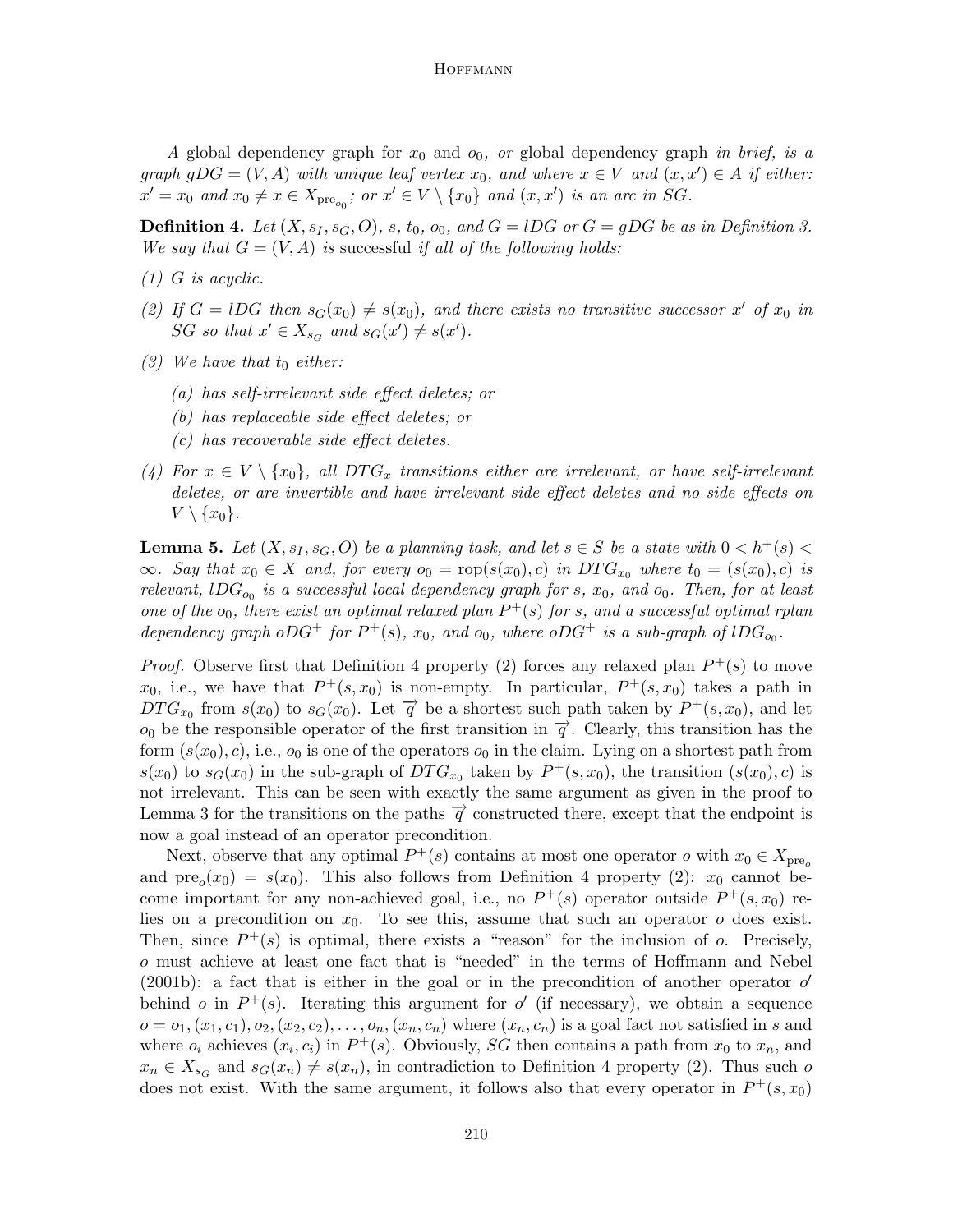*A* global dependency graph *for* $x_0$ *and* $o_0$*, or* global dependency graph *in brief, is a graph* $gDG = (V, A)$ *with unique leaf vertex* $x_0$*, and where* $x \in V$ *and* $(x, x') \in A$ *if either:* $x' = x_0$ *and* $x_0 \neq x \in X_{\text{pre}_{o_0}}$*; or* $x' \in V \setminus \{x_0\}$ *and* $(x, x')$ *is an arc in* $SG$*.*

**Definition 4.** *Let* $(X, s_I, s_G, O)$*,* $s$*,* $t_0$*,* $o_0$*, and* $G = lDG$ *or* $G = gDG$ *be as in Definition 3. We say that* $G = (V, A)$ *is* successful *if all of the following holds:*

*(1)* $G$ *is acyclic.*

*(2) If* $G = lDG$ *then* $s_G(x_0) \neq s(x_0)$*, and there exists no transitive successor* $x'$ *of* $x_0$ *in* $SG$ *so that* $x' \in X_{s_G}$ *and* $s_G(x') \neq s(x')$*.*

*(3) We have that* $t_0$ *either:*

- *(a) has self-irrelevant side effect deletes; or*
- *(b) has replaceable side effect deletes; or*
- *(c) has recoverable side effect deletes.*

*(4) For* $x \in V \setminus \{x_0\}$*, all* $DTG_x$ *transitions either are irrelevant, or have self-irrelevant deletes, or are invertible and have irrelevant side effect deletes and no side effects on* $V \setminus \{x_0\}$*.*

**Lemma 5.** *Let* $(X, s_I, s_G, O)$ *be a planning task, and let* $s \in S$ *be a state with* $0 < h^+(s) < \infty$*. Say that* $x_0 \in X$ *and, for every* $o_0 = \text{rop}(s(x_0), c)$ *in* $DTG_{x_0}$ *where* $t_0 = (s(x_0), c)$ *is relevant,* $lDG_{o_0}$ *is a successful local dependency graph for* $s$*,* $x_0$*, and* $o_0$*. Then, for at least one of the* $o_0$*, there exist an optimal relaxed plan* $P^+(s)$ *for* $s$*, and a successful optimal rplan dependency graph* $oDG^+$ *for* $P^+(s)$*,* $x_0$*, and* $o_0$*, where* $oDG^+$ *is a sub-graph of* $lDG_{o_0}$*.*

*Proof.* Observe first that Definition 4 property (2) forces any relaxed plan $P^+(s)$ to move $x_0$, i.e., we have that $P^+(s, x_0)$ is non-empty. In particular, $P^+(s, x_0)$ takes a path in $DTG_{x_0}$ from $s(x_0)$ to $s_G(x_0)$. Let $\overrightarrow{q}$ be a shortest such path taken by $P^+(s, x_0)$, and let $o_0$ be the responsible operator of the first transition in $\overrightarrow{q}$. Clearly, this transition has the form $(s(x_0), c)$, i.e., $o_0$ is one of the operators $o_0$ in the claim. Lying on a shortest path from $s(x_0)$ to $s_G(x_0)$ in the sub-graph of $DTG_{x_0}$ taken by $P^+(s, x_0)$, the transition $(s(x_0), c)$ is not irrelevant. This can be seen with exactly the same argument as given in the proof to Lemma 3 for the transitions on the paths $\overrightarrow{q}$ constructed there, except that the endpoint is now a goal instead of an operator precondition.

Next, observe that any optimal $P^+(s)$ contains at most one operator $o$ with $x_0 \in X_{\text{pre}_o}$ and $\text{pre}_o(x_0) = s(x_0)$. This also follows from Definition 4 property (2): $x_0$ cannot become important for any non-achieved goal, i.e., no $P^+(s)$ operator outside $P^+(s, x_0)$ relies on a precondition on $x_0$. To see this, assume that such an operator $o$ does exist. Then, since $P^+(s)$ is optimal, there exists a "reason" for the inclusion of $o$. Precisely, $o$ must achieve at least one fact that is "needed" in the terms of Hoffmann and Nebel (2001b): a fact that is either in the goal or in the precondition of another operator $o'$ behind $o$ in $P^+(s)$. Iterating this argument for $o'$ (if necessary), we obtain a sequence $o = o_1, (x_1, c_1), o_2, (x_2, c_2), \dots, o_n, (x_n, c_n)$ where $(x_n, c_n)$ is a goal fact not satisfied in $s$ and where $o_i$ achieves $(x_i, c_i)$ in $P^+(s)$. Obviously, $SG$ then contains a path from $x_0$ to $x_n$, and $x_n \in X_{s_G}$ and $s_G(x_n) \neq s(x_n)$, in contradiction to Definition 4 property (2). Thus such $o$ does not exist. With the same argument, it follows also that every operator in $P^+(s, x_0)$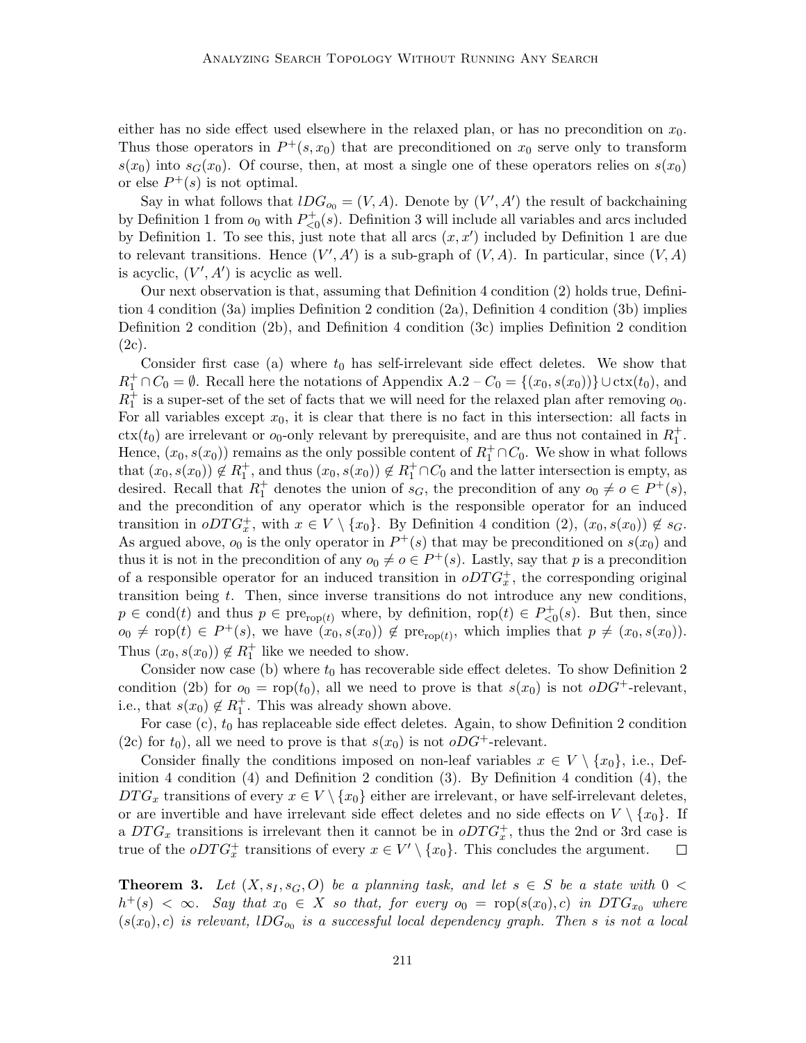either has no side effect used elsewhere in the relaxed plan, or has no precondition on $x_0$. Thus those operators in $P^+(s, x_0)$ that are preconditioned on $x_0$ serve only to transform $s(x_0)$ into $s_G(x_0)$. Of course, then, at most a single one of these operators relies on $s(x_0)$ or else $P^+(s)$ is not optimal.

Say in what follows that $lDG_{o_0} = (V, A)$. Denote by $(V', A')$ the result of backchaining by Definition 1 from $o_0$ with $P^+_{<0}(s)$. Definition 3 will include all variables and arcs included by Definition 1. To see this, just note that all arcs $(x, x')$ included by Definition 1 are due to relevant transitions. Hence $(V', A')$ is a sub-graph of $(V, A)$. In particular, since $(V, A)$ is acyclic, $(V', A')$ is acyclic as well.

Our next observation is that, assuming that Definition 4 condition (2) holds true, Definition 4 condition (3a) implies Definition 2 condition (2a), Definition 4 condition (3b) implies Definition 2 condition (2b), and Definition 4 condition (3c) implies Definition 2 condition (2c).

Consider first case (a) where $t_0$ has self-irrelevant side effect deletes. We show that $R^+_1 \cap C_0 = \emptyset$. Recall here the notations of Appendix A.2 – $C_0 = \{(x_0, s(x_0))\} \cup \text{ctx}(t_0)$, and $R^+_1$ is a super-set of the set of facts that we will need for the relaxed plan after removing $o_0$. For all variables except $x_0$, it is clear that there is no fact in this intersection: all facts in $\text{ctx}(t_0)$ are irrelevant or $o_0$-only relevant by prerequisite, and are thus not contained in $R^+_1$. Hence, $(x_0, s(x_0))$ remains as the only possible content of $R^+_1 \cap C_0$. We show in what follows that $(x_0, s(x_0)) \notin R^+_1$, and thus $(x_0, s(x_0)) \notin R^+_1 \cap C_0$ and the latter intersection is empty, as desired. Recall that $R^+_1$ denotes the union of $s_G$, the precondition of any $o_0 \neq o \in P^+(s)$, and the precondition of any operator which is the responsible operator for an induced transition in $oDTG^+_x$, with $x \in V \setminus \{x_0\}$. By Definition 4 condition (2), $(x_0, s(x_0)) \notin s_G$. As argued above, $o_0$ is the only operator in $P^+(s)$ that may be preconditioned on $s(x_0)$ and thus it is not in the precondition of any $o_0 \neq o \in P^+(s)$. Lastly, say that $p$ is a precondition of a responsible operator for an induced transition in $oDTG^+_x$, the corresponding original transition being $t$. Then, since inverse transitions do not introduce any new conditions, $p \in \text{cond}(t)$ and thus $p \in \text{pre}_{\text{rop}(t)}$ where, by definition, $\text{rop}(t) \in P^+_{<0}(s)$. But then, since $o_0 \neq \text{rop}(t) \in P^+(s)$, we have $(x_0, s(x_0)) \notin \text{pre}_{\text{rop}(t)}$, which implies that $p \neq (x_0, s(x_0))$. Thus $(x_0, s(x_0)) \notin R^+_1$ like we needed to show.

Consider now case (b) where $t_0$ has recoverable side effect deletes. To show Definition 2 condition (2b) for $o_0 = \text{rop}(t_0)$, all we need to prove is that $s(x_0)$ is not $oDG^+$-relevant, i.e., that $s(x_0) \notin R^+_1$. This was already shown above.

For case (c), $t_0$ has replaceable side effect deletes. Again, to show Definition 2 condition (2c) for $t_0$), all we need to prove is that $s(x_0)$ is not $oDG^+$-relevant.

Consider finally the conditions imposed on non-leaf variables $x \in V \setminus \{x_0\}$, i.e., Definition 4 condition (4) and Definition 2 condition (3). By Definition 4 condition (4), the $DTG_x$ transitions of every $x \in V \setminus \{x_0\}$ either are irrelevant, or have self-irrelevant deletes, or are invertible and have irrelevant side effect deletes and no side effects on $V \setminus \{x_0\}$. If a $DTG_x$ transitions is irrelevant then it cannot be in $oDTG^+_x$, thus the 2nd or 3rd case is true of the $oDTG^+_x$ transitions of every $x \in V' \setminus \{x_0\}$. This concludes the argument. $\square$

**Theorem 3.** *Let $(X, s_I, s_G, O)$ be a planning task, and let $s \in S$ be a state with $0 < h^+(s) < \infty$. Say that $x_0 \in X$ so that, for every $o_0 = \text{rop}(s(x_0), c)$ in $DTG_{x_0}$ where $(s(x_0), c)$ is relevant, $lDG_{o_0}$ is a successful local dependency graph. Then $s$ is not a local*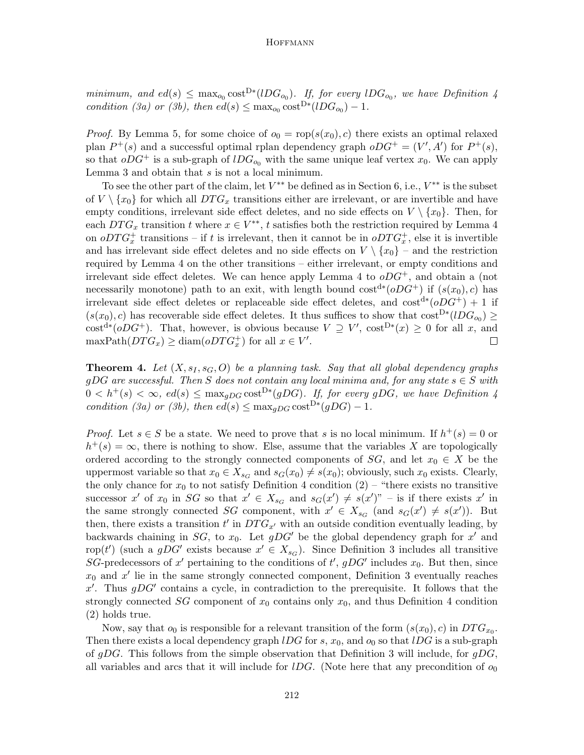*minimum, and* $ed(s) \leq \max_{o_0} \text{cost}^{D*}(lDG_{o_0})$. *If, for every* $lDG_{o_0}$, *we have Definition 4 condition (3a) or (3b), then* $ed(s) \leq \max_{o_0} \text{cost}^{D*}(lDG_{o_0}) - 1$.

*Proof.* By Lemma 5, for some choice of $o_0 = \text{rop}(s(x_0), c)$ there exists an optimal relaxed plan $P^+(s)$ and a successful optimal rplan dependency graph $oDG^+ = (V', A')$ for $P^+(s)$, so that $oDG^+$ is a sub-graph of $lDG_{o_0}$ with the same unique leaf vertex $x_0$. We can apply Lemma 3 and obtain that $s$ is not a local minimum.

To see the other part of the claim, let $V^{**}$ be defined as in Section 6, i.e., $V^{**}$ is the subset of $V \setminus \{x_0\}$ for which all $DTG_x$ transitions either are irrelevant, or are invertible and have empty conditions, irrelevant side effect deletes, and no side effects on $V \setminus \{x_0\}$. Then, for each $DTG_x$ transition $t$ where $x \in V^{**}$, $t$ satisfies both the restriction required by Lemma 4 on $oDTG^+_x$ transitions – if $t$ is irrelevant, then it cannot be in $oDTG^+_x$, else it is invertible and has irrelevant side effect deletes and no side effects on $V \setminus \{x_0\}$ – and the restriction required by Lemma 4 on the other transitions – either irrelevant, or empty conditions and irrelevant side effect deletes. We can hence apply Lemma 4 to $oDG^+$, and obtain a (not necessarily monotone) path to an exit, with length bound $\text{cost}^{d*}(oDG^+)$ if $(s(x_0), c)$ has irrelevant side effect deletes or replaceable side effect deletes, and $\text{cost}^{d*}(oDG^+) + 1$ if $(s(x_0), c)$ has recoverable side effect deletes. It thus suffices to show that $\text{cost}^{D*}(lDG_{o_0}) \geq \text{cost}^{d*}(oDG^+)$. That, however, is obvious because $V \supseteq V'$, $\text{cost}^{D*}(x) \geq 0$ for all $x$, and $\text{maxPath}(DTG_x) \geq \text{diam}(oDTG^+_x)$ for all $x \in V'$. □

**Theorem 4.** *Let* $(X, s_I, s_G, O)$ *be a planning task. Say that all global dependency graphs* $gDG$ *are successful. Then* $S$ *does not contain any local minima and, for any state* $s \in S$ *with* $0 < h^+(s) < \infty$, $ed(s) \leq \max_{gDG} \text{cost}^{D*}(gDG)$. *If, for every* $gDG$, *we have Definition 4 condition (3a) or (3b), then* $ed(s) \leq \max_{gDG} \text{cost}^{D*}(gDG) - 1$.

*Proof.* Let $s \in S$ be a state. We need to prove that $s$ is no local minimum. If $h^+(s) = 0$ or $h^+(s) = \infty$, there is nothing to show. Else, assume that the variables $X$ are topologically ordered according to the strongly connected components of $SG$, and let $x_0 \in X$ be the uppermost variable so that $x_0 \in X_{s_G}$ and $s_G(x_0) \neq s(x_0)$; obviously, such $x_0$ exists. Clearly, the only chance for $x_0$ to not satisfy Definition 4 condition (2) – "there exists no transitive successor $x'$ of $x_0$ in $SG$ so that $x' \in X_{s_G}$ and $s_G(x') \neq s(x')$" – is if there exists $x'$ in the same strongly connected $SG$ component, with $x' \in X_{s_G}$ (and $s_G(x') \neq s(x')$). But then, there exists a transition $t'$ in $DTG_{x'}$ with an outside condition eventually leading, by backwards chaining in $SG$, to $x_0$. Let $gDG'$ be the global dependency graph for $x'$ and $\text{rop}(t')$ (such a $gDG'$ exists because $x' \in X_{s_G}$). Since Definition 3 includes all transitive $SG$-predecessors of $x'$ pertaining to the conditions of $t'$, $gDG'$ includes $x_0$. But then, since $x_0$ and $x'$ lie in the same strongly connected component, Definition 3 eventually reaches $x'$. Thus $gDG'$ contains a cycle, in contradiction to the prerequisite. It follows that the strongly connected $SG$ component of $x_0$ contains only $x_0$, and thus Definition 4 condition (2) holds true.

Now, say that $o_0$ is responsible for a relevant transition of the form $(s(x_0), c)$ in $DTG_{x_0}$. Then there exists a local dependency graph $lDG$ for $s$, $x_0$, and $o_0$ so that $lDG$ is a sub-graph of $gDG$. This follows from the simple observation that Definition 3 will include, for $gDG$, all variables and arcs that it will include for $lDG$. (Note here that any precondition of $o_0$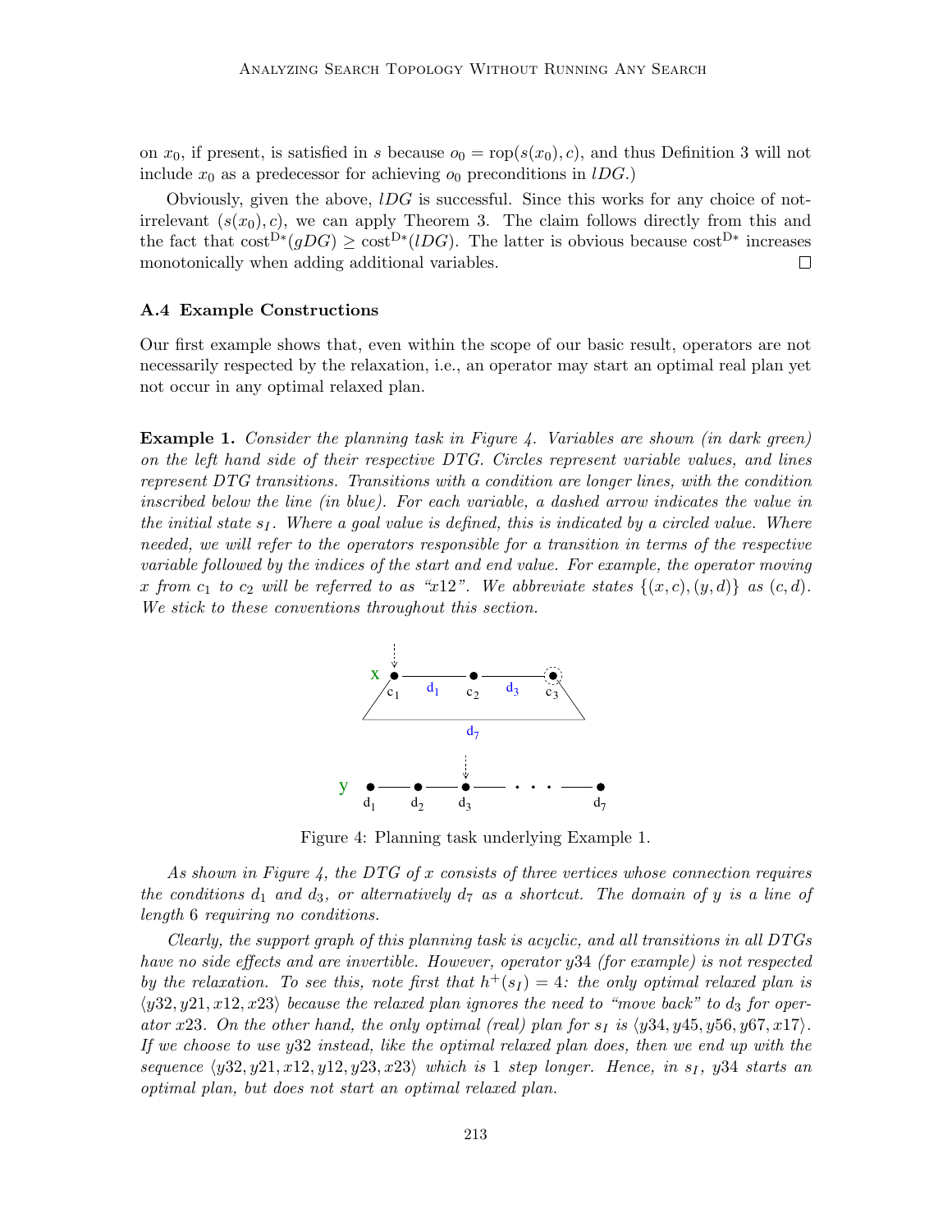on $x_0$, if present, is satisfied in $s$ because $o_0 = \text{rop}(s(x_0), c)$, and thus Definition 3 will not include $x_0$ as a predecessor for achieving $o_0$ preconditions in $lDG$.)

Obviously, given the above, $lDG$ is successful. Since this works for any choice of not-irrelevant $(s(x_0), c)$, we can apply Theorem 3. The claim follows directly from this and the fact that $\text{cost}^{\text{D}*}(gDG) \geq \text{cost}^{\text{D}*}(lDG)$. The latter is obvious because $\text{cost}^{\text{D}*}$ increases monotonically when adding additional variables. □

### A.4 Example Constructions

Our first example shows that, even within the scope of our basic result, operators are not necessarily respected by the relaxation, i.e., an operator may start an optimal real plan yet not occur in any optimal relaxed plan.

**Example 1.** *Consider the planning task in Figure 4. Variables are shown (in dark green) on the left hand side of their respective DTG. Circles represent variable values, and lines represent DTG transitions. Transitions with a condition are longer lines, with the condition inscribed below the line (in blue). For each variable, a dashed arrow indicates the value in the initial state $s_I$. Where a goal value is defined, this is indicated by a circled value. Where needed, we will refer to the operators responsible for a transition in terms of the respective variable followed by the indices of the start and end value. For example, the operator moving $x$ from $c_1$ to $c_2$ will be referred to as "x12". We abbreviate states $\{(x, c), (y, d)\}$ as $(c, d)$. We stick to these conventions throughout this section.*

Figure 4: Planning task underlying Example 1.

*As shown in Figure 4, the DTG of $x$ consists of three vertices whose connection requires the conditions $d_1$ and $d_3$, or alternatively $d_7$ as a shortcut. The domain of $y$ is a line of length 6 requiring no conditions.*

*Clearly, the support graph of this planning task is acyclic, and all transitions in all DTGs have no side effects and are invertible. However, operator $y34$ (for example) is not respected by the relaxation. To see this, note first that $h^+(s_I) = 4$: the only optimal relaxed plan is $\langle y32, y21, x12, x23\rangle$ because the relaxed plan ignores the need to "move back" to $d_3$ for operator $x23$. On the other hand, the only optimal (real) plan for $s_I$ is $\langle y34, y45, y56, y67, x17\rangle$. If we choose to use $y32$ instead, like the optimal relaxed plan does, then we end up with the sequence $\langle y32, y21, x12, y12, y23, x23\rangle$ which is 1 step longer. Hence, in $s_I$, $y34$ starts an optimal plan, but does not start an optimal relaxed plan.*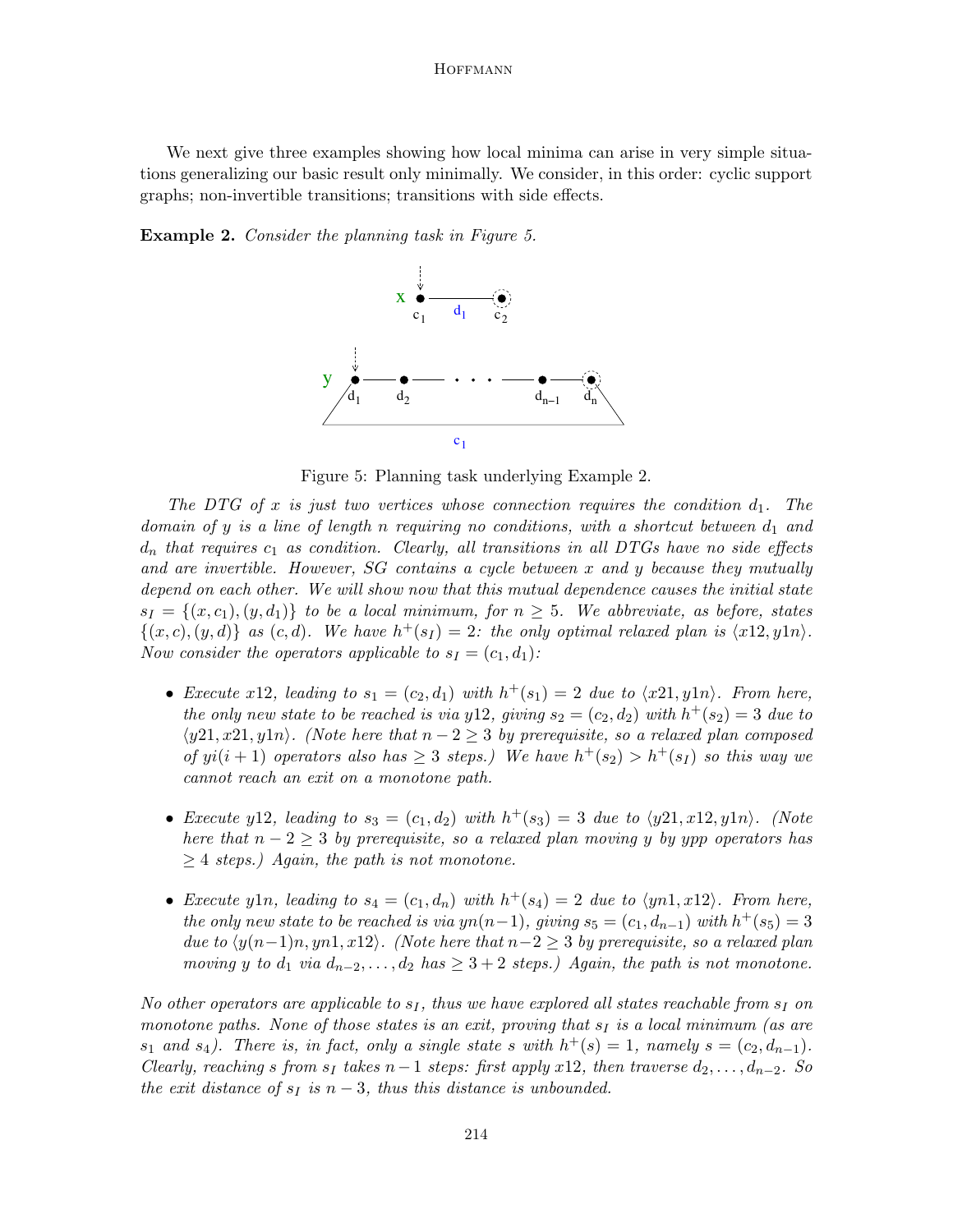We next give three examples showing how local minima can arise in very simple situations generalizing our basic result only minimally. We consider, in this order: cyclic support graphs; non-invertible transitions; transitions with side effects.

**Example 2.** *Consider the planning task in Figure 5.*

Figure 5: Planning task underlying Example 2.

*The DTG of $x$ is just two vertices whose connection requires the condition $d_1$. The domain of $y$ is a line of length $n$ requiring no conditions, with a shortcut between $d_1$ and $d_n$ that requires $c_1$ as condition. Clearly, all transitions in all DTGs have no side effects and are invertible. However, SG contains a cycle between $x$ and $y$ because they mutually depend on each other. We will show now that this mutual dependence causes the initial state $s_I = \{(x, c_1), (y, d_1)\}$ to be a local minimum, for $n \geq 5$. We abbreviate, as before, states $\{(x, c), (y, d)\}$ as $(c, d)$. We have $h^+(s_I) = 2$: the only optimal relaxed plan is $\langle x12, y1n \rangle$. Now consider the operators applicable to $s_I = (c_1, d_1)$:*

- *Execute $x12$, leading to $s_1 = (c_2, d_1)$ with $h^+(s_1) = 2$ due to $\langle x21, y1n \rangle$. From here, the only new state to be reached is via $y12$, giving $s_2 = (c_2, d_2)$ with $h^+(s_2) = 3$ due to $\langle y21, x21, y1n \rangle$. (Note here that $n-2 \geq 3$ by prerequisite, so a relaxed plan composed of $yi(i+1)$ operators also has $\geq 3$ steps.) We have $h^+(s_2) > h^+(s_I)$ so this way we cannot reach an exit on a monotone path.*
- *Execute $y12$, leading to $s_3 = (c_1, d_2)$ with $h^+(s_3) = 3$ due to $\langle y21, x12, y1n \rangle$. (Note here that $n-2 \geq 3$ by prerequisite, so a relaxed plan moving $y$ by $ypp$ operators has $\geq 4$ steps.) Again, the path is not monotone.*
- *Execute $y1n$, leading to $s_4 = (c_1, d_n)$ with $h^+(s_4) = 2$ due to $\langle yn1, x12 \rangle$. From here, the only new state to be reached is via $yn(n-1)$, giving $s_5 = (c_1, d_{n-1})$ with $h^+(s_5) = 3$ due to $\langle y(n-1)n, yn1, x12 \rangle$. (Note here that $n-2 \geq 3$ by prerequisite, so a relaxed plan moving $y$ to $d_1$ via $d_{n-2}, \dots, d_2$ has $\geq 3 + 2$ steps.) Again, the path is not monotone.*

*No other operators are applicable to $s_I$, thus we have explored all states reachable from $s_I$ on monotone paths. None of those states is an exit, proving that $s_I$ is a local minimum (as are $s_1$ and $s_4$). There is, in fact, only a single state $s$ with $h^+(s) = 1$, namely $s = (c_2, d_{n-1})$. Clearly, reaching $s$ from $s_I$ takes $n-1$ steps: first apply $x12$, then traverse $d_2, \dots, d_{n-2}$. So the exit distance of $s_I$ is $n-3$, thus this distance is unbounded.*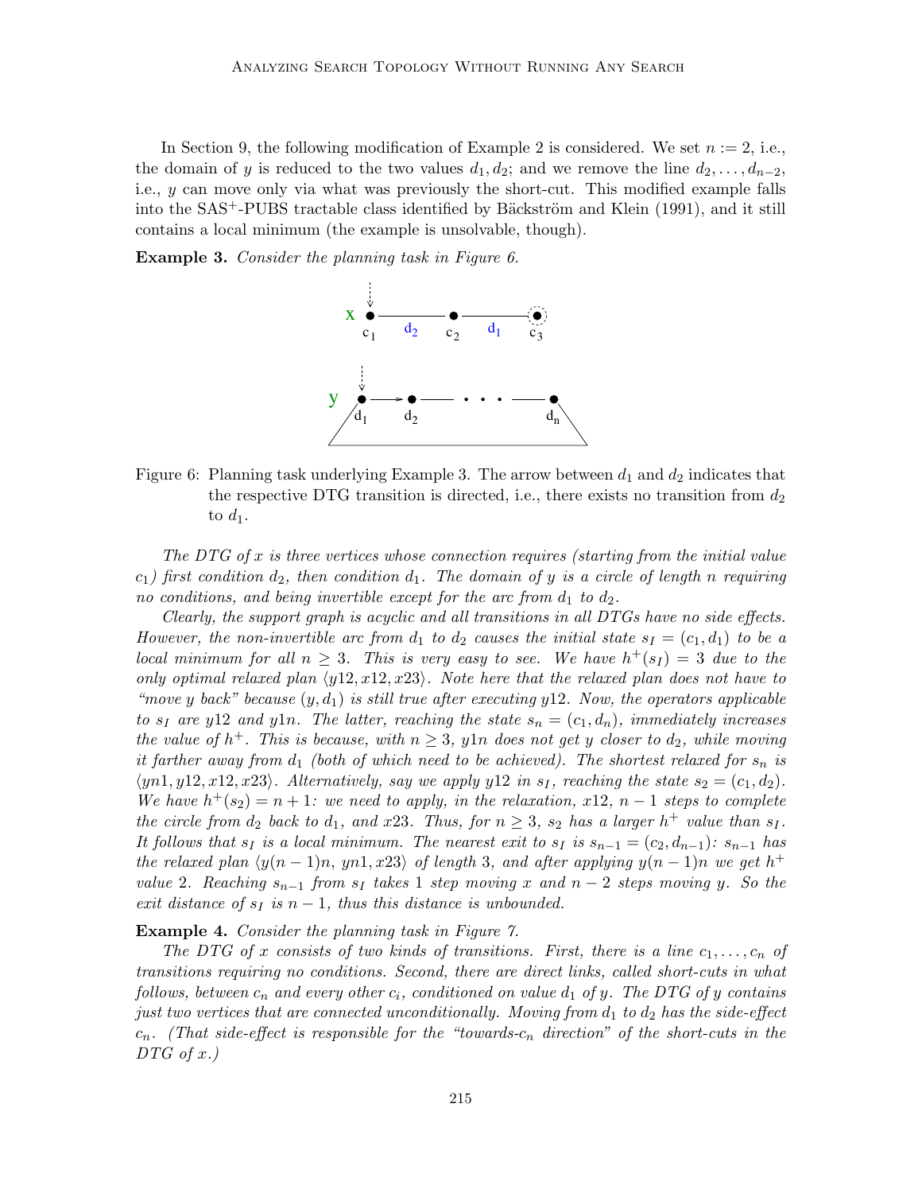In Section 9, the following modification of Example 2 is considered. We set $n := 2$, i.e., the domain of $y$ is reduced to the two values $d_1, d_2$; and we remove the line $d_2, \dots, d_{n-2}$, i.e., $y$ can move only via what was previously the short-cut. This modified example falls into the SAS$^+$-PUBS tractable class identified by Bäckström and Klein (1991), and it still contains a local minimum (the example is unsolvable, though).

**Example 3.** *Consider the planning task in Figure 6.*

Figure 6: Planning task underlying Example 3. The arrow between $d_1$ and $d_2$ indicates that the respective DTG transition is directed, i.e., there exists no transition from $d_2$ to $d_1$.

*The DTG of $x$ is three vertices whose connection requires (starting from the initial value $c_1$) first condition $d_2$, then condition $d_1$. The domain of $y$ is a circle of length $n$ requiring no conditions, and being invertible except for the arc from $d_1$ to $d_2$.*

*Clearly, the support graph is acyclic and all transitions in all DTGs have no side effects. However, the non-invertible arc from $d_1$ to $d_2$ causes the initial state $s_I = (c_1, d_1)$ to be a local minimum for all $n \geq 3$. This is very easy to see. We have $h^+(s_I) = 3$ due to the only optimal relaxed plan $\langle y12, x12, x23 \rangle$. Note here that the relaxed plan does not have to "move $y$ back" because $(y, d_1)$ is still true after executing $y12$. Now, the operators applicable to $s_I$ are $y12$ and $y1n$. The latter, reaching the state $s_n = (c_1, d_n)$, immediately increases the value of $h^+$. This is because, with $n \geq 3$, $y1n$ does not get $y$ closer to $d_2$, while moving it farther away from $d_1$ (both of which need to be achieved). The shortest relaxed for $s_n$ is $\langle yn1, y12, x12, x23 \rangle$. Alternatively, say we apply $y12$ in $s_I$, reaching the state $s_2 = (c_1, d_2)$. We have $h^+(s_2) = n + 1$: we need to apply, in the relaxation, $x12$, $n - 1$ steps to complete the circle from $d_2$ back to $d_1$, and $x23$. Thus, for $n \geq 3$, $s_2$ has a larger $h^+$ value than $s_I$. It follows that $s_I$ is a local minimum. The nearest exit to $s_I$ is $s_{n-1} = (c_2, d_{n-1})$: $s_{n-1}$ has the relaxed plan $\langle y(n-1)n, yn1, x23 \rangle$ of length 3, and after applying $y(n-1)n$ we get $h^+$ value 2. Reaching $s_{n-1}$ from $s_I$ takes 1 step moving $x$ and $n - 2$ steps moving $y$. So the exit distance of $s_I$ is $n - 1$, thus this distance is unbounded.*

**Example 4.** *Consider the planning task in Figure 7.*

*The DTG of $x$ consists of two kinds of transitions. First, there is a line $c_1, \dots, c_n$ of transitions requiring no conditions. Second, there are direct links, called short-cuts in what follows, between $c_n$ and every other $c_i$, conditioned on value $d_1$ of $y$. The DTG of $y$ contains just two vertices that are connected unconditionally. Moving from $d_1$ to $d_2$ has the side-effect $c_n$. (That side-effect is responsible for the "towards-$c_n$ direction" of the short-cuts in the DTG of $x$.)*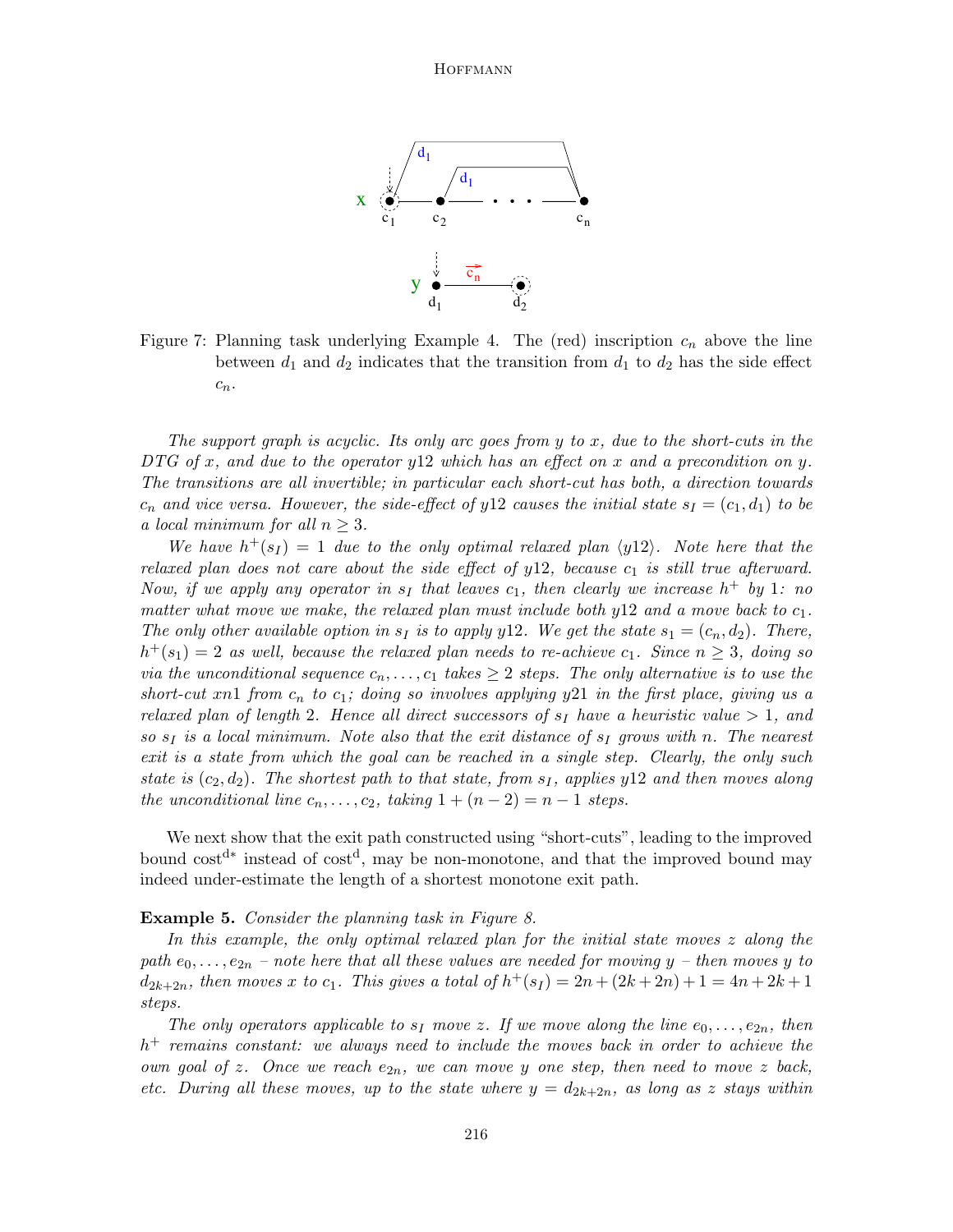Figure 7: Planning task underlying Example 4. The (red) inscription $c_n$ above the line between $d_1$ and $d_2$ indicates that the transition from $d_1$ to $d_2$ has the side effect $c_n$.

*The support graph is acyclic. Its only arc goes from $y$ to $x$, due to the short-cuts in the DTG of $x$, and due to the operator $y12$ which has an effect on $x$ and a precondition on $y$. The transitions are all invertible; in particular each short-cut has both, a direction towards $c_n$ and vice versa. However, the side-effect of $y12$ causes the initial state $s_I = (c_1, d_1)$ to be a local minimum for all $n \geq 3$.*

*We have $h^+(s_I) = 1$ due to the only optimal relaxed plan $\langle y12 \rangle$. Note here that the relaxed plan does not care about the side effect of $y12$, because $c_1$ is still true afterward. Now, if we apply any operator in $s_I$ that leaves $c_1$, then clearly we increase $h^+$ by 1: no matter what move we make, the relaxed plan must include both $y12$ and a move back to $c_1$. The only other available option in $s_I$ is to apply $y12$. We get the state $s_1 = (c_n, d_2)$. There, $h^+(s_1) = 2$ as well, because the relaxed plan needs to re-achieve $c_1$. Since $n \geq 3$, doing so via the unconditional sequence $c_n, \ldots, c_1$ takes $\geq 2$ steps. The only alternative is to use the short-cut $xn1$ from $c_n$ to $c_1$; doing so involves applying $y21$ in the first place, giving us a relaxed plan of length 2. Hence all direct successors of $s_I$ have a heuristic value $> 1$, and so $s_I$ is a local minimum. Note also that the exit distance of $s_I$ grows with $n$. The nearest exit is a state from which the goal can be reached in a single step. Clearly, the only such state is $(c_2, d_2)$. The shortest path to that state, from $s_I$, applies $y12$ and then moves along the unconditional line $c_n, \ldots, c_2$, taking $1 + (n - 2) = n - 1$ steps.*

We next show that the exit path constructed using "short-cuts", leading to the improved bound $\text{cost}^{d*}$ instead of $\text{cost}^{d}$, may be non-monotone, and that the improved bound may indeed under-estimate the length of a shortest monotone exit path.

**Example 5.** *Consider the planning task in Figure 8.*

*In this example, the only optimal relaxed plan for the initial state moves $z$ along the path $e_0, \ldots, e_{2n}$ – note here that all these values are needed for moving $y$ – then moves $y$ to $d_{2k+2n}$, then moves $x$ to $c_1$. This gives a total of $h^+(s_I) = 2n + (2k + 2n) + 1 = 4n + 2k + 1$ steps.*

*The only operators applicable to $s_I$ move $z$. If we move along the line $e_0, \ldots, e_{2n}$, then $h^+$ remains constant: we always need to include the moves back in order to achieve the own goal of $z$. Once we reach $e_{2n}$, we can move $y$ one step, then need to move $z$ back, etc. During all these moves, up to the state where $y = d_{2k+2n}$, as long as $z$ stays within*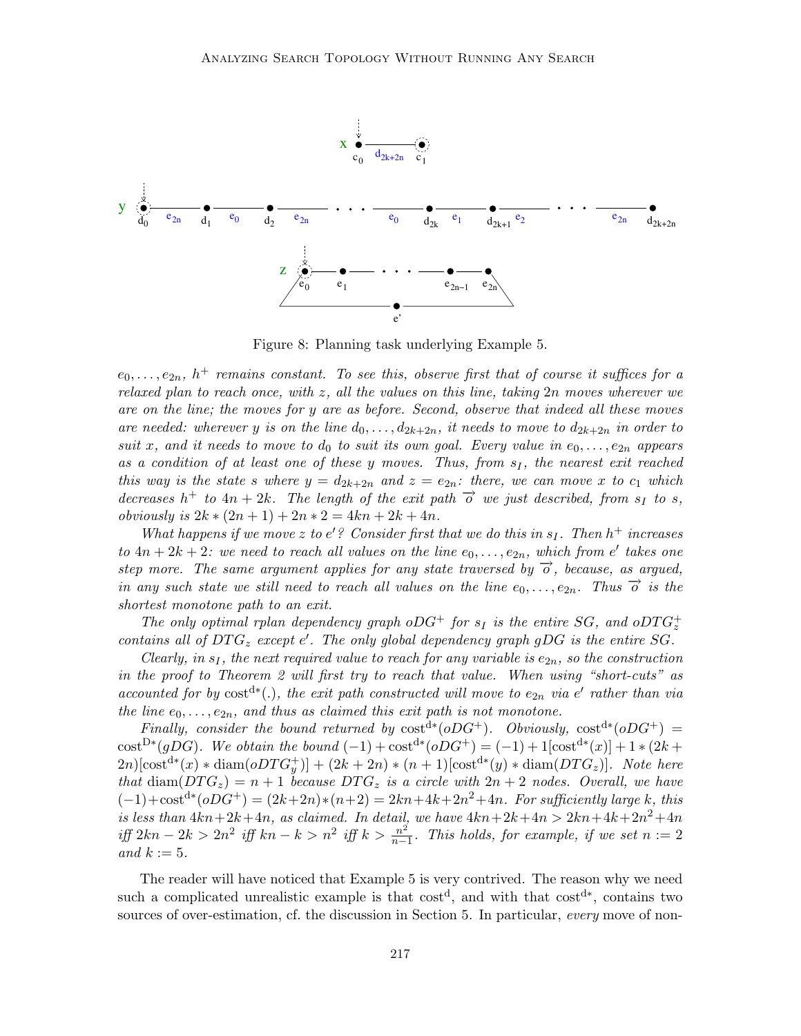Figure 8: Planning task underlying Example 5.

*$e_0, \dots, e_{2n}$, $h^+$ remains constant. To see this, observe first that of course it suffices for a relaxed plan to reach once, with $z$, all the values on this line, taking $2n$ moves wherever we are on the line; the moves for $y$ are as before. Second, observe that indeed all these moves are needed: wherever $y$ is on the line $d_0, \dots, d_{2k+2n}$, it needs to move to $d_{2k+2n}$ in order to suit $x$, and it needs to move to $d_0$ to suit its own goal. Every value in $e_0, \dots, e_{2n}$ appears as a condition of at least one of these $y$ moves. Thus, from $s_I$, the nearest exit reached this way is the state $s$ where $y = d_{2k+2n}$ and $z = e_{2n}$: there, we can move $x$ to $c_1$ which decreases $h^+$ to $4n + 2k$. The length of the exit path $\overrightarrow{o}$ we just described, from $s_I$ to $s$, obviously is $2k * (2n + 1) + 2n * 2 = 4kn + 2k + 4n$.*

*What happens if we move $z$ to $e'$? Consider first that we do this in $s_I$. Then $h^+$ increases to $4n + 2k + 2$: we need to reach all values on the line $e_0, \dots, e_{2n}$, which from $e'$ takes one step more. The same argument applies for any state traversed by $\overrightarrow{o}$, because, as argued, in any such state we still need to reach all values on the line $e_0, \dots, e_{2n}$. Thus $\overrightarrow{o}$ is the shortest monotone path to an exit.*

*The only optimal rplan dependency graph $oDG^+$ for $s_I$ is the entire $SG$, and $oDTG^+_z$ contains all of $DTG_z$ except $e'$. The only global dependency graph $gDG$ is the entire $SG$.*

*Clearly, in $s_I$, the next required value to reach for any variable is $e_{2n}$, so the construction in the proof to Theorem 2 will first try to reach that value. When using "short-cuts" as accounted for by $\text{cost}^{d*}(.)$, the exit path constructed will move to $e_{2n}$ via $e'$ rather than via the line $e_0, \dots, e_{2n}$, and thus as claimed this exit path is not monotone.*

*Finally, consider the bound returned by $\text{cost}^{d*}(oDG^+)$. Obviously, $\text{cost}^{d*}(oDG^+) = \text{cost}^{D*}(gDG)$. We obtain the bound $(-1) + \text{cost}^{d*}(oDG^+) = (-1) + 1[\text{cost}^{d*}(x)] + 1 * (2k + 2n)[\text{cost}^{d*}(x) * \text{diam}(oDTG^+_y)] + (2k + 2n) * (n + 1)[\text{cost}^{d*}(y) * \text{diam}(DTG_z)]$. Note here that $\text{diam}(DTG_z) = n + 1$ because $DTG_z$ is a circle with $2n + 2$ nodes. Overall, we have $(-1) + \text{cost}^{d*}(oDG^+) = (2k+2n)*(n+2) = 2kn+4k+2n^2+4n$. For sufficiently large $k$, this is less than $4kn+2k+4n$, as claimed. In detail, we have $4kn+2k+4n > 2kn+4k+2n^2+4n$ iff $2kn - 2k > 2n^2$ iff $kn - k > n^2$ iff $k > \frac{n^2}{n-1}$. This holds, for example, if we set $n := 2$ and $k := 5$.*

The reader will have noticed that Example 5 is very contrived. The reason why we need such a complicated unrealistic example is that $\text{cost}^{d}$, and with that $\text{cost}^{d*}$, contains two sources of over-estimation, cf. the discussion in Section 5. In particular, *every* move of non-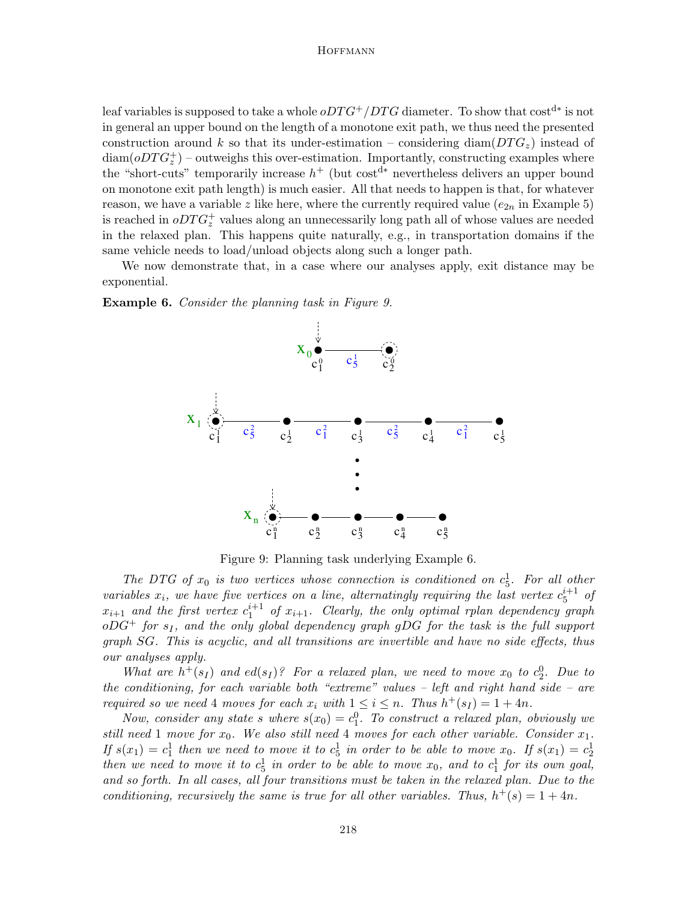leaf variables is supposed to take a whole $oDTG^+/DTG$ diameter. To show that $\text{cost}^{d*}$ is not in general an upper bound on the length of a monotone exit path, we thus need the presented construction around $k$ so that its under-estimation – considering $\text{diam}(DTG_z)$ instead of $\text{diam}(oDTG_z^+)$ – outweighs this over-estimation. Importantly, constructing examples where the "short-cuts" temporarily increase $h^+$ (but $\text{cost}^{d*}$ nevertheless delivers an upper bound on monotone exit path length) is much easier. All that needs to happen is that, for whatever reason, we have a variable $z$ like here, where the currently required value ($e_{2n}$ in Example 5) is reached in $oDTG_z^+$ values along an unnecessarily long path all of whose values are needed in the relaxed plan. This happens quite naturally, e.g., in transportation domains if the same vehicle needs to load/unload objects along such a longer path.

We now demonstrate that, in a case where our analyses apply, exit distance may be exponential.

**Example 6.** *Consider the planning task in Figure 9.*

Figure 9: Planning task underlying Example 6.

*The DTG of $x_0$ is two vertices whose connection is conditioned on $c_5^1$. For all other variables $x_i$, we have five vertices on a line, alternatingly requiring the last vertex $c_5^{i+1}$ of $x_{i+1}$ and the first vertex $c_1^{i+1}$ of $x_{i+1}$. Clearly, the only optimal rplan dependency graph $oDG^+$ for $s_I$, and the only global dependency graph $gDG$ for the task is the full support graph $SG$. This is acyclic, and all transitions are invertible and have no side effects, thus our analyses apply.*

*What are $h^+(s_I)$ and $ed(s_I)$? For a relaxed plan, we need to move $x_0$ to $c_2^0$. Due to the conditioning, for each variable both "extreme" values – left and right hand side – are required so we need 4 moves for each $x_i$ with $1 \leq i \leq n$. Thus $h^+(s_I) = 1 + 4n$.*

*Now, consider any state $s$ where $s(x_0) = c_1^0$. To construct a relaxed plan, obviously we still need 1 move for $x_0$. We also still need 4 moves for each other variable. Consider $x_1$. If $s(x_1) = c_1^1$ then we need to move it to $c_5^1$ in order to be able to move $x_0$. If $s(x_1) = c_2^1$ then we need to move it to $c_5^1$ in order to be able to move $x_0$, and to $c_1^1$ for its own goal, and so forth. In all cases, all four transitions must be taken in the relaxed plan. Due to the conditioning, recursively the same is true for all other variables. Thus, $h^+(s) = 1 + 4n$.*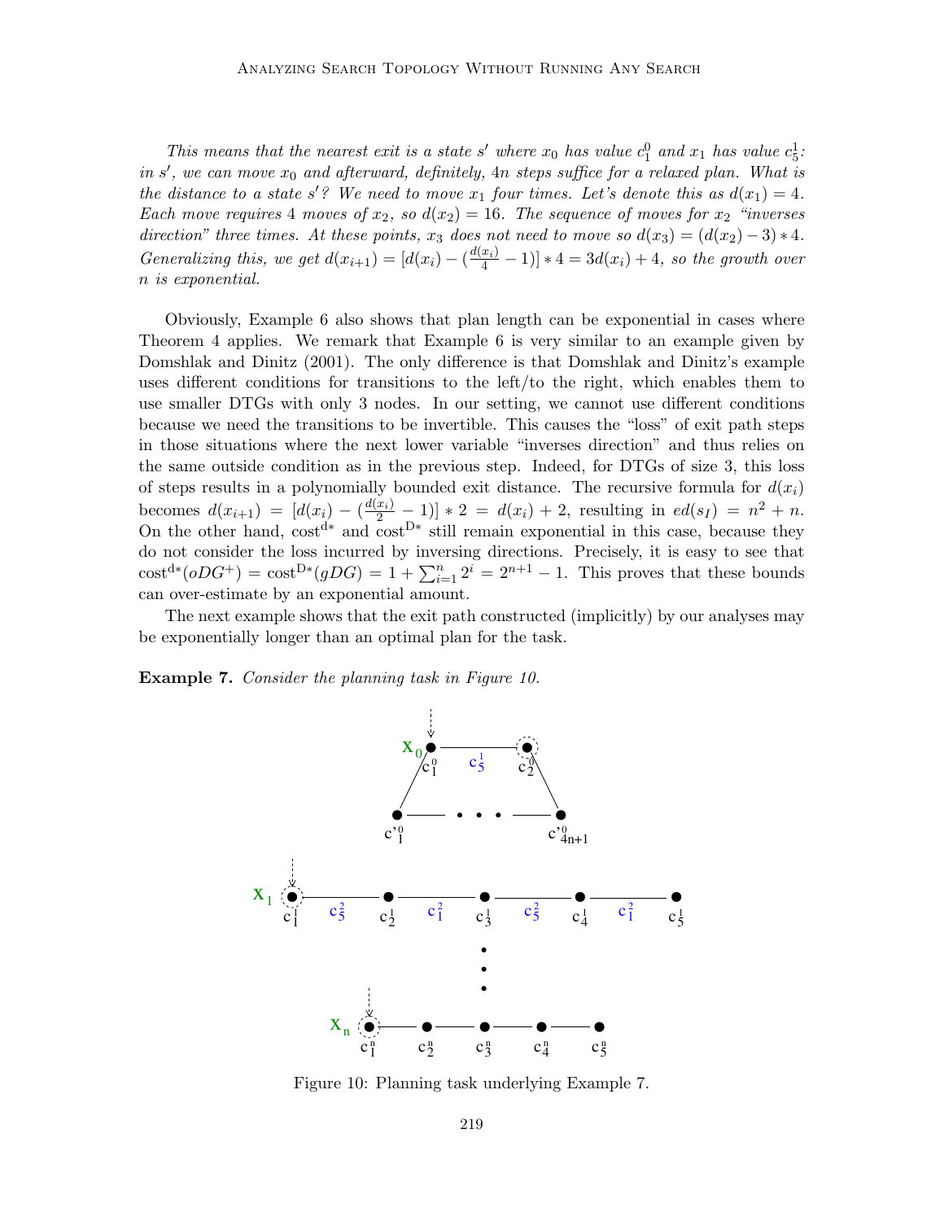*This means that the nearest exit is a state $s'$ where $x_0$ has value $c_1^0$ and $x_1$ has value $c_5^1$: in $s'$, we can move $x_0$ and afterward, definitely, $4n$ steps suffice for a relaxed plan. What is the distance to a state $s'$? We need to move $x_1$ four times. Let's denote this as $d(x_1) = 4$. Each move requires 4 moves of $x_2$, so $d(x_2) = 16$. The sequence of moves for $x_2$ "inverses direction" three times. At these points, $x_3$ does not need to move so $d(x_3) = (d(x_2) - 3) * 4$. Generalizing this, we get $d(x_{i+1}) = [d(x_i) - (\frac{d(x_i)}{4} - 1)] * 4 = 3d(x_i) + 4$, so the growth over $n$ is exponential.*

Obviously, Example 6 also shows that plan length can be exponential in cases where Theorem 4 applies. We remark that Example 6 is very similar to an example given by Domshlak and Dinitz (2001). The only difference is that Domshlak and Dinitz's example uses different conditions for transitions to the left/to the right, which enables them to use smaller DTGs with only 3 nodes. In our setting, we cannot use different conditions because we need the transitions to be invertible. This causes the "loss" of exit path steps in those situations where the next lower variable "inverses direction" and thus relies on the same outside condition as in the previous step. Indeed, for DTGs of size 3, this loss of steps results in a polynomially bounded exit distance. The recursive formula for $d(x_i)$ becomes $d(x_{i+1}) = [d(x_i) - (\frac{d(x_i)}{2} - 1)] * 2 = d(x_i) + 2$, resulting in $ed(s_I) = n^2 + n$. On the other hand, $\text{cost}^{\text{d}*}$ and $\text{cost}^{\text{D}*}$ still remain exponential in this case, because they do not consider the loss incurred by inversing directions. Precisely, it is easy to see that $\text{cost}^{\text{d}*}(oDG^+) = \text{cost}^{\text{D}*}(gDG) = 1 + \sum_{i=1}^{n} 2^i = 2^{n+1} - 1$. This proves that these bounds can over-estimate by an exponential amount.

The next example shows that the exit path constructed (implicitly) by our analyses may be exponentially longer than an optimal plan for the task.

**Example 7.** *Consider the planning task in Figure 10.*

Figure 10: Planning task underlying Example 7.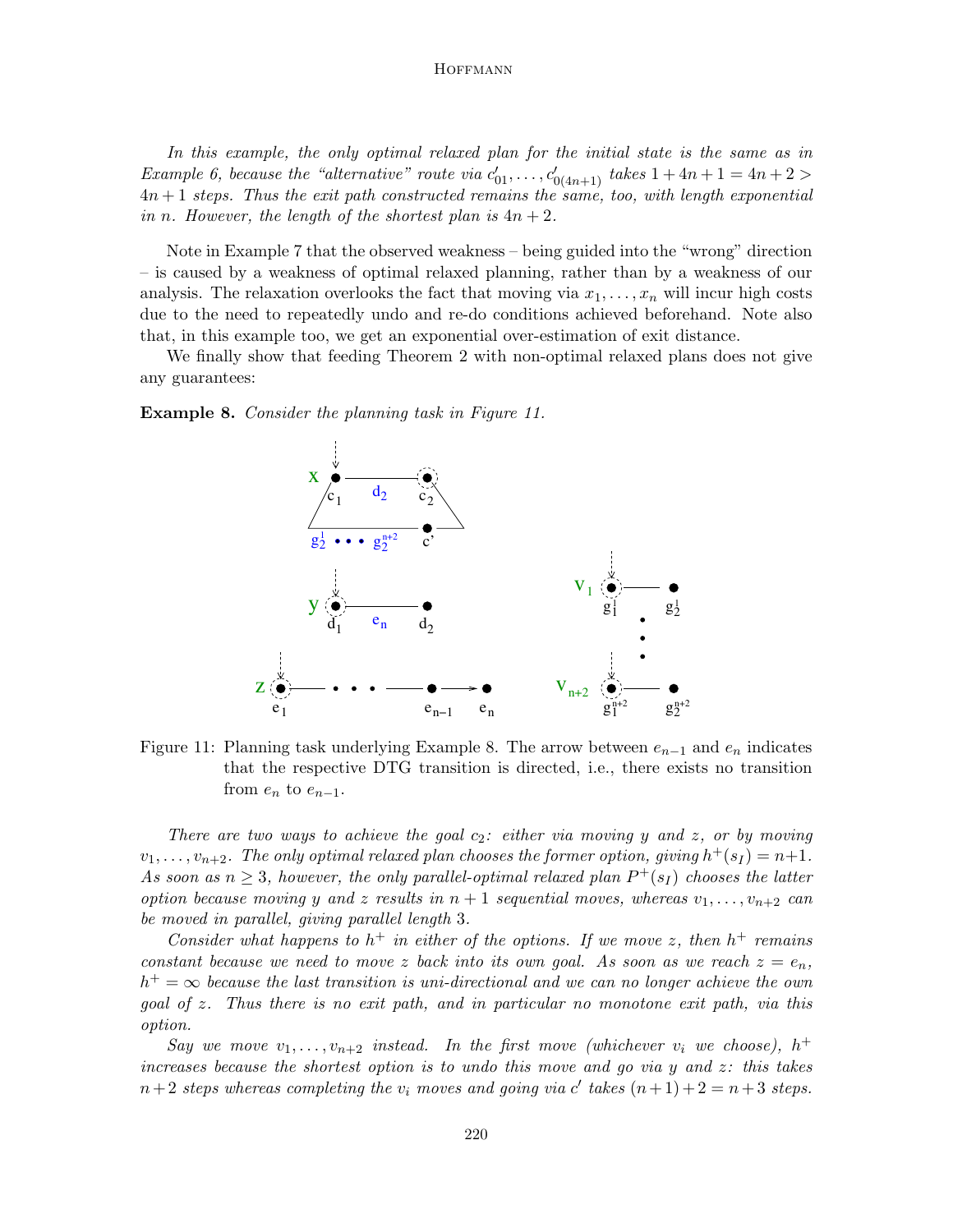*In this example, the only optimal relaxed plan for the initial state is the same as in Example 6, because the "alternative" route via $c'_{01}, \dots, c'_{0(4n+1)}$ takes $1 + 4n + 1 = 4n + 2 > 4n + 1$ steps. Thus the exit path constructed remains the same, too, with length exponential in $n$. However, the length of the shortest plan is $4n + 2$.*

Note in Example 7 that the observed weakness – being guided into the "wrong" direction – is caused by a weakness of optimal relaxed planning, rather than by a weakness of our analysis. The relaxation overlooks the fact that moving via $x_1, \dots, x_n$ will incur high costs due to the need to repeatedly undo and re-do conditions achieved beforehand. Note also that, in this example too, we get an exponential over-estimation of exit distance.

We finally show that feeding Theorem 2 with non-optimal relaxed plans does not give any guarantees:

**Example 8.** *Consider the planning task in Figure 11.*

Figure 11: Planning task underlying Example 8. The arrow between $e_{n-1}$ and $e_n$ indicates that the respective DTG transition is directed, i.e., there exists no transition from $e_n$ to $e_{n-1}$.

*There are two ways to achieve the goal $c_2$: either via moving $y$ and $z$, or by moving $v_1, \dots, v_{n+2}$. The only optimal relaxed plan chooses the former option, giving $h^+(s_I) = n+1$. As soon as $n \geq 3$, however, the only parallel-optimal relaxed plan $P^+(s_I)$ chooses the latter option because moving $y$ and $z$ results in $n+1$ sequential moves, whereas $v_1, \dots, v_{n+2}$ can be moved in parallel, giving parallel length 3.*

*Consider what happens to $h^+$ in either of the options. If we move $z$, then $h^+$ remains constant because we need to move $z$ back into its own goal. As soon as we reach $z = e_n$, $h^+ = \infty$ because the last transition is uni-directional and we can no longer achieve the own goal of $z$. Thus there is no exit path, and in particular no monotone exit path, via this option.*

*Say we move $v_1, \dots, v_{n+2}$ instead. In the first move (whichever $v_i$ we choose), $h^+$ increases because the shortest option is to undo this move and go via $y$ and $z$: this takes $n+2$ steps whereas completing the $v_i$ moves and going via $c'$ takes $(n+1)+2 = n+3$ steps.*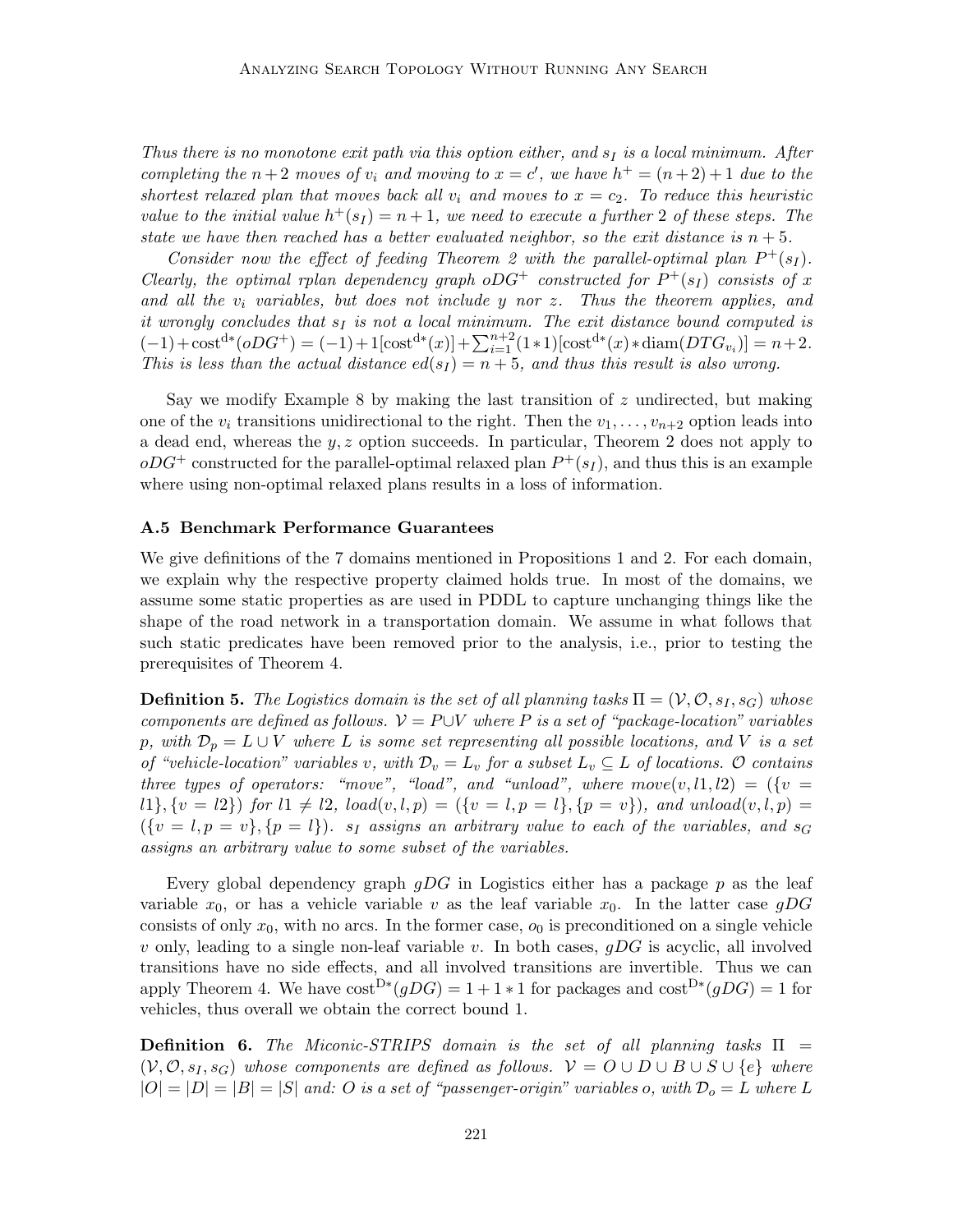*Thus there is no monotone exit path via this option either, and $s_I$ is a local minimum. After completing the $n+2$ moves of $v_i$ and moving to $x = c'$, we have $h^+ = (n+2)+1$ due to the shortest relaxed plan that moves back all $v_i$ and moves to $x = c_2$. To reduce this heuristic value to the initial value $h^+(s_I) = n+1$, we need to execute a further 2 of these steps. The state we have then reached has a better evaluated neighbor, so the exit distance is $n+5$.*

*Consider now the effect of feeding Theorem 2 with the parallel-optimal plan $P^+(s_I)$. Clearly, the optimal rplan dependency graph $oDG^+$ constructed for $P^+(s_I)$ consists of $x$ and all the $v_i$ variables, but does not include $y$ nor $z$. Thus the theorem applies, and it wrongly concludes that $s_I$ is not a local minimum. The exit distance bound computed is $(-1)+\text{cost}^{d*}(oDG^+) = (-1)+1[\text{cost}^{d*}(x)]+\sum_{i=1}^{n+2}(1*1)[\text{cost}^{d*}(x)*\text{diam}(DTG_{v_i})] = n+2$. This is less than the actual distance $ed(s_I) = n+5$, and thus this result is also wrong.*

Say we modify Example 8 by making the last transition of $z$ undirected, but making one of the $v_i$ transitions unidirectional to the right. Then the $v_1, \dots, v_{n+2}$ option leads into a dead end, whereas the $y, z$ option succeeds. In particular, Theorem 2 does not apply to $oDG^+$ constructed for the parallel-optimal relaxed plan $P^+(s_I)$, and thus this is an example where using non-optimal relaxed plans results in a loss of information.

### A.5 Benchmark Performance Guarantees

We give definitions of the 7 domains mentioned in Propositions 1 and 2. For each domain, we explain why the respective property claimed holds true. In most of the domains, we assume some static properties as are used in PDDL to capture unchanging things like the shape of the road network in a transportation domain. We assume in what follows that such static predicates have been removed prior to the analysis, i.e., prior to testing the prerequisites of Theorem 4.

**Definition 5.** *The Logistics domain is the set of all planning tasks $\Pi = (\mathcal{V}, \mathcal{O}, s_I, s_G)$ whose components are defined as follows. $\mathcal{V} = P \cup V$ where $P$ is a set of "package-location" variables $p$, with $\mathcal{D}_p = L \cup V$ where $L$ is some set representing all possible locations, and $V$ is a set of "vehicle-location" variables $v$, with $\mathcal{D}_v = L_v$ for a subset $L_v \subseteq L$ of locations. $\mathcal{O}$ contains three types of operators: "move", "load", and "unload", where $move(v, l1, l2) = (\{v = l1\}, \{v = l2\})$ for $l1 \neq l2$, $load(v, l, p) = (\{v = l, p = l\}, \{p = v\})$, and $unload(v, l, p) = (\{v = l, p = v\}, \{p = l\})$. $s_I$ assigns an arbitrary value to each of the variables, and $s_G$ assigns an arbitrary value to some subset of the variables.*

Every global dependency graph $gDG$ in Logistics either has a package $p$ as the leaf variable $x_0$, or has a vehicle variable $v$ as the leaf variable $x_0$. In the latter case $gDG$ consists of only $x_0$, with no arcs. In the former case, $o_0$ is preconditioned on a single vehicle $v$ only, leading to a single non-leaf variable $v$. In both cases, $gDG$ is acyclic, all involved transitions have no side effects, and all involved transitions are invertible. Thus we can apply Theorem 4. We have $\text{cost}^{D*}(gDG) = 1 + 1 * 1$ for packages and $\text{cost}^{D*}(gDG) = 1$ for vehicles, thus overall we obtain the correct bound 1.

**Definition 6.** *The Miconic-STRIPS domain is the set of all planning tasks $\Pi = (\mathcal{V}, \mathcal{O}, s_I, s_G)$ whose components are defined as follows. $\mathcal{V} = O \cup D \cup B \cup S \cup \{e\}$ where $|O| = |D| = |B| = |S|$ and: $O$ is a set of "passenger-origin" variables $o$, with $\mathcal{D}_o = L$ where $L$*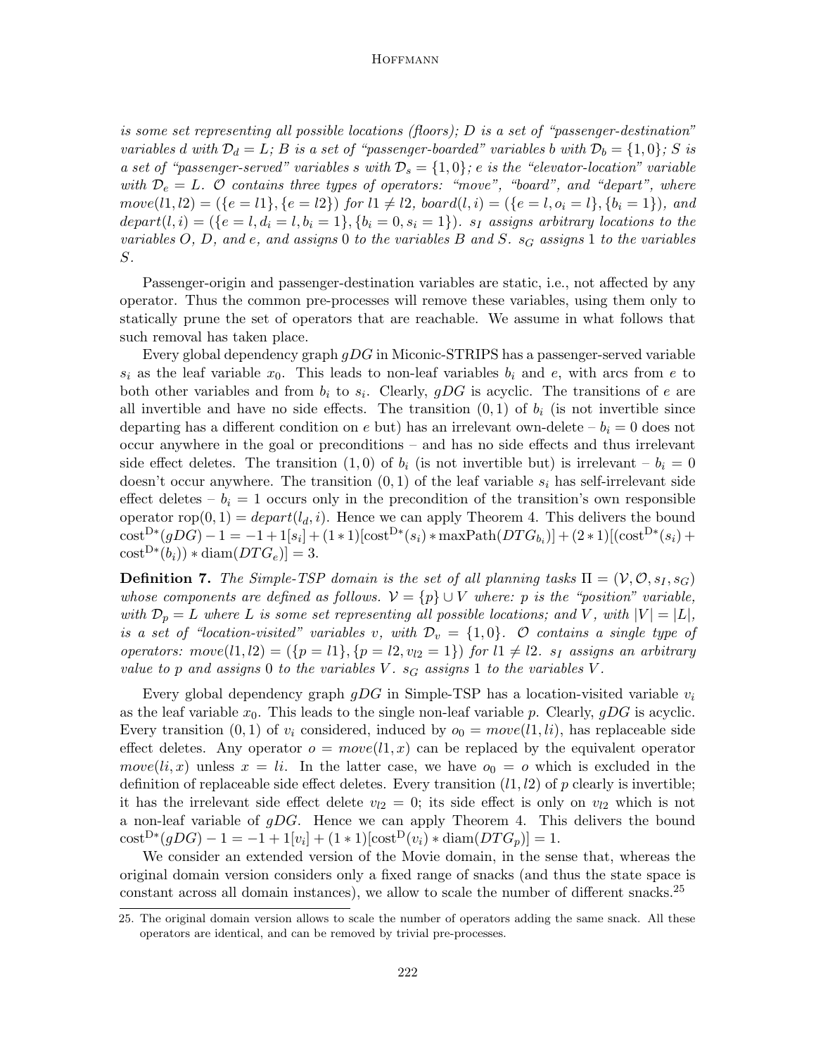*is some set representing all possible locations (floors); $D$ is a set of "passenger-destination" variables $d$ with $\mathcal{D}_d = L$; $B$ is a set of "passenger-boarded" variables $b$ with $\mathcal{D}_b = \{1, 0\}$; $S$ is a set of "passenger-served" variables $s$ with $\mathcal{D}_s = \{1, 0\}$; $e$ is the "elevator-location" variable with $\mathcal{D}_e = L$. $\mathcal{O}$ contains three types of operators: "move", "board", and "depart", where $move(l1, l2) = (\{e = l1\}, \{e = l2\})$ for $l1 \neq l2$, $board(l, i) = (\{e = l, o_i = l\}, \{b_i = 1\})$, and $depart(l, i) = (\{e = l, d_i = l, b_i = 1\}, \{b_i = 0, s_i = 1\})$. $s_I$ assigns arbitrary locations to the variables $O$, $D$, and $e$, and assigns 0 to the variables $B$ and $S$. $s_G$ assigns 1 to the variables $S$.*

Passenger-origin and passenger-destination variables are static, i.e., not affected by any operator. Thus the common pre-processes will remove these variables, using them only to statically prune the set of operators that are reachable. We assume in what follows that such removal has taken place.

Every global dependency graph $gDG$ in Miconic-STRIPS has a passenger-served variable $s_i$ as the leaf variable $x_0$. This leads to non-leaf variables $b_i$ and $e$, with arcs from $e$ to both other variables and from $b_i$ to $s_i$. Clearly, $gDG$ is acyclic. The transitions of $e$ are all invertible and have no side effects. The transition $(0, 1)$ of $b_i$ (is not invertible since departing has a different condition on $e$ but) has an irrelevant own-delete – $b_i = 0$ does not occur anywhere in the goal or preconditions – and has no side effects and thus irrelevant side effect deletes. The transition $(1, 0)$ of $b_i$ (is not invertible but) is irrelevant – $b_i = 0$ doesn't occur anywhere. The transition $(0, 1)$ of the leaf variable $s_i$ has self-irrelevant side effect deletes – $b_i = 1$ occurs only in the precondition of the transition's own responsible operator $\text{rop}(0, 1) = depart(l_d, i)$. Hence we can apply Theorem 4. This delivers the bound $\text{cost}^{\text{D}*}(gDG) - 1 = -1 + 1[s_i] + (1 * 1)[\text{cost}^{\text{D}*}(s_i) * \text{maxPath}(DTG_{b_i})] + (2 * 1)[(\text{cost}^{\text{D}*}(s_i) + \text{cost}^{\text{D}*}(b_i)) * \text{diam}(DTG_e)] = 3$.

**Definition 7.** *The Simple-TSP domain is the set of all planning tasks $\Pi = (\mathcal{V}, \mathcal{O}, s_I, s_G)$ whose components are defined as follows. $\mathcal{V} = \{p\} \cup V$ where: $p$ is the "position" variable, with $\mathcal{D}_p = L$ where $L$ is some set representing all possible locations; and $V$, with $|V| = |L|$, is a set of "location-visited" variables $v$, with $\mathcal{D}_v = \{1, 0\}$. $\mathcal{O}$ contains a single type of operators: $move(l1, l2) = (\{p = l1\}, \{p = l2, v_{l2} = 1\})$ for $l1 \neq l2$. $s_I$ assigns an arbitrary value to $p$ and assigns 0 to the variables $V$. $s_G$ assigns 1 to the variables $V$.*

Every global dependency graph $gDG$ in Simple-TSP has a location-visited variable $v_i$ as the leaf variable $x_0$. This leads to the single non-leaf variable $p$. Clearly, $gDG$ is acyclic. Every transition $(0, 1)$ of $v_i$ considered, induced by $o_0 = move(l1, li)$, has replaceable side effect deletes. Any operator $o = move(l1, x)$ can be replaced by the equivalent operator $move(li, x)$ unless $x = li$. In the latter case, we have $o_0 = o$ which is excluded in the definition of replaceable side effect deletes. Every transition $(l1, l2)$ of $p$ clearly is invertible; it has the irrelevant side effect delete $v_{l2} = 0$; its side effect is only on $v_{l2}$ which is not a non-leaf variable of $gDG$. Hence we can apply Theorem 4. This delivers the bound $\text{cost}^{\text{D}*}(gDG) - 1 = -1 + 1[v_i] + (1 * 1)[\text{cost}^{\text{D}}(v_i) * \text{diam}(DTG_p)] = 1$.

We consider an extended version of the Movie domain, in the sense that, whereas the original domain version considers only a fixed range of snacks (and thus the state space is constant across all domain instances), we allow to scale the number of different snacks.[25]

25. The original domain version allows to scale the number of operators adding the same snack. All these operators are identical, and can be removed by trivial pre-processes.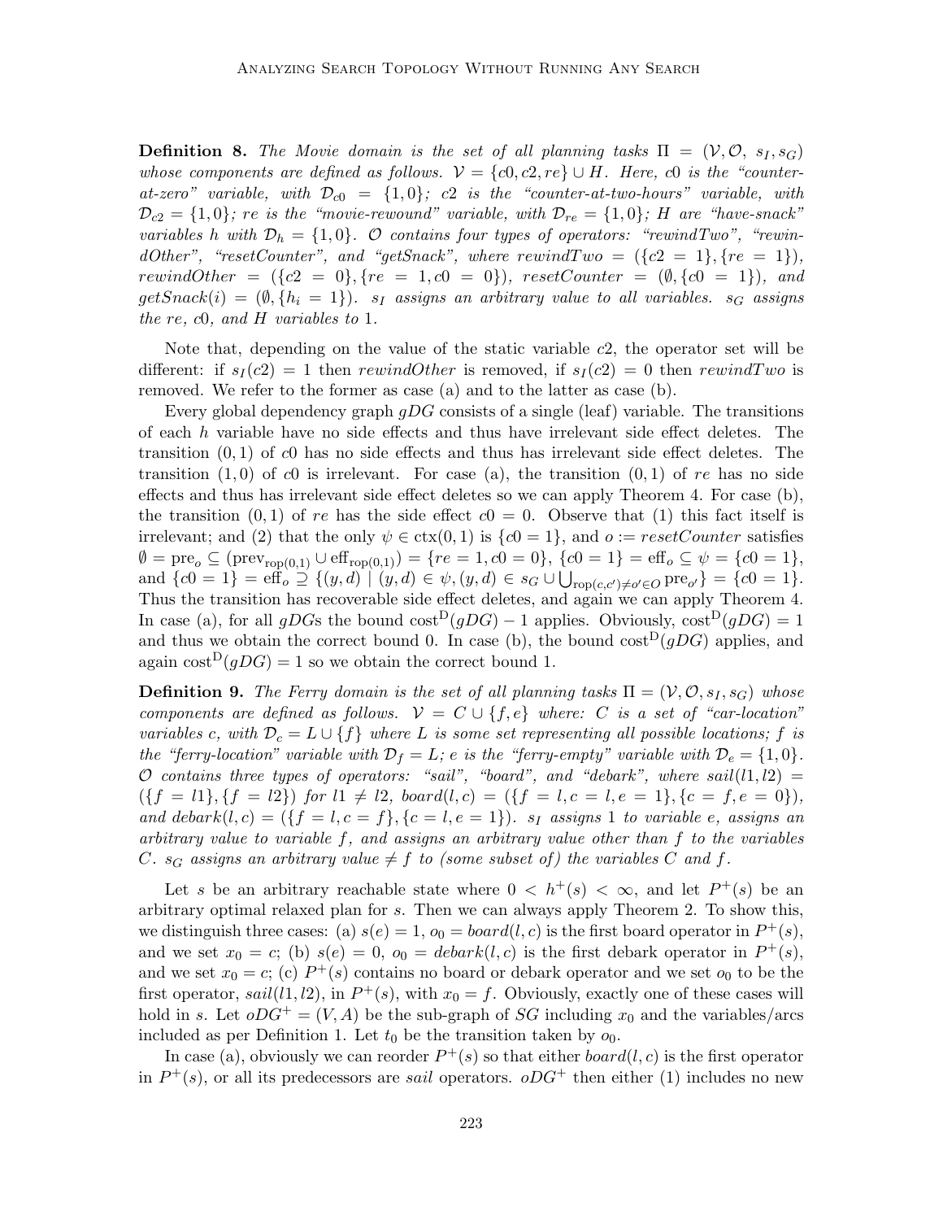**Definition 8.** *The Movie domain is the set of all planning tasks $\Pi = (\mathcal{V}, \mathcal{O}, s_I, s_G)$ whose components are defined as follows. $\mathcal{V} = \{c0, c2, re\} \cup H$. Here, $c0$ is the "counter-at-zero" variable, with $\mathcal{D}_{c0} = \{1, 0\}$; $c2$ is the "counter-at-two-hours" variable, with $\mathcal{D}_{c2} = \{1, 0\}$; $re$ is the "movie-rewound" variable, with $\mathcal{D}_{re} = \{1, 0\}$; $H$ are "have-snack" variables $h$ with $\mathcal{D}_h = \{1, 0\}$. $\mathcal{O}$ contains four types of operators: "rewindTwo", "rewindOther", "resetCounter", and "getSnack", where $rewindTwo = (\{c2 = 1\}, \{re = 1\})$, $rewindOther = (\{c2 = 0\}, \{re = 1, c0 = 0\})$, $resetCounter = (\emptyset, \{c0 = 1\})$, and $getSnack(i) = (\emptyset, \{h_i = 1\})$. $s_I$ assigns an arbitrary value to all variables. $s_G$ assigns the $re$, $c0$, and $H$ variables to 1.*

Note that, depending on the value of the static variable $c2$, the operator set will be different: if $s_I(c2) = 1$ then $rewindOther$ is removed, if $s_I(c2) = 0$ then $rewindTwo$ is removed. We refer to the former as case (a) and to the latter as case (b).

Every global dependency graph $gDG$ consists of a single (leaf) variable. The transitions of each $h$ variable have no side effects and thus have irrelevant side effect deletes. The transition $(0, 1)$ of $c0$ has no side effects and thus has irrelevant side effect deletes. The transition $(1, 0)$ of $c0$ is irrelevant. For case (a), the transition $(0, 1)$ of $re$ has no side effects and thus has irrelevant side effect deletes so we can apply Theorem 4. For case (b), the transition $(0, 1)$ of $re$ has the side effect $c0 = 0$. Observe that (1) this fact itself is irrelevant; and (2) that the only $\psi \in \text{ctx}(0, 1)$ is $\{c0 = 1\}$, and $o := resetCounter$ satisfies $\emptyset = \text{pre}_o \subseteq (\text{prev}_{\text{rop}(0,1)} \cup \text{eff}_{\text{rop}(0,1)}) = \{re = 1, c0 = 0\}$, $\{c0 = 1\} = \text{eff}_o \subseteq \psi = \{c0 = 1\}$, and $\{c0 = 1\} = \text{eff}_o \supseteq \{(y, d) \mid (y, d) \in \psi, (y, d) \in s_G \cup \bigcup_{\text{rop}(c,c') \neq o' \in O} \text{pre}_{o'}\} = \{c0 = 1\}$. Thus the transition has recoverable side effect deletes, and again we can apply Theorem 4. In case (a), for all $gDG$s the bound $\text{cost}^{\text{D}}(gDG) - 1$ applies. Obviously, $\text{cost}^{\text{D}}(gDG) = 1$ and thus we obtain the correct bound 0. In case (b), the bound $\text{cost}^{\text{D}}(gDG)$ applies, and again $\text{cost}^{\text{D}}(gDG) = 1$ so we obtain the correct bound 1.

**Definition 9.** *The Ferry domain is the set of all planning tasks $\Pi = (\mathcal{V}, \mathcal{O}, s_I, s_G)$ whose components are defined as follows. $\mathcal{V} = C \cup \{f, e\}$ where: $C$ is a set of "car-location" variables $c$, with $\mathcal{D}_c = L \cup \{f\}$ where $L$ is some set representing all possible locations; $f$ is the "ferry-location" variable with $\mathcal{D}_f = L$; $e$ is the "ferry-empty" variable with $\mathcal{D}_e = \{1, 0\}$. $\mathcal{O}$ contains three types of operators: "sail", "board", and "debark", where $sail(l1, l2) = (\{f = l1\}, \{f = l2\})$ for $l1 \neq l2$, $board(l, c) = (\{f = l, c = l, e = 1\}, \{c = f, e = 0\})$, and $debark(l, c) = (\{f = l, c = f\}, \{c = l, e = 1\})$. $s_I$ assigns 1 to variable $e$, assigns an arbitrary value to variable $f$, and assigns an arbitrary value other than $f$ to the variables $C$. $s_G$ assigns an arbitrary value $\neq f$ to (some subset of) the variables $C$ and $f$.*

Let $s$ be an arbitrary reachable state where $0 < h^+(s) < \infty$, and let $P^+(s)$ be an arbitrary optimal relaxed plan for $s$. Then we can always apply Theorem 2. To show this, we distinguish three cases: (a) $s(e) = 1$, $o_0 = board(l, c)$ is the first board operator in $P^+(s)$, and we set $x_0 = c$; (b) $s(e) = 0$, $o_0 = debark(l, c)$ is the first debark operator in $P^+(s)$, and we set $x_0 = c$; (c) $P^+(s)$ contains no board or debark operator and we set $o_0$ to be the first operator, $sail(l1, l2)$, in $P^+(s)$, with $x_0 = f$. Obviously, exactly one of these cases will hold in $s$. Let $oDG^+ = (V, A)$ be the sub-graph of $SG$ including $x_0$ and the variables/arcs included as per Definition 1. Let $t_0$ be the transition taken by $o_0$.

In case (a), obviously we can reorder $P^+(s)$ so that either $board(l, c)$ is the first operator in $P^+(s)$, or all its predecessors are $sail$ operators. $oDG^+$ then either (1) includes no new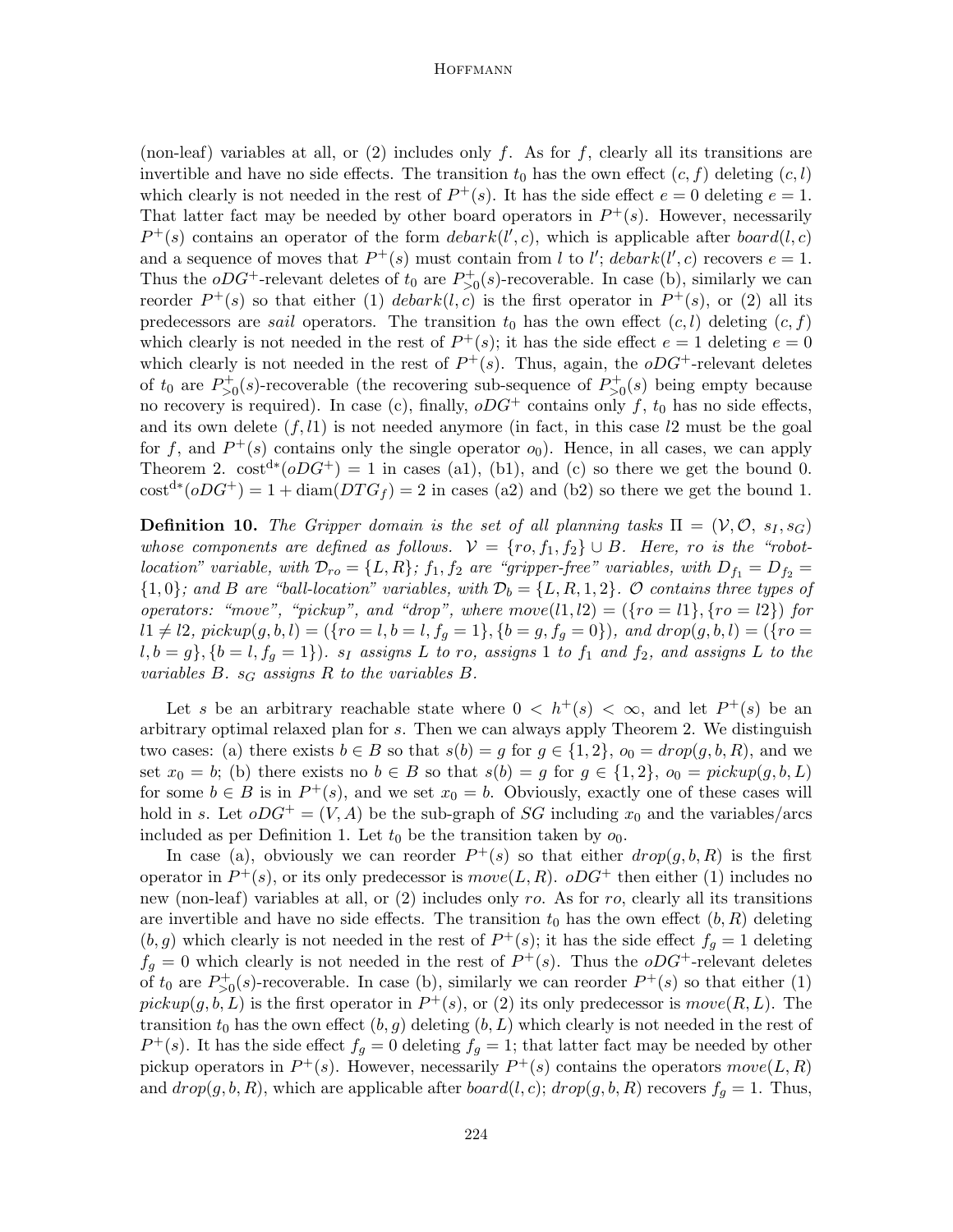(non-leaf) variables at all, or (2) includes only $f$. As for $f$, clearly all its transitions are invertible and have no side effects. The transition $t_0$ has the own effect $(c, f)$ deleting $(c, l)$ which clearly is not needed in the rest of $P^+(s)$. It has the side effect $e = 0$ deleting $e = 1$. That latter fact may be needed by other board operators in $P^+(s)$. However, necessarily $P^+(s)$ contains an operator of the form $debark(l', c)$, which is applicable after $board(l, c)$ and a sequence of moves that $P^+(s)$ must contain from $l$ to $l'$; $debark(l', c)$ recovers $e = 1$. Thus the $oDG^+$-relevant deletes of $t_0$ are $P^+_{>0}(s)$-recoverable. In case (b), similarly we can reorder $P^+(s)$ so that either (1) $debark(l, c)$ is the first operator in $P^+(s)$, or (2) all its predecessors are *sail* operators. The transition $t_0$ has the own effect $(c, l)$ deleting $(c, f)$ which clearly is not needed in the rest of $P^+(s)$; it has the side effect $e = 1$ deleting $e = 0$ which clearly is not needed in the rest of $P^+(s)$. Thus, again, the $oDG^+$-relevant deletes of $t_0$ are $P^+_{>0}(s)$-recoverable (the recovering sub-sequence of $P^+_{>0}(s)$ being empty because no recovery is required). In case (c), finally, $oDG^+$ contains only $f$, $t_0$ has no side effects, and its own delete $(f, l1)$ is not needed anymore (in fact, in this case $l2$ must be the goal for $f$, and $P^+(s)$ contains only the single operator $o_0$). Hence, in all cases, we can apply Theorem 2. $\text{cost}^{d*}(oDG^+) = 1$ in cases (a1), (b1), and (c) so there we get the bound 0. $\text{cost}^{d*}(oDG^+) = 1 + \text{diam}(DTG_f) = 2$ in cases (a2) and (b2) so there we get the bound 1.

**Definition 10.** *The Gripper domain is the set of all planning tasks $\Pi = (\mathcal{V}, \mathcal{O}, s_I, s_G)$ whose components are defined as follows. $\mathcal{V} = \{ro, f_1, f_2\} \cup B$. Here, $ro$ is the "robot-location" variable, with $\mathcal{D}_{ro} = \{L, R\}$; $f_1, f_2$ are "gripper-free" variables, with $D_{f_1} = D_{f_2} = \{1, 0\}$; and $B$ are "ball-location" variables, with $\mathcal{D}_b = \{L, R, 1, 2\}$. $\mathcal{O}$ contains three types of operators: "move", "pickup", and "drop", where $move(l1, l2) = (\{ro = l1\}, \{ro = l2\})$ for $l1 \neq l2$, $pickup(g, b, l) = (\{ro = l, b = l, f_g = 1\}, \{b = g, f_g = 0\})$, and $drop(g, b, l) = (\{ro = l, b = g\}, \{b = l, f_g = 1\})$. $s_I$ assigns $L$ to $ro$, assigns $1$ to $f_1$ and $f_2$, and assigns $L$ to the variables $B$. $s_G$ assigns $R$ to the variables $B$.*

Let $s$ be an arbitrary reachable state where $0 < h^+(s) < \infty$, and let $P^+(s)$ be an arbitrary optimal relaxed plan for $s$. Then we can always apply Theorem 2. We distinguish two cases: (a) there exists $b \in B$ so that $s(b) = g$ for $g \in \{1, 2\}$, $o_0 = drop(g, b, R)$, and we set $x_0 = b$; (b) there exists no $b \in B$ so that $s(b) = g$ for $g \in \{1, 2\}$, $o_0 = pickup(g, b, L)$ for some $b \in B$ is in $P^+(s)$, and we set $x_0 = b$. Obviously, exactly one of these cases will hold in $s$. Let $oDG^+ = (V, A)$ be the sub-graph of $SG$ including $x_0$ and the variables/arcs included as per Definition 1. Let $t_0$ be the transition taken by $o_0$.

In case (a), obviously we can reorder $P^+(s)$ so that either $drop(g, b, R)$ is the first operator in $P^+(s)$, or its only predecessor is $move(L, R)$. $oDG^+$ then either (1) includes no new (non-leaf) variables at all, or (2) includes only $ro$. As for $ro$, clearly all its transitions are invertible and have no side effects. The transition $t_0$ has the own effect $(b, R)$ deleting $(b, g)$ which clearly is not needed in the rest of $P^+(s)$; it has the side effect $f_g = 1$ deleting $f_g = 0$ which clearly is not needed in the rest of $P^+(s)$. Thus the $oDG^+$-relevant deletes of $t_0$ are $P^+_{>0}(s)$-recoverable. In case (b), similarly we can reorder $P^+(s)$ so that either (1) $pickup(g, b, L)$ is the first operator in $P^+(s)$, or (2) its only predecessor is $move(R, L)$. The transition $t_0$ has the own effect $(b, g)$ deleting $(b, L)$ which clearly is not needed in the rest of $P^+(s)$. It has the side effect $f_g = 0$ deleting $f_g = 1$; that latter fact may be needed by other pickup operators in $P^+(s)$. However, necessarily $P^+(s)$ contains the operators $move(L, R)$ and $drop(g, b, R)$, which are applicable after $board(l, c)$; $drop(g, b, R)$ recovers $f_g = 1$. Thus,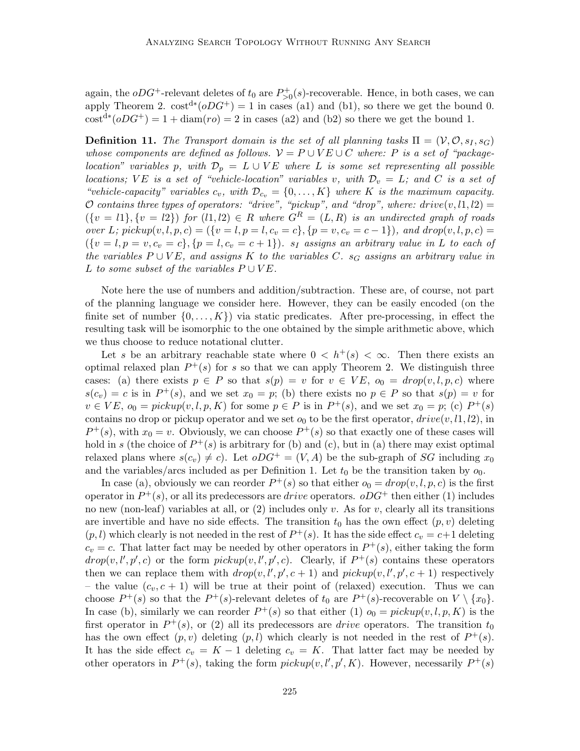again, the $oDG^+$-relevant deletes of $t_0$ are $P^+_{>0}(s)$-recoverable. Hence, in both cases, we can apply Theorem 2. $\text{cost}^{d*}(oDG^+) = 1$ in cases (a1) and (b1), so there we get the bound 0. $\text{cost}^{d*}(oDG^+) = 1 + \text{diam}(ro) = 2$ in cases (a2) and (b2) so there we get the bound 1.

**Definition 11.** *The Transport domain is the set of all planning tasks $\Pi = (\mathcal{V}, \mathcal{O}, s_I, s_G)$ whose components are defined as follows. $\mathcal{V} = P \cup VE \cup C$ where: $P$ is a set of "package-location" variables $p$, with $\mathcal{D}_p = L \cup VE$ where $L$ is some set representing all possible locations; $VE$ is a set of "vehicle-location" variables $v$, with $\mathcal{D}_v = L$; and $C$ is a set of "vehicle-capacity" variables $c_v$, with $\mathcal{D}_{c_v} = \{0, \dots, K\}$ where $K$ is the maximum capacity. $\mathcal{O}$ contains three types of operators: "drive", "pickup", and "drop", where: $drive(v, l1, l2) = (\{v = l1\}, \{v = l2\})$ for $(l1, l2) \in R$ where $G^R = (L, R)$ is an undirected graph of roads over $L$; $pickup(v, l, p, c) = (\{v = l, p = l, c_v = c\}, \{p = v, c_v = c - 1\})$, and $drop(v, l, p, c) = (\{v = l, p = v, c_v = c\}, \{p = l, c_v = c + 1\})$. $s_I$ assigns an arbitrary value in $L$ to each of the variables $P \cup VE$, and assigns $K$ to the variables $C$. $s_G$ assigns an arbitrary value in $L$ to some subset of the variables $P \cup VE$.*

Note here the use of numbers and addition/subtraction. These are, of course, not part of the planning language we consider here. However, they can be easily encoded (on the finite set of number $\{0, \dots, K\}$) via static predicates. After pre-processing, in effect the resulting task will be isomorphic to the one obtained by the simple arithmetic above, which we thus choose to reduce notational clutter.

Let $s$ be an arbitrary reachable state where $0 < h^+(s) < \infty$. Then there exists an optimal relaxed plan $P^+(s)$ for $s$ so that we can apply Theorem 2. We distinguish three cases: (a) there exists $p \in P$ so that $s(p) = v$ for $v \in VE$, $o_0 = drop(v, l, p, c)$ where $s(c_v) = c$ is in $P^+(s)$, and we set $x_0 = p$; (b) there exists no $p \in P$ so that $s(p) = v$ for $v \in VE$, $o_0 = pickup(v, l, p, K)$ for some $p \in P$ is in $P^+(s)$, and we set $x_0 = p$; (c) $P^+(s)$ contains no drop or pickup operator and we set $o_0$ to be the first operator, $drive(v, l1, l2)$, in $P^+(s)$, with $x_0 = v$. Obviously, we can choose $P^+(s)$ so that exactly one of these cases will hold in $s$ (the choice of $P^+(s)$ is arbitrary for (b) and (c), but in (a) there may exist optimal relaxed plans where $s(c_v) \neq c$). Let $oDG^+ = (V, A)$ be the sub-graph of $SG$ including $x_0$ and the variables/arcs included as per Definition 1. Let $t_0$ be the transition taken by $o_0$.

In case (a), obviously we can reorder $P^+(s)$ so that either $o_0 = drop(v, l, p, c)$ is the first operator in $P^+(s)$, or all its predecessors are *drive* operators. $oDG^+$ then either (1) includes no new (non-leaf) variables at all, or (2) includes only $v$. As for $v$, clearly all its transitions are invertible and have no side effects. The transition $t_0$ has the own effect $(p, v)$ deleting $(p, l)$ which clearly is not needed in the rest of $P^+(s)$. It has the side effect $c_v = c+1$ deleting $c_v = c$. That latter fact may be needed by other operators in $P^+(s)$, either taking the form $drop(v, l', p', c)$ or the form $pickup(v, l', p', c)$. Clearly, if $P^+(s)$ contains these operators then we can replace them with $drop(v, l', p', c + 1)$ and $pickup(v, l', p', c + 1)$ respectively – the value $(c_v, c + 1)$ will be true at their point of (relaxed) execution. Thus we can choose $P^+(s)$ so that the $P^+(s)$-relevant deletes of $t_0$ are $P^+(s)$-recoverable on $V \setminus \{x_0\}$. In case (b), similarly we can reorder $P^+(s)$ so that either (1) $o_0 = pickup(v, l, p, K)$ is the first operator in $P^+(s)$, or (2) all its predecessors are *drive* operators. The transition $t_0$ has the own effect $(p, v)$ deleting $(p, l)$ which clearly is not needed in the rest of $P^+(s)$. It has the side effect $c_v = K - 1$ deleting $c_v = K$. That latter fact may be needed by other operators in $P^+(s)$, taking the form $pickup(v, l', p', K)$. However, necessarily $P^+(s)$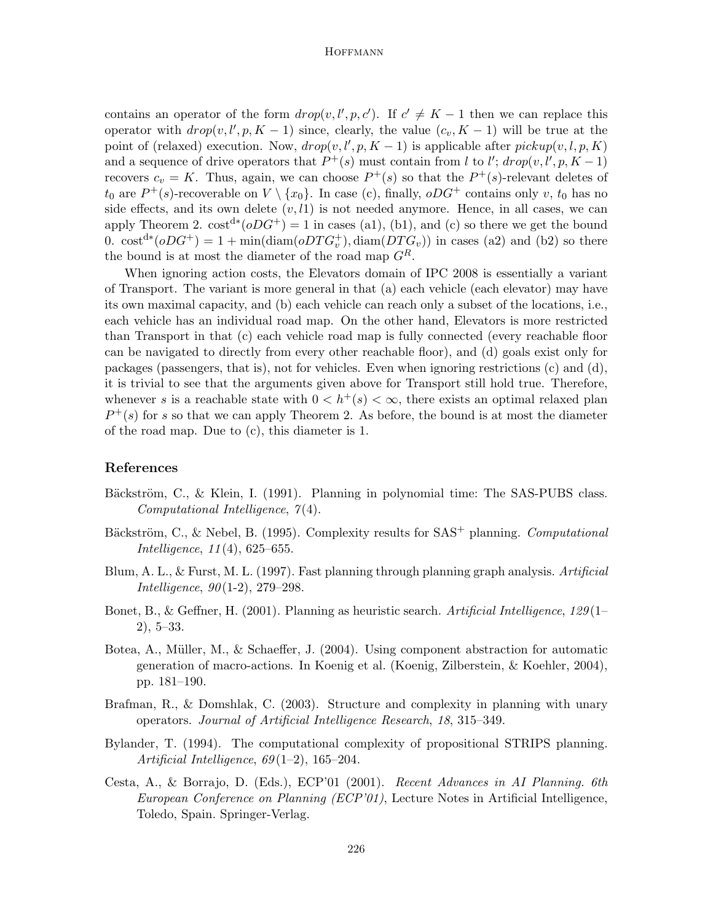contains an operator of the form $drop(v, l', p, c')$. If $c' \neq K - 1$ then we can replace this operator with $drop(v, l', p, K - 1)$ since, clearly, the value $(c_v, K - 1)$ will be true at the point of (relaxed) execution. Now, $drop(v, l', p, K - 1)$ is applicable after $pickup(v, l, p, K)$ and a sequence of drive operators that $P^+(s)$ must contain from $l$ to $l'$; $drop(v, l', p, K - 1)$ recovers $c_v = K$. Thus, again, we can choose $P^+(s)$ so that the $P^+(s)$-relevant deletes of $t_0$ are $P^+(s)$-recoverable on $V \setminus \{x_0\}$. In case (c), finally, $oDG^+$ contains only $v$, $t_0$ has no side effects, and its own delete $(v, l1)$ is not needed anymore. Hence, in all cases, we can apply Theorem 2. $\text{cost}^{d*}(oDG^+) = 1$ in cases (a1), (b1), and (c) so there we get the bound 0. $\text{cost}^{d*}(oDG^+) = 1 + \min(\text{diam}(oDTG_v^+), \text{diam}(DTG_v))$ in cases (a2) and (b2) so there the bound is at most the diameter of the road map $G^R$.

When ignoring action costs, the Elevators domain of IPC 2008 is essentially a variant of Transport. The variant is more general in that (a) each vehicle (each elevator) may have its own maximal capacity, and (b) each vehicle can reach only a subset of the locations, i.e., each vehicle has an individual road map. On the other hand, Elevators is more restricted than Transport in that (c) each vehicle road map is fully connected (every reachable floor can be navigated to directly from every other reachable floor), and (d) goals exist only for packages (passengers, that is), not for vehicles. Even when ignoring restrictions (c) and (d), it is trivial to see that the arguments given above for Transport still hold true. Therefore, whenever $s$ is a reachable state with $0 < h^+(s) < \infty$, there exists an optimal relaxed plan $P^+(s)$ for $s$ so that we can apply Theorem 2. As before, the bound is at most the diameter of the road map. Due to (c), this diameter is 1.

## References

Bäckström, C., & Klein, I. (1991). Planning in polynomial time: The SAS-PUBS class. *Computational Intelligence*, *7*(4).

Bäckström, C., & Nebel, B. (1995). Complexity results for SAS$^+$ planning. *Computational Intelligence*, *11*(4), 625–655.

Blum, A. L., & Furst, M. L. (1997). Fast planning through planning graph analysis. *Artificial Intelligence*, *90*(1-2), 279–298.

Bonet, B., & Geffner, H. (2001). Planning as heuristic search. *Artificial Intelligence*, *129*(1–2), 5–33.

Botea, A., Müller, M., & Schaeffer, J. (2004). Using component abstraction for automatic generation of macro-actions. In Koenig et al. (Koenig, Zilberstein, & Koehler, 2004), pp. 181–190.

Brafman, R., & Domshlak, C. (2003). Structure and complexity in planning with unary operators. *Journal of Artificial Intelligence Research*, *18*, 315–349.

Bylander, T. (1994). The computational complexity of propositional STRIPS planning. *Artificial Intelligence*, *69*(1–2), 165–204.

Cesta, A., & Borrajo, D. (Eds.), ECP'01 (2001). *Recent Advances in AI Planning. 6th European Conference on Planning (ECP'01)*, Lecture Notes in Artificial Intelligence, Toledo, Spain. Springer-Verlag.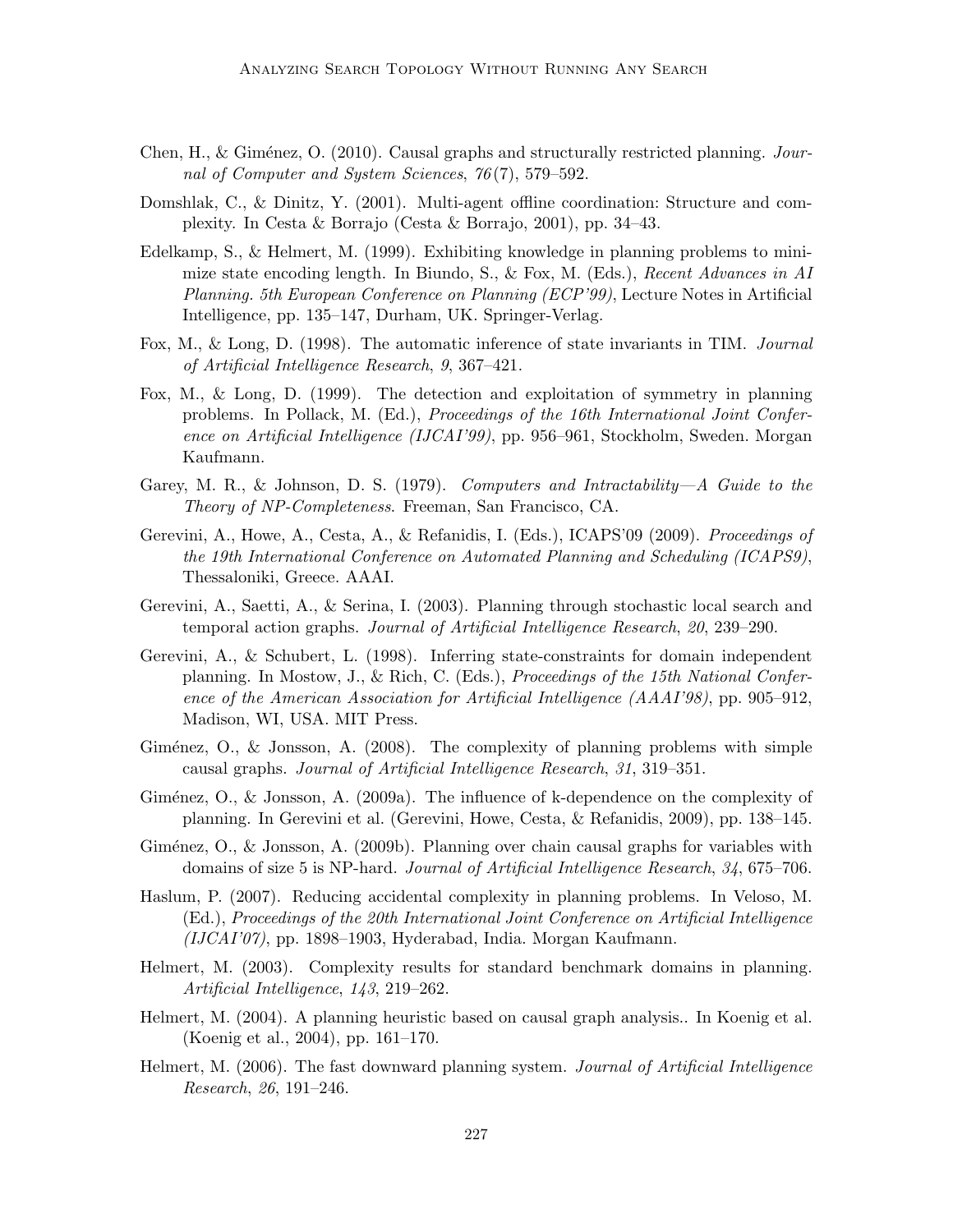Chen, H., & Giménez, O. (2010). Causal graphs and structurally restricted planning. *Journal of Computer and System Sciences*, *76*(7), 579–592.

Domshlak, C., & Dinitz, Y. (2001). Multi-agent offline coordination: Structure and complexity. In Cesta & Borrajo (Cesta & Borrajo, 2001), pp. 34–43.

Edelkamp, S., & Helmert, M. (1999). Exhibiting knowledge in planning problems to minimize state encoding length. In Biundo, S., & Fox, M. (Eds.), *Recent Advances in AI Planning. 5th European Conference on Planning (ECP'99)*, Lecture Notes in Artificial Intelligence, pp. 135–147, Durham, UK. Springer-Verlag.

Fox, M., & Long, D. (1998). The automatic inference of state invariants in TIM. *Journal of Artificial Intelligence Research*, *9*, 367–421.

Fox, M., & Long, D. (1999). The detection and exploitation of symmetry in planning problems. In Pollack, M. (Ed.), *Proceedings of the 16th International Joint Conference on Artificial Intelligence (IJCAI'99)*, pp. 956–961, Stockholm, Sweden. Morgan Kaufmann.

Garey, M. R., & Johnson, D. S. (1979). *Computers and Intractability—A Guide to the Theory of NP-Completeness*. Freeman, San Francisco, CA.

Gerevini, A., Howe, A., Cesta, A., & Refanidis, I. (Eds.), ICAPS'09 (2009). *Proceedings of the 19th International Conference on Automated Planning and Scheduling (ICAPS9)*, Thessaloniki, Greece. AAAI.

Gerevini, A., Saetti, A., & Serina, I. (2003). Planning through stochastic local search and temporal action graphs. *Journal of Artificial Intelligence Research*, *20*, 239–290.

Gerevini, A., & Schubert, L. (1998). Inferring state-constraints for domain independent planning. In Mostow, J., & Rich, C. (Eds.), *Proceedings of the 15th National Conference of the American Association for Artificial Intelligence (AAAI'98)*, pp. 905–912, Madison, WI, USA. MIT Press.

Giménez, O., & Jonsson, A. (2008). The complexity of planning problems with simple causal graphs. *Journal of Artificial Intelligence Research*, *31*, 319–351.

Giménez, O., & Jonsson, A. (2009a). The influence of k-dependence on the complexity of planning. In Gerevini et al. (Gerevini, Howe, Cesta, & Refanidis, 2009), pp. 138–145.

Giménez, O., & Jonsson, A. (2009b). Planning over chain causal graphs for variables with domains of size 5 is NP-hard. *Journal of Artificial Intelligence Research*, *34*, 675–706.

Haslum, P. (2007). Reducing accidental complexity in planning problems. In Veloso, M. (Ed.), *Proceedings of the 20th International Joint Conference on Artificial Intelligence (IJCAI'07)*, pp. 1898–1903, Hyderabad, India. Morgan Kaufmann.

Helmert, M. (2003). Complexity results for standard benchmark domains in planning. *Artificial Intelligence*, *143*, 219–262.

Helmert, M. (2004). A planning heuristic based on causal graph analysis.. In Koenig et al. (Koenig et al., 2004), pp. 161–170.

Helmert, M. (2006). The fast downward planning system. *Journal of Artificial Intelligence Research*, *26*, 191–246.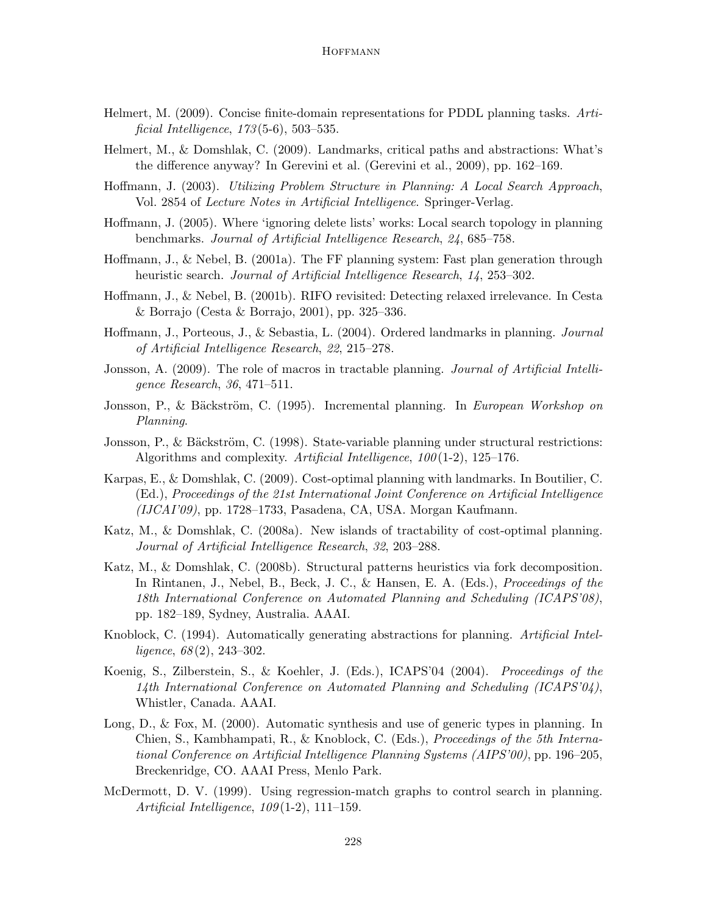Helmert, M. (2009). Concise finite-domain representations for PDDL planning tasks. *Artificial Intelligence*, *173*(5-6), 503–535.

Helmert, M., & Domshlak, C. (2009). Landmarks, critical paths and abstractions: What's the difference anyway? In Gerevini et al. (Gerevini et al., 2009), pp. 162–169.

Hoffmann, J. (2003). *Utilizing Problem Structure in Planning: A Local Search Approach*, Vol. 2854 of *Lecture Notes in Artificial Intelligence*. Springer-Verlag.

Hoffmann, J. (2005). Where 'ignoring delete lists' works: Local search topology in planning benchmarks. *Journal of Artificial Intelligence Research*, *24*, 685–758.

Hoffmann, J., & Nebel, B. (2001a). The FF planning system: Fast plan generation through heuristic search. *Journal of Artificial Intelligence Research*, *14*, 253–302.

Hoffmann, J., & Nebel, B. (2001b). RIFO revisited: Detecting relaxed irrelevance. In Cesta & Borrajo (Cesta & Borrajo, 2001), pp. 325–336.

Hoffmann, J., Porteous, J., & Sebastia, L. (2004). Ordered landmarks in planning. *Journal of Artificial Intelligence Research*, *22*, 215–278.

Jonsson, A. (2009). The role of macros in tractable planning. *Journal of Artificial Intelligence Research*, *36*, 471–511.

Jonsson, P., & Bäckström, C. (1995). Incremental planning. In *European Workshop on Planning*.

Jonsson, P., & Bäckström, C. (1998). State-variable planning under structural restrictions: Algorithms and complexity. *Artificial Intelligence*, *100*(1-2), 125–176.

Karpas, E., & Domshlak, C. (2009). Cost-optimal planning with landmarks. In Boutilier, C. (Ed.), *Proceedings of the 21st International Joint Conference on Artificial Intelligence (IJCAI'09)*, pp. 1728–1733, Pasadena, CA, USA. Morgan Kaufmann.

Katz, M., & Domshlak, C. (2008a). New islands of tractability of cost-optimal planning. *Journal of Artificial Intelligence Research*, *32*, 203–288.

Katz, M., & Domshlak, C. (2008b). Structural patterns heuristics via fork decomposition. In Rintanen, J., Nebel, B., Beck, J. C., & Hansen, E. A. (Eds.), *Proceedings of the 18th International Conference on Automated Planning and Scheduling (ICAPS'08)*, pp. 182–189, Sydney, Australia. AAAI.

Knoblock, C. (1994). Automatically generating abstractions for planning. *Artificial Intelligence*, *68*(2), 243–302.

Koenig, S., Zilberstein, S., & Koehler, J. (Eds.), ICAPS'04 (2004). *Proceedings of the 14th International Conference on Automated Planning and Scheduling (ICAPS'04)*, Whistler, Canada. AAAI.

Long, D., & Fox, M. (2000). Automatic synthesis and use of generic types in planning. In Chien, S., Kambhampati, R., & Knoblock, C. (Eds.), *Proceedings of the 5th International Conference on Artificial Intelligence Planning Systems (AIPS'00)*, pp. 196–205, Breckenridge, CO. AAAI Press, Menlo Park.

McDermott, D. V. (1999). Using regression-match graphs to control search in planning. *Artificial Intelligence*, *109*(1-2), 111–159.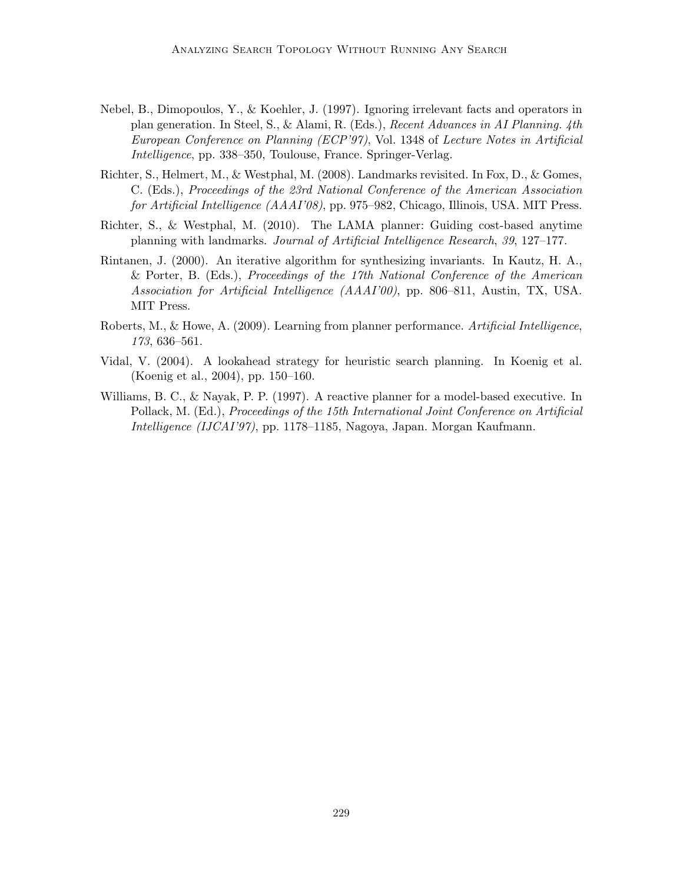Nebel, B., Dimopoulos, Y., & Koehler, J. (1997). Ignoring irrelevant facts and operators in plan generation. In Steel, S., & Alami, R. (Eds.), *Recent Advances in AI Planning. 4th European Conference on Planning (ECP'97)*, Vol. 1348 of *Lecture Notes in Artificial Intelligence*, pp. 338–350, Toulouse, France. Springer-Verlag.

Richter, S., Helmert, M., & Westphal, M. (2008). Landmarks revisited. In Fox, D., & Gomes, C. (Eds.), *Proceedings of the 23rd National Conference of the American Association for Artificial Intelligence (AAAI'08)*, pp. 975–982, Chicago, Illinois, USA. MIT Press.

Richter, S., & Westphal, M. (2010). The LAMA planner: Guiding cost-based anytime planning with landmarks. *Journal of Artificial Intelligence Research*, *39*, 127–177.

Rintanen, J. (2000). An iterative algorithm for synthesizing invariants. In Kautz, H. A., & Porter, B. (Eds.), *Proceedings of the 17th National Conference of the American Association for Artificial Intelligence (AAAI'00)*, pp. 806–811, Austin, TX, USA. MIT Press.

Roberts, M., & Howe, A. (2009). Learning from planner performance. *Artificial Intelligence*, *173*, 636–561.

Vidal, V. (2004). A lookahead strategy for heuristic search planning. In Koenig et al. (Koenig et al., 2004), pp. 150–160.

Williams, B. C., & Nayak, P. P. (1997). A reactive planner for a model-based executive. In Pollack, M. (Ed.), *Proceedings of the 15th International Joint Conference on Artificial Intelligence (IJCAI'97)*, pp. 1178–1185, Nagoya, Japan. Morgan Kaufmann.